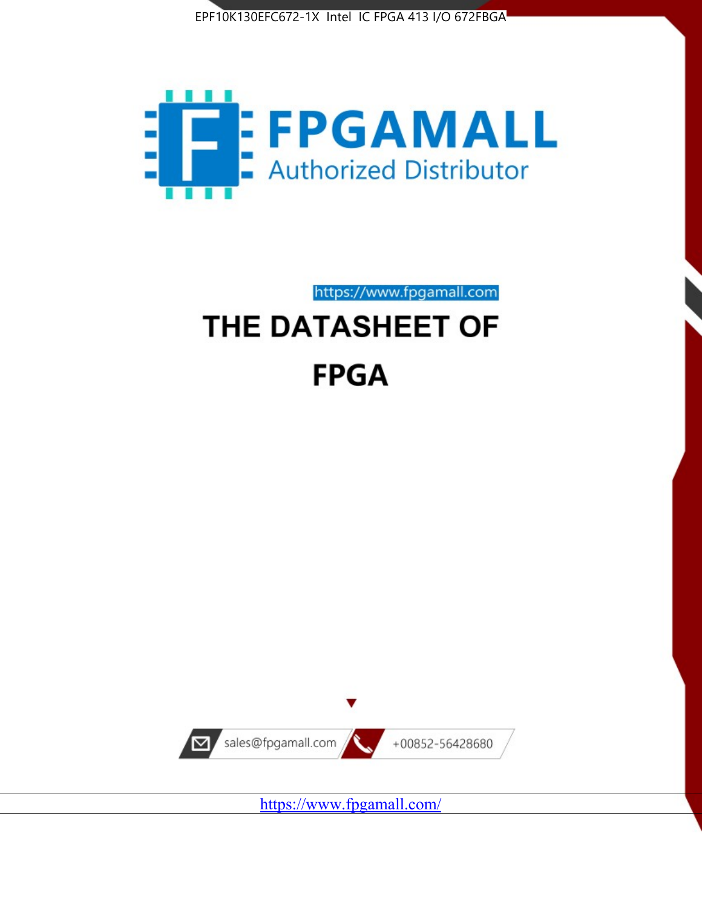EPF10K130EFC672-1X Intel IC FPGA 413 I/O 672FBGA

FPGAMALL
Authorized Distributor

https://www.fpgamall.com

# THE DATASHEET OF

# FPGA

sales@fpgamall.com

+00852-56428680

https://www.fpgamall.com/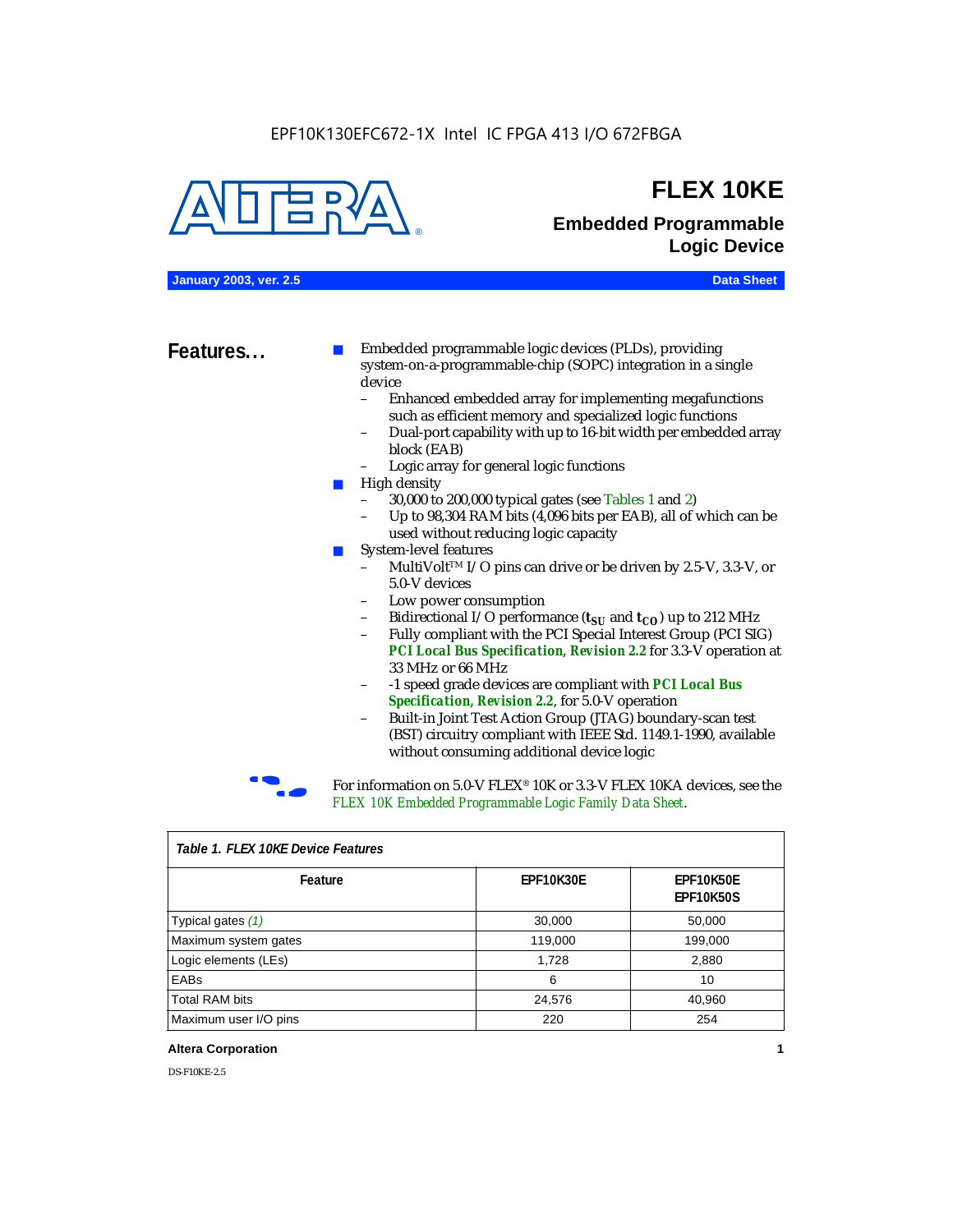EPF10K130EFC672-1X Intel IC FPGA 413 I/O 672FBGA

# FLEX 10KE

## Embedded Programmable Logic Device

January 2003, ver. 2.5 — Data Sheet

## Features...

- Embedded programmable logic devices (PLDs), providing system-on-a-programmable-chip (SOPC) integration in a single device
  - Enhanced embedded array for implementing megafunctions such as efficient memory and specialized logic functions
  - Dual-port capability with up to 16-bit width per embedded array block (EAB)
  - Logic array for general logic functions
- High density
  - 30,000 to 200,000 typical gates (see Tables 1 and 2)
  - Up to 98,304 RAM bits (4,096 bits per EAB), all of which can be used without reducing logic capacity
- System-level features
  - MultiVolt™ I/O pins can drive or be driven by 2.5-V, 3.3-V, or 5.0-V devices
  - Low power consumption
  - Bidirectional I/O performance ($t_{SU}$ and $t_{CO}$) up to 212 MHz
  - Fully compliant with the PCI Special Interest Group (PCI SIG) ***PCI Local Bus Specification, Revision 2.2*** for 3.3-V operation at 33 MHz or 66 MHz
  - -1 speed grade devices are compliant with ***PCI Local Bus Specification, Revision 2.2***, for 5.0-V operation
  - Built-in Joint Test Action Group (JTAG) boundary-scan test (BST) circuitry compliant with IEEE Std. 1149.1-1990, available without consuming additional device logic

For information on 5.0-V FLEX® 10K or 3.3-V FLEX 10KA devices, see the *FLEX 10K Embedded Programmable Logic Family Data Sheet*.

*Table 1. FLEX 10KE Device Features*

| Feature | EPF10K30E | EPF10K50E EPF10K50S |
|---|---|---|
| Typical gates *(1)* | 30,000 | 50,000 |
| Maximum system gates | 119,000 | 199,000 |
| Logic elements (LEs) | 1,728 | 2,880 |
| EABs | 6 | 10 |
| Total RAM bits | 24,576 | 40,960 |
| Maximum user I/O pins | 220 | 254 |

DS-F10KE-2.5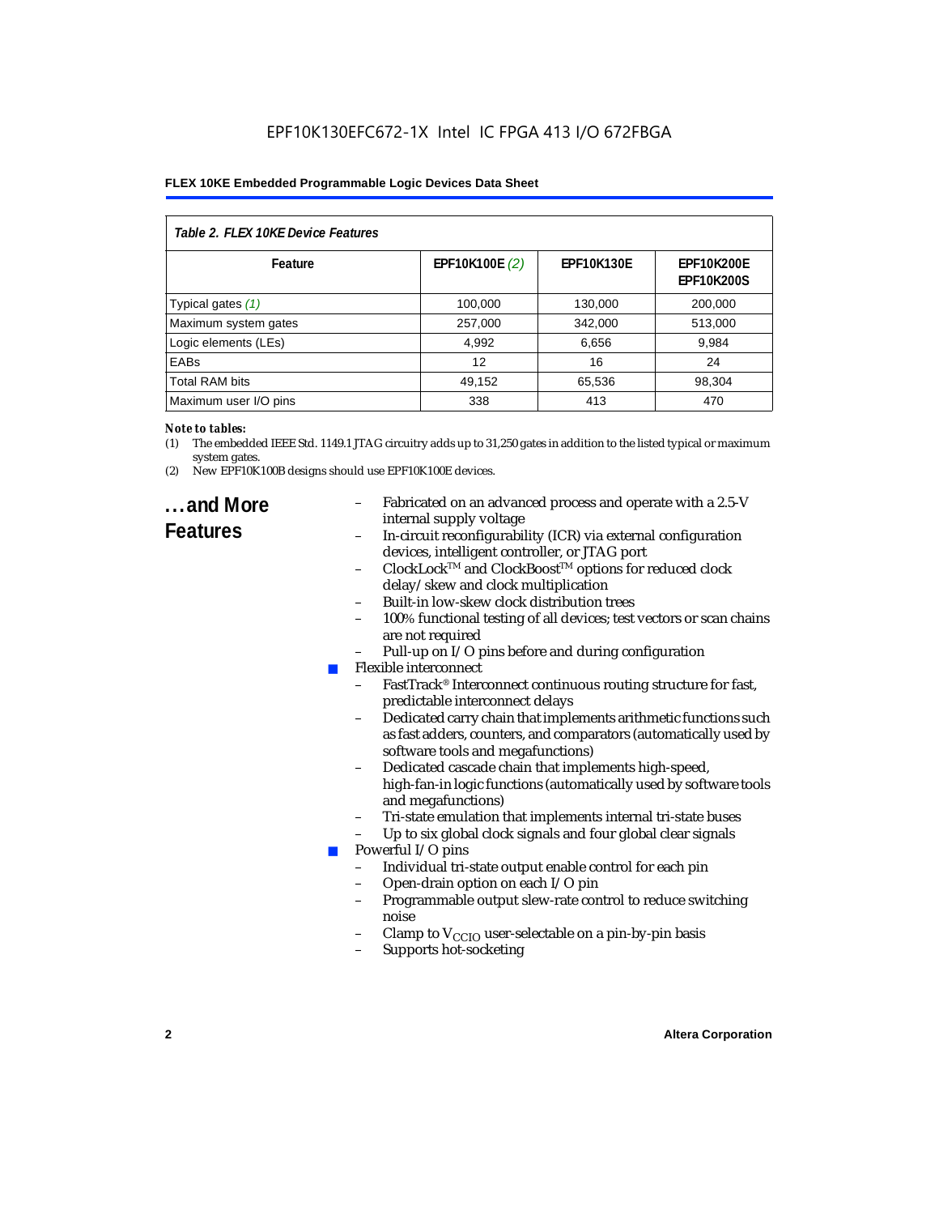**Table 2. FLEX 10KE Device Features**

| Feature | EPF10K100E *(2)* | EPF10K130E | EPF10K200E EPF10K200S |
|---|---|---|---|
| Typical gates *(1)* | 100,000 | 130,000 | 200,000 |
| Maximum system gates | 257,000 | 342,000 | 513,000 |
| Logic elements (LEs) | 4,992 | 6,656 | 9,984 |
| EABs | 12 | 16 | 24 |
| Total RAM bits | 49,152 | 65,536 | 98,304 |
| Maximum user I/O pins | 338 | 413 | 470 |

***Note to tables:***

(1) The embedded IEEE Std. 1149.1 JTAG circuitry adds up to 31,250 gates in addition to the listed typical or maximum system gates.

(2) New EPF10K100B designs should use EPF10K100E devices.

## ...and More Features

- Fabricated on an advanced process and operate with a 2.5-V internal supply voltage
- In-circuit reconfigurability (ICR) via external configuration devices, intelligent controller, or JTAG port
- ClockLock™ and ClockBoost™ options for reduced clock delay/skew and clock multiplication
- Built-in low-skew clock distribution trees
- 100% functional testing of all devices; test vectors or scan chains are not required
- Pull-up on I/O pins before and during configuration

- Flexible interconnect
  - FastTrack® Interconnect continuous routing structure for fast, predictable interconnect delays
  - Dedicated carry chain that implements arithmetic functions such as fast adders, counters, and comparators (automatically used by software tools and megafunctions)
  - Dedicated cascade chain that implements high-speed, high-fan-in logic functions (automatically used by software tools and megafunctions)
  - Tri-state emulation that implements internal tri-state buses
  - Up to six global clock signals and four global clear signals
- Powerful I/O pins
  - Individual tri-state output enable control for each pin
  - Open-drain option on each I/O pin
  - Programmable output slew-rate control to reduce switching noise
  - Clamp to $V_{CCIO}$ user-selectable on a pin-by-pin basis
  - Supports hot-socketing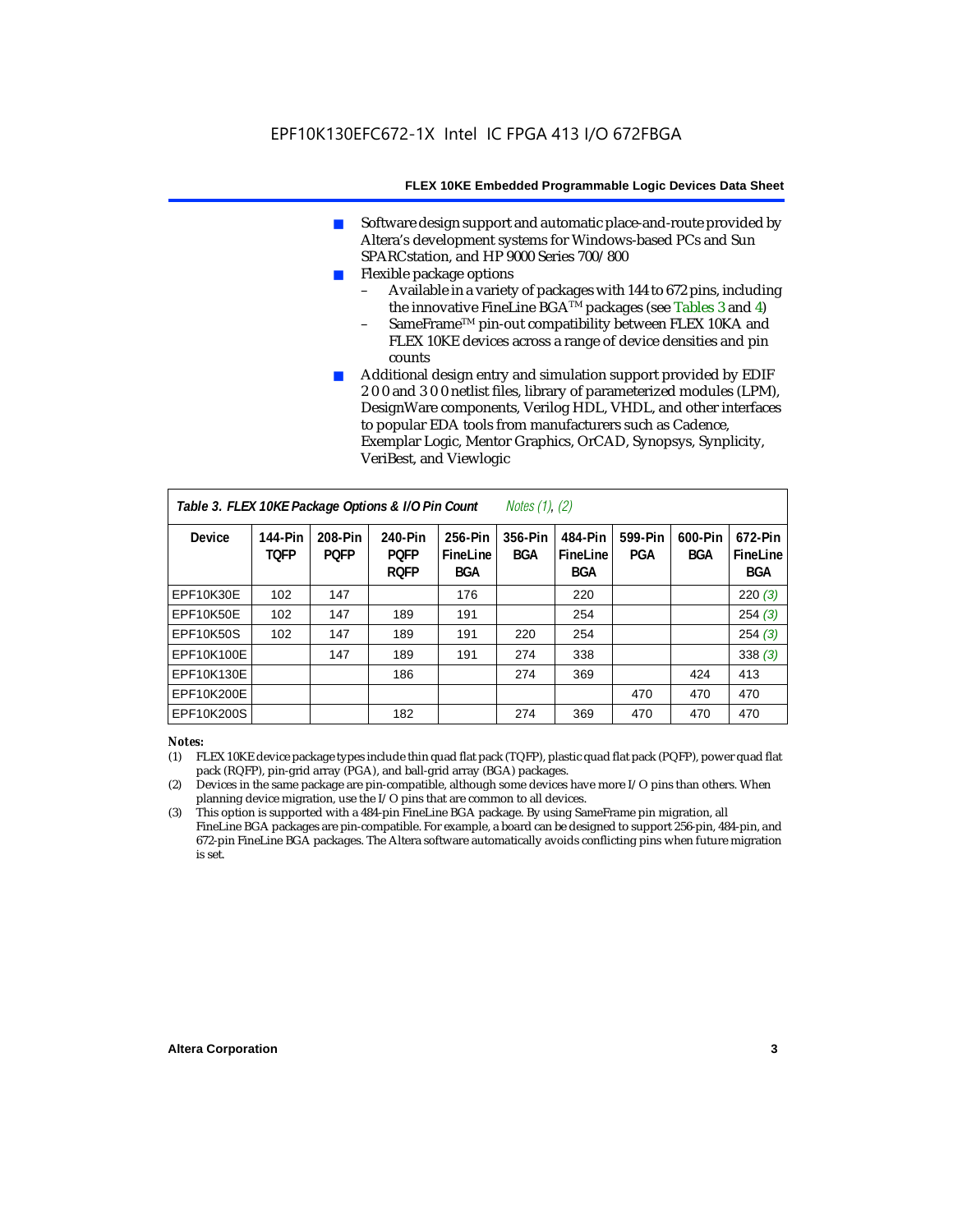- Software design support and automatic place-and-route provided by Altera's development systems for Windows-based PCs and Sun SPARCstation, and HP 9000 Series 700/800
- Flexible package options
  - Available in a variety of packages with 144 to 672 pins, including the innovative FineLine BGA™ packages (see Tables 3 and 4)
  - SameFrame™ pin-out compatibility between FLEX 10KA and FLEX 10KE devices across a range of device densities and pin counts
- Additional design entry and simulation support provided by EDIF 2 0 0 and 3 0 0 netlist files, library of parameterized modules (LPM), DesignWare components, Verilog HDL, VHDL, and other interfaces to popular EDA tools from manufacturers such as Cadence, Exemplar Logic, Mentor Graphics, OrCAD, Synopsys, Synplicity, VeriBest, and Viewlogic

**Table 3. FLEX 10KE Package Options & I/O Pin Count** *Notes (1), (2)*

| Device | 144-Pin TQFP | 208-Pin PQFP | 240-Pin PQFP RQFP | 256-Pin FineLine BGA | 356-Pin BGA | 484-Pin FineLine BGA | 599-Pin PGA | 600-Pin BGA | 672-Pin FineLine BGA |
|---|---|---|---|---|---|---|---|---|---|
| EPF10K30E | 102 | 147 | | 176 | | 220 | | | 220 *(3)* |
| EPF10K50E | 102 | 147 | 189 | 191 | | 254 | | | 254 *(3)* |
| EPF10K50S | 102 | 147 | 189 | 191 | 220 | 254 | | | 254 *(3)* |
| EPF10K100E | | 147 | 189 | 191 | 274 | 338 | | | 338 *(3)* |
| EPF10K130E | | | 186 | | 274 | 369 | | 424 | 413 |
| EPF10K200E | | | | | | | 470 | 470 | 470 |
| EPF10K200S | | | 182 | | 274 | 369 | 470 | 470 | 470 |

*Notes:*

(1) FLEX 10KE device package types include thin quad flat pack (TQFP), plastic quad flat pack (PQFP), power quad flat pack (RQFP), pin-grid array (PGA), and ball-grid array (BGA) packages.

(2) Devices in the same package are pin-compatible, although some devices have more I/O pins than others. When planning device migration, use the I/O pins that are common to all devices.

(3) This option is supported with a 484-pin FineLine BGA package. By using SameFrame pin migration, all FineLine BGA packages are pin-compatible. For example, a board can be designed to support 256-pin, 484-pin, and 672-pin FineLine BGA packages. The Altera software automatically avoids conflicting pins when future migration is set.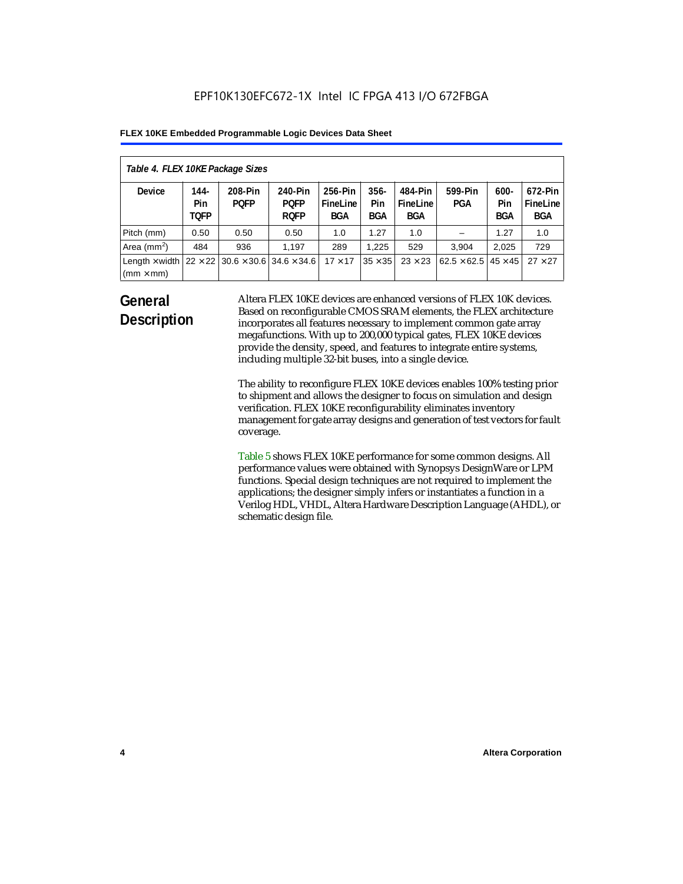*Table 4. FLEX 10KE Package Sizes*

| Device | 144-Pin TQFP | 208-Pin PQFP | 240-Pin PQFP RQFP | 256-Pin FineLine BGA | 356-Pin BGA | 484-Pin FineLine BGA | 599-Pin PGA | 600-Pin BGA | 672-Pin FineLine BGA |
|---|---|---|---|---|---|---|---|---|---|
| Pitch (mm) | 0.50 | 0.50 | 0.50 | 1.0 | 1.27 | 1.0 | – | 1.27 | 1.0 |
| Area ($mm^2$) | 484 | 936 | 1,197 | 289 | 1,225 | 529 | 3,904 | 2,025 | 729 |
| Length × width (mm × mm) | 22 × 22 | 30.6 × 30.6 | 34.6 × 34.6 | 17 × 17 | 35 × 35 | 23 × 23 | 62.5 × 62.5 | 45 × 45 | 27 × 27 |

## General Description

Altera FLEX 10KE devices are enhanced versions of FLEX 10K devices. Based on reconfigurable CMOS SRAM elements, the FLEX architecture incorporates all features necessary to implement common gate array megafunctions. With up to 200,000 typical gates, FLEX 10KE devices provide the density, speed, and features to integrate entire systems, including multiple 32-bit buses, into a single device.

The ability to reconfigure FLEX 10KE devices enables 100% testing prior to shipment and allows the designer to focus on simulation and design verification. FLEX 10KE reconfigurability eliminates inventory management for gate array designs and generation of test vectors for fault coverage.

Table 5 shows FLEX 10KE performance for some common designs. All performance values were obtained with Synopsys DesignWare or LPM functions. Special design techniques are not required to implement the applications; the designer simply infers or instantiates a function in a Verilog HDL, VHDL, Altera Hardware Description Language (AHDL), or schematic design file.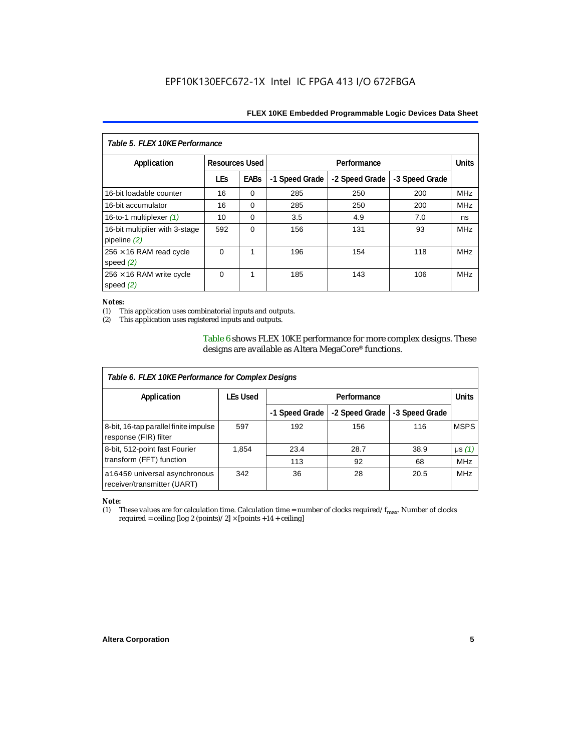**Table 5. FLEX 10KE Performance**

| Application | Resources Used | | Performance | | | Units |
|---|---|---|---|---|---|---|
| | LEs | EABs | -1 Speed Grade | -2 Speed Grade | -3 Speed Grade | |
| 16-bit loadable counter | 16 | 0 | 285 | 250 | 200 | MHz |
| 16-bit accumulator | 16 | 0 | 285 | 250 | 200 | MHz |
| 16-to-1 multiplexer *(1)* | 10 | 0 | 3.5 | 4.9 | 7.0 | ns |
| 16-bit multiplier with 3-stage pipeline *(2)* | 592 | 0 | 156 | 131 | 93 | MHz |
| 256 × 16 RAM read cycle speed *(2)* | 0 | 1 | 196 | 154 | 118 | MHz |
| 256 × 16 RAM write cycle speed *(2)* | 0 | 1 | 185 | 143 | 106 | MHz |

*Notes:*
(1) This application uses combinatorial inputs and outputs.
(2) This application uses registered inputs and outputs.

Table 6 shows FLEX 10KE performance for more complex designs. These designs are available as Altera MegaCore® functions.

**Table 6. FLEX 10KE Performance for Complex Designs**

| Application | LEs Used | Performance | | | Units |
|---|---|---|---|---|---|
| | | -1 Speed Grade | -2 Speed Grade | -3 Speed Grade | |
| 8-bit, 16-tap parallel finite impulse response (FIR) filter | 597 | 192 | 156 | 116 | MSPS |
| 8-bit, 512-point fast Fourier transform (FFT) function | 1,854 | 23.4 | 28.7 | 38.9 | µs *(1)* |
| | | 113 | 92 | 68 | MHz |
| a16450 universal asynchronous receiver/transmitter (UART) | 342 | 36 | 28 | 20.5 | MHz |

*Note:*
(1) These values are for calculation time. Calculation time = number of clocks required/ $f_{max}$. Number of clocks required = ceiling [log 2 (points)/ 2] × [points +14 + ceiling]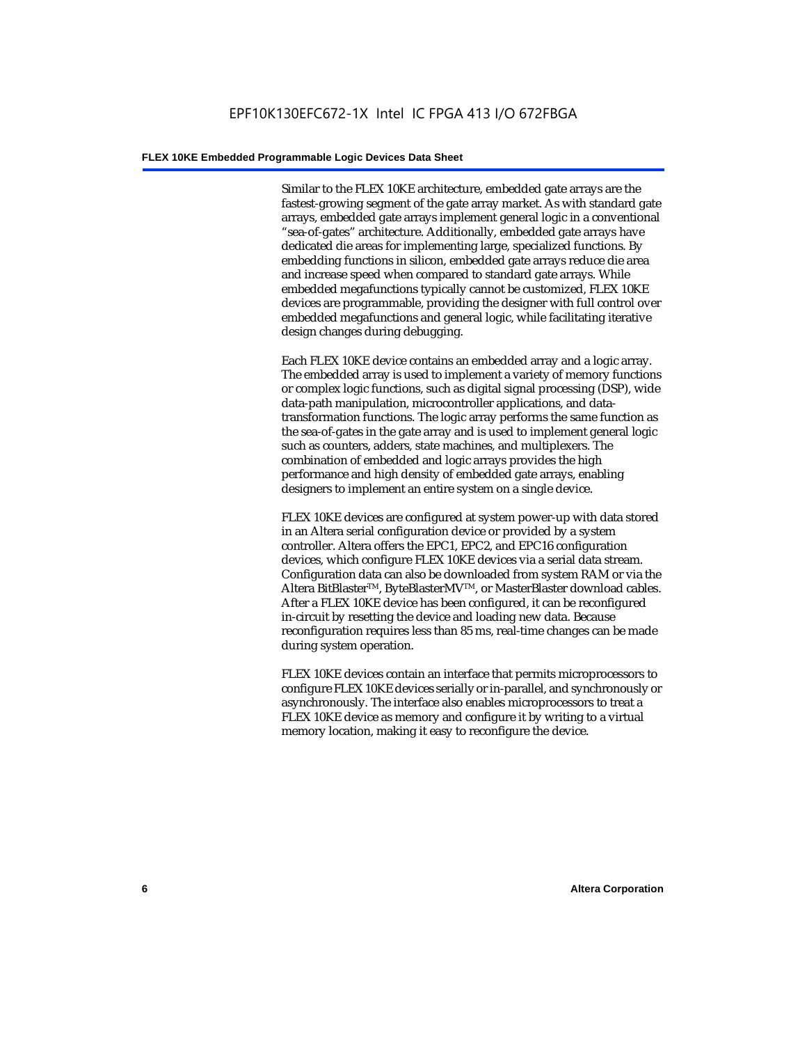Similar to the FLEX 10KE architecture, embedded gate arrays are the fastest-growing segment of the gate array market. As with standard gate arrays, embedded gate arrays implement general logic in a conventional "sea-of-gates" architecture. Additionally, embedded gate arrays have dedicated die areas for implementing large, specialized functions. By embedding functions in silicon, embedded gate arrays reduce die area and increase speed when compared to standard gate arrays. While embedded megafunctions typically cannot be customized, FLEX 10KE devices are programmable, providing the designer with full control over embedded megafunctions and general logic, while facilitating iterative design changes during debugging.

Each FLEX 10KE device contains an embedded array and a logic array. The embedded array is used to implement a variety of memory functions or complex logic functions, such as digital signal processing (DSP), wide data-path manipulation, microcontroller applications, and data-transformation functions. The logic array performs the same function as the sea-of-gates in the gate array and is used to implement general logic such as counters, adders, state machines, and multiplexers. The combination of embedded and logic arrays provides the high performance and high density of embedded gate arrays, enabling designers to implement an entire system on a single device.

FLEX 10KE devices are configured at system power-up with data stored in an Altera serial configuration device or provided by a system controller. Altera offers the EPC1, EPC2, and EPC16 configuration devices, which configure FLEX 10KE devices via a serial data stream. Configuration data can also be downloaded from system RAM or via the Altera BitBlaster™, ByteBlasterMV™, or MasterBlaster download cables. After a FLEX 10KE device has been configured, it can be reconfigured in-circuit by resetting the device and loading new data. Because reconfiguration requires less than 85 ms, real-time changes can be made during system operation.

FLEX 10KE devices contain an interface that permits microprocessors to configure FLEX 10KE devices serially or in-parallel, and synchronously or asynchronously. The interface also enables microprocessors to treat a FLEX 10KE device as memory and configure it by writing to a virtual memory location, making it easy to reconfigure the device.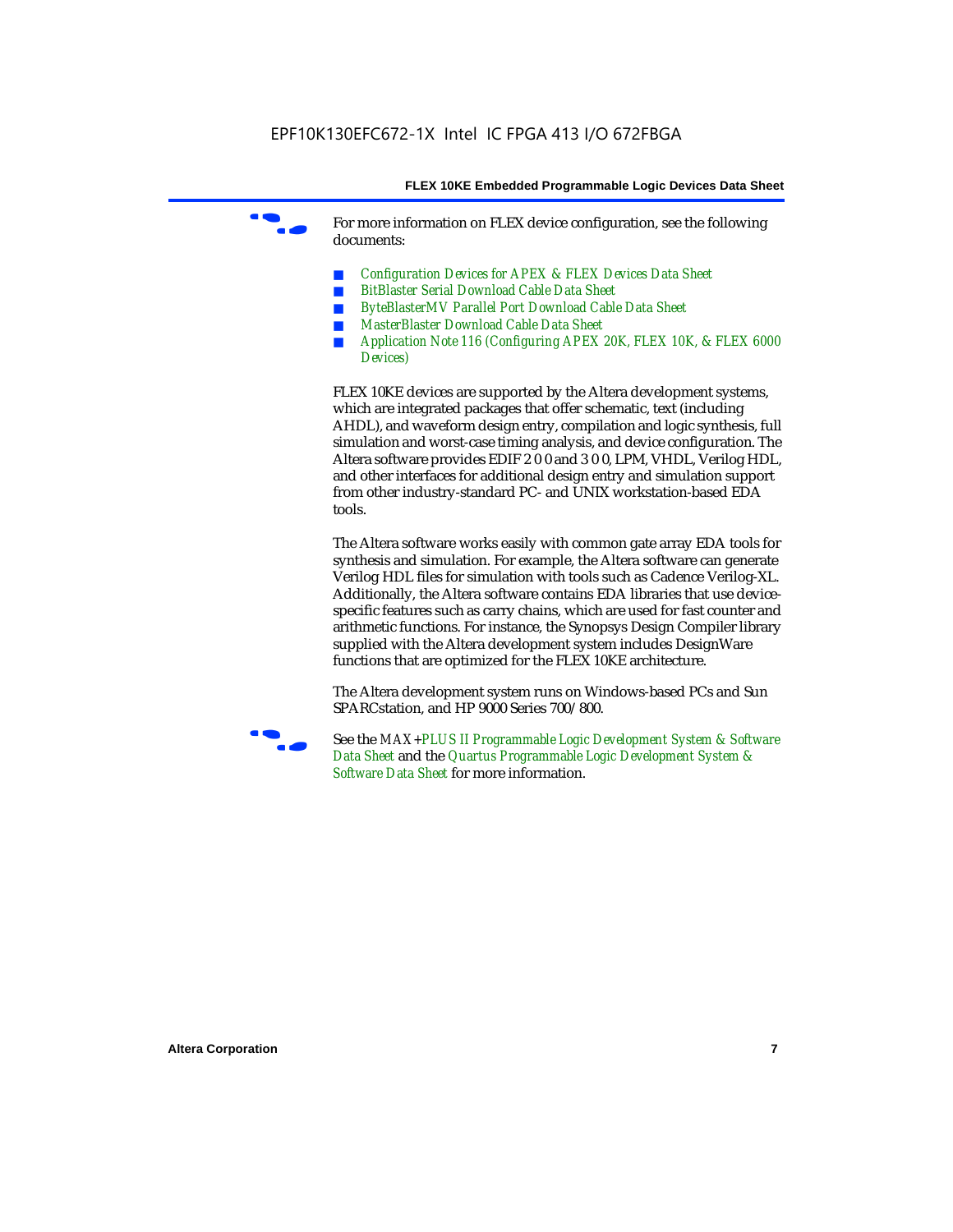For more information on FLEX device configuration, see the following documents:

- *Configuration Devices for APEX & FLEX Devices Data Sheet*
- *BitBlaster Serial Download Cable Data Sheet*
- *ByteBlasterMV Parallel Port Download Cable Data Sheet*
- *MasterBlaster Download Cable Data Sheet*
- *Application Note 116 (Configuring APEX 20K, FLEX 10K, & FLEX 6000 Devices)*

FLEX 10KE devices are supported by the Altera development systems, which are integrated packages that offer schematic, text (including AHDL), and waveform design entry, compilation and logic synthesis, full simulation and worst-case timing analysis, and device configuration. The Altera software provides EDIF 2 0 0 and 3 0 0, LPM, VHDL, Verilog HDL, and other interfaces for additional design entry and simulation support from other industry-standard PC- and UNIX workstation-based EDA tools.

The Altera software works easily with common gate array EDA tools for synthesis and simulation. For example, the Altera software can generate Verilog HDL files for simulation with tools such as Cadence Verilog-XL. Additionally, the Altera software contains EDA libraries that use device-specific features such as carry chains, which are used for fast counter and arithmetic functions. For instance, the Synopsys Design Compiler library supplied with the Altera development system includes DesignWare functions that are optimized for the FLEX 10KE architecture.

The Altera development system runs on Windows-based PCs and Sun SPARCstation, and HP 9000 Series 700/800.

See the *MAX+PLUS II Programmable Logic Development System & Software Data Sheet* and the *Quartus Programmable Logic Development System & Software Data Sheet* for more information.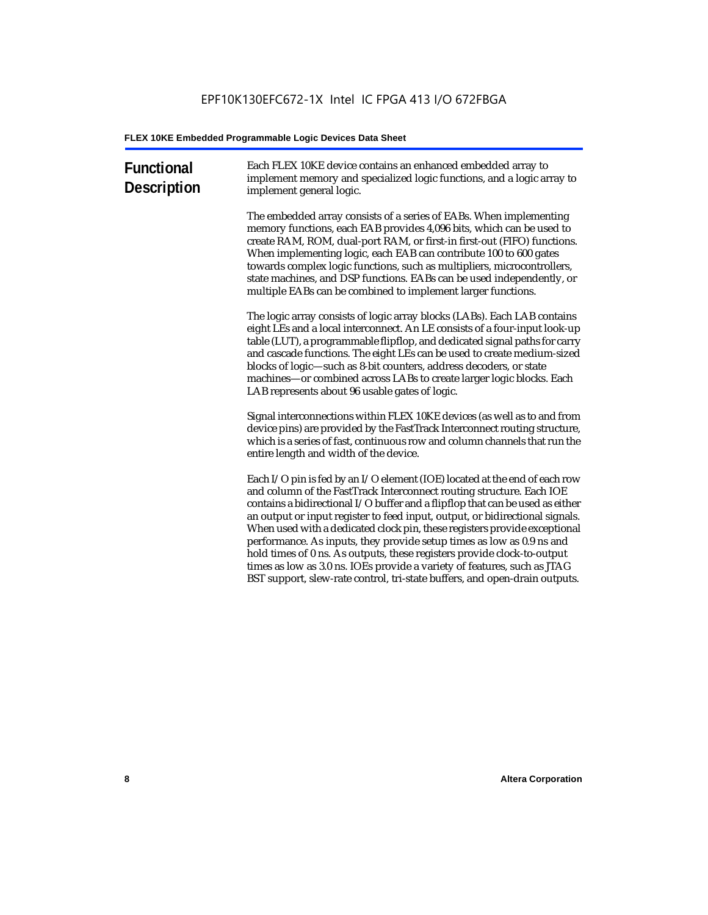## Functional Description

Each FLEX 10KE device contains an enhanced embedded array to implement memory and specialized logic functions, and a logic array to implement general logic.

The embedded array consists of a series of EABs. When implementing memory functions, each EAB provides 4,096 bits, which can be used to create RAM, ROM, dual-port RAM, or first-in first-out (FIFO) functions. When implementing logic, each EAB can contribute 100 to 600 gates towards complex logic functions, such as multipliers, microcontrollers, state machines, and DSP functions. EABs can be used independently, or multiple EABs can be combined to implement larger functions.

The logic array consists of logic array blocks (LABs). Each LAB contains eight LEs and a local interconnect. An LE consists of a four-input look-up table (LUT), a programmable flipflop, and dedicated signal paths for carry and cascade functions. The eight LEs can be used to create medium-sized blocks of logic—such as 8-bit counters, address decoders, or state machines—or combined across LABs to create larger logic blocks. Each LAB represents about 96 usable gates of logic.

Signal interconnections within FLEX 10KE devices (as well as to and from device pins) are provided by the FastTrack Interconnect routing structure, which is a series of fast, continuous row and column channels that run the entire length and width of the device.

Each I/O pin is fed by an I/O element (IOE) located at the end of each row and column of the FastTrack Interconnect routing structure. Each IOE contains a bidirectional I/O buffer and a flipflop that can be used as either an output or input register to feed input, output, or bidirectional signals. When used with a dedicated clock pin, these registers provide exceptional performance. As inputs, they provide setup times as low as 0.9 ns and hold times of 0 ns. As outputs, these registers provide clock-to-output times as low as 3.0 ns. IOEs provide a variety of features, such as JTAG BST support, slew-rate control, tri-state buffers, and open-drain outputs.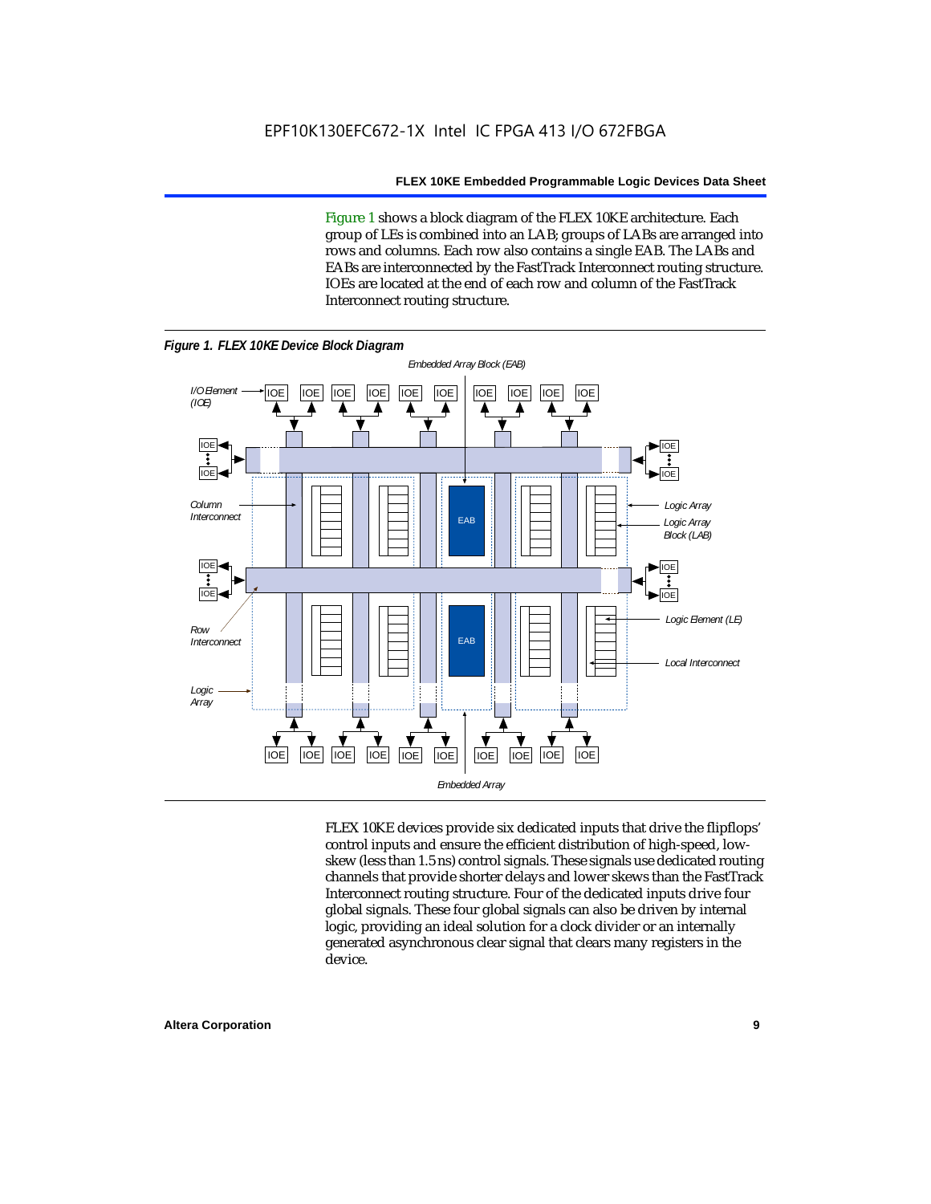Figure 1 shows a block diagram of the FLEX 10KE architecture. Each group of LEs is combined into an LAB; groups of LABs are arranged into rows and columns. Each row also contains a single EAB. The LABs and EABs are interconnected by the FastTrack Interconnect routing structure. IOEs are located at the end of each row and column of the FastTrack Interconnect routing structure.

*Figure 1. FLEX 10KE Device Block Diagram*

FLEX 10KE devices provide six dedicated inputs that drive the flipflops' control inputs and ensure the efficient distribution of high-speed, low-skew (less than 1.5 ns) control signals. These signals use dedicated routing channels that provide shorter delays and lower skews than the FastTrack Interconnect routing structure. Four of the dedicated inputs drive four global signals. These four global signals can also be driven by internal logic, providing an ideal solution for a clock divider or an internally generated asynchronous clear signal that clears many registers in the device.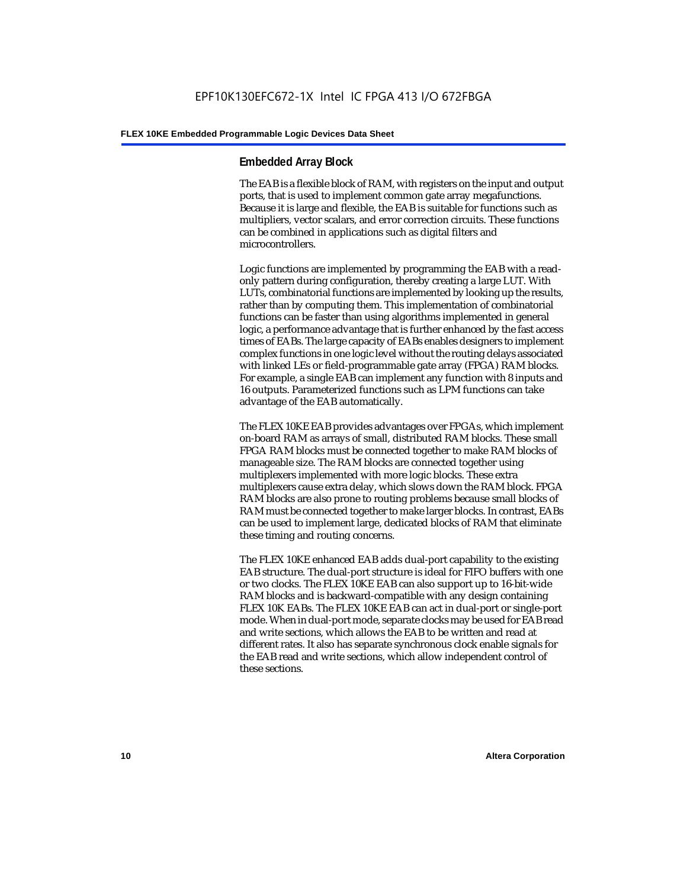## Embedded Array Block

The EAB is a flexible block of RAM, with registers on the input and output ports, that is used to implement common gate array megafunctions. Because it is large and flexible, the EAB is suitable for functions such as multipliers, vector scalars, and error correction circuits. These functions can be combined in applications such as digital filters and microcontrollers.

Logic functions are implemented by programming the EAB with a read-only pattern during configuration, thereby creating a large LUT. With LUTs, combinatorial functions are implemented by looking up the results, rather than by computing them. This implementation of combinatorial functions can be faster than using algorithms implemented in general logic, a performance advantage that is further enhanced by the fast access times of EABs. The large capacity of EABs enables designers to implement complex functions in one logic level without the routing delays associated with linked LEs or field-programmable gate array (FPGA) RAM blocks. For example, a single EAB can implement any function with 8 inputs and 16 outputs. Parameterized functions such as LPM functions can take advantage of the EAB automatically.

The FLEX 10KE EAB provides advantages over FPGAs, which implement on-board RAM as arrays of small, distributed RAM blocks. These small FPGA RAM blocks must be connected together to make RAM blocks of manageable size. The RAM blocks are connected together using multiplexers implemented with more logic blocks. These extra multiplexers cause extra delay, which slows down the RAM block. FPGA RAM blocks are also prone to routing problems because small blocks of RAM must be connected together to make larger blocks. In contrast, EABs can be used to implement large, dedicated blocks of RAM that eliminate these timing and routing concerns.

The FLEX 10KE enhanced EAB adds dual-port capability to the existing EAB structure. The dual-port structure is ideal for FIFO buffers with one or two clocks. The FLEX 10KE EAB can also support up to 16-bit-wide RAM blocks and is backward-compatible with any design containing FLEX 10K EABs. The FLEX 10KE EAB can act in dual-port or single-port mode. When in dual-port mode, separate clocks may be used for EAB read and write sections, which allows the EAB to be written and read at different rates. It also has separate synchronous clock enable signals for the EAB read and write sections, which allow independent control of these sections.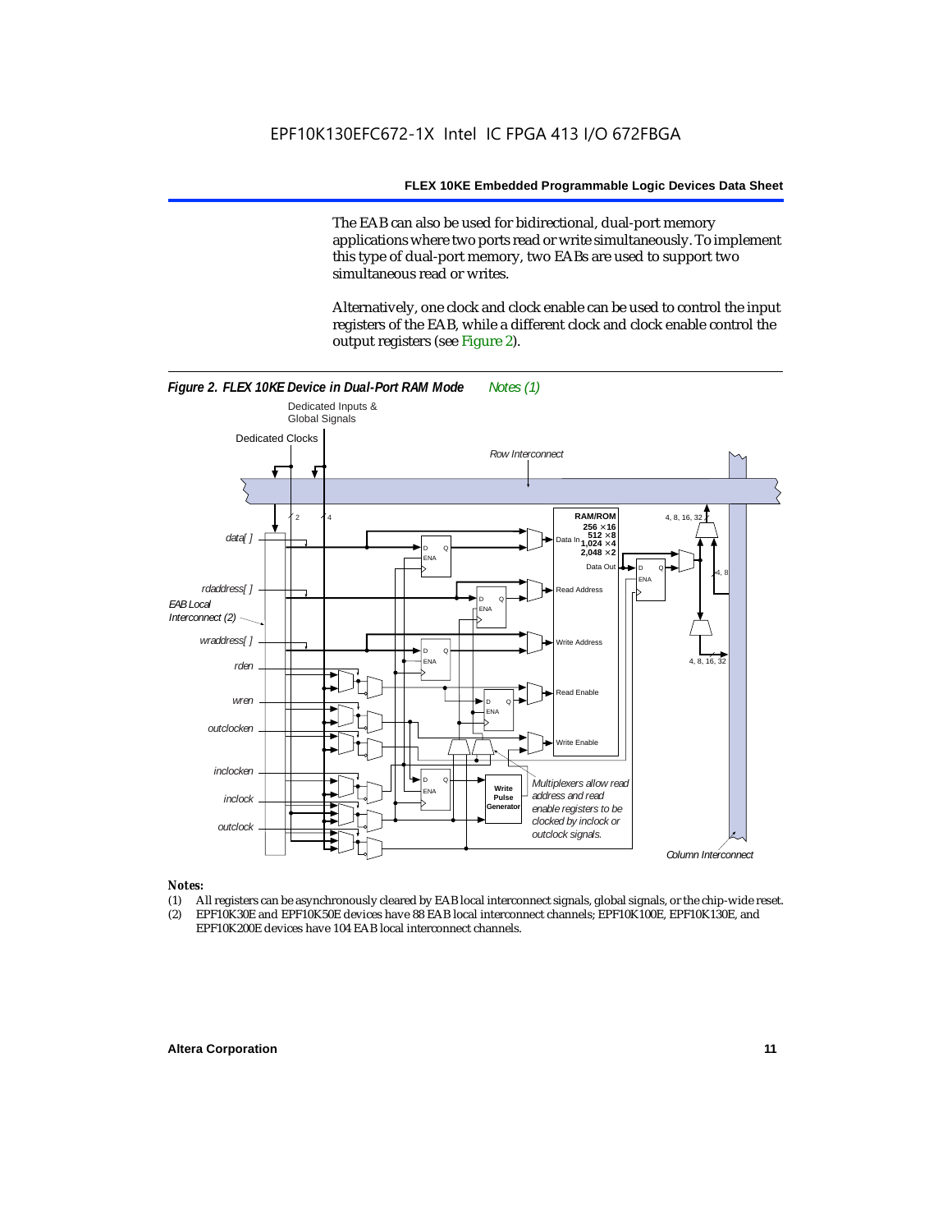The EAB can also be used for bidirectional, dual-port memory applications where two ports read or write simultaneously. To implement this type of dual-port memory, two EABs are used to support two simultaneous read or writes.

Alternatively, one clock and clock enable can be used to control the input registers of the EAB, while a different clock and clock enable control the output registers (see Figure 2).

***Figure 2. FLEX 10KE Device in Dual-Port RAM Mode*** *Notes (1)*

#### *Notes:*

(1) All registers can be asynchronously cleared by EAB local interconnect signals, global signals, or the chip-wide reset.
(2) EPF10K30E and EPF10K50E devices have 88 EAB local interconnect channels; EPF10K100E, EPF10K130E, and EPF10K200E devices have 104 EAB local interconnect channels.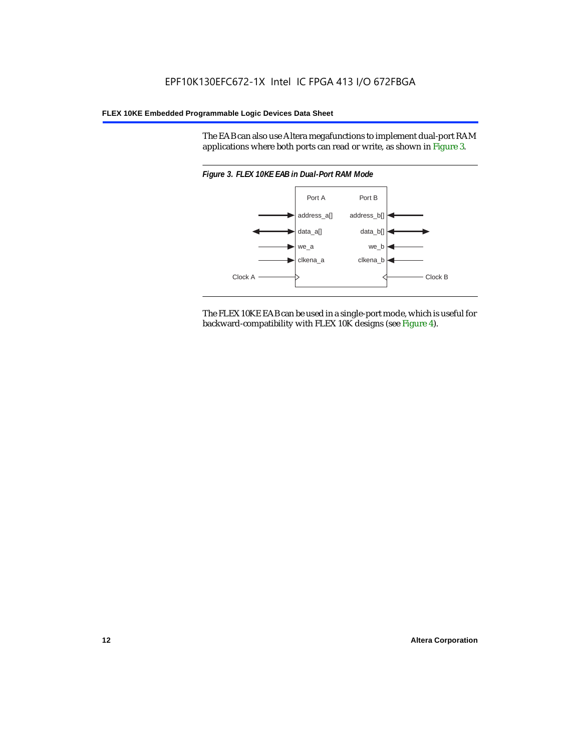The EAB can also use Altera megafunctions to implement dual-port RAM applications where both ports can read or write, as shown in Figure 3.

*Figure 3. FLEX 10KE EAB in Dual-Port RAM Mode*

The FLEX 10KE EAB can be used in a single-port mode, which is useful for backward-compatibility with FLEX 10K designs (see Figure 4).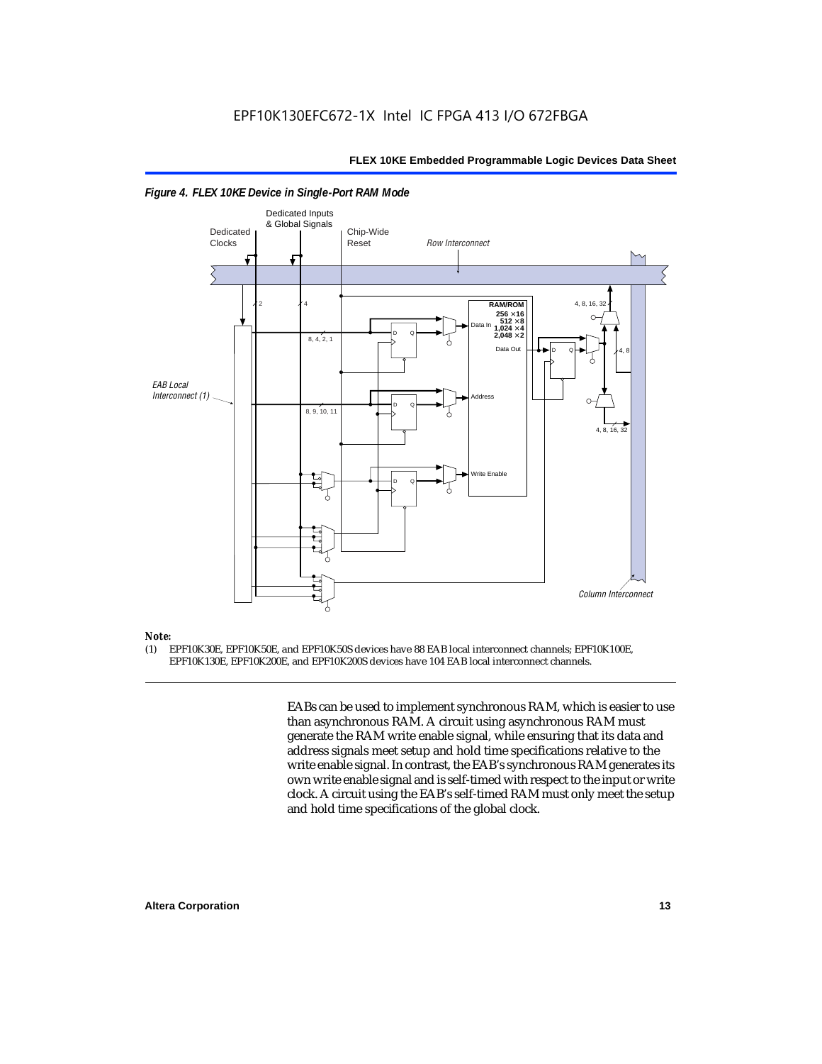*Figure 4. FLEX 10KE Device in Single-Port RAM Mode*

**Note:**

(1) EPF10K30E, EPF10K50E, and EPF10K50S devices have 88 EAB local interconnect channels; EPF10K100E, EPF10K130E, EPF10K200E, and EPF10K200S devices have 104 EAB local interconnect channels.

EABs can be used to implement synchronous RAM, which is easier to use than asynchronous RAM. A circuit using asynchronous RAM must generate the RAM write enable signal, while ensuring that its data and address signals meet setup and hold time specifications relative to the write enable signal. In contrast, the EAB's synchronous RAM generates its own write enable signal and is self-timed with respect to the input or write clock. A circuit using the EAB's self-timed RAM must only meet the setup and hold time specifications of the global clock.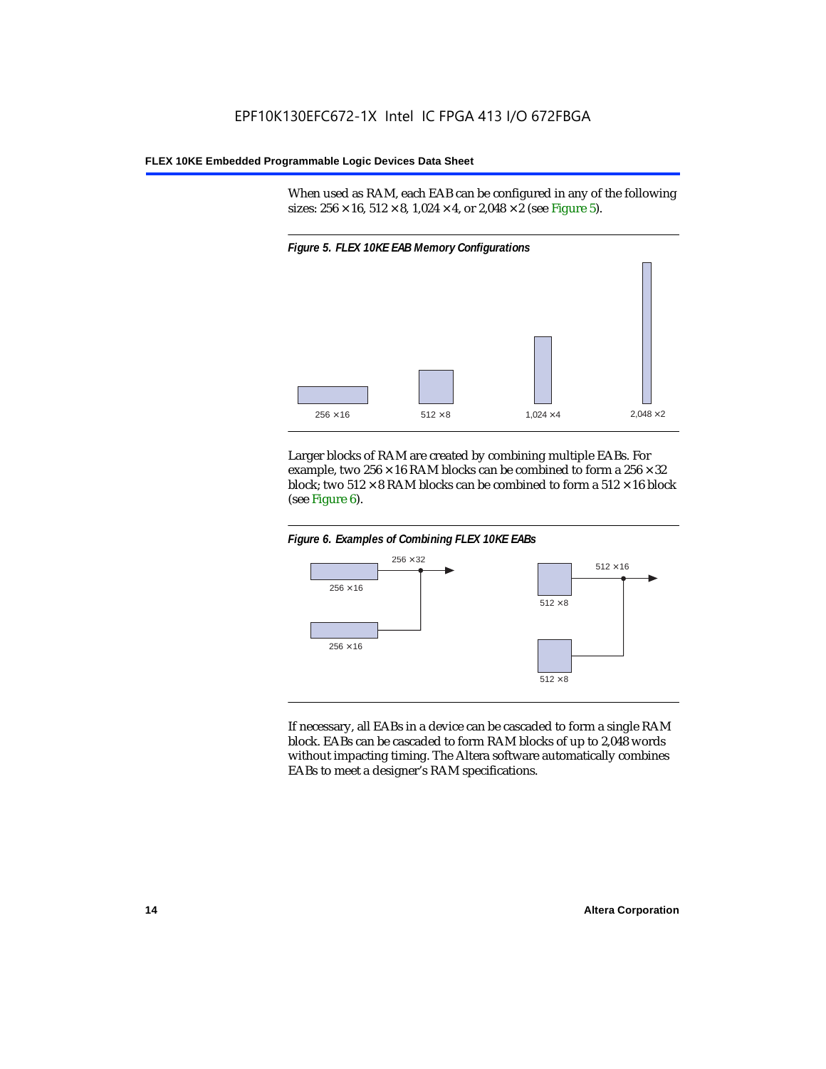When used as RAM, each EAB can be configured in any of the following sizes: 256 × 16, 512 × 8, 1,024 × 4, or 2,048 × 2 (see Figure 5).

*Figure 5. FLEX 10KE EAB Memory Configurations*

256 × 16 512 × 8 1,024 × 4 2,048 × 2

Larger blocks of RAM are created by combining multiple EABs. For example, two 256 × 16 RAM blocks can be combined to form a 256 × 32 block; two 512 × 8 RAM blocks can be combined to form a 512 × 16 block (see Figure 6).

*Figure 6. Examples of Combining FLEX 10KE EABs*

256 × 32 256 × 16 256 × 16 512 × 16 512 × 8 512 × 8

If necessary, all EABs in a device can be cascaded to form a single RAM block. EABs can be cascaded to form RAM blocks of up to 2,048 words without impacting timing. The Altera software automatically combines EABs to meet a designer's RAM specifications.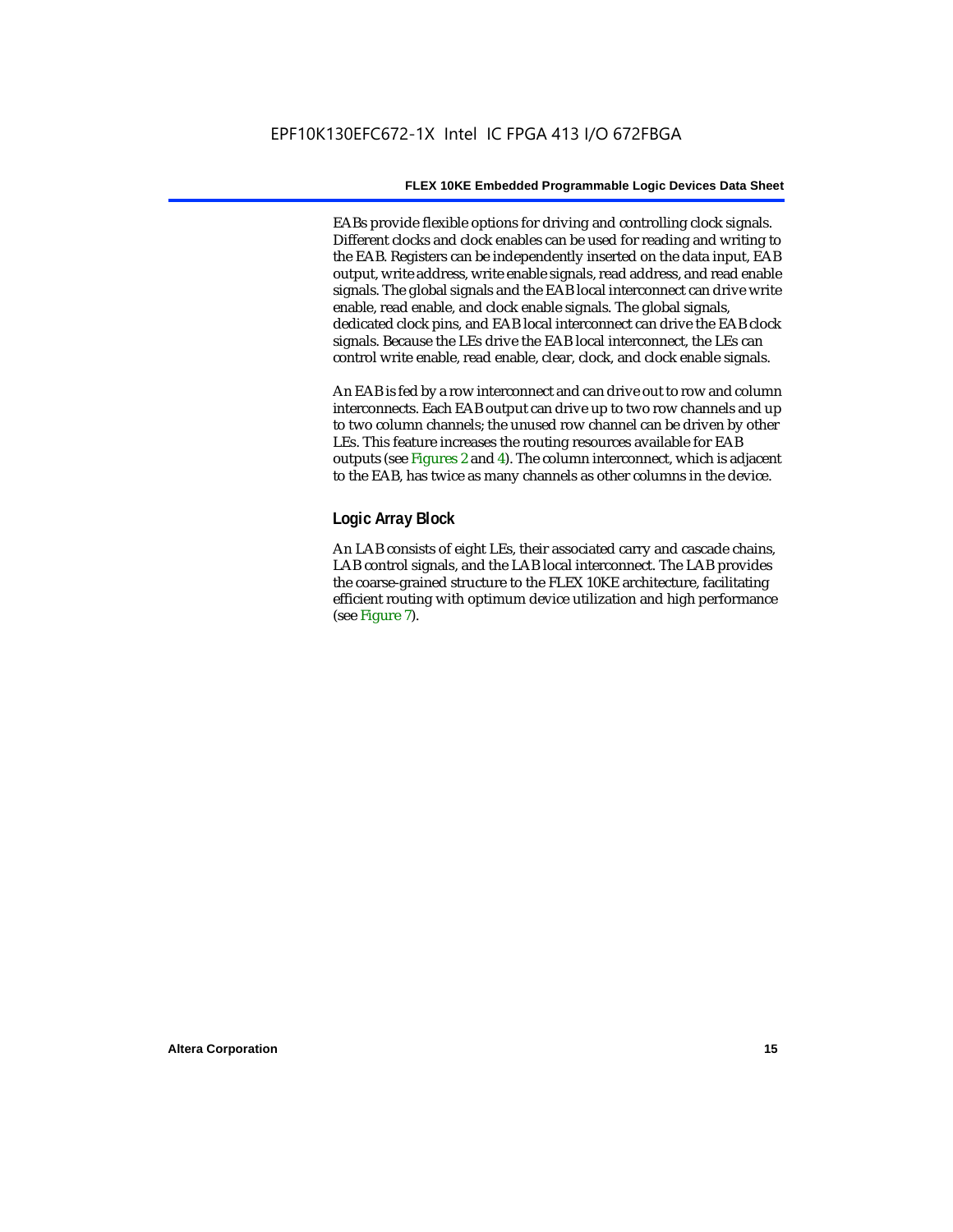EABs provide flexible options for driving and controlling clock signals. Different clocks and clock enables can be used for reading and writing to the EAB. Registers can be independently inserted on the data input, EAB output, write address, write enable signals, read address, and read enable signals. The global signals and the EAB local interconnect can drive write enable, read enable, and clock enable signals. The global signals, dedicated clock pins, and EAB local interconnect can drive the EAB clock signals. Because the LEs drive the EAB local interconnect, the LEs can control write enable, read enable, clear, clock, and clock enable signals.

An EAB is fed by a row interconnect and can drive out to row and column interconnects. Each EAB output can drive up to two row channels and up to two column channels; the unused row channel can be driven by other LEs. This feature increases the routing resources available for EAB outputs (see Figures 2 and 4). The column interconnect, which is adjacent to the EAB, has twice as many channels as other columns in the device.

## Logic Array Block

An LAB consists of eight LEs, their associated carry and cascade chains, LAB control signals, and the LAB local interconnect. The LAB provides the coarse-grained structure to the FLEX 10KE architecture, facilitating efficient routing with optimum device utilization and high performance (see Figure 7).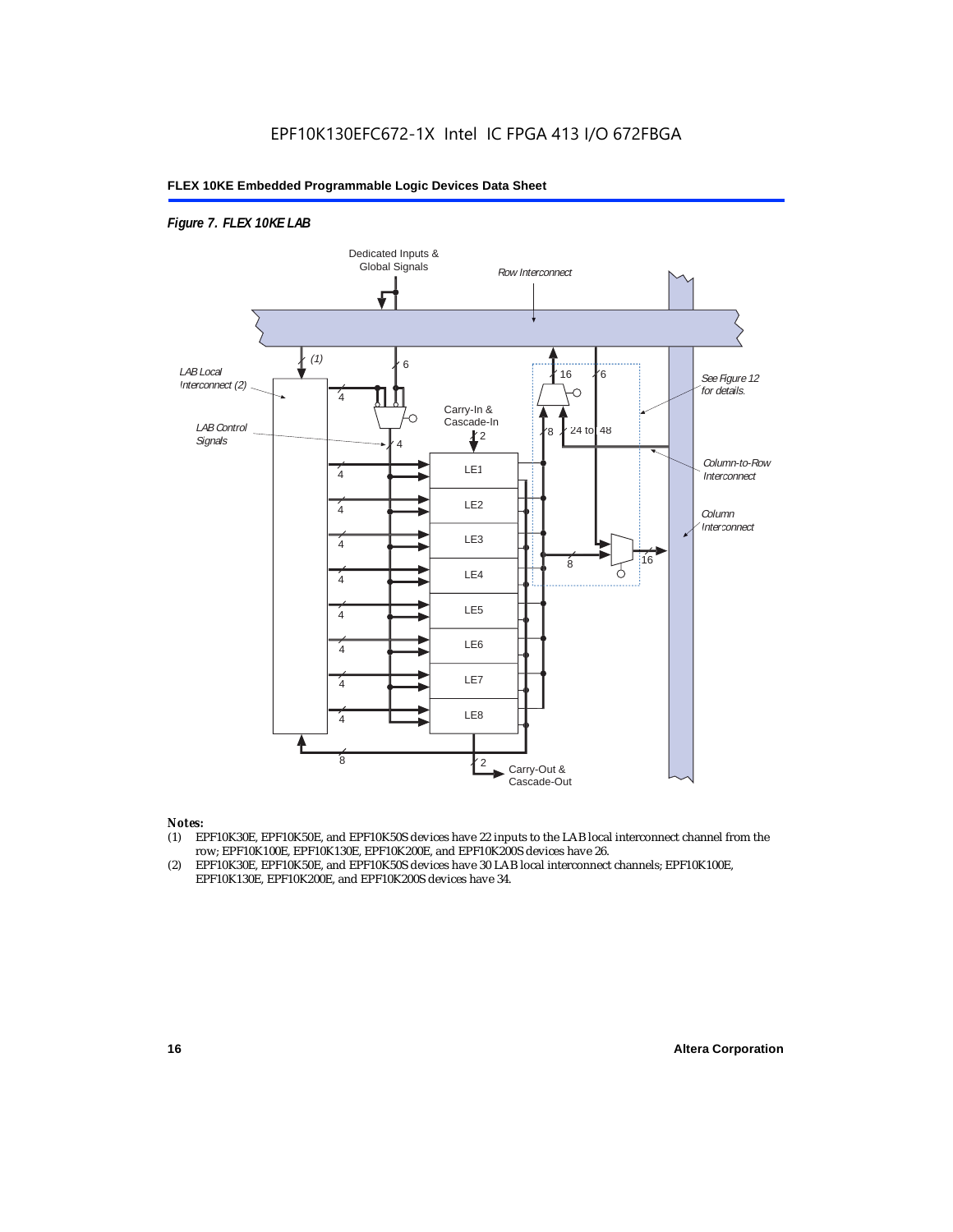*Figure 7. FLEX 10KE LAB*

*Notes:*

(1) EPF10K30E, EPF10K50E, and EPF10K50S devices have 22 inputs to the LAB local interconnect channel from the row; EPF10K100E, EPF10K130E, EPF10K200E, and EPF10K200S devices have 26.

(2) EPF10K30E, EPF10K50E, and EPF10K50S devices have 30 LAB local interconnect channels; EPF10K100E, EPF10K130E, EPF10K200E, and EPF10K200S devices have 34.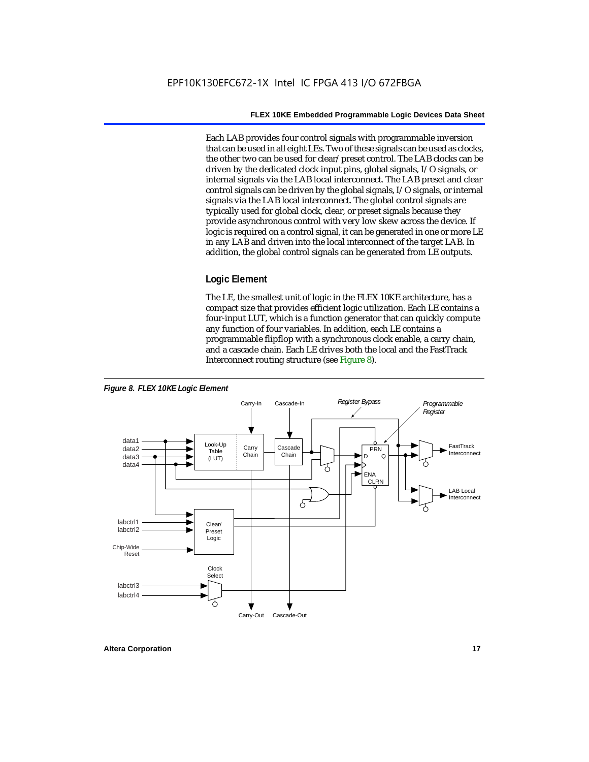Each LAB provides four control signals with programmable inversion that can be used in all eight LEs. Two of these signals can be used as clocks, the other two can be used for clear/preset control. The LAB clocks can be driven by the dedicated clock input pins, global signals, I/O signals, or internal signals via the LAB local interconnect. The LAB preset and clear control signals can be driven by the global signals, I/O signals, or internal signals via the LAB local interconnect. The global control signals are typically used for global clock, clear, or preset signals because they provide asynchronous control with very low skew across the device. If logic is required on a control signal, it can be generated in one or more LE in any LAB and driven into the local interconnect of the target LAB. In addition, the global control signals can be generated from LE outputs.

### Logic Element

The LE, the smallest unit of logic in the FLEX 10KE architecture, has a compact size that provides efficient logic utilization. Each LE contains a four-input LUT, which is a function generator that can quickly compute any function of four variables. In addition, each LE contains a programmable flipflop with a synchronous clock enable, a carry chain, and a cascade chain. Each LE drives both the local and the FastTrack Interconnect routing structure (see Figure 8).

*Figure 8. FLEX 10KE Logic Element*

Carry-In, Cascade-In, Register Bypass, Programmable Register, data1, data2, data3, data4, Look-Up Table (LUT), Carry Chain, Cascade Chain, PRN, D, Q, ENA, CLRN, FastTrack Interconnect, LAB Local Interconnect, labctrl1, labctrl2, Clear/Preset Logic, Chip-Wide Reset, Clock Select, labctrl3, labctrl4, Carry-Out, Cascade-Out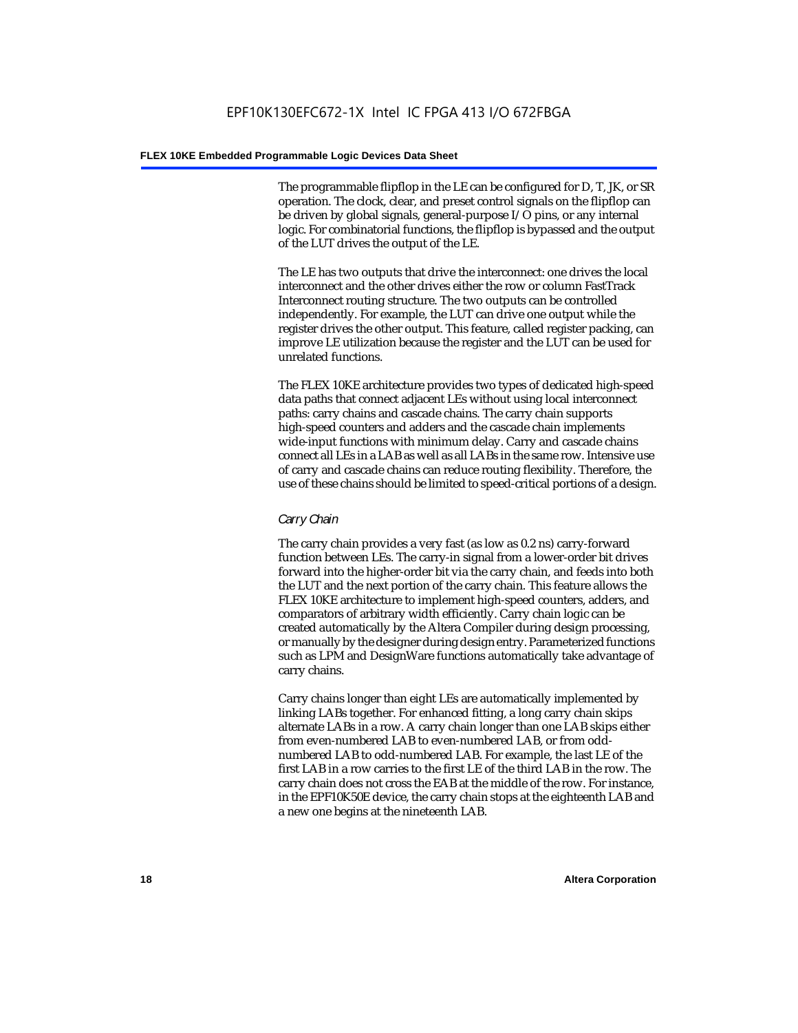The programmable flipflop in the LE can be configured for D, T, JK, or SR operation. The clock, clear, and preset control signals on the flipflop can be driven by global signals, general-purpose I/O pins, or any internal logic. For combinatorial functions, the flipflop is bypassed and the output of the LUT drives the output of the LE.

The LE has two outputs that drive the interconnect: one drives the local interconnect and the other drives either the row or column FastTrack Interconnect routing structure. The two outputs can be controlled independently. For example, the LUT can drive one output while the register drives the other output. This feature, called register packing, can improve LE utilization because the register and the LUT can be used for unrelated functions.

The FLEX 10KE architecture provides two types of dedicated high-speed data paths that connect adjacent LEs without using local interconnect paths: carry chains and cascade chains. The carry chain supports high-speed counters and adders and the cascade chain implements wide-input functions with minimum delay. Carry and cascade chains connect all LEs in a LAB as well as all LABs in the same row. Intensive use of carry and cascade chains can reduce routing flexibility. Therefore, the use of these chains should be limited to speed-critical portions of a design.

### *Carry Chain*

The carry chain provides a very fast (as low as 0.2 ns) carry-forward function between LEs. The carry-in signal from a lower-order bit drives forward into the higher-order bit via the carry chain, and feeds into both the LUT and the next portion of the carry chain. This feature allows the FLEX 10KE architecture to implement high-speed counters, adders, and comparators of arbitrary width efficiently. Carry chain logic can be created automatically by the Altera Compiler during design processing, or manually by the designer during design entry. Parameterized functions such as LPM and DesignWare functions automatically take advantage of carry chains.

Carry chains longer than eight LEs are automatically implemented by linking LABs together. For enhanced fitting, a long carry chain skips alternate LABs in a row. A carry chain longer than one LAB skips either from even-numbered LAB to even-numbered LAB, or from odd-numbered LAB to odd-numbered LAB. For example, the last LE of the first LAB in a row carries to the first LE of the third LAB in the row. The carry chain does not cross the EAB at the middle of the row. For instance, in the EPF10K50E device, the carry chain stops at the eighteenth LAB and a new one begins at the nineteenth LAB.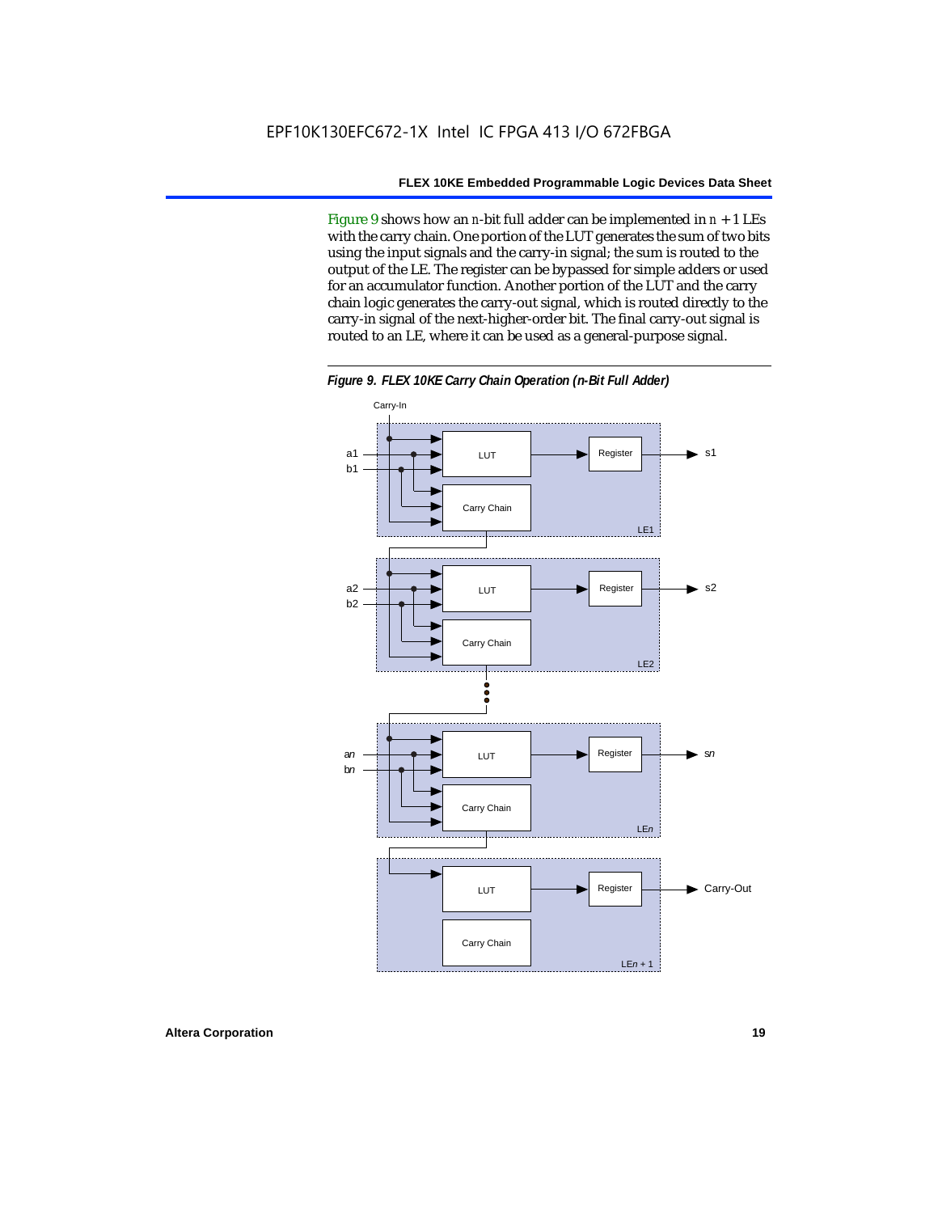Figure 9 shows how an $n$-bit full adder can be implemented in $n + 1$ LEs with the carry chain. One portion of the LUT generates the sum of two bits using the input signals and the carry-in signal; the sum is routed to the output of the LE. The register can be bypassed for simple adders or used for an accumulator function. Another portion of the LUT and the carry chain logic generates the carry-out signal, which is routed directly to the carry-in signal of the next-higher-order bit. The final carry-out signal is routed to an LE, where it can be used as a general-purpose signal.

***Figure 9. FLEX 10KE Carry Chain Operation (n-Bit Full Adder)***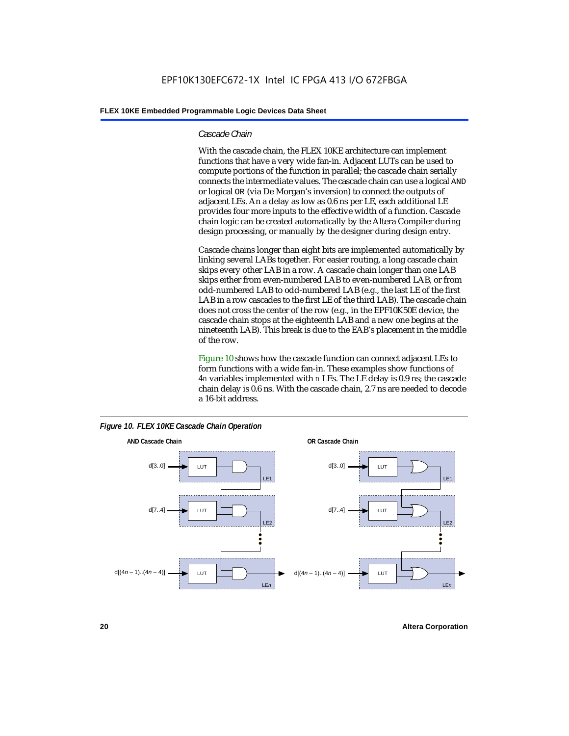### *Cascade Chain*

With the cascade chain, the FLEX 10KE architecture can implement functions that have a very wide fan-in. Adjacent LUTs can be used to compute portions of the function in parallel; the cascade chain serially connects the intermediate values. The cascade chain can use a logical AND or logical OR (via De Morgan's inversion) to connect the outputs of adjacent LEs. An a delay as low as 0.6 ns per LE, each additional LE provides four more inputs to the effective width of a function. Cascade chain logic can be created automatically by the Altera Compiler during design processing, or manually by the designer during design entry.

Cascade chains longer than eight bits are implemented automatically by linking several LABs together. For easier routing, a long cascade chain skips every other LAB in a row. A cascade chain longer than one LAB skips either from even-numbered LAB to even-numbered LAB, or from odd-numbered LAB to odd-numbered LAB (e.g., the last LE of the first LAB in a row cascades to the first LE of the third LAB). The cascade chain does not cross the center of the row (e.g., in the EPF10K50E device, the cascade chain stops at the eighteenth LAB and a new one begins at the nineteenth LAB). This break is due to the EAB's placement in the middle of the row.

Figure 10 shows how the cascade function can connect adjacent LEs to form functions with a wide fan-in. These examples show functions of $4n$ variables implemented with $n$ LEs. The LE delay is 0.9 ns; the cascade chain delay is 0.6 ns. With the cascade chain, 2.7 ns are needed to decode a 16-bit address.

*Figure 10. FLEX 10KE Cascade Chain Operation*

**AND Cascade Chain**

d[3..0] → LUT → LE1
d[7..4] → LUT → LE2
d[(4n – 1)..(4n – 4)] → LUT → LEn

**OR Cascade Chain**

d[3..0] → LUT → LE1
d[7..4] → LUT → LE2
d[(4n – 1)..(4n – 4)] → LUT → LEn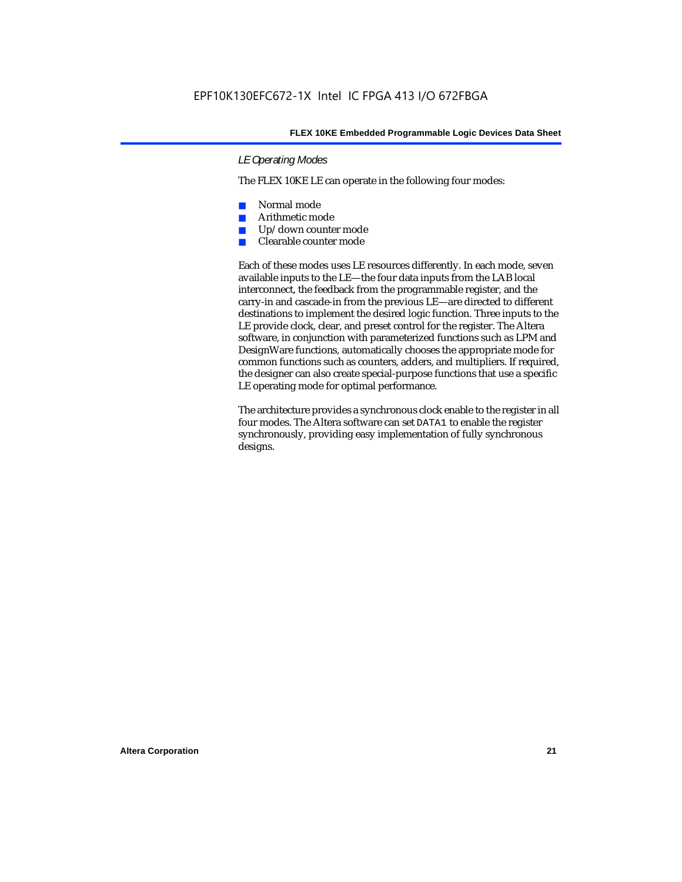### LE Operating Modes

The FLEX 10KE LE can operate in the following four modes:

- Normal mode
- Arithmetic mode
- Up/down counter mode
- Clearable counter mode

Each of these modes uses LE resources differently. In each mode, seven available inputs to the LE—the four data inputs from the LAB local interconnect, the feedback from the programmable register, and the carry-in and cascade-in from the previous LE—are directed to different destinations to implement the desired logic function. Three inputs to the LE provide clock, clear, and preset control for the register. The Altera software, in conjunction with parameterized functions such as LPM and DesignWare functions, automatically chooses the appropriate mode for common functions such as counters, adders, and multipliers. If required, the designer can also create special-purpose functions that use a specific LE operating mode for optimal performance.

The architecture provides a synchronous clock enable to the register in all four modes. The Altera software can set `DATA1` to enable the register synchronously, providing easy implementation of fully synchronous designs.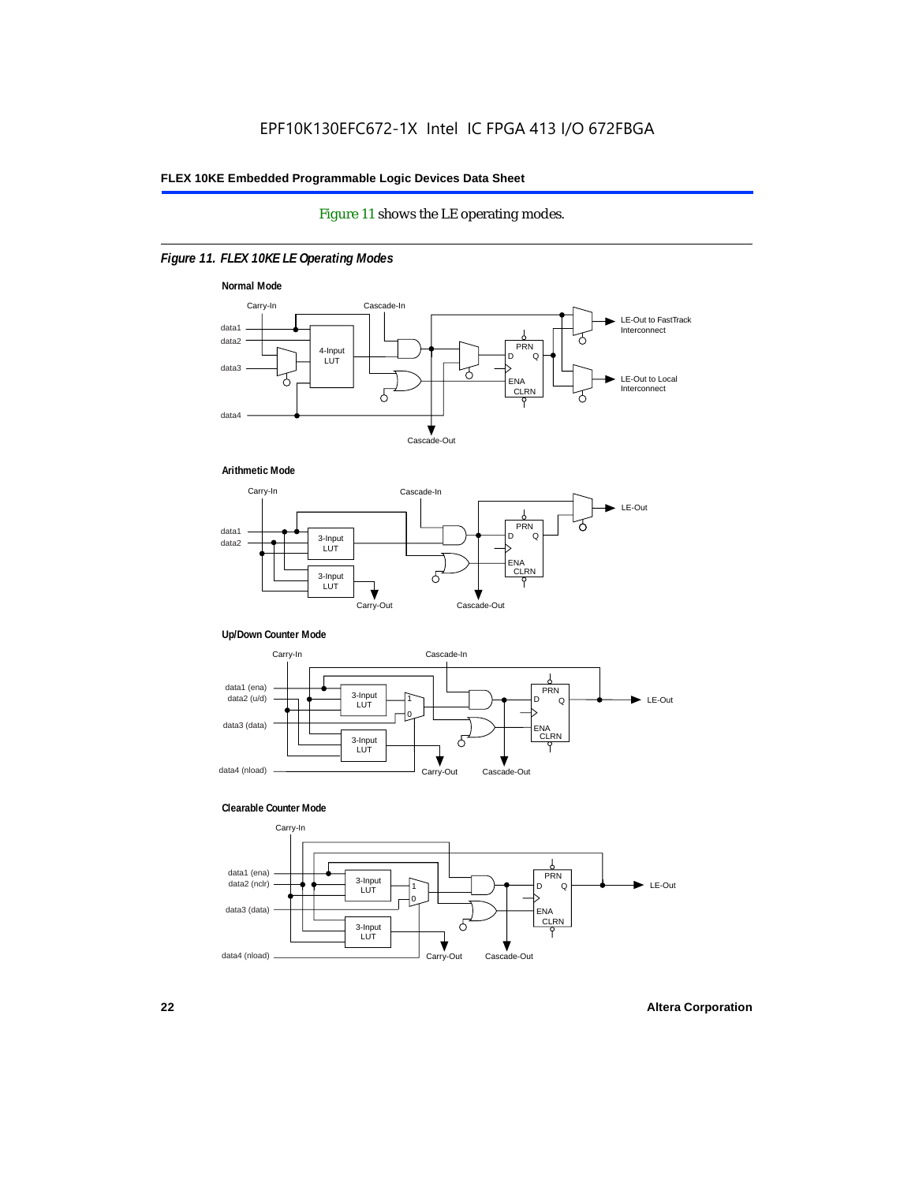Figure 11 shows the LE operating modes.

*Figure 11. FLEX 10KE LE Operating Modes*

**Normal Mode**

Carry-In, Cascade-In, data1, data2, data3, data4, 4-Input LUT, PRN, D, Q, ENA, CLRN, LE-Out to FastTrack Interconnect, LE-Out to Local Interconnect, Cascade-Out

**Arithmetic Mode**

Carry-In, Cascade-In, data1, data2, 3-Input LUT, 3-Input LUT, PRN, D, Q, ENA, CLRN, LE-Out, Carry-Out, Cascade-Out

**Up/Down Counter Mode**

Carry-In, Cascade-In, data1 (ena), data2 (u/d), data3 (data), data4 (nload), 3-Input LUT, 3-Input LUT, 1, 0, PRN, D, Q, ENA, CLRN, LE-Out, Carry-Out, Cascade-Out

**Clearable Counter Mode**

Carry-In, data1 (ena), data2 (nclr), data3 (data), data4 (nload), 3-Input LUT, 3-Input LUT, 1, 0, PRN, D, Q, ENA, CLRN, LE-Out, Carry-Out, Cascade-Out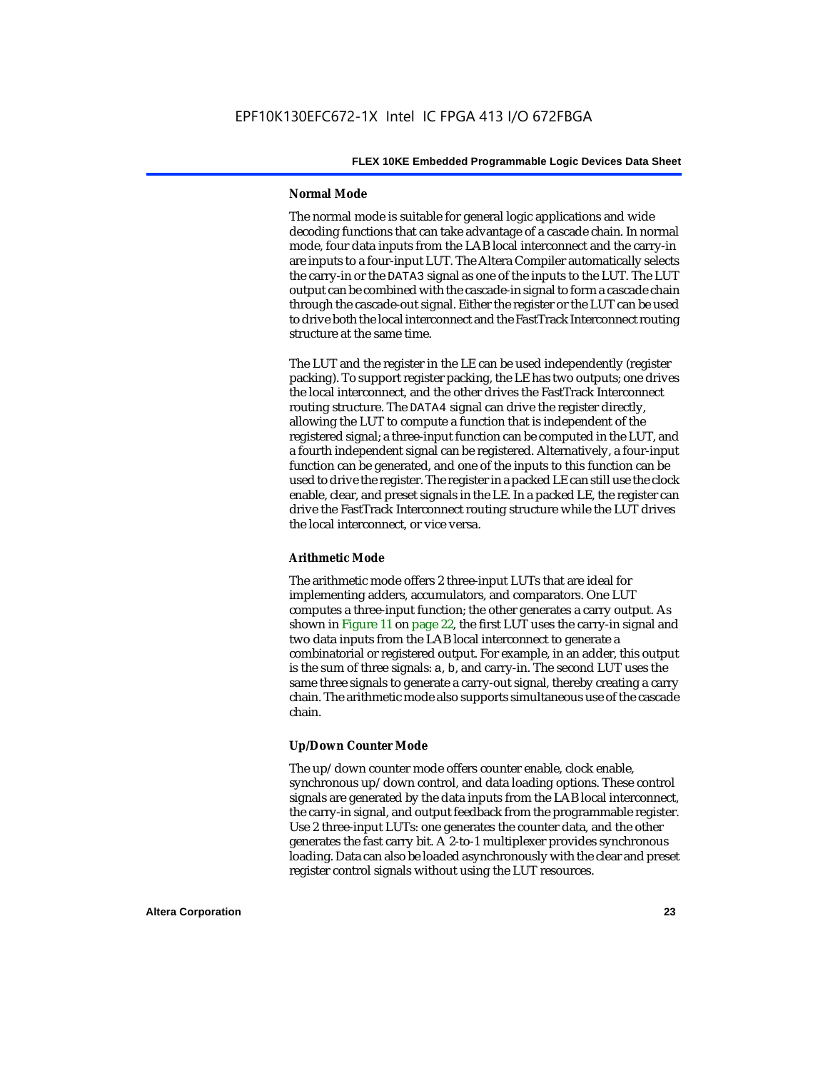#### Normal Mode

The normal mode is suitable for general logic applications and wide decoding functions that can take advantage of a cascade chain. In normal mode, four data inputs from the LAB local interconnect and the carry-in are inputs to a four-input LUT. The Altera Compiler automatically selects the carry-in or the `DATA3` signal as one of the inputs to the LUT. The LUT output can be combined with the cascade-in signal to form a cascade chain through the cascade-out signal. Either the register or the LUT can be used to drive both the local interconnect and the FastTrack Interconnect routing structure at the same time.

The LUT and the register in the LE can be used independently (register packing). To support register packing, the LE has two outputs; one drives the local interconnect, and the other drives the FastTrack Interconnect routing structure. The `DATA4` signal can drive the register directly, allowing the LUT to compute a function that is independent of the registered signal; a three-input function can be computed in the LUT, and a fourth independent signal can be registered. Alternatively, a four-input function can be generated, and one of the inputs to this function can be used to drive the register. The register in a packed LE can still use the clock enable, clear, and preset signals in the LE. In a packed LE, the register can drive the FastTrack Interconnect routing structure while the LUT drives the local interconnect, or vice versa.

#### Arithmetic Mode

The arithmetic mode offers 2 three-input LUTs that are ideal for implementing adders, accumulators, and comparators. One LUT computes a three-input function; the other generates a carry output. As shown in Figure 11 on page 22, the first LUT uses the carry-in signal and two data inputs from the LAB local interconnect to generate a combinatorial or registered output. For example, in an adder, this output is the sum of three signals: `a`, `b`, and carry-in. The second LUT uses the same three signals to generate a carry-out signal, thereby creating a carry chain. The arithmetic mode also supports simultaneous use of the cascade chain.

#### Up/Down Counter Mode

The up/down counter mode offers counter enable, clock enable, synchronous up/down control, and data loading options. These control signals are generated by the data inputs from the LAB local interconnect, the carry-in signal, and output feedback from the programmable register. Use 2 three-input LUTs: one generates the counter data, and the other generates the fast carry bit. A 2-to-1 multiplexer provides synchronous loading. Data can also be loaded asynchronously with the clear and preset register control signals without using the LUT resources.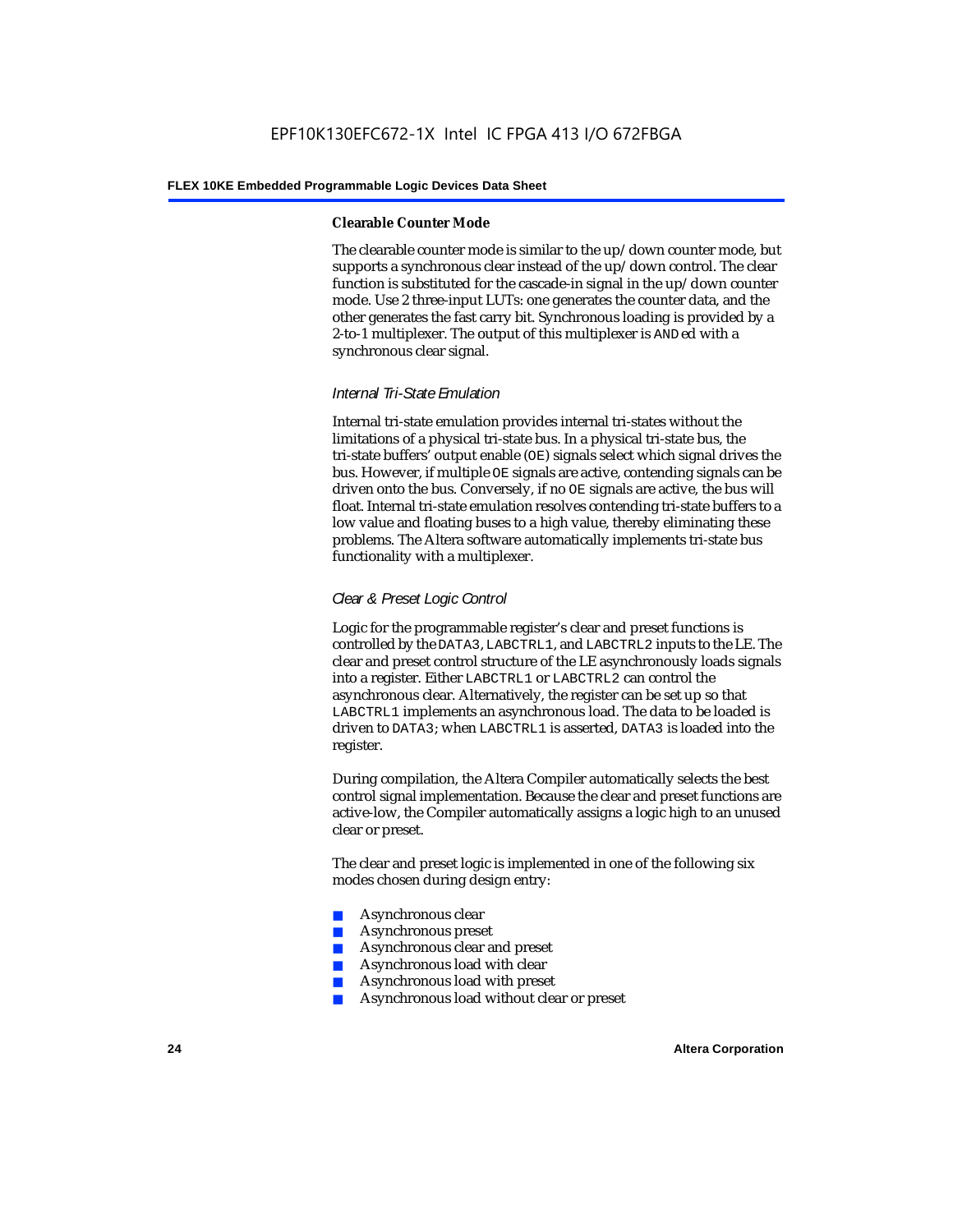#### Clearable Counter Mode

The clearable counter mode is similar to the up/down counter mode, but supports a synchronous clear instead of the up/down control. The clear function is substituted for the cascade-in signal in the up/down counter mode. Use 2 three-input LUTs: one generates the counter data, and the other generates the fast carry bit. Synchronous loading is provided by a 2-to-1 multiplexer. The output of this multiplexer is ANDed with a synchronous clear signal.

### *Internal Tri-State Emulation*

Internal tri-state emulation provides internal tri-states without the limitations of a physical tri-state bus. In a physical tri-state bus, the tri-state buffers' output enable (OE) signals select which signal drives the bus. However, if multiple OE signals are active, contending signals can be driven onto the bus. Conversely, if no OE signals are active, the bus will float. Internal tri-state emulation resolves contending tri-state buffers to a low value and floating buses to a high value, thereby eliminating these problems. The Altera software automatically implements tri-state bus functionality with a multiplexer.

### *Clear & Preset Logic Control*

Logic for the programmable register's clear and preset functions is controlled by the DATA3, LABCTRL1, and LABCTRL2 inputs to the LE. The clear and preset control structure of the LE asynchronously loads signals into a register. Either LABCTRL1 or LABCTRL2 can control the asynchronous clear. Alternatively, the register can be set up so that LABCTRL1 implements an asynchronous load. The data to be loaded is driven to DATA3; when LABCTRL1 is asserted, DATA3 is loaded into the register.

During compilation, the Altera Compiler automatically selects the best control signal implementation. Because the clear and preset functions are active-low, the Compiler automatically assigns a logic high to an unused clear or preset.

The clear and preset logic is implemented in one of the following six modes chosen during design entry:

- Asynchronous clear
- Asynchronous preset
- Asynchronous clear and preset
- Asynchronous load with clear
- Asynchronous load with preset
- Asynchronous load without clear or preset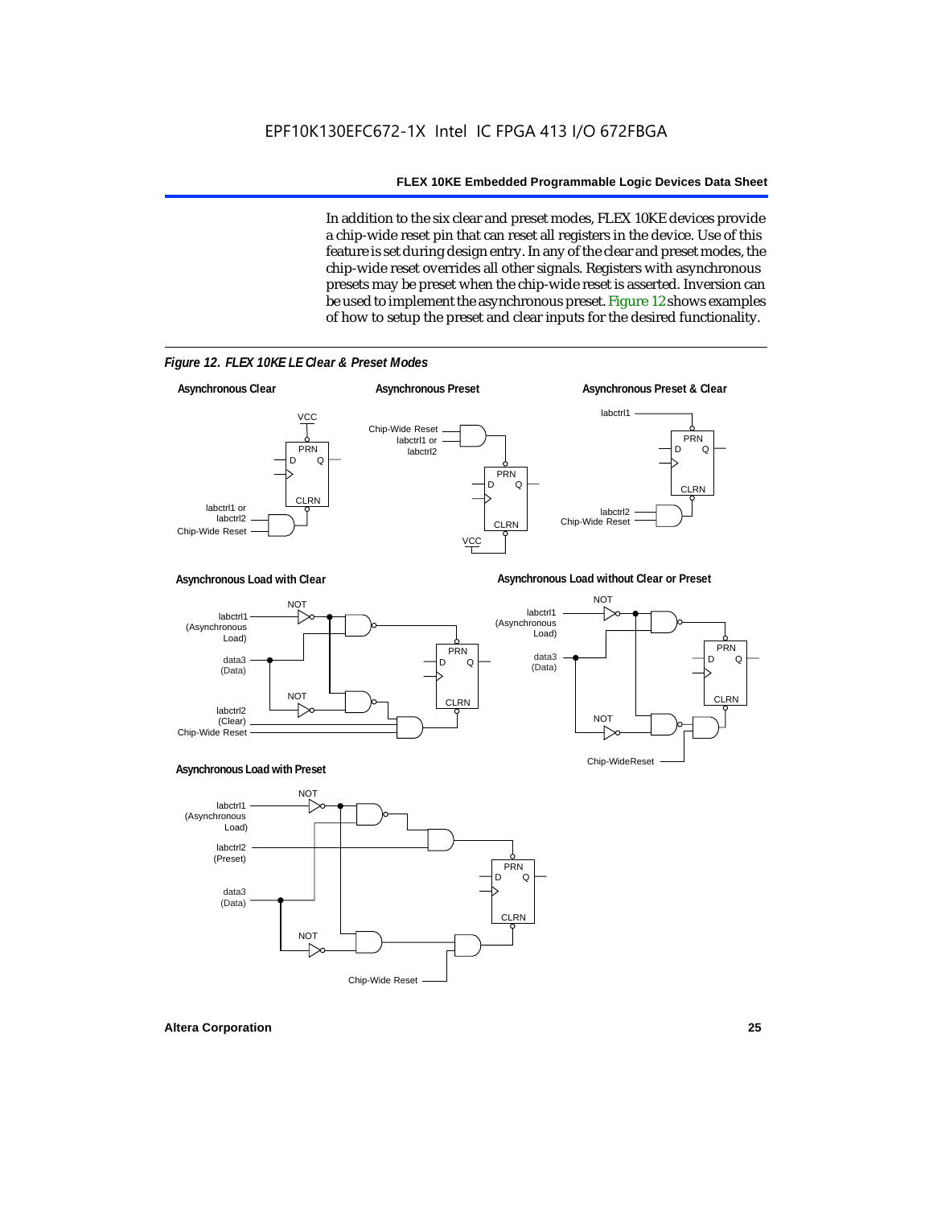In addition to the six clear and preset modes, FLEX 10KE devices provide a chip-wide reset pin that can reset all registers in the device. Use of this feature is set during design entry. In any of the clear and preset modes, the chip-wide reset overrides all other signals. Registers with asynchronous presets may be preset when the chip-wide reset is asserted. Inversion can be used to implement the asynchronous preset. Figure 12 shows examples of how to setup the preset and clear inputs for the desired functionality.

*Figure 12. FLEX 10KE LE Clear & Preset Modes*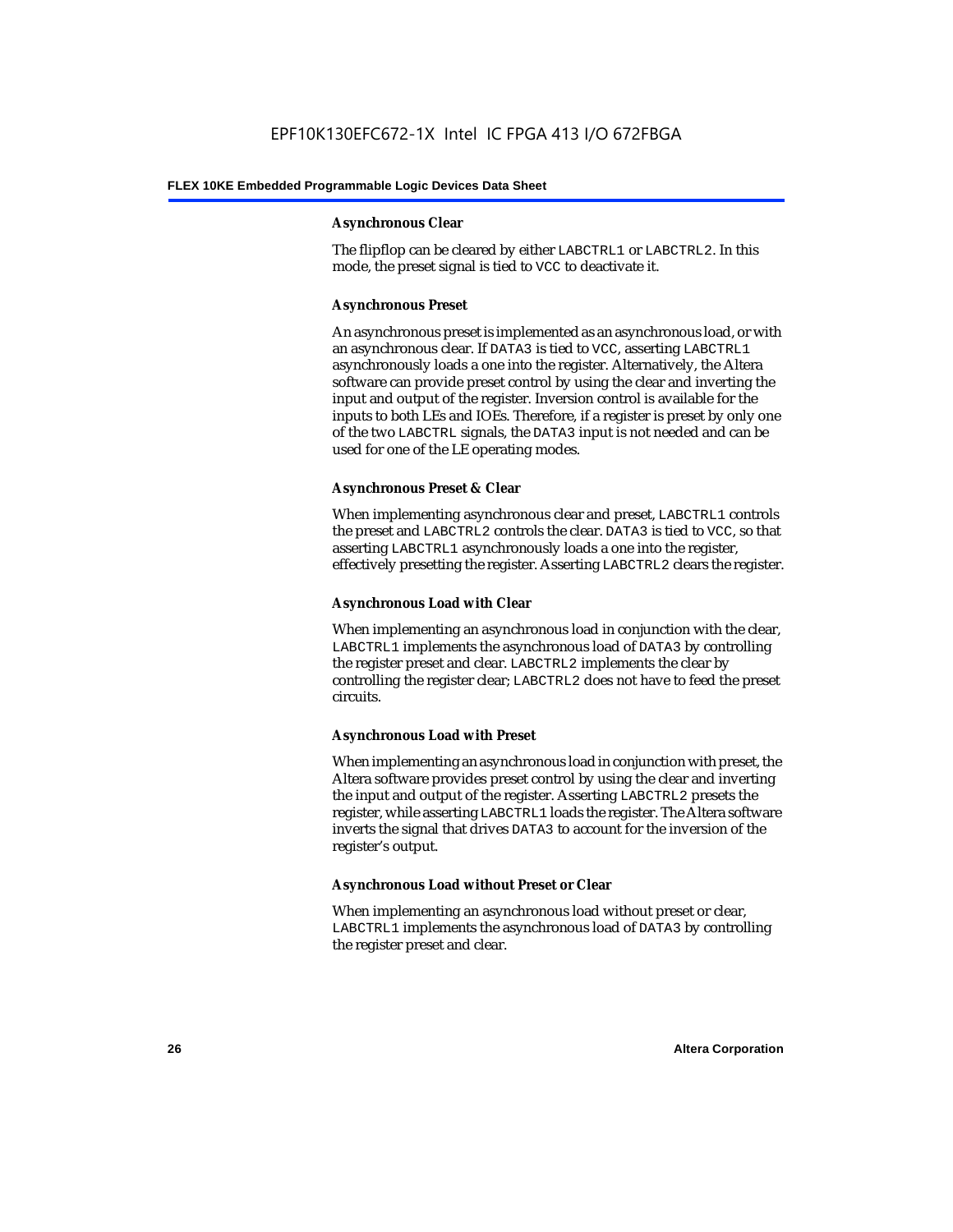#### Asynchronous Clear

The flipflop can be cleared by either `LABCTRL1` or `LABCTRL2`. In this mode, the preset signal is tied to `VCC` to deactivate it.

#### Asynchronous Preset

An asynchronous preset is implemented as an asynchronous load, or with an asynchronous clear. If `DATA3` is tied to `VCC`, asserting `LABCTRL1` asynchronously loads a one into the register. Alternatively, the Altera software can provide preset control by using the clear and inverting the input and output of the register. Inversion control is available for the inputs to both LEs and IOEs. Therefore, if a register is preset by only one of the two `LABCTRL` signals, the `DATA3` input is not needed and can be used for one of the LE operating modes.

#### Asynchronous Preset & Clear

When implementing asynchronous clear and preset, `LABCTRL1` controls the preset and `LABCTRL2` controls the clear. `DATA3` is tied to `VCC`, so that asserting `LABCTRL1` asynchronously loads a one into the register, effectively presetting the register. Asserting `LABCTRL2` clears the register.

#### Asynchronous Load with Clear

When implementing an asynchronous load in conjunction with the clear, `LABCTRL1` implements the asynchronous load of `DATA3` by controlling the register preset and clear. `LABCTRL2` implements the clear by controlling the register clear; `LABCTRL2` does not have to feed the preset circuits.

#### Asynchronous Load with Preset

When implementing an asynchronous load in conjunction with preset, the Altera software provides preset control by using the clear and inverting the input and output of the register. Asserting `LABCTRL2` presets the register, while asserting `LABCTRL1` loads the register. The Altera software inverts the signal that drives `DATA3` to account for the inversion of the register's output.

#### Asynchronous Load without Preset or Clear

When implementing an asynchronous load without preset or clear, `LABCTRL1` implements the asynchronous load of `DATA3` by controlling the register preset and clear.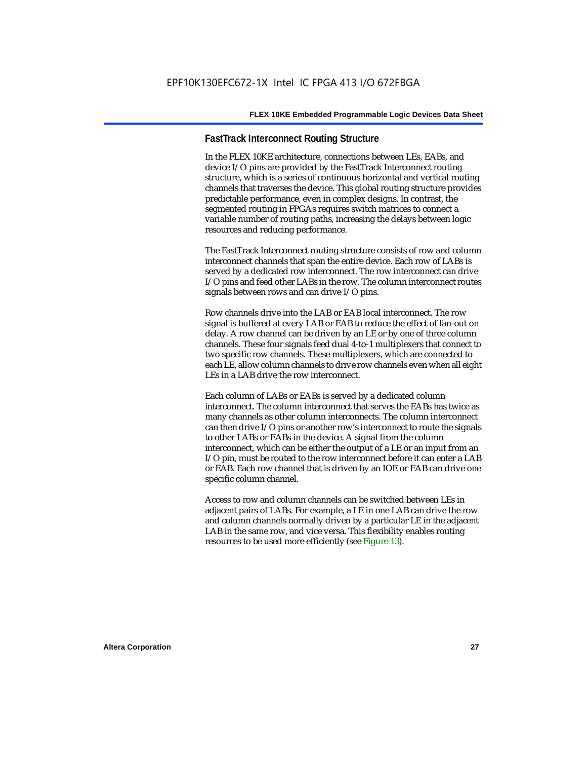### FastTrack Interconnect Routing Structure

In the FLEX 10KE architecture, connections between LEs, EABs, and device I/O pins are provided by the FastTrack Interconnect routing structure, which is a series of continuous horizontal and vertical routing channels that traverses the device. This global routing structure provides predictable performance, even in complex designs. In contrast, the segmented routing in FPGAs requires switch matrices to connect a variable number of routing paths, increasing the delays between logic resources and reducing performance.

The FastTrack Interconnect routing structure consists of row and column interconnect channels that span the entire device. Each row of LABs is served by a dedicated row interconnect. The row interconnect can drive I/O pins and feed other LABs in the row. The column interconnect routes signals between rows and can drive I/O pins.

Row channels drive into the LAB or EAB local interconnect. The row signal is buffered at every LAB or EAB to reduce the effect of fan-out on delay. A row channel can be driven by an LE or by one of three column channels. These four signals feed dual 4-to-1 multiplexers that connect to two specific row channels. These multiplexers, which are connected to each LE, allow column channels to drive row channels even when all eight LEs in a LAB drive the row interconnect.

Each column of LABs or EABs is served by a dedicated column interconnect. The column interconnect that serves the EABs has twice as many channels as other column interconnects. The column interconnect can then drive I/O pins or another row's interconnect to route the signals to other LABs or EABs in the device. A signal from the column interconnect, which can be either the output of a LE or an input from an I/O pin, must be routed to the row interconnect before it can enter a LAB or EAB. Each row channel that is driven by an IOE or EAB can drive one specific column channel.

Access to row and column channels can be switched between LEs in adjacent pairs of LABs. For example, a LE in one LAB can drive the row and column channels normally driven by a particular LE in the adjacent LAB in the same row, and vice versa. This flexibility enables routing resources to be used more efficiently (see Figure 13).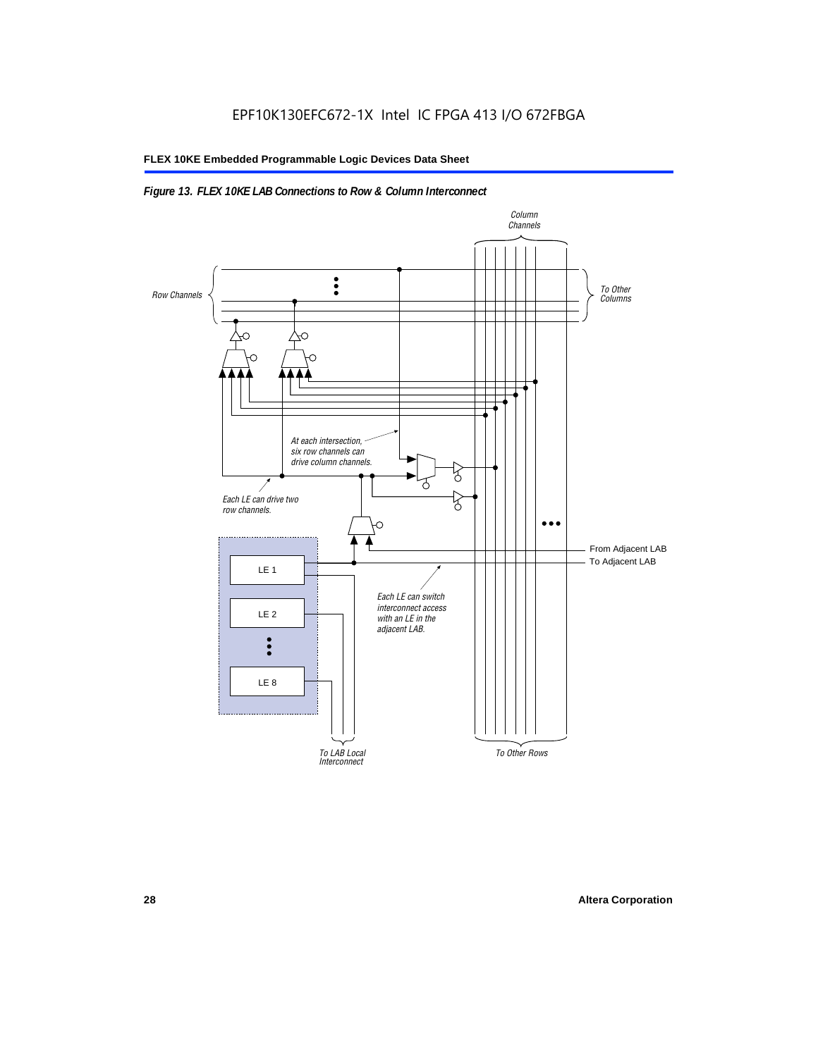*Figure 13. FLEX 10KE LAB Connections to Row & Column Interconnect*

Column Channels

Row Channels

To Other Columns

At each intersection, six row channels can drive column channels.

Each LE can drive two row channels.

From Adjacent LAB

To Adjacent LAB

LE 1

LE 2

LE 8

Each LE can switch interconnect access with an LE in the adjacent LAB.

To LAB Local Interconnect

To Other Rows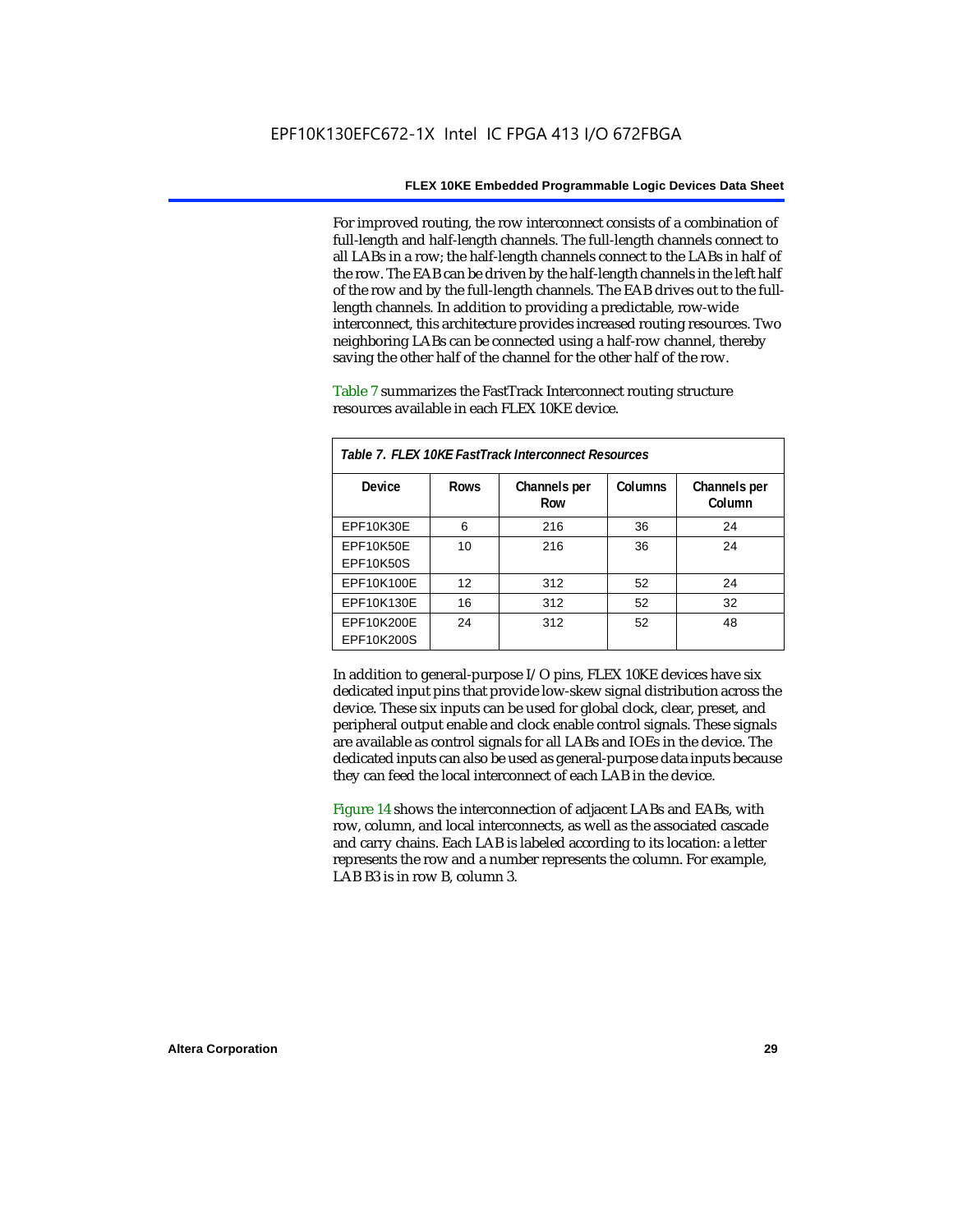For improved routing, the row interconnect consists of a combination of full-length and half-length channels. The full-length channels connect to all LABs in a row; the half-length channels connect to the LABs in half of the row. The EAB can be driven by the half-length channels in the left half of the row and by the full-length channels. The EAB drives out to the full-length channels. In addition to providing a predictable, row-wide interconnect, this architecture provides increased routing resources. Two neighboring LABs can be connected using a half-row channel, thereby saving the other half of the channel for the other half of the row.

Table 7 summarizes the FastTrack Interconnect routing structure resources available in each FLEX 10KE device.

*Table 7. FLEX 10KE FastTrack Interconnect Resources*

| Device | Rows | Channels per Row | Columns | Channels per Column |
|---|---|---|---|---|
| EPF10K30E | 6 | 216 | 36 | 24 |
| EPF10K50E<br>EPF10K50S | 10 | 216 | 36 | 24 |
| EPF10K100E | 12 | 312 | 52 | 24 |
| EPF10K130E | 16 | 312 | 52 | 32 |
| EPF10K200E<br>EPF10K200S | 24 | 312 | 52 | 48 |

In addition to general-purpose I/O pins, FLEX 10KE devices have six dedicated input pins that provide low-skew signal distribution across the device. These six inputs can be used for global clock, clear, preset, and peripheral output enable and clock enable control signals. These signals are available as control signals for all LABs and IOEs in the device. The dedicated inputs can also be used as general-purpose data inputs because they can feed the local interconnect of each LAB in the device.

Figure 14 shows the interconnection of adjacent LABs and EABs, with row, column, and local interconnects, as well as the associated cascade and carry chains. Each LAB is labeled according to its location: a letter represents the row and a number represents the column. For example, LAB B3 is in row B, column 3.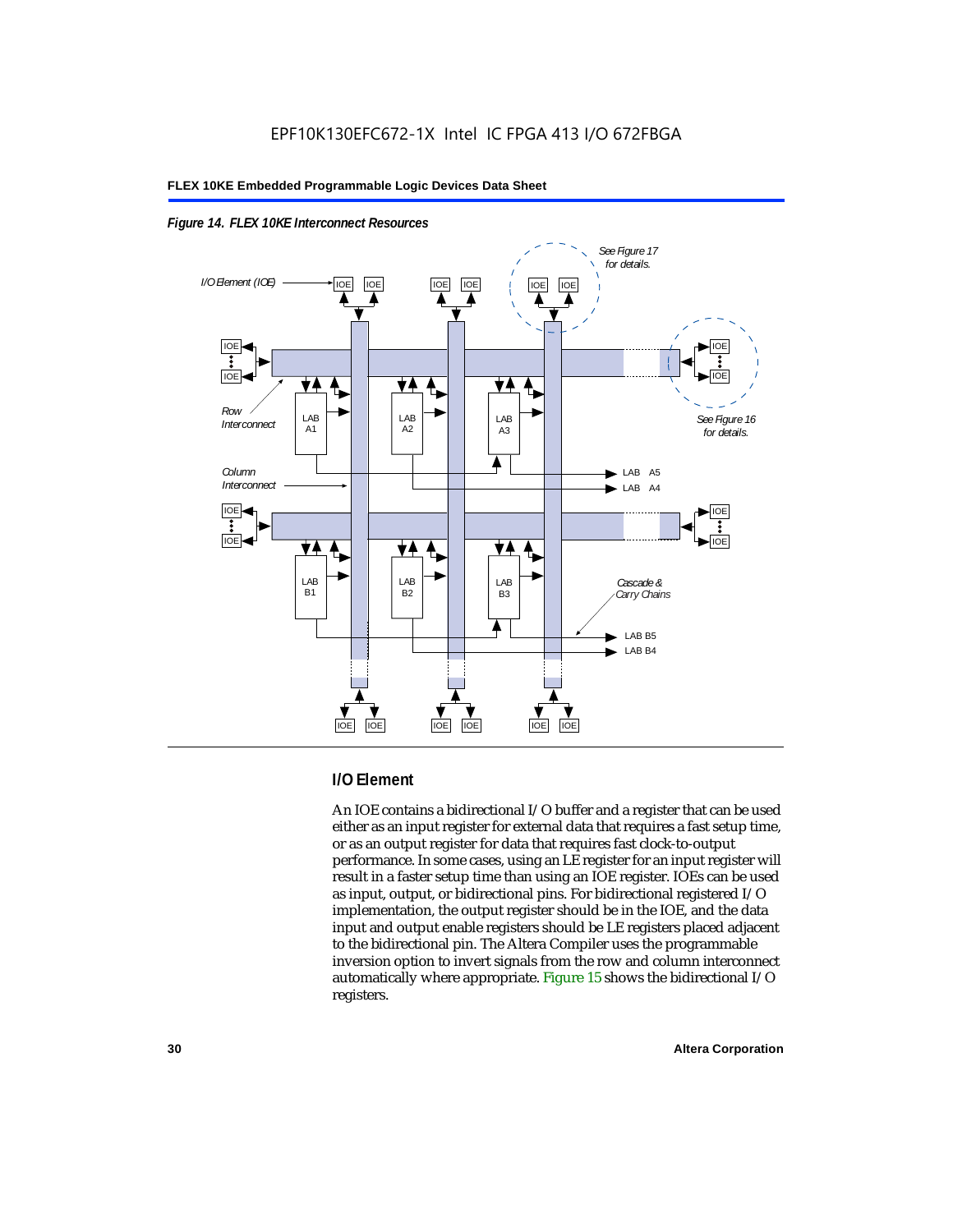*Figure 14. FLEX 10KE Interconnect Resources*

## I/O Element

An IOE contains a bidirectional I/O buffer and a register that can be used either as an input register for external data that requires a fast setup time, or as an output register for data that requires fast clock-to-output performance. In some cases, using an LE register for an input register will result in a faster setup time than using an IOE register. IOEs can be used as input, output, or bidirectional pins. For bidirectional registered I/O implementation, the output register should be in the IOE, and the data input and output enable registers should be LE registers placed adjacent to the bidirectional pin. The Altera Compiler uses the programmable inversion option to invert signals from the row and column interconnect automatically where appropriate. Figure 15 shows the bidirectional I/O registers.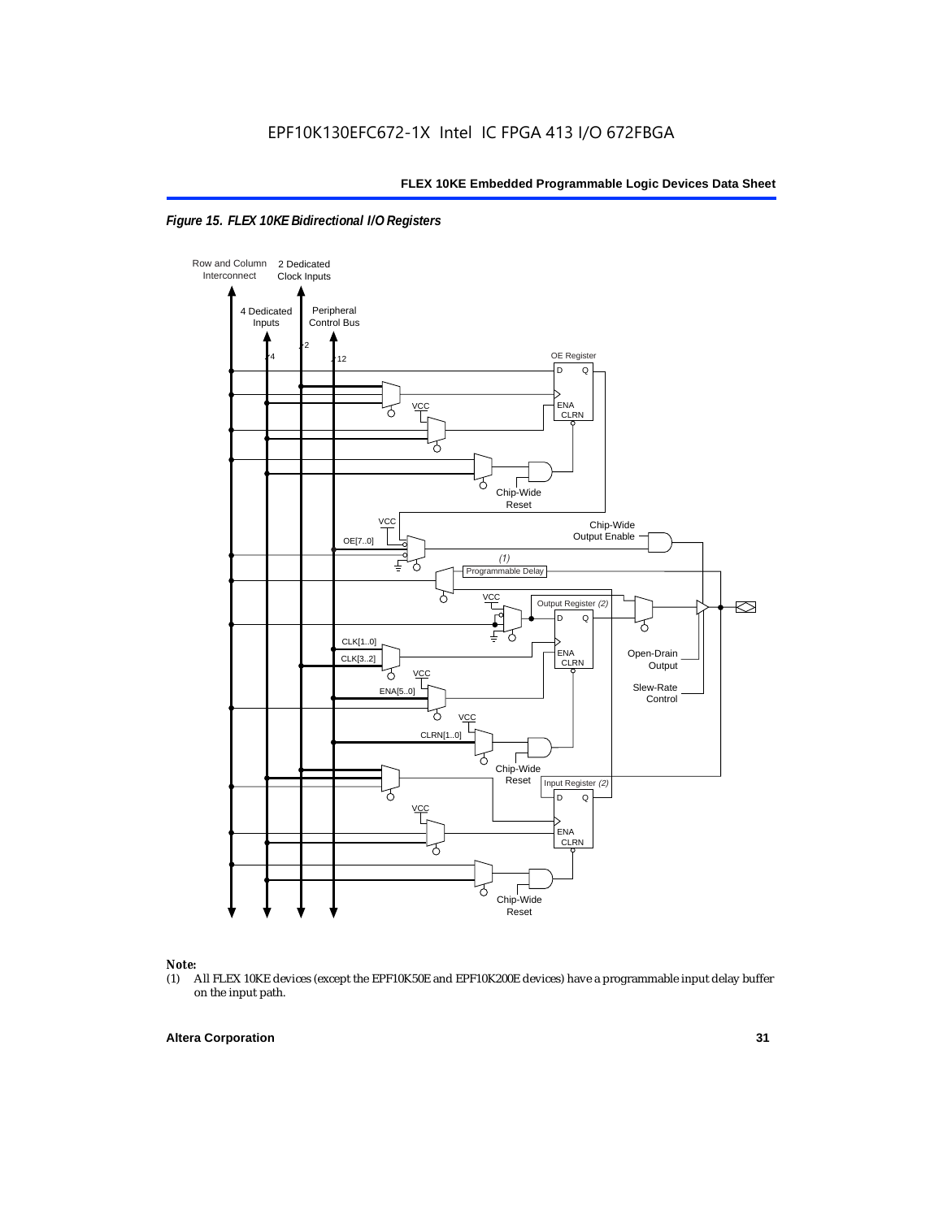*Figure 15. FLEX 10KE Bidirectional I/O Registers*

**Note:**

(1) All FLEX 10KE devices (except the EPF10K50E and EPF10K200E devices) have a programmable input delay buffer on the input path.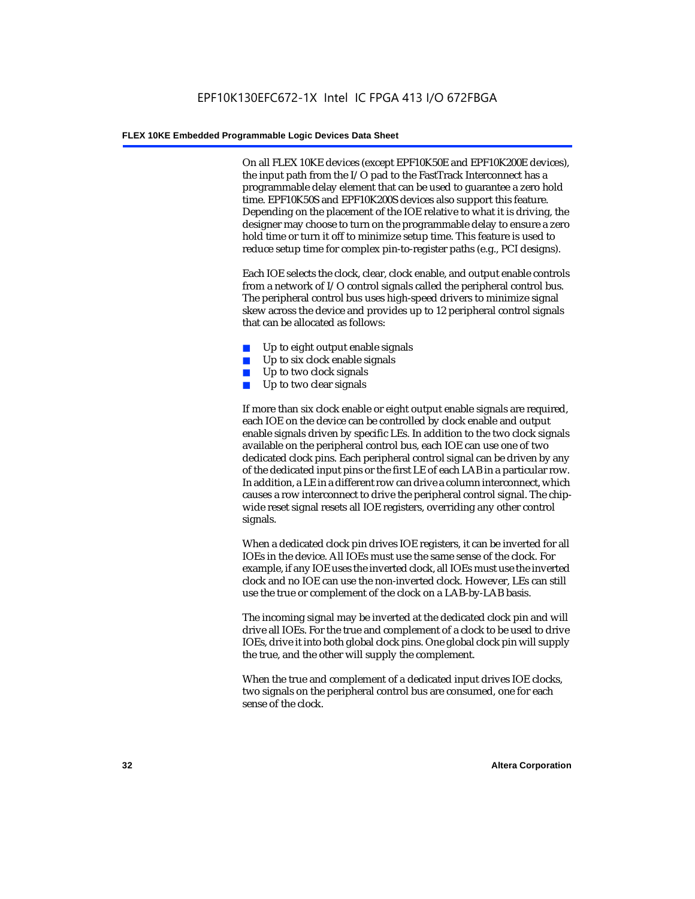On all FLEX 10KE devices (except EPF10K50E and EPF10K200E devices), the input path from the I/O pad to the FastTrack Interconnect has a programmable delay element that can be used to guarantee a zero hold time. EPF10K50S and EPF10K200S devices also support this feature. Depending on the placement of the IOE relative to what it is driving, the designer may choose to turn on the programmable delay to ensure a zero hold time or turn it off to minimize setup time. This feature is used to reduce setup time for complex pin-to-register paths (e.g., PCI designs).

Each IOE selects the clock, clear, clock enable, and output enable controls from a network of I/O control signals called the peripheral control bus. The peripheral control bus uses high-speed drivers to minimize signal skew across the device and provides up to 12 peripheral control signals that can be allocated as follows:

- Up to eight output enable signals
- Up to six clock enable signals
- Up to two clock signals
- Up to two clear signals

If more than six clock enable or eight output enable signals are required, each IOE on the device can be controlled by clock enable and output enable signals driven by specific LEs. In addition to the two clock signals available on the peripheral control bus, each IOE can use one of two dedicated clock pins. Each peripheral control signal can be driven by any of the dedicated input pins or the first LE of each LAB in a particular row. In addition, a LE in a different row can drive a column interconnect, which causes a row interconnect to drive the peripheral control signal. The chip-wide reset signal resets all IOE registers, overriding any other control signals.

When a dedicated clock pin drives IOE registers, it can be inverted for all IOEs in the device. All IOEs must use the same sense of the clock. For example, if any IOE uses the inverted clock, all IOEs must use the inverted clock and no IOE can use the non-inverted clock. However, LEs can still use the true or complement of the clock on a LAB-by-LAB basis.

The incoming signal may be inverted at the dedicated clock pin and will drive all IOEs. For the true and complement of a clock to be used to drive IOEs, drive it into both global clock pins. One global clock pin will supply the true, and the other will supply the complement.

When the true and complement of a dedicated input drives IOE clocks, two signals on the peripheral control bus are consumed, one for each sense of the clock.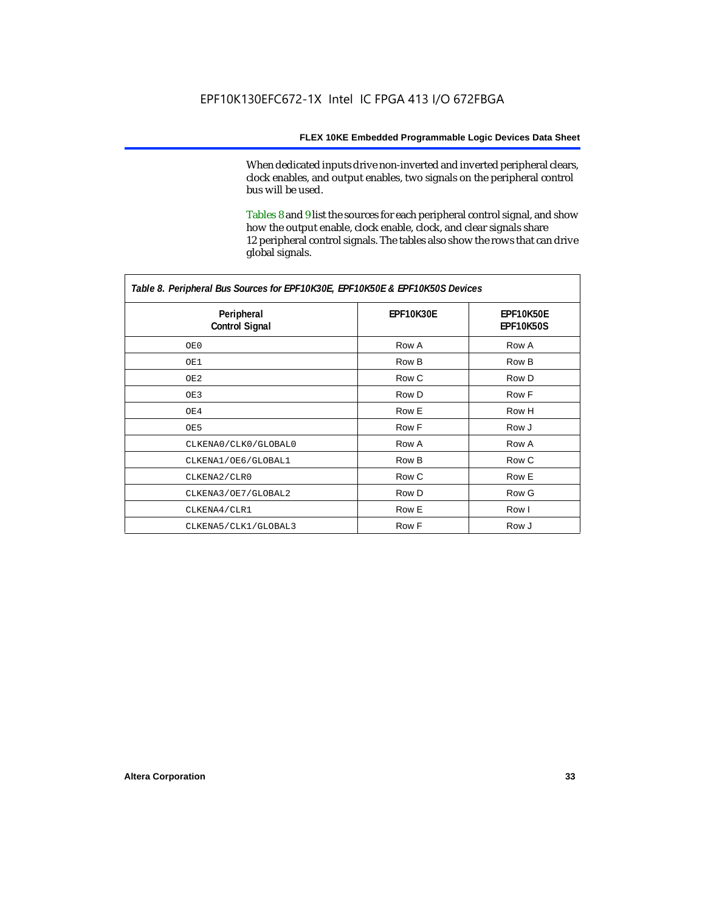When dedicated inputs drive non-inverted and inverted peripheral clears, clock enables, and output enables, two signals on the peripheral control bus will be used.

Tables 8 and 9 list the sources for each peripheral control signal, and show how the output enable, clock enable, clock, and clear signals share 12 peripheral control signals. The tables also show the rows that can drive global signals.

*Table 8. Peripheral Bus Sources for EPF10K30E, EPF10K50E & EPF10K50S Devices*

| Peripheral Control Signal | EPF10K30E | EPF10K50E EPF10K50S |
|---|---|---|
| OE0 | Row A | Row A |
| OE1 | Row B | Row B |
| OE2 | Row C | Row D |
| OE3 | Row D | Row F |
| OE4 | Row E | Row H |
| OE5 | Row F | Row J |
| CLKENA0/CLK0/GLOBAL0 | Row A | Row A |
| CLKENA1/OE6/GLOBAL1 | Row B | Row C |
| CLKENA2/CLR0 | Row C | Row E |
| CLKENA3/OE7/GLOBAL2 | Row D | Row G |
| CLKENA4/CLR1 | Row E | Row I |
| CLKENA5/CLK1/GLOBAL3 | Row F | Row J |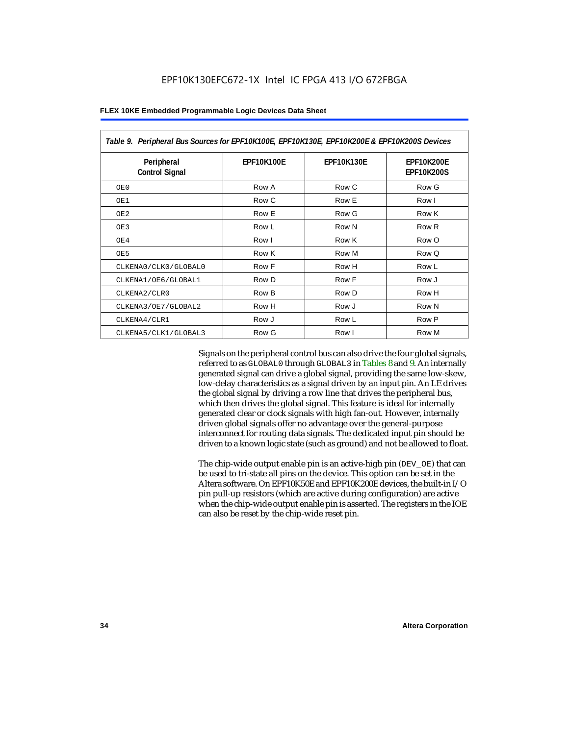*Table 9. Peripheral Bus Sources for EPF10K100E, EPF10K130E, EPF10K200E & EPF10K200S Devices*

| Peripheral Control Signal | EPF10K100E | EPF10K130E | EPF10K200E EPF10K200S |
|---|---|---|---|
| OE0 | Row A | Row C | Row G |
| OE1 | Row C | Row E | Row I |
| OE2 | Row E | Row G | Row K |
| OE3 | Row L | Row N | Row R |
| OE4 | Row I | Row K | Row O |
| OE5 | Row K | Row M | Row Q |
| CLKENA0/CLK0/GLOBAL0 | Row F | Row H | Row L |
| CLKENA1/OE6/GLOBAL1 | Row D | Row F | Row J |
| CLKENA2/CLR0 | Row B | Row D | Row H |
| CLKENA3/OE7/GLOBAL2 | Row H | Row J | Row N |
| CLKENA4/CLR1 | Row J | Row L | Row P |
| CLKENA5/CLK1/GLOBAL3 | Row G | Row I | Row M |

Signals on the peripheral control bus can also drive the four global signals, referred to as GLOBAL0 through GLOBAL3 in Tables 8 and 9. An internally generated signal can drive a global signal, providing the same low-skew, low-delay characteristics as a signal driven by an input pin. An LE drives the global signal by driving a row line that drives the peripheral bus, which then drives the global signal. This feature is ideal for internally generated clear or clock signals with high fan-out. However, internally driven global signals offer no advantage over the general-purpose interconnect for routing data signals. The dedicated input pin should be driven to a known logic state (such as ground) and not be allowed to float.

The chip-wide output enable pin is an active-high pin (DEV_OE) that can be used to tri-state all pins on the device. This option can be set in the Altera software. On EPF10K50E and EPF10K200E devices, the built-in I/O pin pull-up resistors (which are active during configuration) are active when the chip-wide output enable pin is asserted. The registers in the IOE can also be reset by the chip-wide reset pin.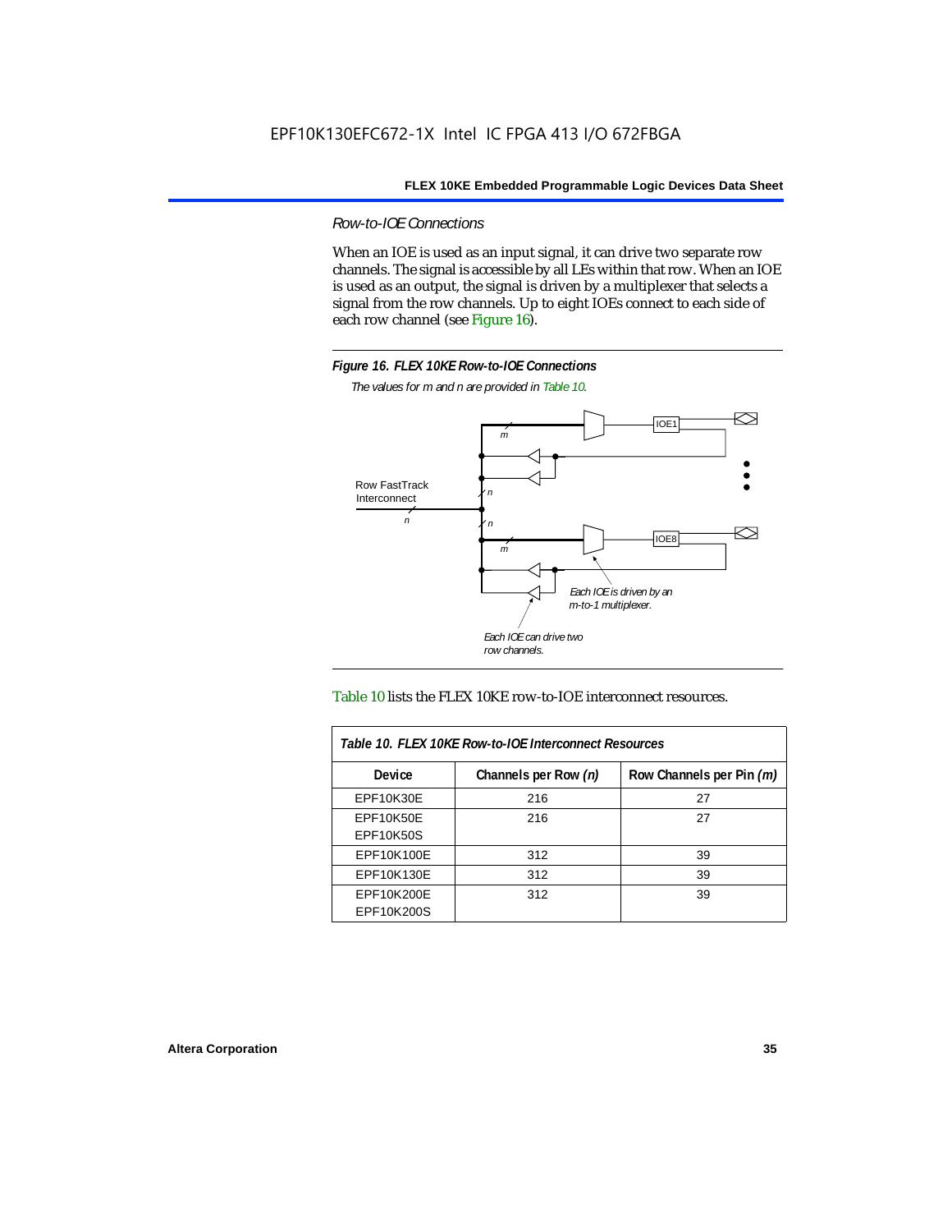### *Row-to-IOE Connections*

When an IOE is used as an input signal, it can drive two separate row channels. The signal is accessible by all LEs within that row. When an IOE is used as an output, the signal is driven by a multiplexer that selects a signal from the row channels. Up to eight IOEs connect to each side of each row channel (see Figure 16).

***Figure 16. FLEX 10KE Row-to-IOE Connections***

*The values for m and n are provided in Table 10.*

Table 10 lists the FLEX 10KE row-to-IOE interconnect resources.

| *Table 10. FLEX 10KE Row-to-IOE Interconnect Resources* | | |
|---|---|---|
| **Device** | **Channels per Row *(n)*** | **Row Channels per Pin *(m)*** |
| EPF10K30E | 216 | 27 |
| EPF10K50E<br>EPF10K50S | 216 | 27 |
| EPF10K100E | 312 | 39 |
| EPF10K130E | 312 | 39 |
| EPF10K200E<br>EPF10K200S | 312 | 39 |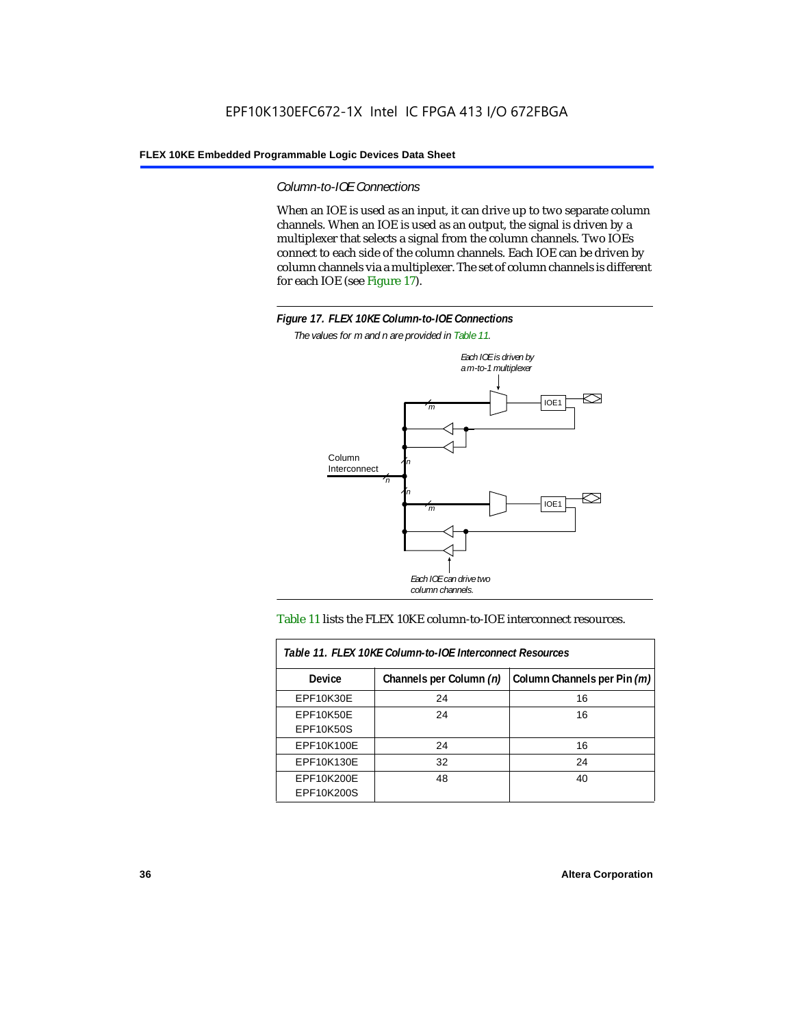### *Column-to-IOE Connections*

When an IOE is used as an input, it can drive up to two separate column channels. When an IOE is used as an output, the signal is driven by a multiplexer that selects a signal from the column channels. Two IOEs connect to each side of the column channels. Each IOE can be driven by column channels via a multiplexer. The set of column channels is different for each IOE (see Figure 17).

***Figure 17. FLEX 10KE Column-to-IOE Connections***

*The values for m and n are provided in Table 11.*

Table 11 lists the FLEX 10KE column-to-IOE interconnect resources.

| *Table 11. FLEX 10KE Column-to-IOE Interconnect Resources* | | |
|---|---|---|
| **Device** | **Channels per Column *(n)*** | **Column Channels per Pin *(m)*** |
| EPF10K30E | 24 | 16 |
| EPF10K50E<br>EPF10K50S | 24 | 16 |
| EPF10K100E | 24 | 16 |
| EPF10K130E | 32 | 24 |
| EPF10K200E<br>EPF10K200S | 48 | 40 |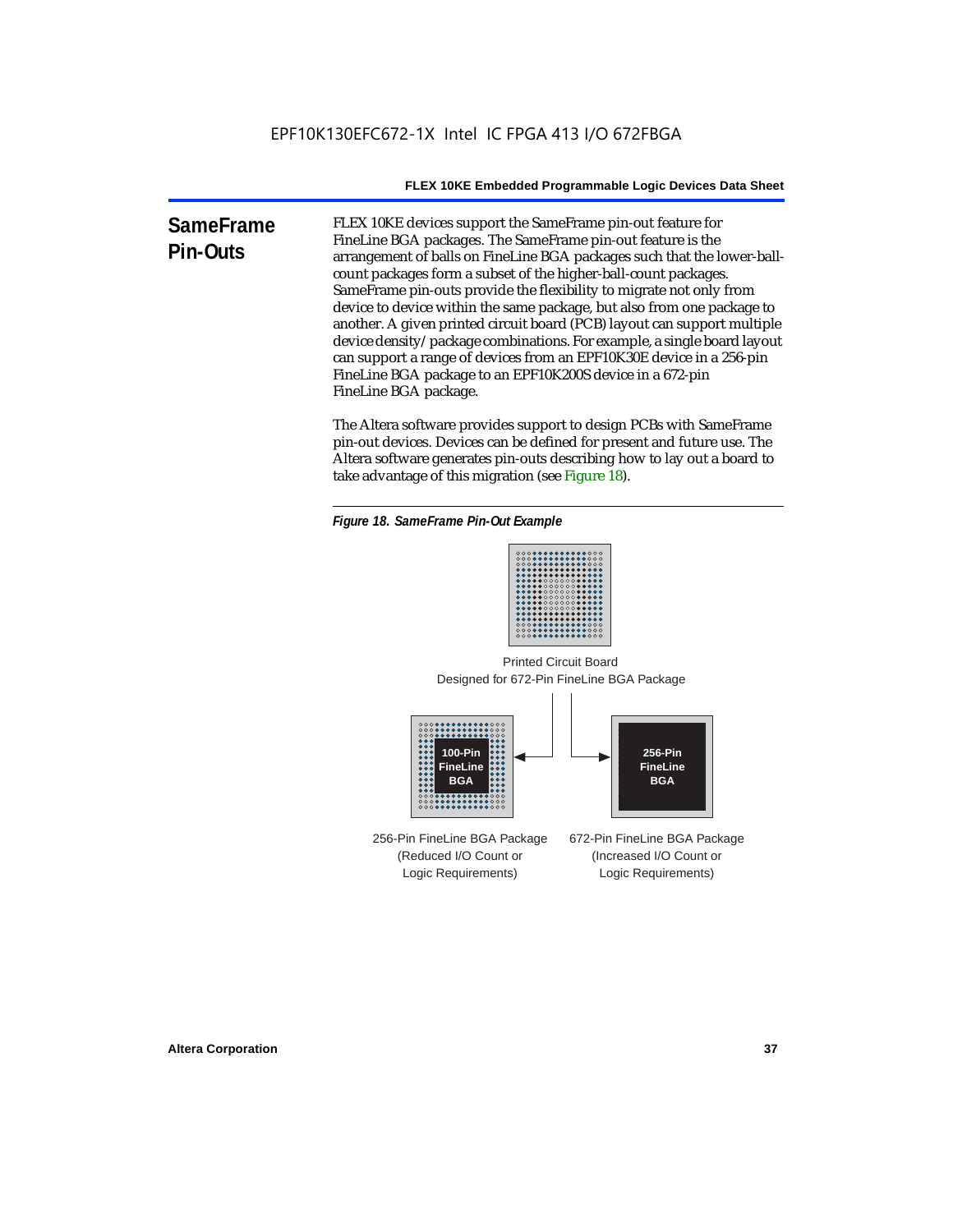## SameFrame Pin-Outs

FLEX 10KE devices support the SameFrame pin-out feature for FineLine BGA packages. The SameFrame pin-out feature is the arrangement of balls on FineLine BGA packages such that the lower-ball-count packages form a subset of the higher-ball-count packages. SameFrame pin-outs provide the flexibility to migrate not only from device to device within the same package, but also from one package to another. A given printed circuit board (PCB) layout can support multiple device density/package combinations. For example, a single board layout can support a range of devices from an EPF10K30E device in a 256-pin FineLine BGA package to an EPF10K200S device in a 672-pin FineLine BGA package.

The Altera software provides support to design PCBs with SameFrame pin-out devices. Devices can be defined for present and future use. The Altera software generates pin-outs describing how to lay out a board to take advantage of this migration (see Figure 18).

*Figure 18. SameFrame Pin-Out Example*

Printed Circuit Board Designed for 672-Pin FineLine BGA Package

100-Pin FineLine BGA

256-Pin FineLine BGA

256-Pin FineLine BGA Package (Reduced I/O Count or Logic Requirements)

672-Pin FineLine BGA Package (Increased I/O Count or Logic Requirements)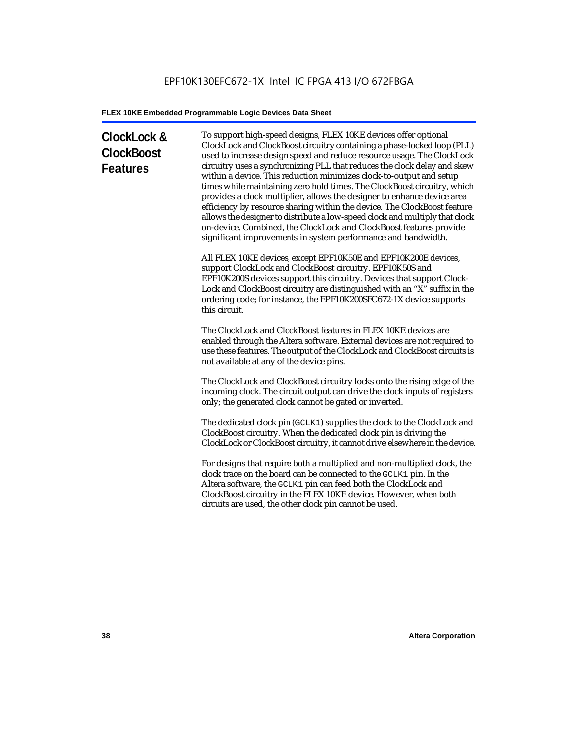## ClockLock & ClockBoost Features

To support high-speed designs, FLEX 10KE devices offer optional ClockLock and ClockBoost circuitry containing a phase-locked loop (PLL) used to increase design speed and reduce resource usage. The ClockLock circuitry uses a synchronizing PLL that reduces the clock delay and skew within a device. This reduction minimizes clock-to-output and setup times while maintaining zero hold times. The ClockBoost circuitry, which provides a clock multiplier, allows the designer to enhance device area efficiency by resource sharing within the device. The ClockBoost feature allows the designer to distribute a low-speed clock and multiply that clock on-device. Combined, the ClockLock and ClockBoost features provide significant improvements in system performance and bandwidth.

All FLEX 10KE devices, except EPF10K50E and EPF10K200E devices, support ClockLock and ClockBoost circuitry. EPF10K50S and EPF10K200S devices support this circuitry. Devices that support Clock-Lock and ClockBoost circuitry are distinguished with an "X" suffix in the ordering code; for instance, the EPF10K200SFC672-1X device supports this circuit.

The ClockLock and ClockBoost features in FLEX 10KE devices are enabled through the Altera software. External devices are not required to use these features. The output of the ClockLock and ClockBoost circuits is not available at any of the device pins.

The ClockLock and ClockBoost circuitry locks onto the rising edge of the incoming clock. The circuit output can drive the clock inputs of registers only; the generated clock cannot be gated or inverted.

The dedicated clock pin (`GCLK1`) supplies the clock to the ClockLock and ClockBoost circuitry. When the dedicated clock pin is driving the ClockLock or ClockBoost circuitry, it cannot drive elsewhere in the device.

For designs that require both a multiplied and non-multiplied clock, the clock trace on the board can be connected to the `GCLK1` pin. In the Altera software, the `GCLK1` pin can feed both the ClockLock and ClockBoost circuitry in the FLEX 10KE device. However, when both circuits are used, the other clock pin cannot be used.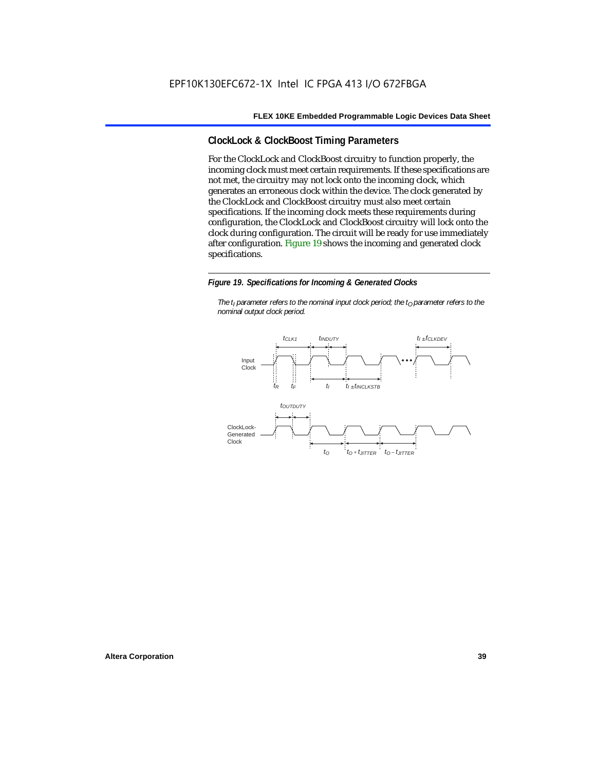## ClockLock & ClockBoost Timing Parameters

For the ClockLock and ClockBoost circuitry to function properly, the incoming clock must meet certain requirements. If these specifications are not met, the circuitry may not lock onto the incoming clock, which generates an erroneous clock within the device. The clock generated by the ClockLock and ClockBoost circuitry must also meet certain specifications. If the incoming clock meets these requirements during configuration, the ClockLock and ClockBoost circuitry will lock onto the clock during configuration. The circuit will be ready for use immediately after configuration. Figure 19 shows the incoming and generated clock specifications.

***Figure 19. Specifications for Incoming & Generated Clocks***

*The $t_I$ parameter refers to the nominal input clock period; the $t_O$ parameter refers to the nominal output clock period.*

Input Clock: $t_{CLK1}$, $t_{INDUTY}$, $t_I \pm f_{CLKDEV}$, $t_R$, $t_F$, $t_I$, $t_I \pm t_{INCLKSTB}$

ClockLock-Generated Clock: $t_{OUTDUTY}$, $t_O$, $t_O + t_{JITTER}$, $t_O - t_{JITTER}$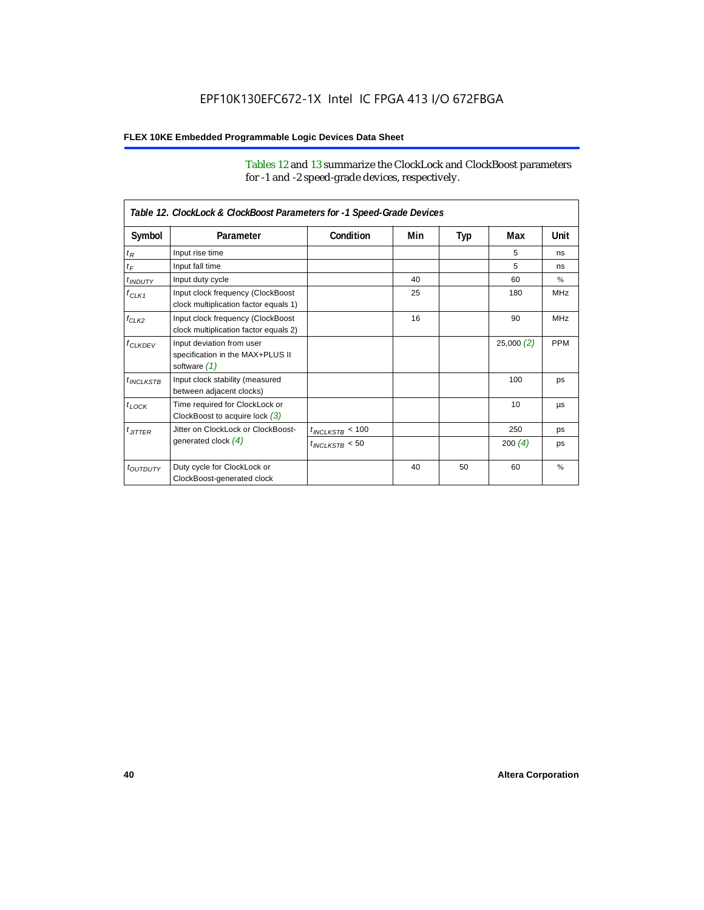Tables 12 and 13 summarize the ClockLock and ClockBoost parameters for -1 and -2 speed-grade devices, respectively.

| Table 12. ClockLock & ClockBoost Parameters for -1 Speed-Grade Devices | | | | | | |
|---|---|---|---|---|---|---|
| **Symbol** | **Parameter** | **Condition** | **Min** | **Typ** | **Max** | **Unit** |
| $t_R$ | Input rise time | | | | 5 | ns |
| $t_F$ | Input fall time | | | | 5 | ns |
| $t_{INDUTY}$ | Input duty cycle | | 40 | | 60 | % |
| $f_{CLK1}$ | Input clock frequency (ClockBoost clock multiplication factor equals 1) | | 25 | | 180 | MHz |
| $f_{CLK2}$ | Input clock frequency (ClockBoost clock multiplication factor equals 2) | | 16 | | 90 | MHz |
| $f_{CLKDEV}$ | Input deviation from user specification in the MAX+PLUS II software *(1)* | | | | 25,000 *(2)* | PPM |
| $t_{INCLKSTB}$ | Input clock stability (measured between adjacent clocks) | | | | 100 | ps |
| $t_{LOCK}$ | Time required for ClockLock or ClockBoost to acquire lock *(3)* | | | | 10 | µs |
| $t_{JITTER}$ | Jitter on ClockLock or ClockBoost-generated clock *(4)* | $t_{INCLKSTB}$ < 100 | | | 250 | ps |
| | | $t_{INCLKSTB}$ < 50 | | | 200 *(4)* | ps |
| $t_{OUTDUTY}$ | Duty cycle for ClockLock or ClockBoost-generated clock | | 40 | 50 | 60 | % |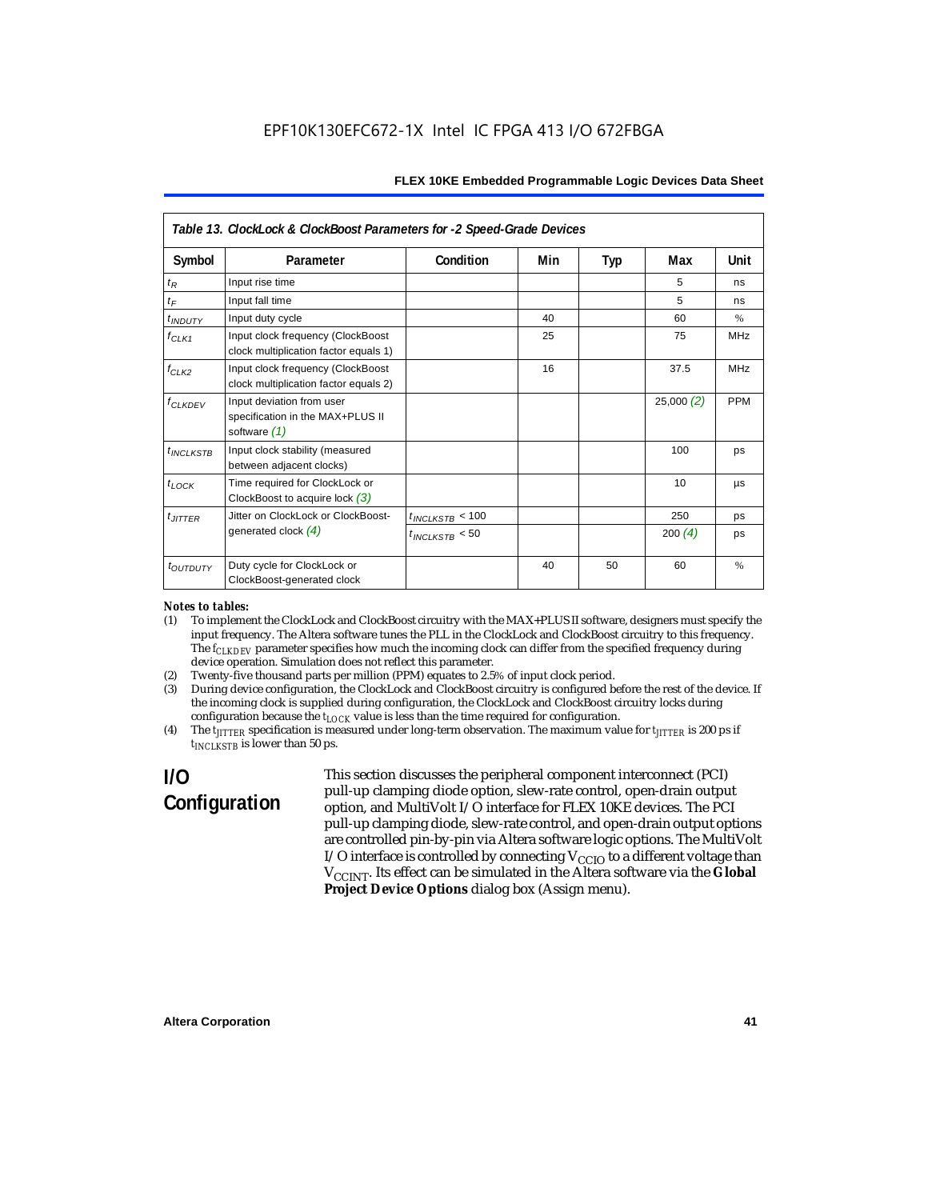*Table 13. ClockLock & ClockBoost Parameters for -2 Speed-Grade Devices*

| Symbol | Parameter | Condition | Min | Typ | Max | Unit |
|---|---|---|---|---|---|---|
| $t_R$ | Input rise time | | | | 5 | ns |
| $t_F$ | Input fall time | | | | 5 | ns |
| $t_{INDUTY}$ | Input duty cycle | | 40 | | 60 | % |
| $f_{CLK1}$ | Input clock frequency (ClockBoost clock multiplication factor equals 1) | | 25 | | 75 | MHz |
| $f_{CLK2}$ | Input clock frequency (ClockBoost clock multiplication factor equals 2) | | 16 | | 37.5 | MHz |
| $f_{CLKDEV}$ | Input deviation from user specification in the MAX+PLUS II software *(1)* | | | | 25,000 *(2)* | PPM |
| $t_{INCLKSTB}$ | Input clock stability (measured between adjacent clocks) | | | | 100 | ps |
| $t_{LOCK}$ | Time required for ClockLock or ClockBoost to acquire lock *(3)* | | | | 10 | µs |
| $t_{JITTER}$ | Jitter on ClockLock or ClockBoost-generated clock *(4)* | $t_{INCLKSTB}$ < 100 | | | 250 | ps |
| | | $t_{INCLKSTB}$ < 50 | | | 200 *(4)* | ps |
| $t_{OUTDUTY}$ | Duty cycle for ClockLock or ClockBoost-generated clock | | 40 | 50 | 60 | % |

*Notes to tables:*

(1) To implement the ClockLock and ClockBoost circuitry with the MAX+PLUS II software, designers must specify the input frequency. The Altera software tunes the PLL in the ClockLock and ClockBoost circuitry to this frequency. The $f_{CLKDEV}$ parameter specifies how much the incoming clock can differ from the specified frequency during device operation. Simulation does not reflect this parameter.

(2) Twenty-five thousand parts per million (PPM) equates to 2.5% of input clock period.

(3) During device configuration, the ClockLock and ClockBoost circuitry is configured before the rest of the device. If the incoming clock is supplied during configuration, the ClockLock and ClockBoost circuitry locks during configuration because the $t_{LOCK}$ value is less than the time required for configuration.

(4) The $t_{JITTER}$ specification is measured under long-term observation. The maximum value for $t_{JITTER}$ is 200 ps if $t_{INCLKSTB}$ is lower than 50 ps.

## I/O Configuration

This section discusses the peripheral component interconnect (PCI) pull-up clamping diode option, slew-rate control, open-drain output option, and MultiVolt I/O interface for FLEX 10KE devices. The PCI pull-up clamping diode, slew-rate control, and open-drain output options are controlled pin-by-pin via Altera software logic options. The MultiVolt I/O interface is controlled by connecting $V_{CCIO}$ to a different voltage than $V_{CCINT}$. Its effect can be simulated in the Altera software via the **Global Project Device Options** dialog box (Assign menu).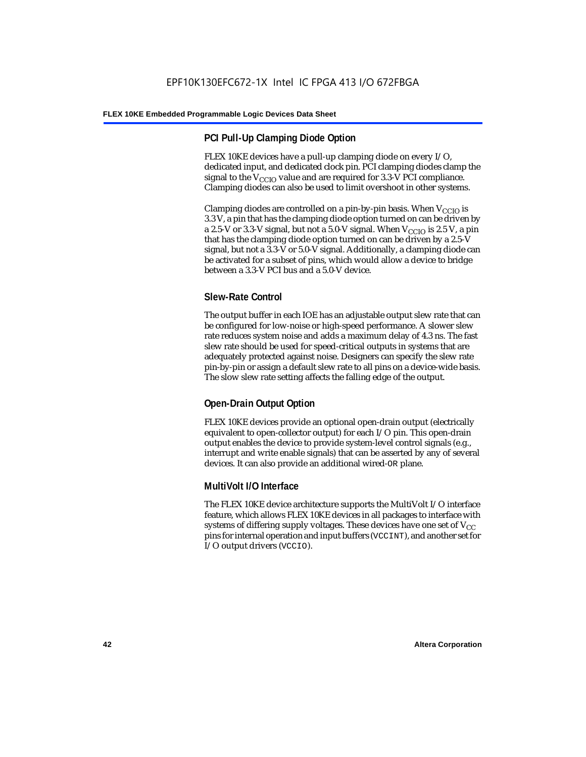## PCI Pull-Up Clamping Diode Option

FLEX 10KE devices have a pull-up clamping diode on every I/O, dedicated input, and dedicated clock pin. PCI clamping diodes clamp the signal to the $V_{CCIO}$ value and are required for 3.3-V PCI compliance. Clamping diodes can also be used to limit overshoot in other systems.

Clamping diodes are controlled on a pin-by-pin basis. When $V_{CCIO}$ is 3.3 V, a pin that has the clamping diode option turned on can be driven by a 2.5-V or 3.3-V signal, but not a 5.0-V signal. When $V_{CCIO}$ is 2.5 V, a pin that has the clamping diode option turned on can be driven by a 2.5-V signal, but not a 3.3-V or 5.0-V signal. Additionally, a clamping diode can be activated for a subset of pins, which would allow a device to bridge between a 3.3-V PCI bus and a 5.0-V device.

## Slew-Rate Control

The output buffer in each IOE has an adjustable output slew rate that can be configured for low-noise or high-speed performance. A slower slew rate reduces system noise and adds a maximum delay of 4.3 ns. The fast slew rate should be used for speed-critical outputs in systems that are adequately protected against noise. Designers can specify the slew rate pin-by-pin or assign a default slew rate to all pins on a device-wide basis. The slow slew rate setting affects the falling edge of the output.

## Open-Drain Output Option

FLEX 10KE devices provide an optional open-drain output (electrically equivalent to open-collector output) for each I/O pin. This open-drain output enables the device to provide system-level control signals (e.g., interrupt and write enable signals) that can be asserted by any of several devices. It can also provide an additional wired-`OR` plane.

## MultiVolt I/O Interface

The FLEX 10KE device architecture supports the MultiVolt I/O interface feature, which allows FLEX 10KE devices in all packages to interface with systems of differing supply voltages. These devices have one set of $V_{CC}$ pins for internal operation and input buffers (`VCCINT`), and another set for I/O output drivers (`VCCIO`).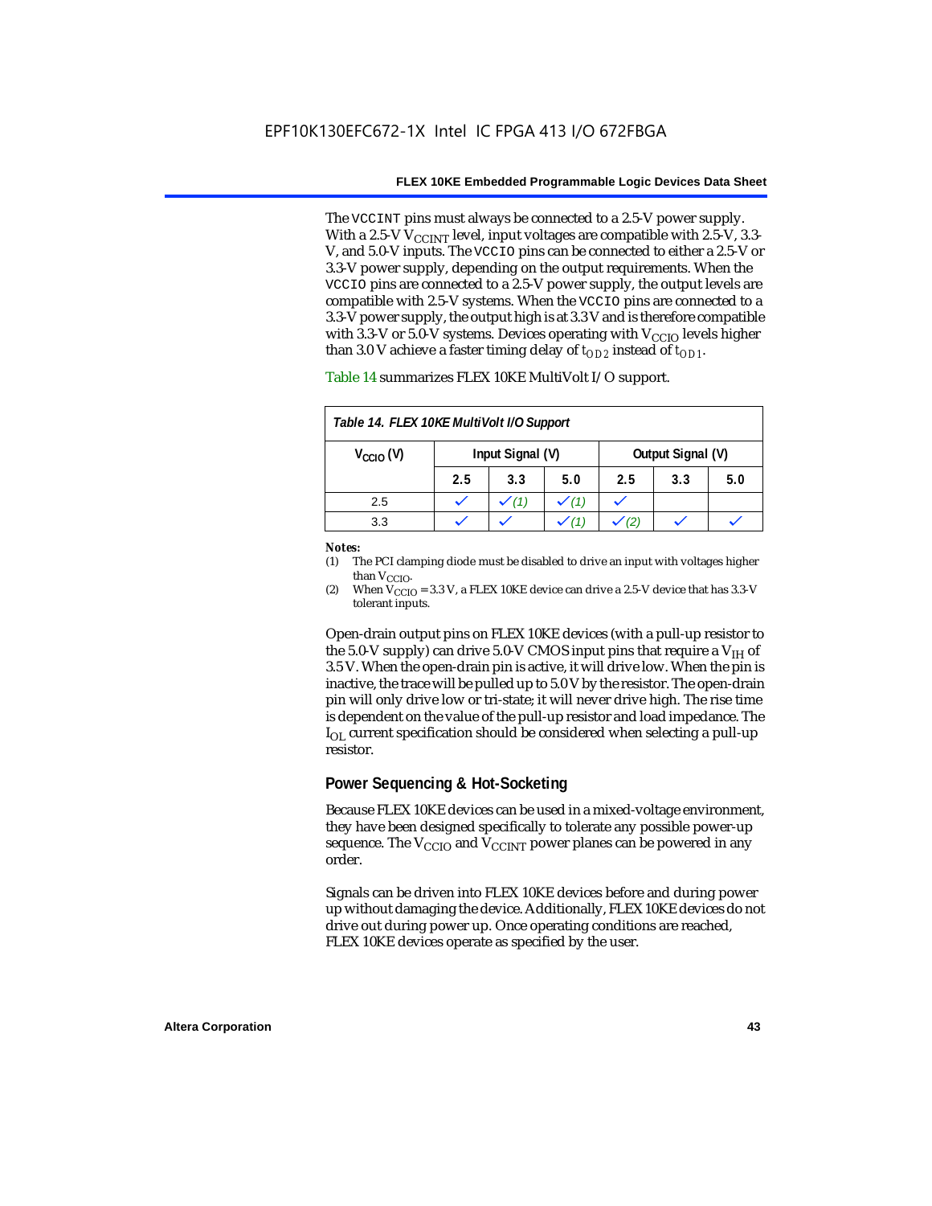The VCCINT pins must always be connected to a 2.5-V power supply. With a 2.5-V $V_{CCINT}$ level, input voltages are compatible with 2.5-V, 3.3-V, and 5.0-V inputs. The VCCIO pins can be connected to either a 2.5-V or 3.3-V power supply, depending on the output requirements. When the VCCIO pins are connected to a 2.5-V power supply, the output levels are compatible with 2.5-V systems. When the VCCIO pins are connected to a 3.3-V power supply, the output high is at 3.3 V and is therefore compatible with 3.3-V or 5.0-V systems. Devices operating with $V_{CCIO}$ levels higher than 3.0 V achieve a faster timing delay of $t_{OD2}$ instead of $t_{OD1}$.

Table 14 summarizes FLEX 10KE MultiVolt I/O support.

*Table 14. FLEX 10KE MultiVolt I/O Support*

| $V_{CCIO}$ (V) | Input Signal (V) | | | Output Signal (V) | | |
|---|---|---|---|---|---|---|
| | 2.5 | 3.3 | 5.0 | 2.5 | 3.3 | 5.0 |
| 2.5 | ✓ | ✓ (1) | ✓ (1) | ✓ | | |
| 3.3 | ✓ | ✓ | ✓ (1) | ✓ (2) | ✓ | ✓ |

**Notes:**

(1) The PCI clamping diode must be disabled to drive an input with voltages higher than $V_{CCIO}$.

(2) When $V_{CCIO}$ = 3.3 V, a FLEX 10KE device can drive a 2.5-V device that has 3.3-V tolerant inputs.

Open-drain output pins on FLEX 10KE devices (with a pull-up resistor to the 5.0-V supply) can drive 5.0-V CMOS input pins that require a $V_{IH}$ of 3.5 V. When the open-drain pin is active, it will drive low. When the pin is inactive, the trace will be pulled up to 5.0 V by the resistor. The open-drain pin will only drive low or tri-state; it will never drive high. The rise time is dependent on the value of the pull-up resistor and load impedance. The $I_{OL}$ current specification should be considered when selecting a pull-up resistor.

## Power Sequencing & Hot-Socketing

Because FLEX 10KE devices can be used in a mixed-voltage environment, they have been designed specifically to tolerate any possible power-up sequence. The $V_{CCIO}$ and $V_{CCINT}$ power planes can be powered in any order.

Signals can be driven into FLEX 10KE devices before and during power up without damaging the device. Additionally, FLEX 10KE devices do not drive out during power up. Once operating conditions are reached, FLEX 10KE devices operate as specified by the user.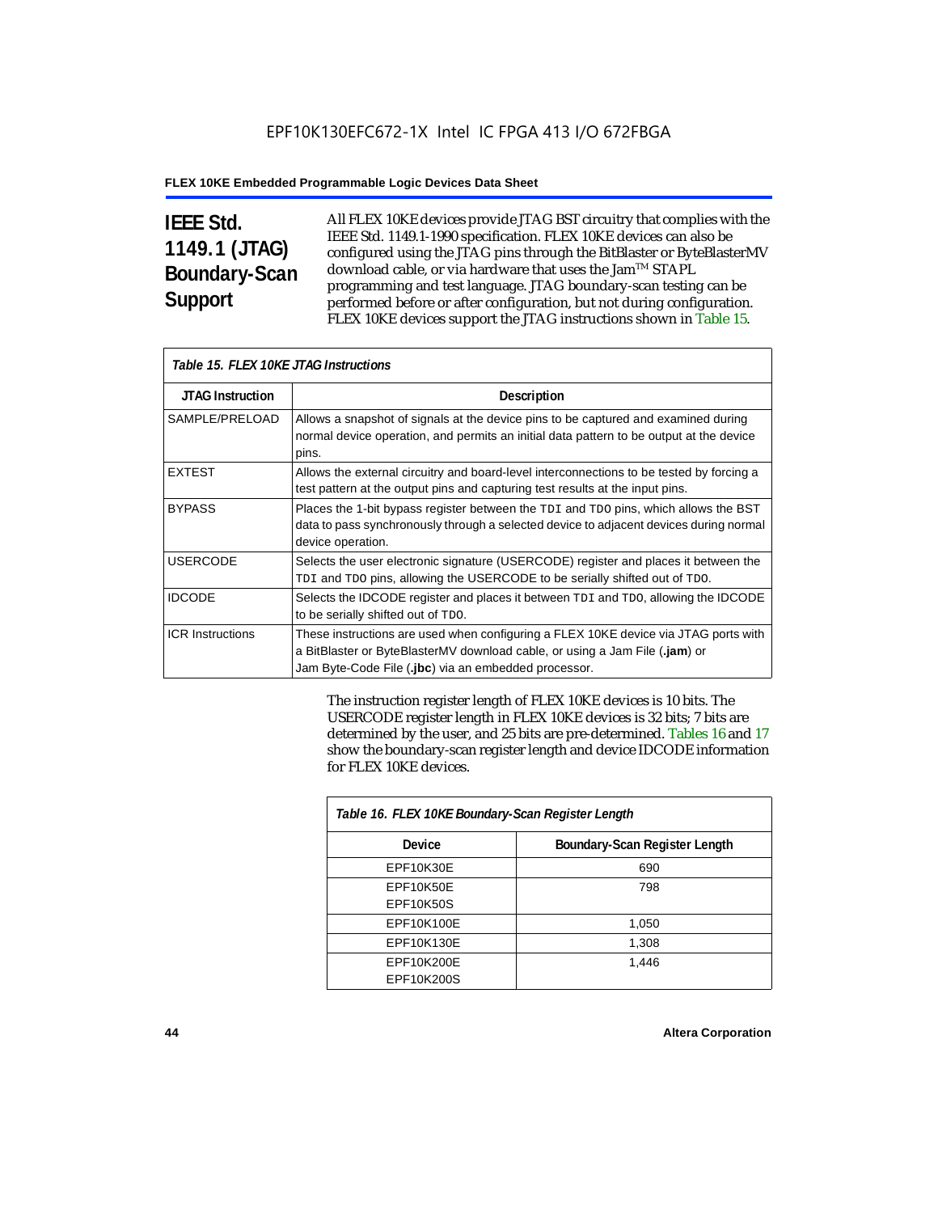## IEEE Std. 1149.1 (JTAG) Boundary-Scan Support

All FLEX 10KE devices provide JTAG BST circuitry that complies with the IEEE Std. 1149.1-1990 specification. FLEX 10KE devices can also be configured using the JTAG pins through the BitBlaster or ByteBlasterMV download cable, or via hardware that uses the Jam™ STAPL programming and test language. JTAG boundary-scan testing can be performed before or after configuration, but not during configuration. FLEX 10KE devices support the JTAG instructions shown in Table 15.

*Table 15. FLEX 10KE JTAG Instructions*

| JTAG Instruction | Description |
|---|---|
| SAMPLE/PRELOAD | Allows a snapshot of signals at the device pins to be captured and examined during normal device operation, and permits an initial data pattern to be output at the device pins. |
| EXTEST | Allows the external circuitry and board-level interconnections to be tested by forcing a test pattern at the output pins and capturing test results at the input pins. |
| BYPASS | Places the 1-bit bypass register between the `TDI` and `TDO` pins, which allows the BST data to pass synchronously through a selected device to adjacent devices during normal device operation. |
| USERCODE | Selects the user electronic signature (USERCODE) register and places it between the `TDI` and `TDO` pins, allowing the USERCODE to be serially shifted out of `TDO`. |
| IDCODE | Selects the IDCODE register and places it between `TDI` and `TDO`, allowing the IDCODE to be serially shifted out of `TDO`. |
| ICR Instructions | These instructions are used when configuring a FLEX 10KE device via JTAG ports with a BitBlaster or ByteBlasterMV download cable, or using a Jam File (**.jam**) or Jam Byte-Code File (**.jbc**) via an embedded processor. |

The instruction register length of FLEX 10KE devices is 10 bits. The USERCODE register length in FLEX 10KE devices is 32 bits; 7 bits are determined by the user, and 25 bits are pre-determined. Tables 16 and 17 show the boundary-scan register length and device IDCODE information for FLEX 10KE devices.

*Table 16. FLEX 10KE Boundary-Scan Register Length*

| Device | Boundary-Scan Register Length |
|---|---|
| EPF10K30E | 690 |
| EPF10K50E<br>EPF10K50S | 798 |
| EPF10K100E | 1,050 |
| EPF10K130E | 1,308 |
| EPF10K200E<br>EPF10K200S | 1,446 |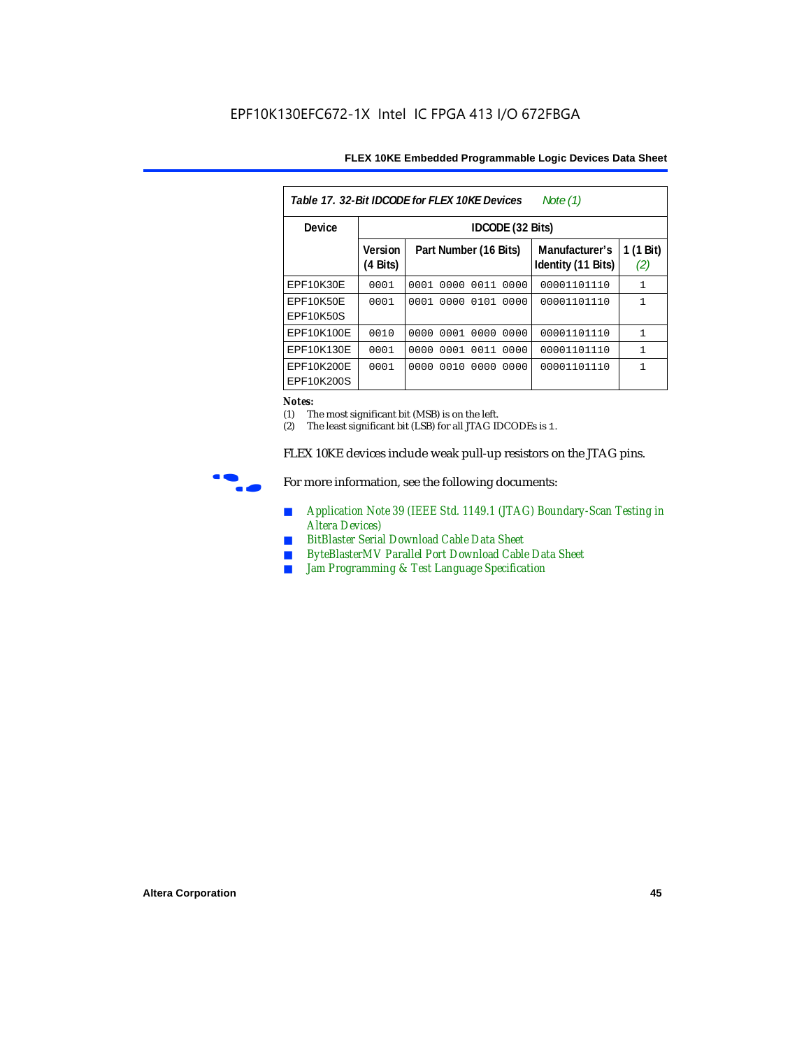**Table 17. 32-Bit IDCODE for FLEX 10KE Devices** *Note (1)*

| Device | IDCODE (32 Bits) | | | |
|---|---|---|---|---|
| | Version (4 Bits) | Part Number (16 Bits) | Manufacturer's Identity (11 Bits) | 1 (1 Bit) *(2)* |
| EPF10K30E | 0001 | 0001 0000 0011 0000 | 00001101110 | 1 |
| EPF10K50E EPF10K50S | 0001 | 0001 0000 0101 0000 | 00001101110 | 1 |
| EPF10K100E | 0010 | 0000 0001 0000 0000 | 00001101110 | 1 |
| EPF10K130E | 0001 | 0000 0001 0011 0000 | 00001101110 | 1 |
| EPF10K200E EPF10K200S | 0001 | 0000 0010 0000 0000 | 00001101110 | 1 |

**Notes:**

(1) The most significant bit (MSB) is on the left.

(2) The least significant bit (LSB) for all JTAG IDCODEs is 1.

FLEX 10KE devices include weak pull-up resistors on the JTAG pins.

For more information, see the following documents:

- Application Note 39 (IEEE Std. 1149.1 (JTAG) Boundary-Scan Testing in Altera Devices)
- BitBlaster Serial Download Cable Data Sheet
- ByteBlasterMV Parallel Port Download Cable Data Sheet
- Jam Programming & Test Language Specification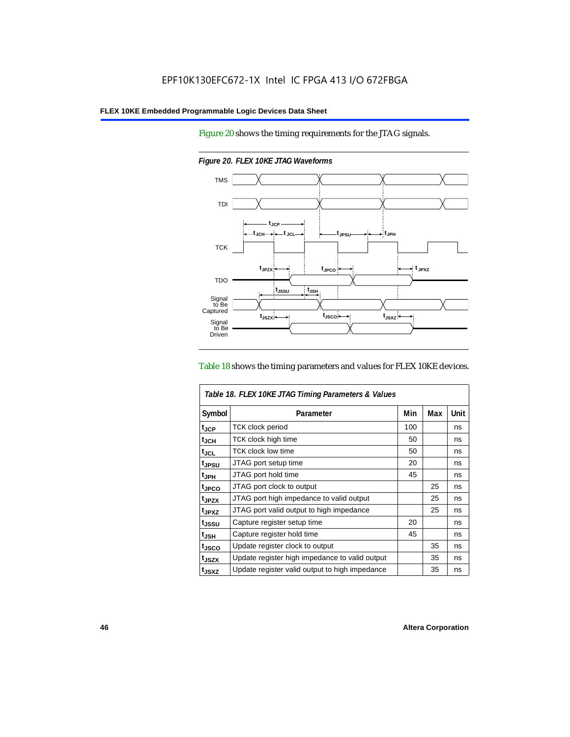EPF10K130EFC672-1X Intel IC FPGA 413 I/O 672FBGA

Figure 20 shows the timing requirements for the JTAG signals.

*Figure 20. FLEX 10KE JTAG Waveforms*

Table 18 shows the timing parameters and values for FLEX 10KE devices.

| *Table 18. FLEX 10KE JTAG Timing Parameters & Values* | | | | |
|---|---|---|---|---|
| **Symbol** | **Parameter** | **Min** | **Max** | **Unit** |
| $t_{JCP}$ | TCK clock period | 100 | | ns |
| $t_{JCH}$ | TCK clock high time | 50 | | ns |
| $t_{JCL}$ | TCK clock low time | 50 | | ns |
| $t_{JPSU}$ | JTAG port setup time | 20 | | ns |
| $t_{JPH}$ | JTAG port hold time | 45 | | ns |
| $t_{JPCO}$ | JTAG port clock to output | | 25 | ns |
| $t_{JPZX}$ | JTAG port high impedance to valid output | | 25 | ns |
| $t_{JPXZ}$ | JTAG port valid output to high impedance | | 25 | ns |
| $t_{JSSU}$ | Capture register setup time | 20 | | ns |
| $t_{JSH}$ | Capture register hold time | 45 | | ns |
| $t_{JSCO}$ | Update register clock to output | | 35 | ns |
| $t_{JSZX}$ | Update register high impedance to valid output | | 35 | ns |
| $t_{JSXZ}$ | Update register valid output to high impedance | | 35 | ns |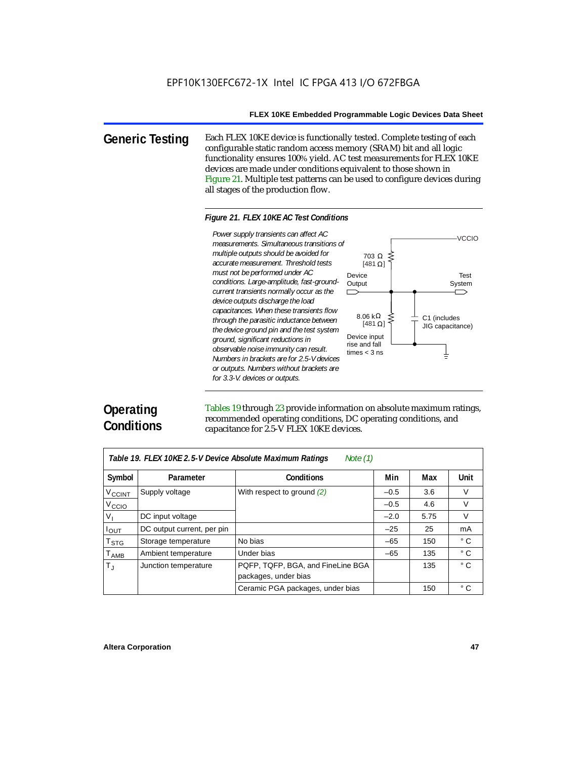## Generic Testing

Each FLEX 10KE device is functionally tested. Complete testing of each configurable static random access memory (SRAM) bit and all logic functionality ensures 100% yield. AC test measurements for FLEX 10KE devices are made under conditions equivalent to those shown in Figure 21. Multiple test patterns can be used to configure devices during all stages of the production flow.

*Figure 21. FLEX 10KE AC Test Conditions*

*Power supply transients can affect AC measurements. Simultaneous transitions of multiple outputs should be avoided for accurate measurement. Threshold tests must not be performed under AC conditions. Large-amplitude, fast-ground-current transients normally occur as the device outputs discharge the load capacitances. When these transients flow through the parasitic inductance between the device ground pin and the test system ground, significant reductions in observable noise immunity can result. Numbers in brackets are for 2.5-V devices or outputs. Numbers without brackets are for 3.3-V. devices or outputs.*

VCCIO

703 Ω [481 Ω]

Device Output

Test System

8.06 kΩ [481 Ω]

C1 (includes JIG capacitance)

Device input rise and fall times < 3 ns

## Operating Conditions

Tables 19 through 23 provide information on absolute maximum ratings, recommended operating conditions, DC operating conditions, and capacitance for 2.5-V FLEX 10KE devices.

*Table 19. FLEX 10KE 2.5-V Device Absolute Maximum Ratings* *Note (1)*

| Symbol | Parameter | Conditions | Min | Max | Unit |
|---|---|---|---|---|---|
| $V_{CCINT}$ | Supply voltage | With respect to ground *(2)* | –0.5 | 3.6 | V |
| $V_{CCIO}$ | | | –0.5 | 4.6 | V |
| $V_I$ | DC input voltage | | –2.0 | 5.75 | V |
| $I_{OUT}$ | DC output current, per pin | | –25 | 25 | mA |
| $T_{STG}$ | Storage temperature | No bias | –65 | 150 | ° C |
| $T_{AMB}$ | Ambient temperature | Under bias | –65 | 135 | ° C |
| $T_J$ | Junction temperature | PQFP, TQFP, BGA, and FineLine BGA packages, under bias | | 135 | ° C |
| | | Ceramic PGA packages, under bias | | 150 | ° C |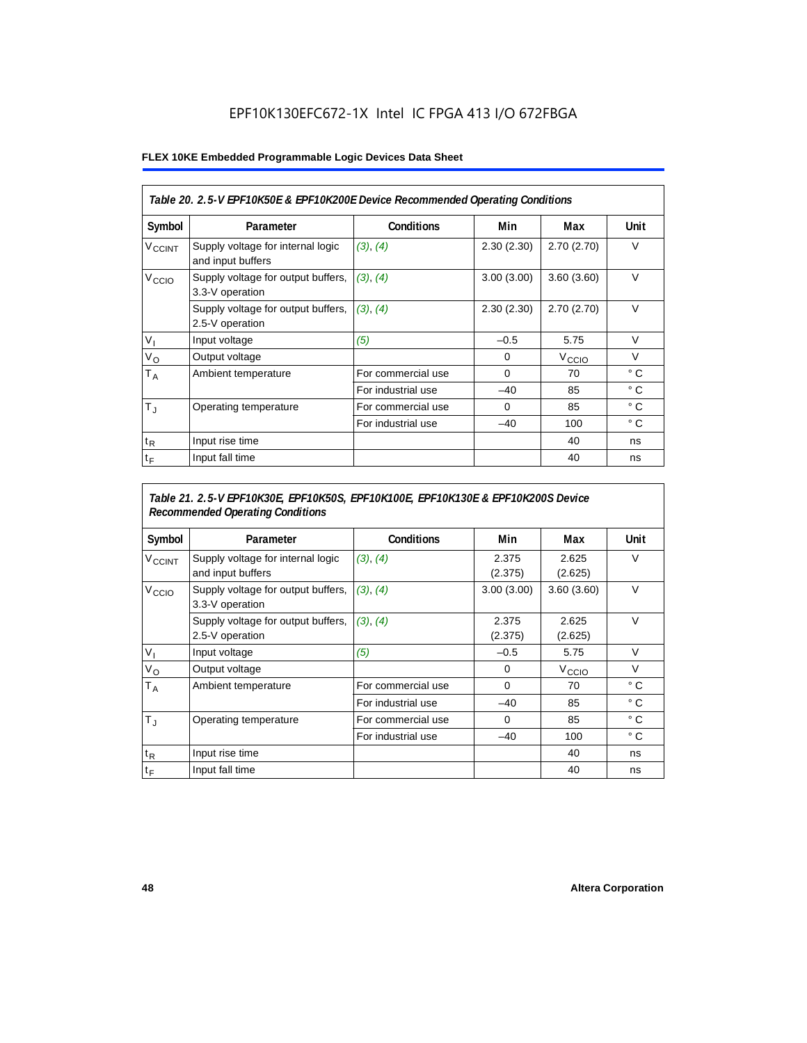Table 20. 2.5-V EPF10K50E & EPF10K200E Device Recommended Operating Conditions

| Symbol | Parameter | Conditions | Min | Max | Unit |
|---|---|---|---|---|---|
| $V_{CCINT}$ | Supply voltage for internal logic and input buffers | (3), (4) | 2.30 (2.30) | 2.70 (2.70) | V |
| $V_{CCIO}$ | Supply voltage for output buffers, 3.3-V operation | (3), (4) | 3.00 (3.00) | 3.60 (3.60) | V |
| | Supply voltage for output buffers, 2.5-V operation | (3), (4) | 2.30 (2.30) | 2.70 (2.70) | V |
| $V_I$ | Input voltage | (5) | –0.5 | 5.75 | V |
| $V_O$ | Output voltage | | 0 | $V_{CCIO}$ | V |
| $T_A$ | Ambient temperature | For commercial use | 0 | 70 | ° C |
| | | For industrial use | –40 | 85 | ° C |
| $T_J$ | Operating temperature | For commercial use | 0 | 85 | ° C |
| | | For industrial use | –40 | 100 | ° C |
| $t_R$ | Input rise time | | | 40 | ns |
| $t_F$ | Input fall time | | | 40 | ns |

Table 21. 2.5-V EPF10K30E, EPF10K50S, EPF10K100E, EPF10K130E & EPF10K200S Device Recommended Operating Conditions

| Symbol | Parameter | Conditions | Min | Max | Unit |
|---|---|---|---|---|---|
| $V_{CCINT}$ | Supply voltage for internal logic and input buffers | (3), (4) | 2.375 (2.375) | 2.625 (2.625) | V |
| $V_{CCIO}$ | Supply voltage for output buffers, 3.3-V operation | (3), (4) | 3.00 (3.00) | 3.60 (3.60) | V |
| | Supply voltage for output buffers, 2.5-V operation | (3), (4) | 2.375 (2.375) | 2.625 (2.625) | V |
| $V_I$ | Input voltage | (5) | –0.5 | 5.75 | V |
| $V_O$ | Output voltage | | 0 | $V_{CCIO}$ | V |
| $T_A$ | Ambient temperature | For commercial use | 0 | 70 | ° C |
| | | For industrial use | –40 | 85 | ° C |
| $T_J$ | Operating temperature | For commercial use | 0 | 85 | ° C |
| | | For industrial use | –40 | 100 | ° C |
| $t_R$ | Input rise time | | | 40 | ns |
| $t_F$ | Input fall time | | | 40 | ns |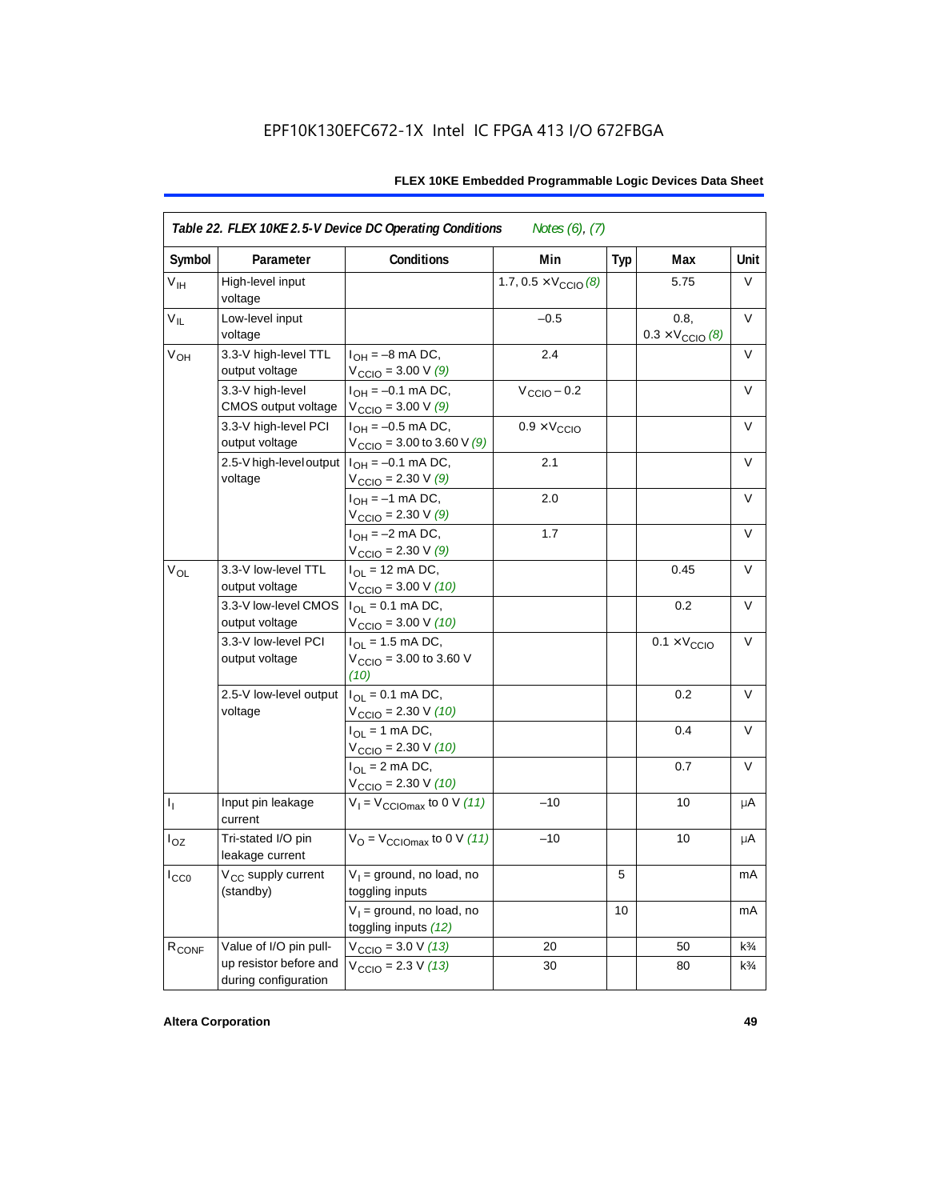*Table 22. FLEX 10KE 2.5-V Device DC Operating Conditions* *Notes (6), (7)*

| Symbol | Parameter | Conditions | Min | Typ | Max | Unit |
|---|---|---|---|---|---|---|
| $V_{IH}$ | High-level input voltage | | 1.7, 0.5 × $V_{CCIO}$ *(8)* | | 5.75 | V |
| $V_{IL}$ | Low-level input voltage | | –0.5 | | 0.8, 0.3 × $V_{CCIO}$ *(8)* | V |
| $V_{OH}$ | 3.3-V high-level TTL output voltage | $I_{OH}$ = –8 mA DC, $V_{CCIO}$ = 3.00 V *(9)* | 2.4 | | | V |
| | 3.3-V high-level CMOS output voltage | $I_{OH}$ = –0.1 mA DC, $V_{CCIO}$ = 3.00 V *(9)* | $V_{CCIO}$ – 0.2 | | | V |
| | 3.3-V high-level PCI output voltage | $I_{OH}$ = –0.5 mA DC, $V_{CCIO}$ = 3.00 to 3.60 V *(9)* | 0.9 × $V_{CCIO}$ | | | V |
| | 2.5-V high-level output voltage | $I_{OH}$ = –0.1 mA DC, $V_{CCIO}$ = 2.30 V *(9)* | 2.1 | | | V |
| | | $I_{OH}$ = –1 mA DC, $V_{CCIO}$ = 2.30 V *(9)* | 2.0 | | | V |
| | | $I_{OH}$ = –2 mA DC, $V_{CCIO}$ = 2.30 V *(9)* | 1.7 | | | V |
| $V_{OL}$ | 3.3-V low-level TTL output voltage | $I_{OL}$ = 12 mA DC, $V_{CCIO}$ = 3.00 V *(10)* | | | 0.45 | V |
| | 3.3-V low-level CMOS output voltage | $I_{OL}$ = 0.1 mA DC, $V_{CCIO}$ = 3.00 V *(10)* | | | 0.2 | V |
| | 3.3-V low-level PCI output voltage | $I_{OL}$ = 1.5 mA DC, $V_{CCIO}$ = 3.00 to 3.60 V *(10)* | | | 0.1 × $V_{CCIO}$ | V |
| | 2.5-V low-level output voltage | $I_{OL}$ = 0.1 mA DC, $V_{CCIO}$ = 2.30 V *(10)* | | | 0.2 | V |
| | | $I_{OL}$ = 1 mA DC, $V_{CCIO}$ = 2.30 V *(10)* | | | 0.4 | V |
| | | $I_{OL}$ = 2 mA DC, $V_{CCIO}$ = 2.30 V *(10)* | | | 0.7 | V |
| $I_I$ | Input pin leakage current | $V_I$ = $V_{CCIOmax}$ to 0 V *(11)* | –10 | | 10 | μA |
| $I_{OZ}$ | Tri-stated I/O pin leakage current | $V_O$ = $V_{CCIOmax}$ to 0 V *(11)* | –10 | | 10 | μA |
| $I_{CC0}$ | $V_{CC}$ supply current (standby) | $V_I$ = ground, no load, no toggling inputs | | 5 | | mA |
| | | $V_I$ = ground, no load, no toggling inputs *(12)* | | 10 | | mA |
| $R_{CONF}$ | Value of I/O pin pull-up resistor before and during configuration | $V_{CCIO}$ = 3.0 V *(13)* | 20 | | 50 | k¾ |
| | | $V_{CCIO}$ = 2.3 V *(13)* | 30 | | 80 | k¾ |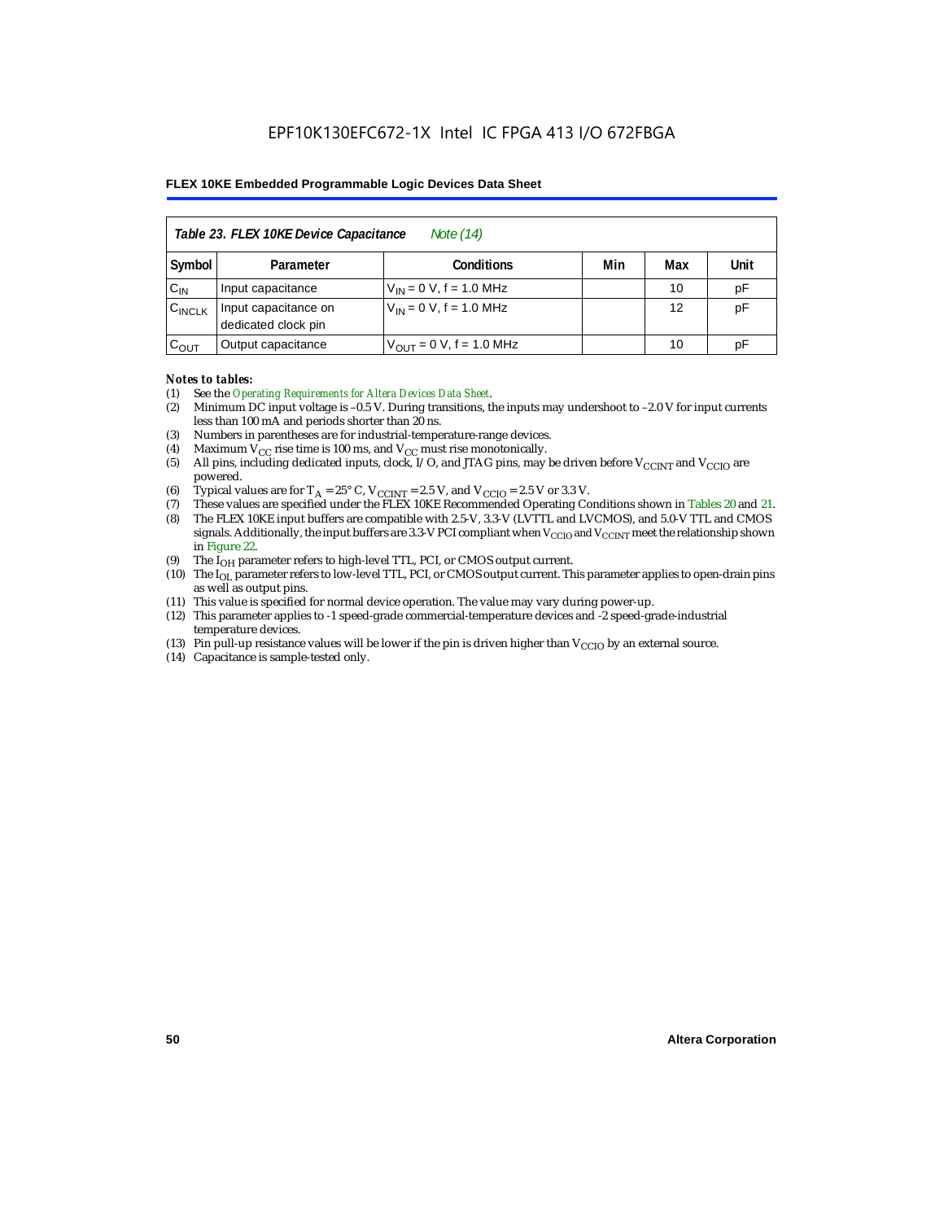EPF10K130EFC672-1X Intel IC FPGA 413 I/O 672FBGA

| *Table 23. FLEX 10KE Device Capacitance* *Note (14)* | | | | | |
|---|---|---|---|---|---|
| Symbol | Parameter | Conditions | Min | Max | Unit |
| $C_{IN}$ | Input capacitance | $V_{IN}$ = 0 V, f = 1.0 MHz | | 10 | pF |
| $C_{INCLK}$ | Input capacitance on dedicated clock pin | $V_{IN}$ = 0 V, f = 1.0 MHz | | 12 | pF |
| $C_{OUT}$ | Output capacitance | $V_{OUT}$ = 0 V, f = 1.0 MHz | | 10 | pF |

***Notes to tables:***

(1) See the *Operating Requirements for Altera Devices Data Sheet*.
(2) Minimum DC input voltage is –0.5 V. During transitions, the inputs may undershoot to –2.0 V for input currents less than 100 mA and periods shorter than 20 ns.
(3) Numbers in parentheses are for industrial-temperature-range devices.
(4) Maximum $V_{CC}$ rise time is 100 ms, and $V_{CC}$ must rise monotonically.
(5) All pins, including dedicated inputs, clock, I/O, and JTAG pins, may be driven before $V_{CCINT}$ and $V_{CCIO}$ are powered.
(6) Typical values are for $T_A$ = 25° C, $V_{CCINT}$ = 2.5 V, and $V_{CCIO}$ = 2.5 V or 3.3 V.
(7) These values are specified under the FLEX 10KE Recommended Operating Conditions shown in Tables 20 and 21.
(8) The FLEX 10KE input buffers are compatible with 2.5-V, 3.3-V (LVTTL and LVCMOS), and 5.0-V TTL and CMOS signals. Additionally, the input buffers are 3.3-V PCI compliant when $V_{CCIO}$ and $V_{CCINT}$ meet the relationship shown in Figure 22.
(9) The $I_{OH}$ parameter refers to high-level TTL, PCI, or CMOS output current.
(10) The $I_{OL}$ parameter refers to low-level TTL, PCI, or CMOS output current. This parameter applies to open-drain pins as well as output pins.
(11) This value is specified for normal device operation. The value may vary during power-up.
(12) This parameter applies to -1 speed-grade commercial-temperature devices and -2 speed-grade-industrial temperature devices.
(13) Pin pull-up resistance values will be lower if the pin is driven higher than $V_{CCIO}$ by an external source.
(14) Capacitance is sample-tested only.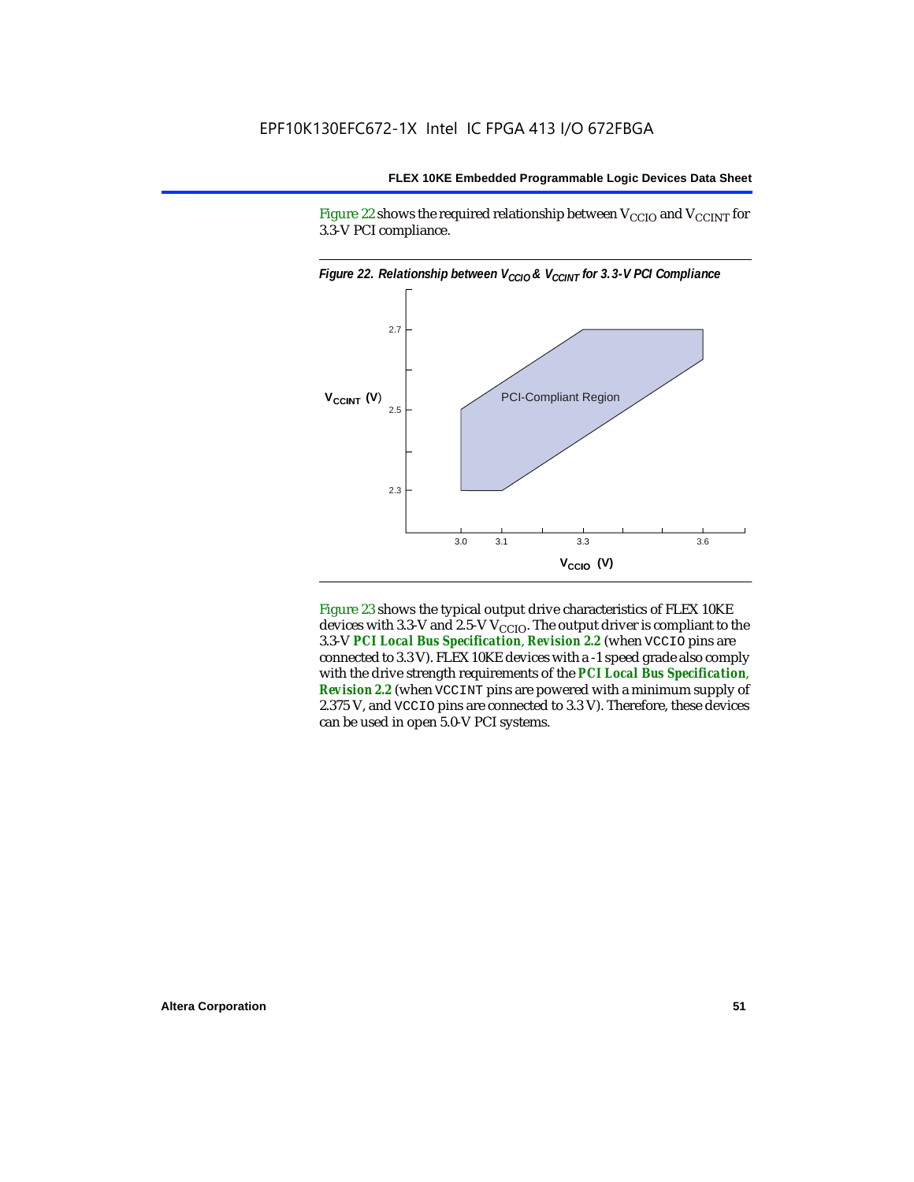Figure 22 shows the required relationship between $V_{CCIO}$ and $V_{CCINT}$ for 3.3-V PCI compliance.

*Figure 22. Relationship between $V_{CCIO}$ & $V_{CCINT}$ for 3.3-V PCI Compliance*

Figure 23 shows the typical output drive characteristics of FLEX 10KE devices with 3.3-V and 2.5-V $V_{CCIO}$. The output driver is compliant to the 3.3-V ***PCI Local Bus Specification*, *Revision 2.2*** (when VCCIO pins are connected to 3.3 V). FLEX 10KE devices with a -1 speed grade also comply with the drive strength requirements of the ***PCI Local Bus Specification*, *Revision 2.2*** (when VCCINT pins are powered with a minimum supply of 2.375 V, and VCCIO pins are connected to 3.3 V). Therefore, these devices can be used in open 5.0-V PCI systems.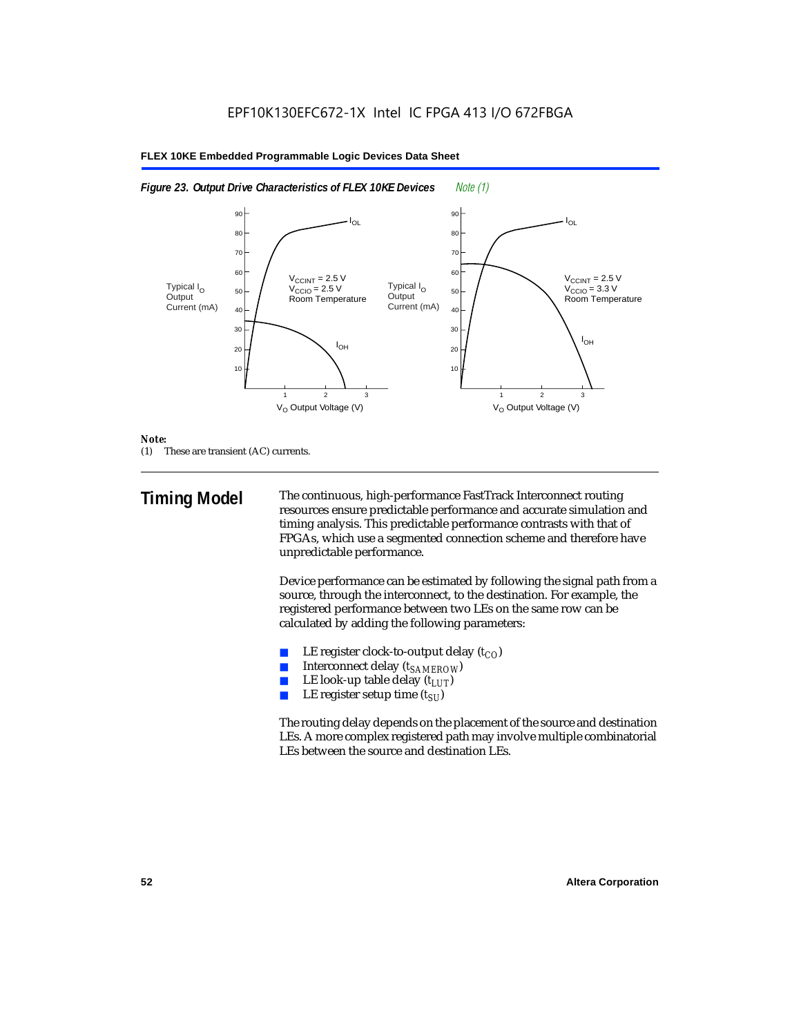*Figure 23. Output Drive Characteristics of FLEX 10KE Devices* *Note (1)*

*Note:*

(1) These are transient (AC) currents.

## Timing Model

The continuous, high-performance FastTrack Interconnect routing resources ensure predictable performance and accurate simulation and timing analysis. This predictable performance contrasts with that of FPGAs, which use a segmented connection scheme and therefore have unpredictable performance.

Device performance can be estimated by following the signal path from a source, through the interconnect, to the destination. For example, the registered performance between two LEs on the same row can be calculated by adding the following parameters:

- LE register clock-to-output delay ($t_{CO}$)
- Interconnect delay ($t_{SAMEROW}$)
- LE look-up table delay ($t_{LUT}$)
- LE register setup time ($t_{SU}$)

The routing delay depends on the placement of the source and destination LEs. A more complex registered path may involve multiple combinatorial LEs between the source and destination LEs.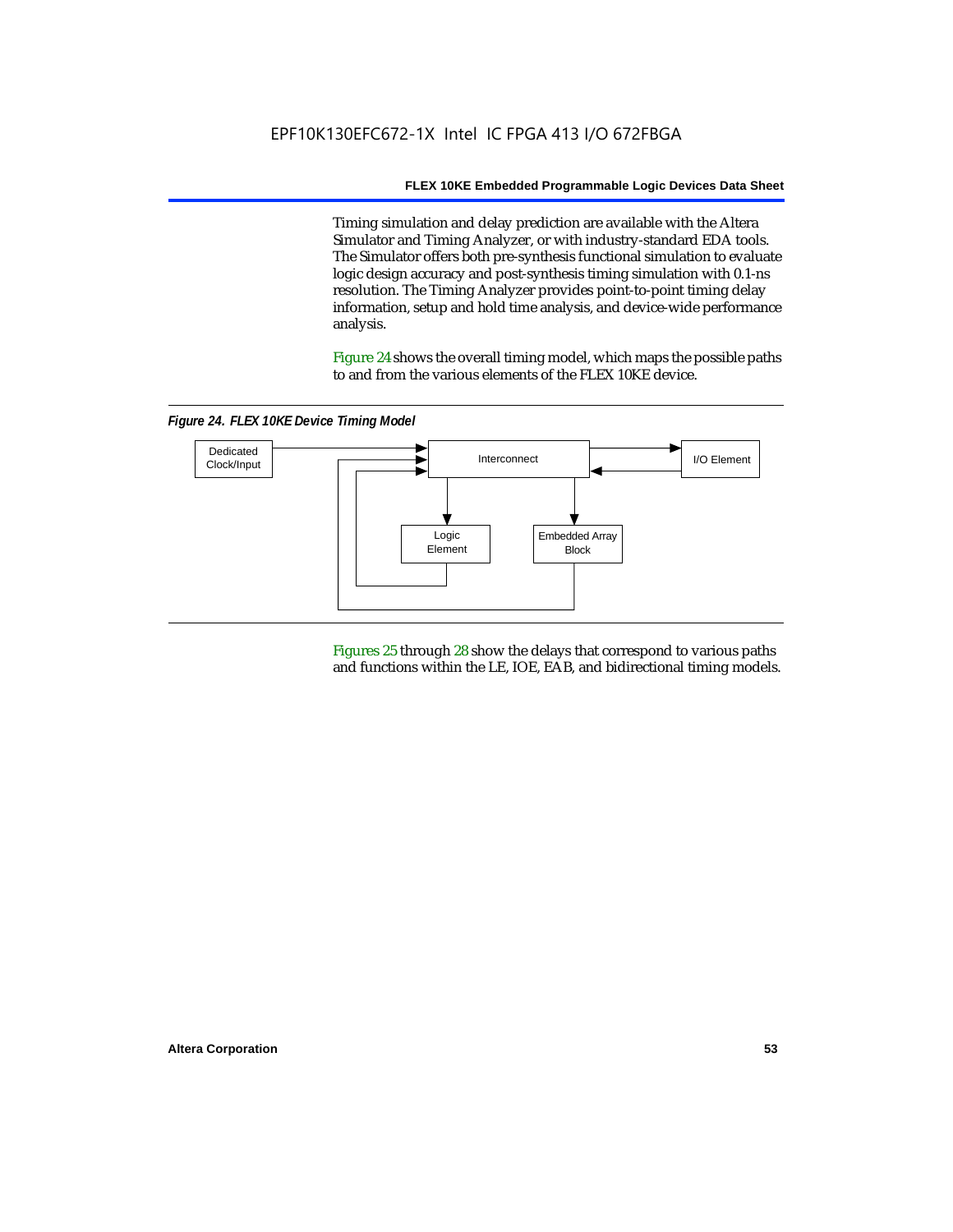Timing simulation and delay prediction are available with the Altera Simulator and Timing Analyzer, or with industry-standard EDA tools. The Simulator offers both pre-synthesis functional simulation to evaluate logic design accuracy and post-synthesis timing simulation with 0.1-ns resolution. The Timing Analyzer provides point-to-point timing delay information, setup and hold time analysis, and device-wide performance analysis.

Figure 24 shows the overall timing model, which maps the possible paths to and from the various elements of the FLEX 10KE device.

*Figure 24. FLEX 10KE Device Timing Model*

Dedicated Clock/Input

Interconnect

I/O Element

Logic Element

Embedded Array Block

Figures 25 through 28 show the delays that correspond to various paths and functions within the LE, IOE, EAB, and bidirectional timing models.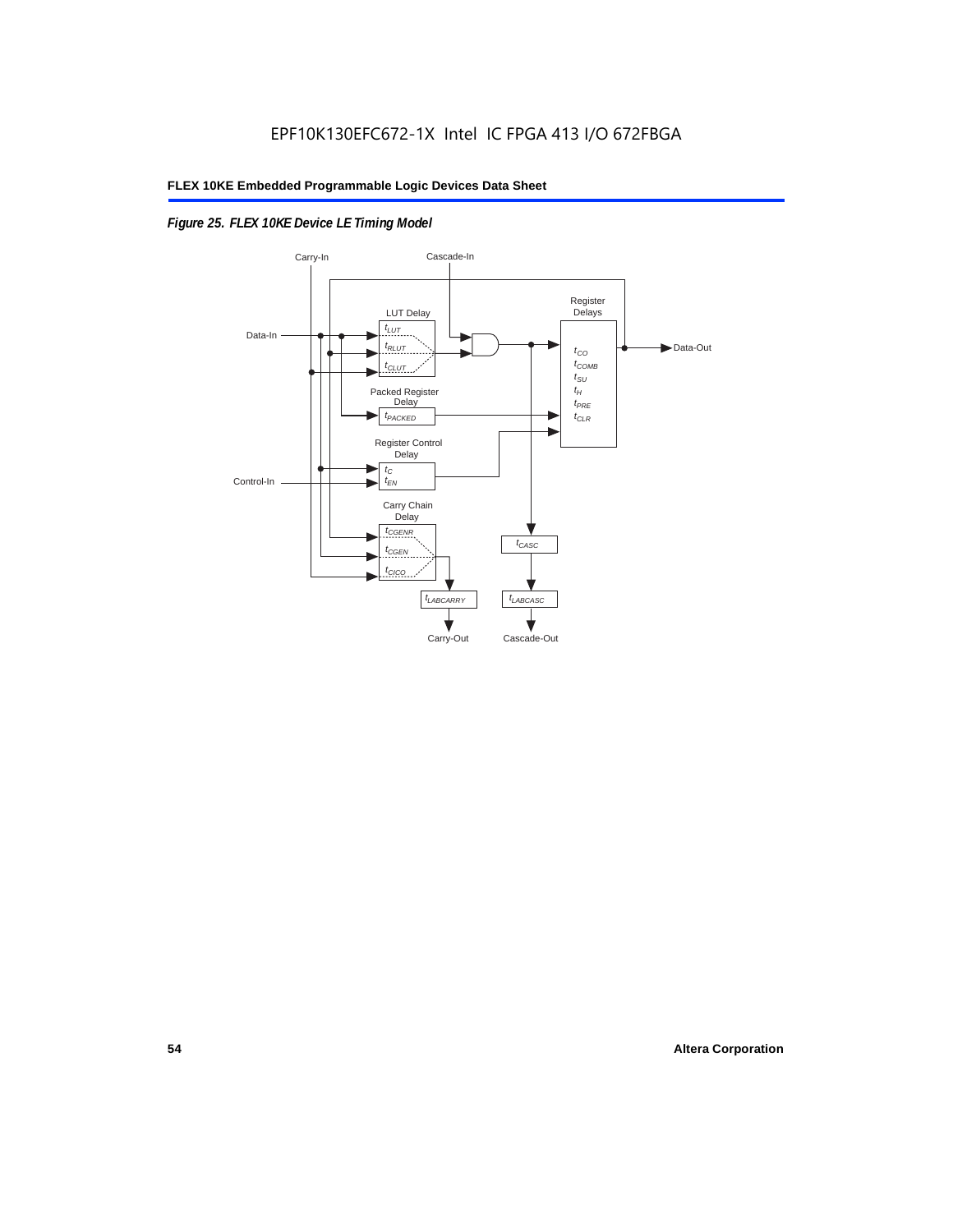*Figure 25. FLEX 10KE Device LE Timing Model*

Carry-In

Cascade-In

LUT Delay

$t_{LUT}$

$t_{RLUT}$

$t_{CLUT}$

Register Delays

$t_{CO}$

$t_{COMB}$

$t_{SU}$

$t_{H}$

$t_{PRE}$

$t_{CLR}$

Data-In

Data-Out

Packed Register Delay

$t_{PACKED}$

Register Control Delay

$t_{C}$

$t_{EN}$

Control-In

Carry Chain Delay

$t_{CGENR}$

$t_{CGEN}$

$t_{CICO}$

$t_{CASC}$

$t_{LABCARRY}$

$t_{LABCASC}$

Carry-Out

Cascade-Out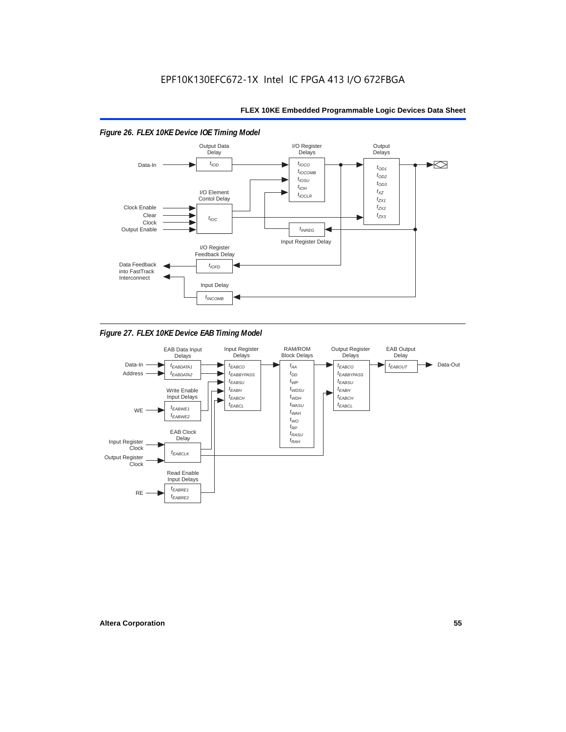*Figure 26. FLEX 10KE Device IOE Timing Model*

Output Data Delay

$t_{IOD}$

I/O Register Delays

$t_{IOCO}$
$t_{IOCOMB}$
$t_{IOSU}$
$t_{IOH}$
$t_{IOCLR}$

Output Delays

$t_{OD1}$
$t_{OD2}$
$t_{OD3}$
$t_{XZ}$
$t_{ZX1}$
$t_{ZX2}$
$t_{ZX3}$

Data-In

I/O Element Contol Delay

$t_{IOC}$

Clock Enable
Clear
Clock
Output Enable

$t_{INREG}$

Input Register Delay

I/O Register Feedback Delay

$t_{IOFD}$

Data Feedback into FastTrack Interconnect

Input Delay

$t_{INCOMB}$

*Figure 27. FLEX 10KE Device EAB Timing Model*

EAB Data Input Delays

$t_{EABDATA1}$
$t_{EABDATA2}$

Input Register Delays

$t_{EABCO}$
$t_{EABBYPASS}$
$t_{EABSU}$
$t_{EABH}$
$t_{EABCH}$
$t_{EABCL}$

RAM/ROM Block Delays

$t_{AA}$
$t_{DD}$
$t_{WP}$
$t_{WDSU}$
$t_{WDH}$
$t_{WASU}$
$t_{WAH}$
$t_{WO}$
$t_{RP}$
$t_{RASU}$
$t_{RAH}$

Output Register Delays

$t_{EABCO}$
$t_{EABBYPASS}$
$t_{EABSU}$
$t_{EABH}$
$t_{EABCH}$
$t_{EABCL}$

EAB Output Delay

$t_{EABOUT}$

Data-In
Address
Data-Out

Write Enable Input Delays

WE

$t_{EABWE1}$
$t_{EABWE2}$

EAB Clock Delay

Input Register Clock
Output Register Clock

$t_{EABCLK}$

Read Enable Input Delays

RE

$t_{EABRE1}$
$t_{EABRE2}$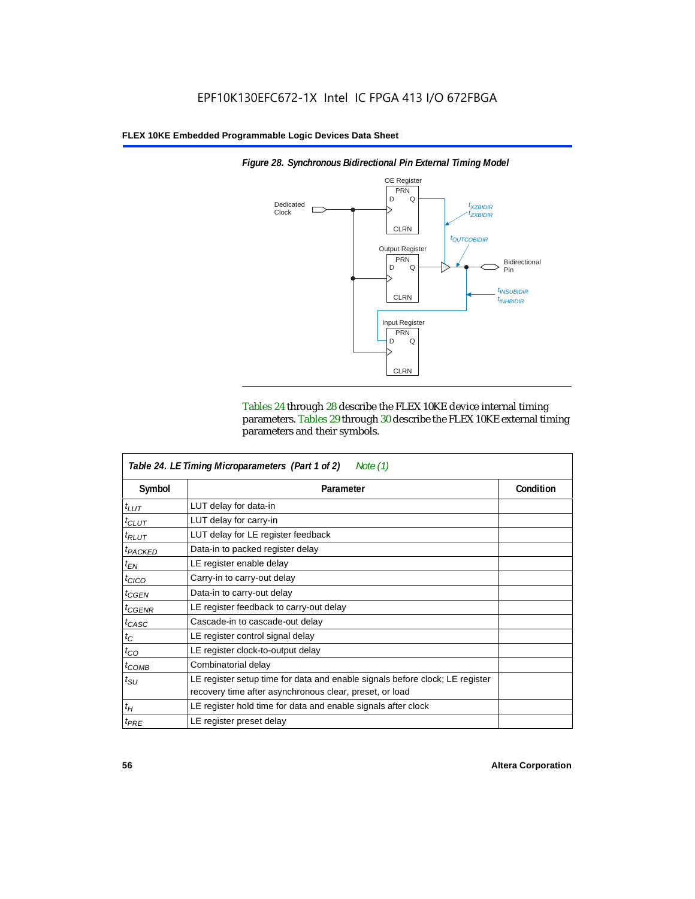EPF10K130EFC672-1X Intel IC FPGA 413 I/O 672FBGA

**Figure 28. Synchronous Bidirectional Pin External Timing Model**

Tables 24 through 28 describe the FLEX 10KE device internal timing parameters. Tables 29 through 30 describe the FLEX 10KE external timing parameters and their symbols.

| Table 24. LE Timing Microparameters (Part 1 of 2) Note (1) | | |
|---|---|---|
| **Symbol** | **Parameter** | **Condition** |
| $t_{LUT}$ | LUT delay for data-in | |
| $t_{CLUT}$ | LUT delay for carry-in | |
| $t_{RLUT}$ | LUT delay for LE register feedback | |
| $t_{PACKED}$ | Data-in to packed register delay | |
| $t_{EN}$ | LE register enable delay | |
| $t_{CICO}$ | Carry-in to carry-out delay | |
| $t_{CGEN}$ | Data-in to carry-out delay | |
| $t_{CGENR}$ | LE register feedback to carry-out delay | |
| $t_{CASC}$ | Cascade-in to cascade-out delay | |
| $t_C$ | LE register control signal delay | |
| $t_{CO}$ | LE register clock-to-output delay | |
| $t_{COMB}$ | Combinatorial delay | |
| $t_{SU}$ | LE register setup time for data and enable signals before clock; LE register recovery time after asynchronous clear, preset, or load | |
| $t_H$ | LE register hold time for data and enable signals after clock | |
| $t_{PRE}$ | LE register preset delay | |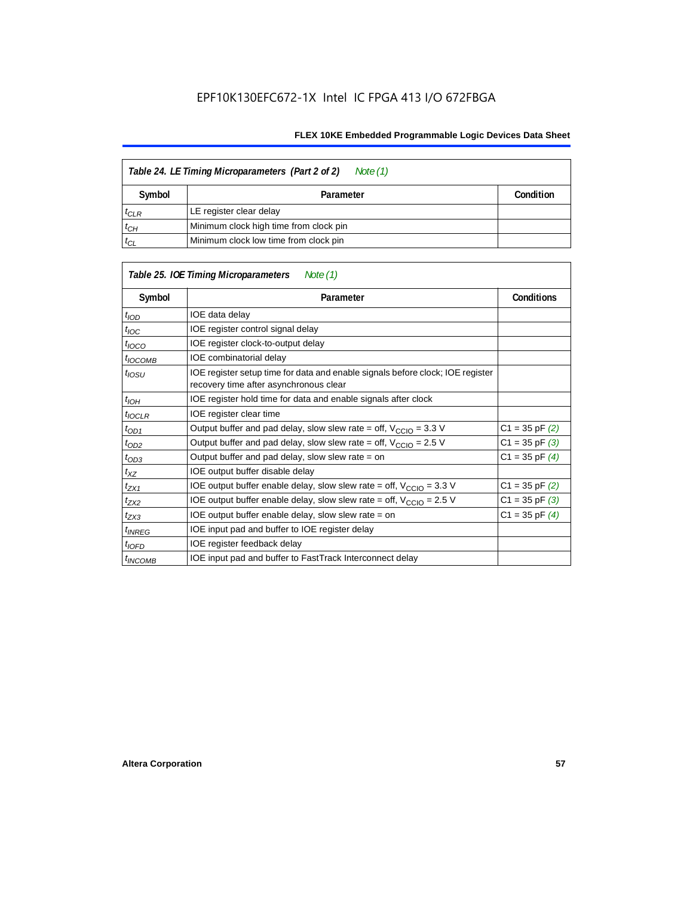EPF10K130EFC672-1X Intel IC FPGA 413 I/O 672FBGA

| *Table 24. LE Timing Microparameters (Part 2 of 2) Note (1)* | | |
|---|---|---|
| **Symbol** | **Parameter** | **Condition** |
| $t_{CLR}$ | LE register clear delay | |
| $t_{CH}$ | Minimum clock high time from clock pin | |
| $t_{CL}$ | Minimum clock low time from clock pin | |

| *Table 25. IOE Timing Microparameters Note (1)* | | |
|---|---|---|
| **Symbol** | **Parameter** | **Conditions** |
| $t_{IOD}$ | IOE data delay | |
| $t_{IOC}$ | IOE register control signal delay | |
| $t_{IOCO}$ | IOE register clock-to-output delay | |
| $t_{IOCOMB}$ | IOE combinatorial delay | |
| $t_{IOSU}$ | IOE register setup time for data and enable signals before clock; IOE register recovery time after asynchronous clear | |
| $t_{IOH}$ | IOE register hold time for data and enable signals after clock | |
| $t_{IOCLR}$ | IOE register clear time | |
| $t_{OD1}$ | Output buffer and pad delay, slow slew rate = off, $V_{CCIO}$ = 3.3 V | C1 = 35 pF *(2)* |
| $t_{OD2}$ | Output buffer and pad delay, slow slew rate = off, $V_{CCIO}$ = 2.5 V | C1 = 35 pF *(3)* |
| $t_{OD3}$ | Output buffer and pad delay, slow slew rate = on | C1 = 35 pF *(4)* |
| $t_{XZ}$ | IOE output buffer disable delay | |
| $t_{ZX1}$ | IOE output buffer enable delay, slow slew rate = off, $V_{CCIO}$ = 3.3 V | C1 = 35 pF *(2)* |
| $t_{ZX2}$ | IOE output buffer enable delay, slow slew rate = off, $V_{CCIO}$ = 2.5 V | C1 = 35 pF *(3)* |
| $t_{ZX3}$ | IOE output buffer enable delay, slow slew rate = on | C1 = 35 pF *(4)* |
| $t_{INREG}$ | IOE input pad and buffer to IOE register delay | |
| $t_{IOFD}$ | IOE register feedback delay | |
| $t_{INCOMB}$ | IOE input pad and buffer to FastTrack Interconnect delay | |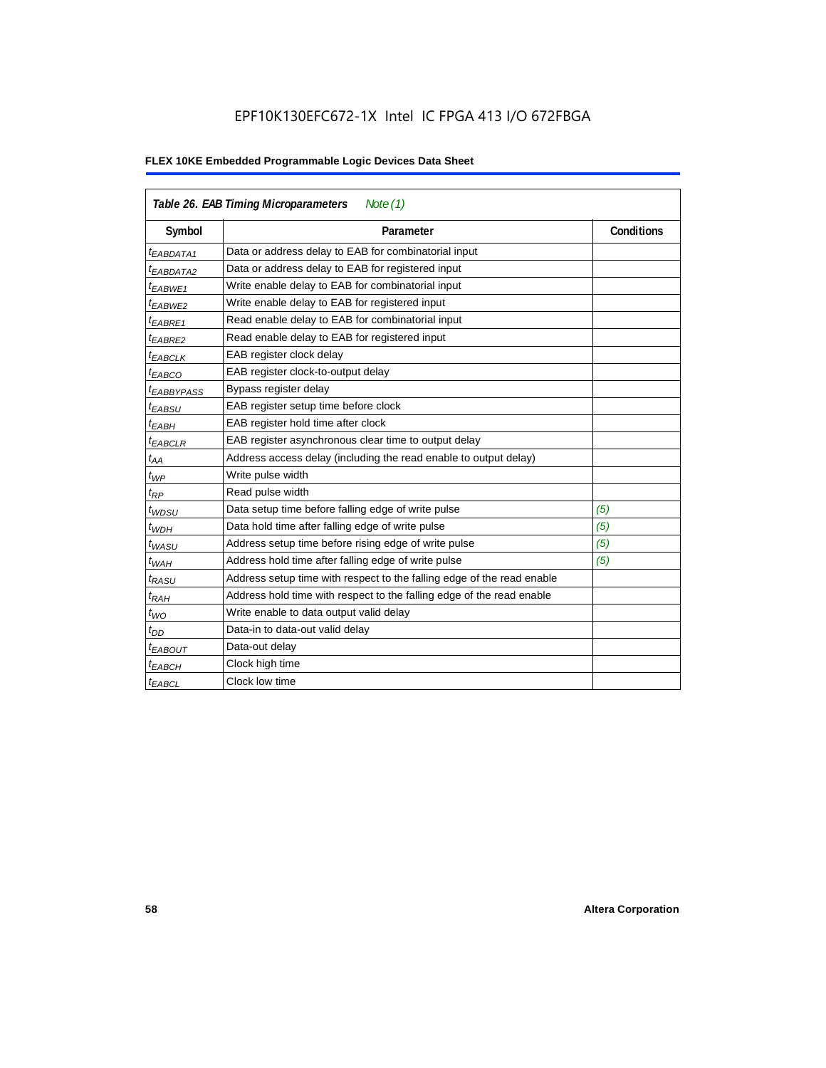**Table 26. EAB Timing Microparameters** *Note (1)*

| Symbol | Parameter | Conditions |
|---|---|---|
| $t_{EABDATA1}$ | Data or address delay to EAB for combinatorial input | |
| $t_{EABDATA2}$ | Data or address delay to EAB for registered input | |
| $t_{EABWE1}$ | Write enable delay to EAB for combinatorial input | |
| $t_{EABWE2}$ | Write enable delay to EAB for registered input | |
| $t_{EABRE1}$ | Read enable delay to EAB for combinatorial input | |
| $t_{EABRE2}$ | Read enable delay to EAB for registered input | |
| $t_{EABCLK}$ | EAB register clock delay | |
| $t_{EABCO}$ | EAB register clock-to-output delay | |
| $t_{EABBYPASS}$ | Bypass register delay | |
| $t_{EABSU}$ | EAB register setup time before clock | |
| $t_{EABH}$ | EAB register hold time after clock | |
| $t_{EABCLR}$ | EAB register asynchronous clear time to output delay | |
| $t_{AA}$ | Address access delay (including the read enable to output delay) | |
| $t_{WP}$ | Write pulse width | |
| $t_{RP}$ | Read pulse width | |
| $t_{WDSU}$ | Data setup time before falling edge of write pulse | *(5)* |
| $t_{WDH}$ | Data hold time after falling edge of write pulse | *(5)* |
| $t_{WASU}$ | Address setup time before rising edge of write pulse | *(5)* |
| $t_{WAH}$ | Address hold time after falling edge of write pulse | *(5)* |
| $t_{RASU}$ | Address setup time with respect to the falling edge of the read enable | |
| $t_{RAH}$ | Address hold time with respect to the falling edge of the read enable | |
| $t_{WO}$ | Write enable to data output valid delay | |
| $t_{DD}$ | Data-in to data-out valid delay | |
| $t_{EABOUT}$ | Data-out delay | |
| $t_{EABCH}$ | Clock high time | |
| $t_{EABCL}$ | Clock low time | |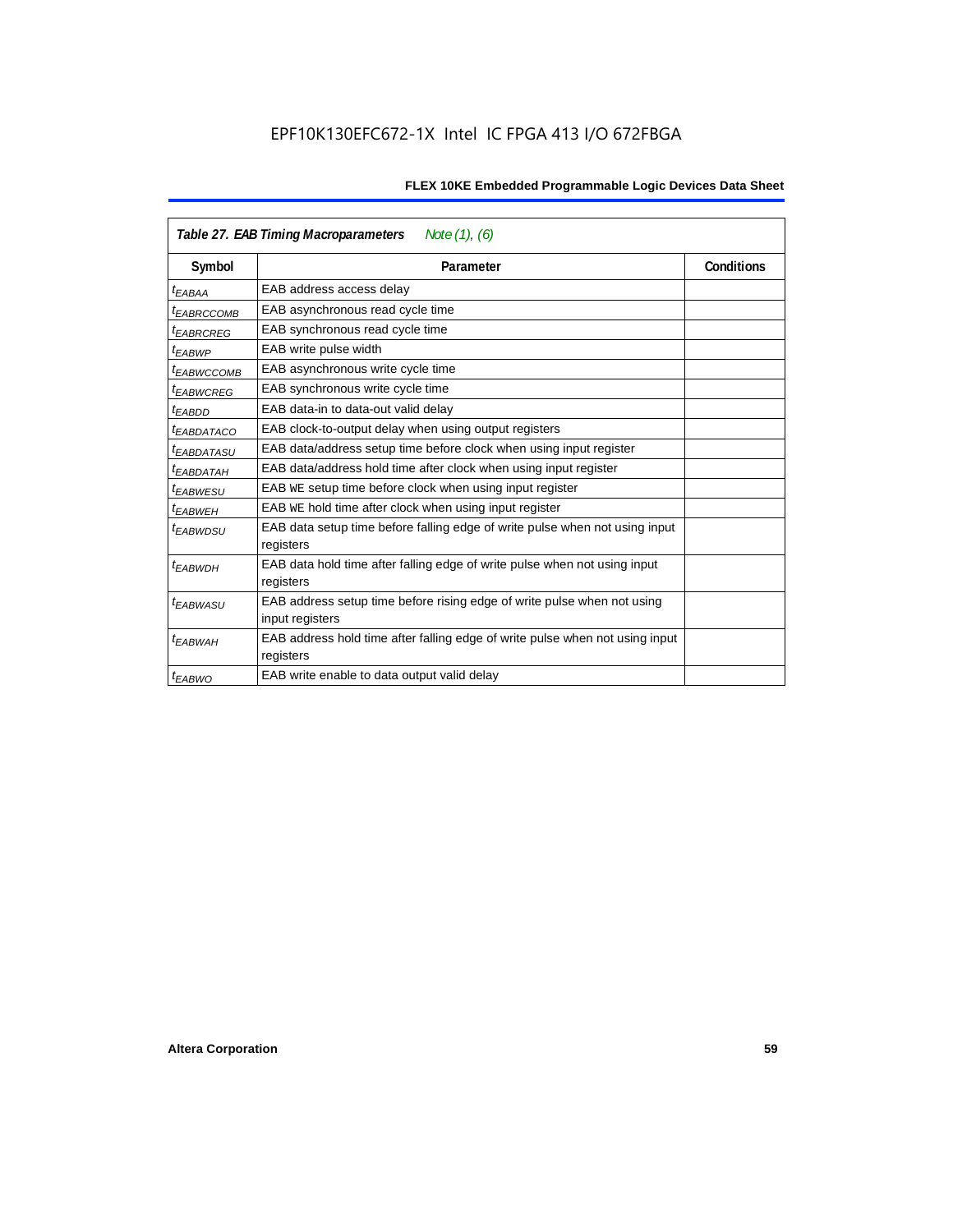**Table 27. EAB Timing Macroparameters** *Note (1), (6)*

| Symbol | Parameter | Conditions |
|---|---|---|
| $t_{EABAA}$ | EAB address access delay | |
| $t_{EABRCCOMB}$ | EAB asynchronous read cycle time | |
| $t_{EABRCREG}$ | EAB synchronous read cycle time | |
| $t_{EABWP}$ | EAB write pulse width | |
| $t_{EABWCCOMB}$ | EAB asynchronous write cycle time | |
| $t_{EABWCREG}$ | EAB synchronous write cycle time | |
| $t_{EABDD}$ | EAB data-in to data-out valid delay | |
| $t_{EABDATACO}$ | EAB clock-to-output delay when using output registers | |
| $t_{EABDATASU}$ | EAB data/address setup time before clock when using input register | |
| $t_{EABDATAH}$ | EAB data/address hold time after clock when using input register | |
| $t_{EABWESU}$ | EAB WE setup time before clock when using input register | |
| $t_{EABWEH}$ | EAB WE hold time after clock when using input register | |
| $t_{EABWDSU}$ | EAB data setup time before falling edge of write pulse when not using input registers | |
| $t_{EABWDH}$ | EAB data hold time after falling edge of write pulse when not using input registers | |
| $t_{EABWASU}$ | EAB address setup time before rising edge of write pulse when not using input registers | |
| $t_{EABWAH}$ | EAB address hold time after falling edge of write pulse when not using input registers | |
| $t_{EABWO}$ | EAB write enable to data output valid delay | |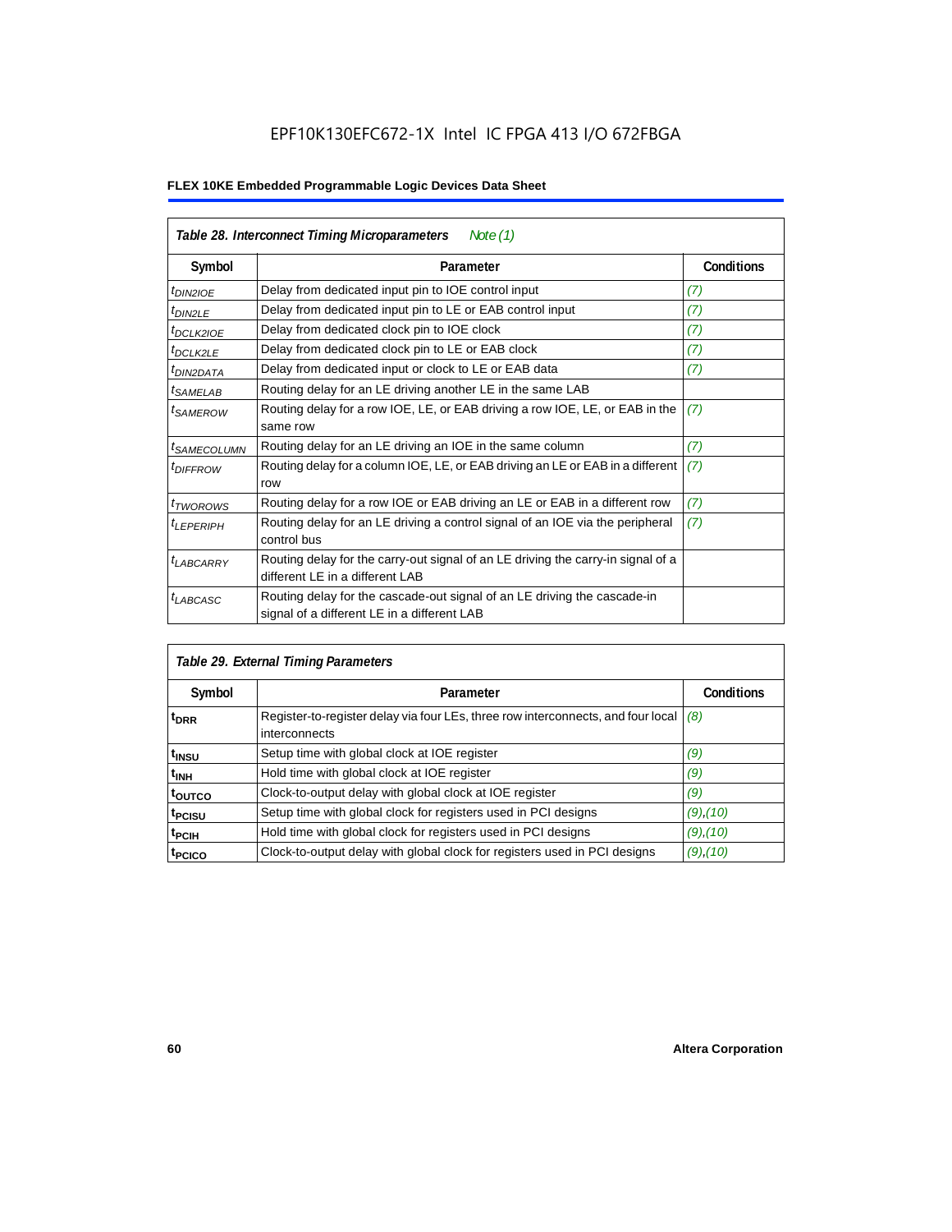## Table 28. Interconnect Timing Microparameters *Note (1)*

| Symbol | Parameter | Conditions |
|---|---|---|
| $t_{DIN2IOE}$ | Delay from dedicated input pin to IOE control input | *(7)* |
| $t_{DIN2LE}$ | Delay from dedicated input pin to LE or EAB control input | *(7)* |
| $t_{DCLK2IOE}$ | Delay from dedicated clock pin to IOE clock | *(7)* |
| $t_{DCLK2LE}$ | Delay from dedicated clock pin to LE or EAB clock | *(7)* |
| $t_{DIN2DATA}$ | Delay from dedicated input or clock to LE or EAB data | *(7)* |
| $t_{SAMELAB}$ | Routing delay for an LE driving another LE in the same LAB | |
| $t_{SAMEROW}$ | Routing delay for a row IOE, LE, or EAB driving a row IOE, LE, or EAB in the same row | *(7)* |
| $t_{SAMECOLUMN}$ | Routing delay for an LE driving an IOE in the same column | *(7)* |
| $t_{DIFFROW}$ | Routing delay for a column IOE, LE, or EAB driving an LE or EAB in a different row | *(7)* |
| $t_{TWOROWS}$ | Routing delay for a row IOE or EAB driving an LE or EAB in a different row | *(7)* |
| $t_{LEPERIPH}$ | Routing delay for an LE driving a control signal of an IOE via the peripheral control bus | *(7)* |
| $t_{LABCARRY}$ | Routing delay for the carry-out signal of an LE driving the carry-in signal of a different LE in a different LAB | |
| $t_{LABCASC}$ | Routing delay for the cascade-out signal of an LE driving the cascade-in signal of a different LE in a different LAB | |

## Table 29. External Timing Parameters

| Symbol | Parameter | Conditions |
|---|---|---|
| $t_{DRR}$ | Register-to-register delay via four LEs, three row interconnects, and four local interconnects | *(8)* |
| $t_{INSU}$ | Setup time with global clock at IOE register | *(9)* |
| $t_{INH}$ | Hold time with global clock at IOE register | *(9)* |
| $t_{OUTCO}$ | Clock-to-output delay with global clock at IOE register | *(9)* |
| $t_{PCISU}$ | Setup time with global clock for registers used in PCI designs | *(9)*,*(10)* |
| $t_{PCIH}$ | Hold time with global clock for registers used in PCI designs | *(9)*,*(10)* |
| $t_{PCICO}$ | Clock-to-output delay with global clock for registers used in PCI designs | *(9)*,*(10)* |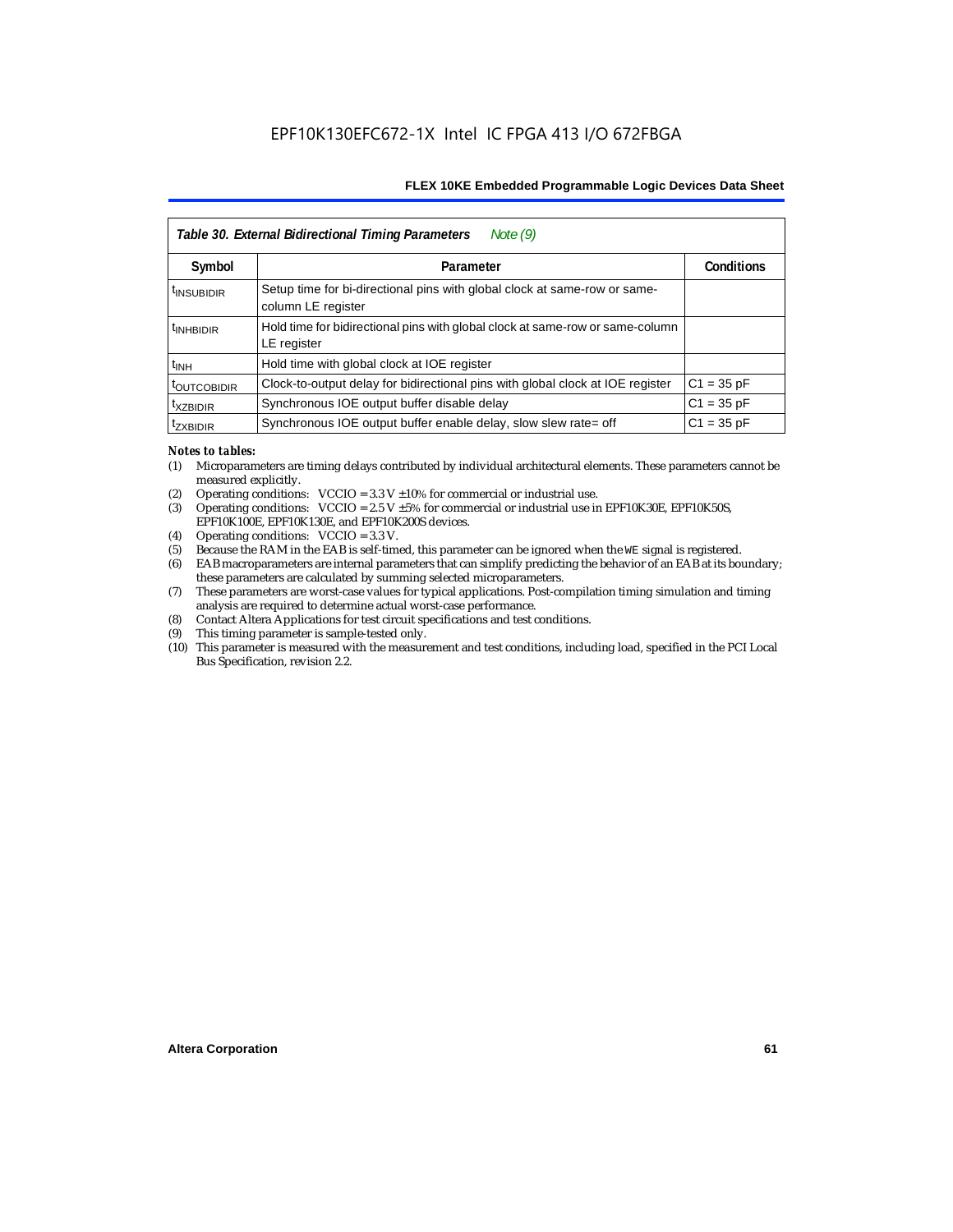| *Table 30. External Bidirectional Timing Parameters Note (9)* | | |
|---|---|---|
| **Symbol** | **Parameter** | **Conditions** |
| $t_{INSUBIDIR}$ | Setup time for bi-directional pins with global clock at same-row or same-column LE register | |
| $t_{INHBIDIR}$ | Hold time for bidirectional pins with global clock at same-row or same-column LE register | |
| $t_{INH}$ | Hold time with global clock at IOE register | |
| $t_{OUTCOBIDIR}$ | Clock-to-output delay for bidirectional pins with global clock at IOE register | C1 = 35 pF |
| $t_{XZBIDIR}$ | Synchronous IOE output buffer disable delay | C1 = 35 pF |
| $t_{ZXBIDIR}$ | Synchronous IOE output buffer enable delay, slow slew rate= off | C1 = 35 pF |

*Notes to tables:*

(1) Microparameters are timing delays contributed by individual architectural elements. These parameters cannot be measured explicitly.
(2) Operating conditions: VCCIO = 3.3 V ±10% for commercial or industrial use.
(3) Operating conditions: VCCIO = 2.5 V ±5% for commercial or industrial use in EPF10K30E, EPF10K50S, EPF10K100E, EPF10K130E, and EPF10K200S devices.
(4) Operating conditions: VCCIO = 3.3 V.
(5) Because the RAM in the EAB is self-timed, this parameter can be ignored when the WE signal is registered.
(6) EAB macroparameters are internal parameters that can simplify predicting the behavior of an EAB at its boundary; these parameters are calculated by summing selected microparameters.
(7) These parameters are worst-case values for typical applications. Post-compilation timing simulation and timing analysis are required to determine actual worst-case performance.
(8) Contact Altera Applications for test circuit specifications and test conditions.
(9) This timing parameter is sample-tested only.
(10) This parameter is measured with the measurement and test conditions, including load, specified in the PCI Local Bus Specification, revision 2.2.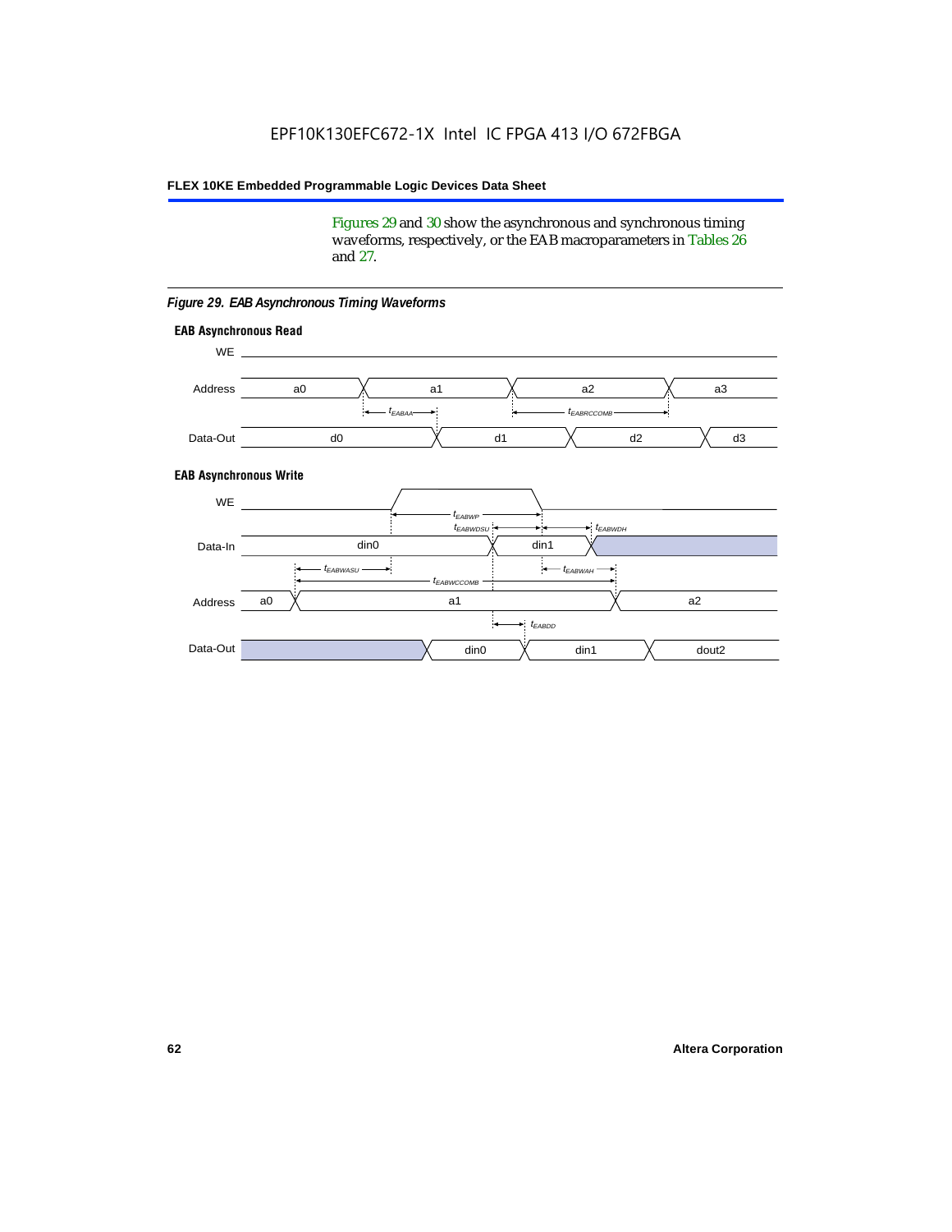Figures 29 and 30 show the asynchronous and synchronous timing waveforms, respectively, or the EAB macroparameters in Tables 26 and 27.

*Figure 29. EAB Asynchronous Timing Waveforms*

**EAB Asynchronous Read**

WE

Address: a0, a1, a2, a3

$t_{EABAA}$, $t_{EABRCCOMB}$

Data-Out: d0, d1, d2, d3

**EAB Asynchronous Write**

WE

$t_{EABWP}$, $t_{EABWDSU}$, $t_{EABWDH}$

Data-In: din0, din1

$t_{EABWASU}$, $t_{EABWAH}$, $t_{EABWCCOMB}$

Address: a0, a1, a2

$t_{EABDD}$

Data-Out: din0, din1, dout2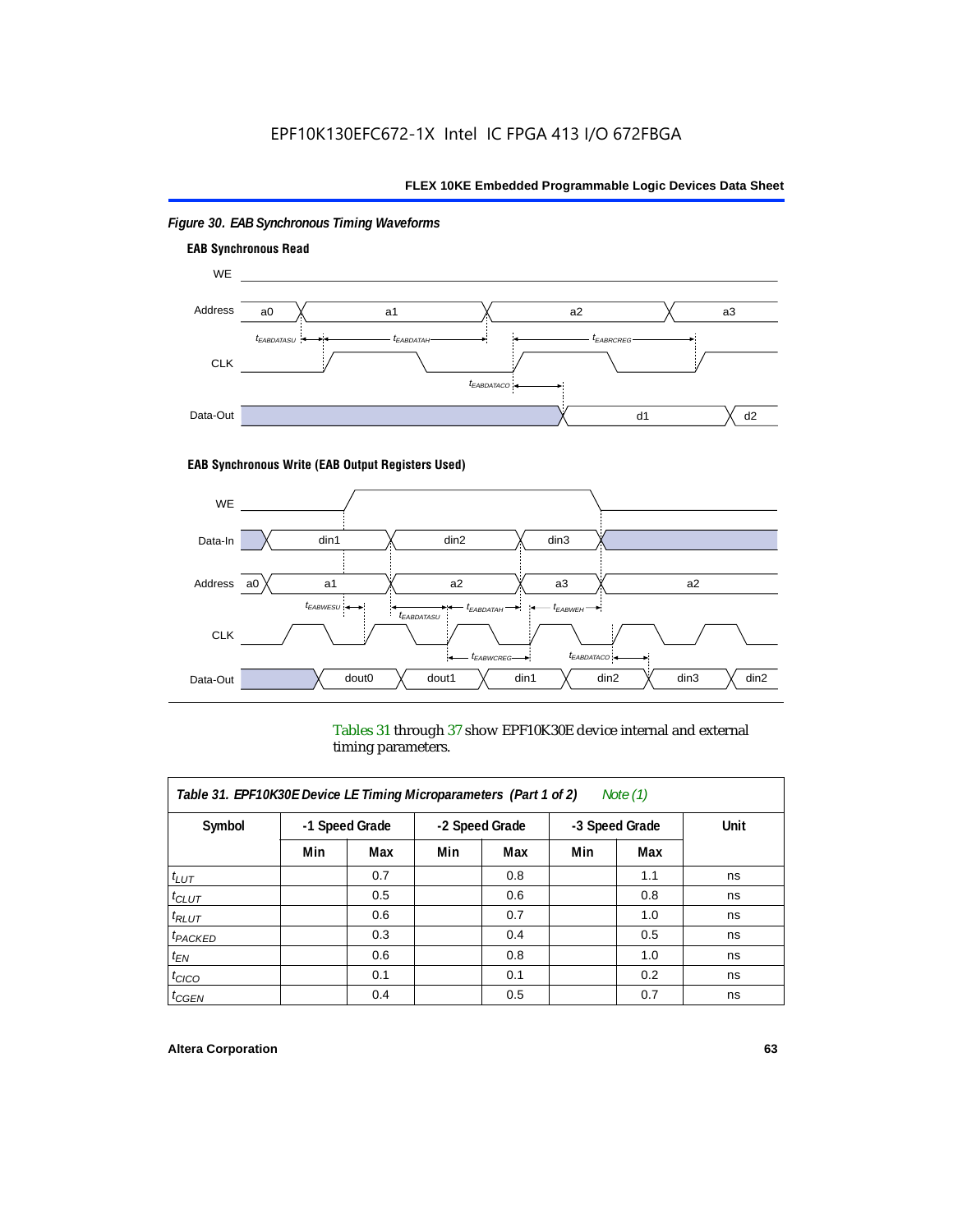*Figure 30. EAB Synchronous Timing Waveforms*

**EAB Synchronous Read**

WE

Address a0 a1 a2 a3

$t_{EABDATASU}$ $t_{EABDATAH}$ $t_{EABRCREG}$

CLK

$t_{EABDATACO}$

Data-Out d1 d2

**EAB Synchronous Write (EAB Output Registers Used)**

WE

Data-In din1 din2 din3

Address a0 a1 a2 a3 a2

$t_{EABWESU}$ $t_{EABDATASU}$ $t_{EABDATAH}$ $t_{EABWEH}$

CLK

$t_{EABWCREG}$ $t_{EABDATACO}$

Data-Out dout0 dout1 din1 din2 din3 din2

Tables 31 through 37 show EPF10K30E device internal and external timing parameters.

| *Table 31. EPF10K30E Device LE Timing Microparameters (Part 1 of 2) Note (1)* | | | | | | | |
|---|---|---|---|---|---|---|---|
| **Symbol** | **-1 Speed Grade** | | **-2 Speed Grade** | | **-3 Speed Grade** | | **Unit** |
| | **Min** | **Max** | **Min** | **Max** | **Min** | **Max** | |
| $t_{LUT}$ | | 0.7 | | 0.8 | | 1.1 | ns |
| $t_{CLUT}$ | | 0.5 | | 0.6 | | 0.8 | ns |
| $t_{RLUT}$ | | 0.6 | | 0.7 | | 1.0 | ns |
| $t_{PACKED}$ | | 0.3 | | 0.4 | | 0.5 | ns |
| $t_{EN}$ | | 0.6 | | 0.8 | | 1.0 | ns |
| $t_{CICO}$ | | 0.1 | | 0.1 | | 0.2 | ns |
| $t_{CGEN}$ | | 0.4 | | 0.5 | | 0.7 | ns |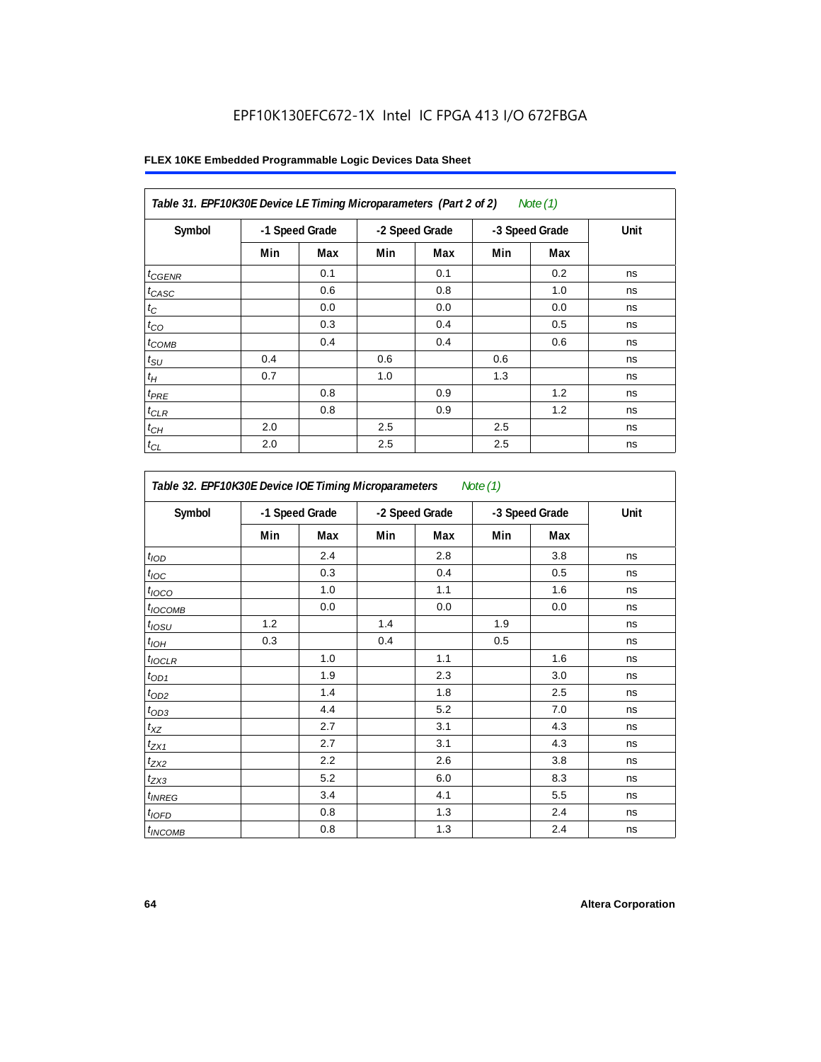EPF10K130EFC672-1X Intel IC FPGA 413 I/O 672FBGA

**FLEX 10KE Embedded Programmable Logic Devices Data Sheet**

*Table 31. EPF10K30E Device LE Timing Microparameters (Part 2 of 2) Note (1)*

| Symbol | -1 Speed Grade | | -2 Speed Grade | | -3 Speed Grade | | Unit |
|---|---|---|---|---|---|---|---|
| | Min | Max | Min | Max | Min | Max | |
| $t_{CGENR}$ | | 0.1 | | 0.1 | | 0.2 | ns |
| $t_{CASC}$ | | 0.6 | | 0.8 | | 1.0 | ns |
| $t_C$ | | 0.0 | | 0.0 | | 0.0 | ns |
| $t_{CO}$ | | 0.3 | | 0.4 | | 0.5 | ns |
| $t_{COMB}$ | | 0.4 | | 0.4 | | 0.6 | ns |
| $t_{SU}$ | 0.4 | | 0.6 | | 0.6 | | ns |
| $t_H$ | 0.7 | | 1.0 | | 1.3 | | ns |
| $t_{PRE}$ | | 0.8 | | 0.9 | | 1.2 | ns |
| $t_{CLR}$ | | 0.8 | | 0.9 | | 1.2 | ns |
| $t_{CH}$ | 2.0 | | 2.5 | | 2.5 | | ns |
| $t_{CL}$ | 2.0 | | 2.5 | | 2.5 | | ns |

*Table 32. EPF10K30E Device IOE Timing Microparameters Note (1)*

| Symbol | -1 Speed Grade | | -2 Speed Grade | | -3 Speed Grade | | Unit |
|---|---|---|---|---|---|---|---|
| | Min | Max | Min | Max | Min | Max | |
| $t_{IOD}$ | | 2.4 | | 2.8 | | 3.8 | ns |
| $t_{IOC}$ | | 0.3 | | 0.4 | | 0.5 | ns |
| $t_{IOCO}$ | | 1.0 | | 1.1 | | 1.6 | ns |
| $t_{IOCOMB}$ | | 0.0 | | 0.0 | | 0.0 | ns |
| $t_{IOSU}$ | 1.2 | | 1.4 | | 1.9 | | ns |
| $t_{IOH}$ | 0.3 | | 0.4 | | 0.5 | | ns |
| $t_{IOCLR}$ | | 1.0 | | 1.1 | | 1.6 | ns |
| $t_{OD1}$ | | 1.9 | | 2.3 | | 3.0 | ns |
| $t_{OD2}$ | | 1.4 | | 1.8 | | 2.5 | ns |
| $t_{OD3}$ | | 4.4 | | 5.2 | | 7.0 | ns |
| $t_{XZ}$ | | 2.7 | | 3.1 | | 4.3 | ns |
| $t_{ZX1}$ | | 2.7 | | 3.1 | | 4.3 | ns |
| $t_{ZX2}$ | | 2.2 | | 2.6 | | 3.8 | ns |
| $t_{ZX3}$ | | 5.2 | | 6.0 | | 8.3 | ns |
| $t_{INREG}$ | | 3.4 | | 4.1 | | 5.5 | ns |
| $t_{IOFD}$ | | 0.8 | | 1.3 | | 2.4 | ns |
| $t_{INCOMB}$ | | 0.8 | | 1.3 | | 2.4 | ns |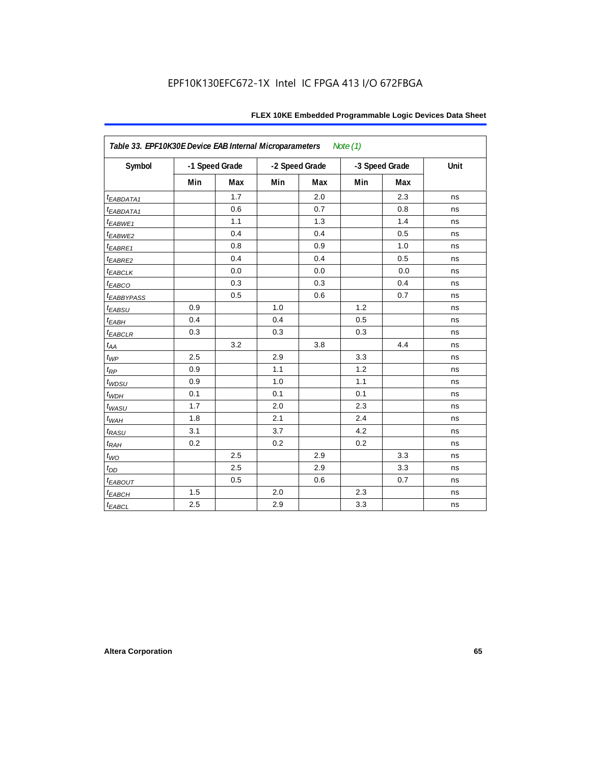**Table 33. EPF10K30E Device EAB Internal Microparameters** *Note (1)*

| Symbol | -1 Speed Grade | | -2 Speed Grade | | -3 Speed Grade | | Unit |
|---|---|---|---|---|---|---|---|
| | Min | Max | Min | Max | Min | Max | |
| $t_{EABDATA1}$ | | 1.7 | | 2.0 | | 2.3 | ns |
| $t_{EABDATA1}$ | | 0.6 | | 0.7 | | 0.8 | ns |
| $t_{EABWE1}$ | | 1.1 | | 1.3 | | 1.4 | ns |
| $t_{EABWE2}$ | | 0.4 | | 0.4 | | 0.5 | ns |
| $t_{EABRE1}$ | | 0.8 | | 0.9 | | 1.0 | ns |
| $t_{EABRE2}$ | | 0.4 | | 0.4 | | 0.5 | ns |
| $t_{EABCLK}$ | | 0.0 | | 0.0 | | 0.0 | ns |
| $t_{EABCO}$ | | 0.3 | | 0.3 | | 0.4 | ns |
| $t_{EABBYPASS}$ | | 0.5 | | 0.6 | | 0.7 | ns |
| $t_{EABSU}$ | 0.9 | | 1.0 | | 1.2 | | ns |
| $t_{EABH}$ | 0.4 | | 0.4 | | 0.5 | | ns |
| $t_{EABCLR}$ | 0.3 | | 0.3 | | 0.3 | | ns |
| $t_{AA}$ | | 3.2 | | 3.8 | | 4.4 | ns |
| $t_{WP}$ | 2.5 | | 2.9 | | 3.3 | | ns |
| $t_{RP}$ | 0.9 | | 1.1 | | 1.2 | | ns |
| $t_{WDSU}$ | 0.9 | | 1.0 | | 1.1 | | ns |
| $t_{WDH}$ | 0.1 | | 0.1 | | 0.1 | | ns |
| $t_{WASU}$ | 1.7 | | 2.0 | | 2.3 | | ns |
| $t_{WAH}$ | 1.8 | | 2.1 | | 2.4 | | ns |
| $t_{RASU}$ | 3.1 | | 3.7 | | 4.2 | | ns |
| $t_{RAH}$ | 0.2 | | 0.2 | | 0.2 | | ns |
| $t_{WO}$ | | 2.5 | | 2.9 | | 3.3 | ns |
| $t_{DD}$ | | 2.5 | | 2.9 | | 3.3 | ns |
| $t_{EABOUT}$ | | 0.5 | | 0.6 | | 0.7 | ns |
| $t_{EABCH}$ | 1.5 | | 2.0 | | 2.3 | | ns |
| $t_{EABCL}$ | 2.5 | | 2.9 | | 3.3 | | ns |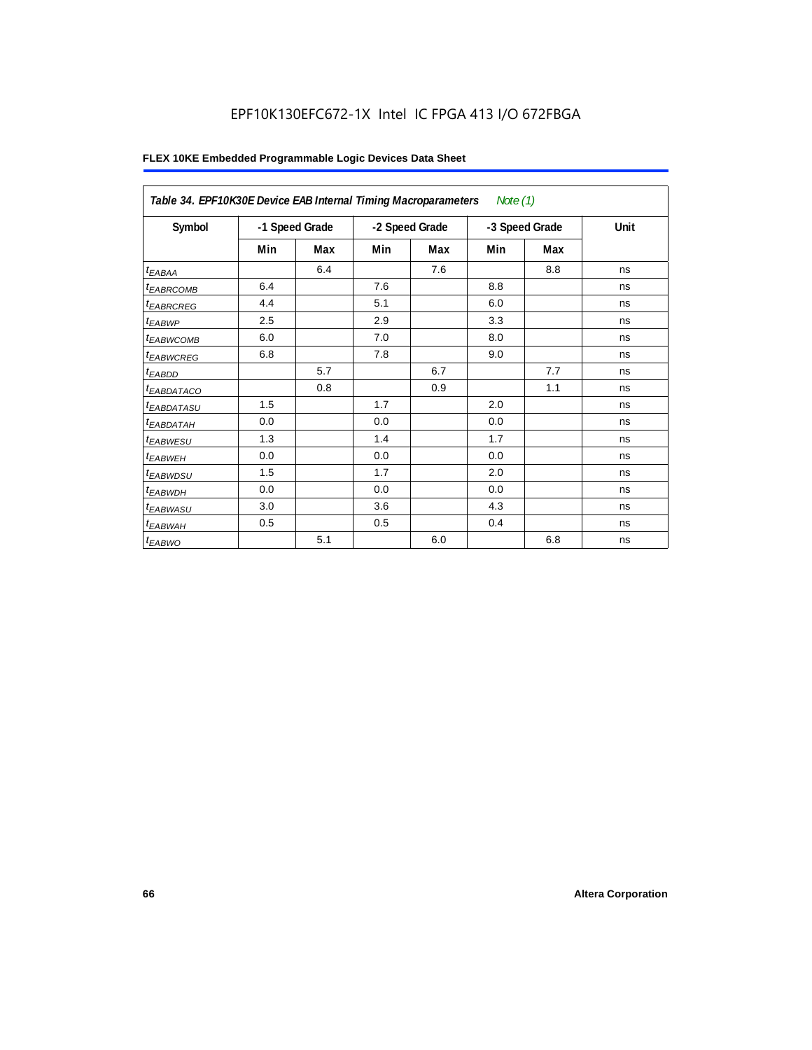EPF10K130EFC672-1X Intel IC FPGA 413 I/O 672FBGA

**FLEX 10KE Embedded Programmable Logic Devices Data Sheet**

| *Table 34. EPF10K30E Device EAB Internal Timing Macroparameters* *Note (1)* | | | | | | | |
|---|---|---|---|---|---|---|---|
| **Symbol** | **-1 Speed Grade** | | **-2 Speed Grade** | | **-3 Speed Grade** | | **Unit** |
| | **Min** | **Max** | **Min** | **Max** | **Min** | **Max** | |
| $t_{EABAA}$ | | 6.4 | | 7.6 | | 8.8 | ns |
| $t_{EABRCOMB}$ | 6.4 | | 7.6 | | 8.8 | | ns |
| $t_{EABRCREG}$ | 4.4 | | 5.1 | | 6.0 | | ns |
| $t_{EABWP}$ | 2.5 | | 2.9 | | 3.3 | | ns |
| $t_{EABWCOMB}$ | 6.0 | | 7.0 | | 8.0 | | ns |
| $t_{EABWCREG}$ | 6.8 | | 7.8 | | 9.0 | | ns |
| $t_{EABDD}$ | | 5.7 | | 6.7 | | 7.7 | ns |
| $t_{EABDATACO}$ | | 0.8 | | 0.9 | | 1.1 | ns |
| $t_{EABDATASU}$ | 1.5 | | 1.7 | | 2.0 | | ns |
| $t_{EABDATAH}$ | 0.0 | | 0.0 | | 0.0 | | ns |
| $t_{EABWESU}$ | 1.3 | | 1.4 | | 1.7 | | ns |
| $t_{EABWEH}$ | 0.0 | | 0.0 | | 0.0 | | ns |
| $t_{EABWDSU}$ | 1.5 | | 1.7 | | 2.0 | | ns |
| $t_{EABWDH}$ | 0.0 | | 0.0 | | 0.0 | | ns |
| $t_{EABWASU}$ | 3.0 | | 3.6 | | 4.3 | | ns |
| $t_{EABWAH}$ | 0.5 | | 0.5 | | 0.4 | | ns |
| $t_{EABWO}$ | | 5.1 | | 6.0 | | 6.8 | ns |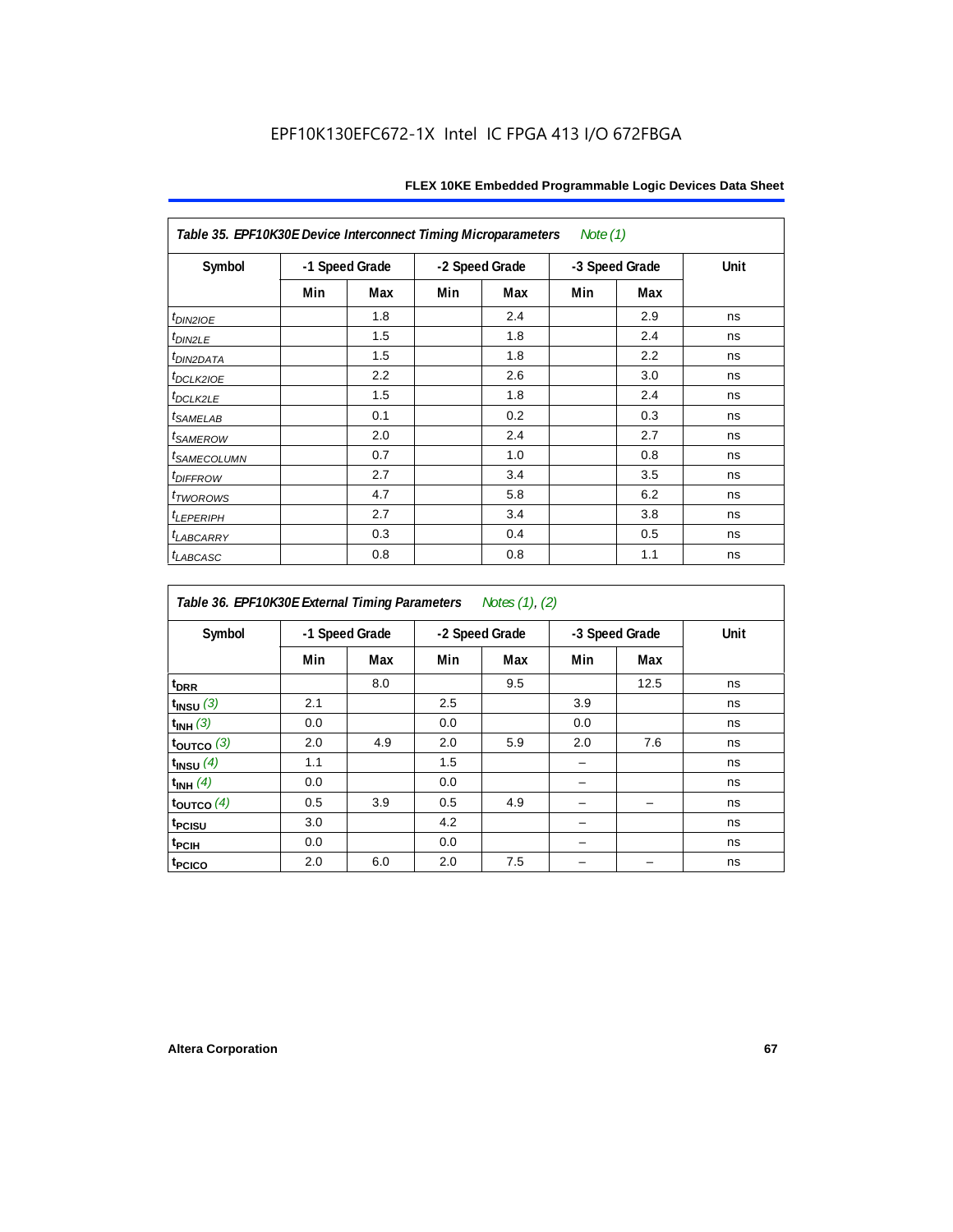Table 35. EPF10K30E Device Interconnect Timing Microparameters *Note (1)*

| Symbol | -1 Speed Grade | | -2 Speed Grade | | -3 Speed Grade | | Unit |
|---|---|---|---|---|---|---|---|
| | Min | Max | Min | Max | Min | Max | |
| $t_{DIN2IOE}$ | | 1.8 | | 2.4 | | 2.9 | ns |
| $t_{DIN2LE}$ | | 1.5 | | 1.8 | | 2.4 | ns |
| $t_{DIN2DATA}$ | | 1.5 | | 1.8 | | 2.2 | ns |
| $t_{DCLK2IOE}$ | | 2.2 | | 2.6 | | 3.0 | ns |
| $t_{DCLK2LE}$ | | 1.5 | | 1.8 | | 2.4 | ns |
| $t_{SAMELAB}$ | | 0.1 | | 0.2 | | 0.3 | ns |
| $t_{SAMEROW}$ | | 2.0 | | 2.4 | | 2.7 | ns |
| $t_{SAMECOLUMN}$ | | 0.7 | | 1.0 | | 0.8 | ns |
| $t_{DIFFROW}$ | | 2.7 | | 3.4 | | 3.5 | ns |
| $t_{TWOROWS}$ | | 4.7 | | 5.8 | | 6.2 | ns |
| $t_{LEPERIPH}$ | | 2.7 | | 3.4 | | 3.8 | ns |
| $t_{LABCARRY}$ | | 0.3 | | 0.4 | | 0.5 | ns |
| $t_{LABCASC}$ | | 0.8 | | 0.8 | | 1.1 | ns |

Table 36. EPF10K30E External Timing Parameters *Notes (1), (2)*

| Symbol | -1 Speed Grade | | -2 Speed Grade | | -3 Speed Grade | | Unit |
|---|---|---|---|---|---|---|---|
| | Min | Max | Min | Max | Min | Max | |
| $t_{DRR}$ | | 8.0 | | 9.5 | | 12.5 | ns |
| $t_{INSU}$ *(3)* | 2.1 | | 2.5 | | 3.9 | | ns |
| $t_{INH}$ *(3)* | 0.0 | | 0.0 | | 0.0 | | ns |
| $t_{OUTCO}$ *(3)* | 2.0 | 4.9 | 2.0 | 5.9 | 2.0 | 7.6 | ns |
| $t_{INSU}$ *(4)* | 1.1 | | 1.5 | | – | | ns |
| $t_{INH}$ *(4)* | 0.0 | | 0.0 | | – | | ns |
| $t_{OUTCO}$ *(4)* | 0.5 | 3.9 | 0.5 | 4.9 | – | – | ns |
| $t_{PCISU}$ | 3.0 | | 4.2 | | – | | ns |
| $t_{PCIH}$ | 0.0 | | 0.0 | | – | | ns |
| $t_{PCICO}$ | 2.0 | 6.0 | 2.0 | 7.5 | – | – | ns |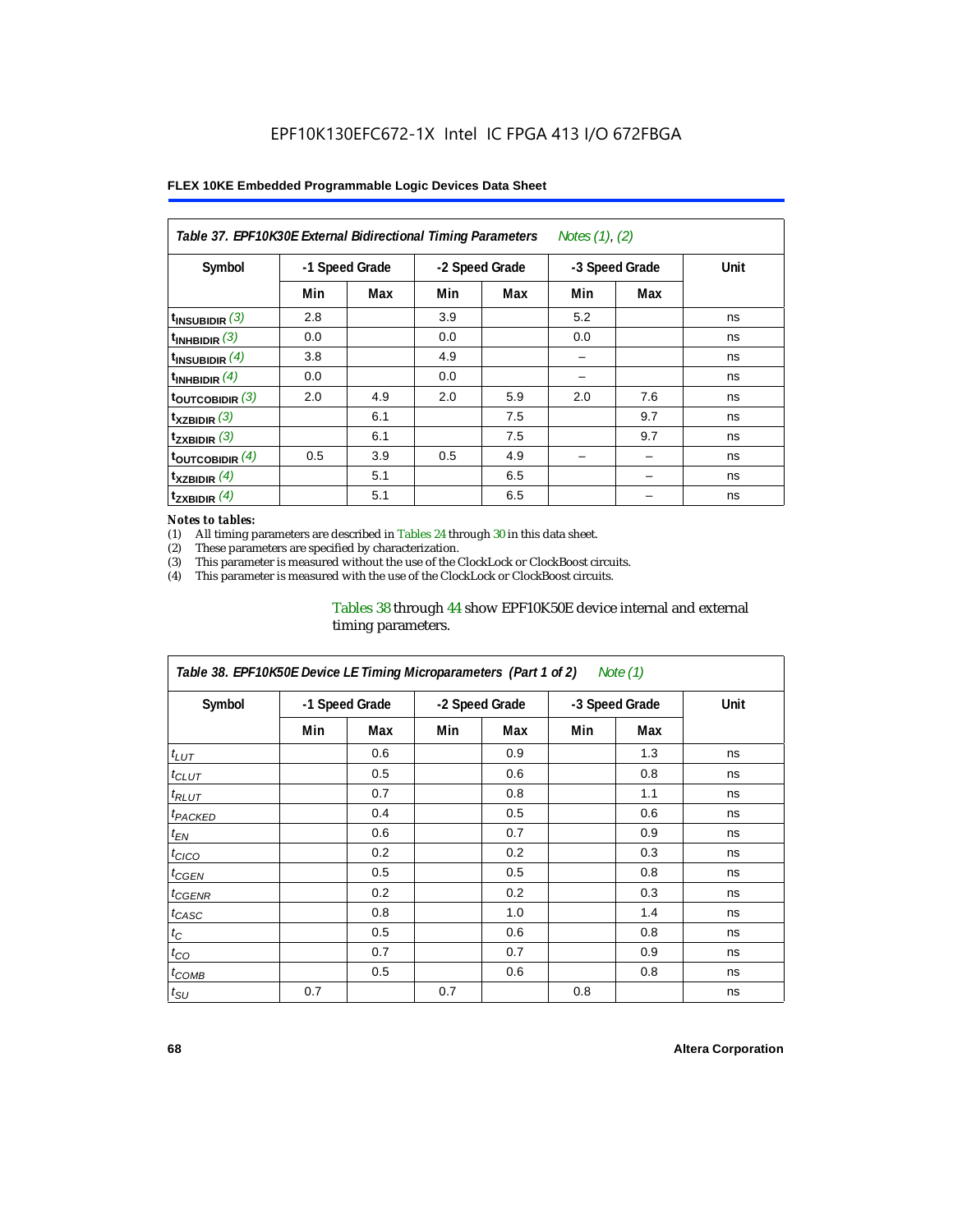**Table 37. EPF10K30E External Bidirectional Timing Parameters** *Notes (1), (2)*

| Symbol | -1 Speed Grade | | -2 Speed Grade | | -3 Speed Grade | | Unit |
|---|---|---|---|---|---|---|---|
| | Min | Max | Min | Max | Min | Max | |
| $t_{INSUBIDIR}$ (3) | 2.8 | | 3.9 | | 5.2 | | ns |
| $t_{INHBIDIR}$ (3) | 0.0 | | 0.0 | | 0.0 | | ns |
| $t_{INSUBIDIR}$ (4) | 3.8 | | 4.9 | | – | | ns |
| $t_{INHBIDIR}$ (4) | 0.0 | | 0.0 | | – | | ns |
| $t_{OUTCOBIDIR}$ (3) | 2.0 | 4.9 | 2.0 | 5.9 | 2.0 | 7.6 | ns |
| $t_{XZBIDIR}$ (3) | | 6.1 | | 7.5 | | 9.7 | ns |
| $t_{ZXBIDIR}$ (3) | | 6.1 | | 7.5 | | 9.7 | ns |
| $t_{OUTCOBIDIR}$ (4) | 0.5 | 3.9 | 0.5 | 4.9 | – | – | ns |
| $t_{XZBIDIR}$ (4) | | 5.1 | | 6.5 | | – | ns |
| $t_{ZXBIDIR}$ (4) | | 5.1 | | 6.5 | | – | ns |

*Notes to tables:*

(1) All timing parameters are described in Tables 24 through 30 in this data sheet.
(2) These parameters are specified by characterization.
(3) This parameter is measured without the use of the ClockLock or ClockBoost circuits.
(4) This parameter is measured with the use of the ClockLock or ClockBoost circuits.

Tables 38 through 44 show EPF10K50E device internal and external timing parameters.

**Table 38. EPF10K50E Device LE Timing Microparameters (Part 1 of 2)** *Note (1)*

| Symbol | -1 Speed Grade | | -2 Speed Grade | | -3 Speed Grade | | Unit |
|---|---|---|---|---|---|---|---|
| | Min | Max | Min | Max | Min | Max | |
| $t_{LUT}$ | | 0.6 | | 0.9 | | 1.3 | ns |
| $t_{CLUT}$ | | 0.5 | | 0.6 | | 0.8 | ns |
| $t_{RLUT}$ | | 0.7 | | 0.8 | | 1.1 | ns |
| $t_{PACKED}$ | | 0.4 | | 0.5 | | 0.6 | ns |
| $t_{EN}$ | | 0.6 | | 0.7 | | 0.9 | ns |
| $t_{CICO}$ | | 0.2 | | 0.2 | | 0.3 | ns |
| $t_{CGEN}$ | | 0.5 | | 0.5 | | 0.8 | ns |
| $t_{CGENR}$ | | 0.2 | | 0.2 | | 0.3 | ns |
| $t_{CASC}$ | | 0.8 | | 1.0 | | 1.4 | ns |
| $t_{C}$ | | 0.5 | | 0.6 | | 0.8 | ns |
| $t_{CO}$ | | 0.7 | | 0.7 | | 0.9 | ns |
| $t_{COMB}$ | | 0.5 | | 0.6 | | 0.8 | ns |
| $t_{SU}$ | 0.7 | | 0.7 | | 0.8 | | ns |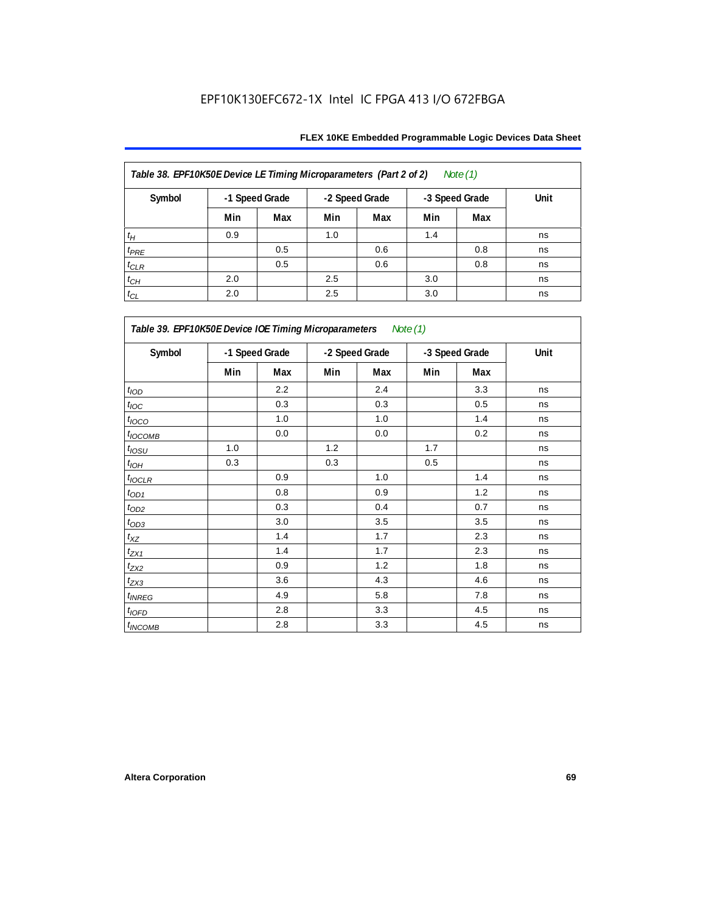Table 38. EPF10K50E Device LE Timing Microparameters (Part 2 of 2) *Note (1)*

| Symbol | -1 Speed Grade | | -2 Speed Grade | | -3 Speed Grade | | Unit |
|---|---|---|---|---|---|---|---|
| | Min | Max | Min | Max | Min | Max | |
| $t_H$ | 0.9 | | 1.0 | | 1.4 | | ns |
| $t_{PRE}$ | | 0.5 | | 0.6 | | 0.8 | ns |
| $t_{CLR}$ | | 0.5 | | 0.6 | | 0.8 | ns |
| $t_{CH}$ | 2.0 | | 2.5 | | 3.0 | | ns |
| $t_{CL}$ | 2.0 | | 2.5 | | 3.0 | | ns |

Table 39. EPF10K50E Device IOE Timing Microparameters *Note (1)*

| Symbol | -1 Speed Grade | | -2 Speed Grade | | -3 Speed Grade | | Unit |
|---|---|---|---|---|---|---|---|
| | Min | Max | Min | Max | Min | Max | |
| $t_{IOD}$ | | 2.2 | | 2.4 | | 3.3 | ns |
| $t_{IOC}$ | | 0.3 | | 0.3 | | 0.5 | ns |
| $t_{IOCO}$ | | 1.0 | | 1.0 | | 1.4 | ns |
| $t_{IOCOMB}$ | | 0.0 | | 0.0 | | 0.2 | ns |
| $t_{IOSU}$ | 1.0 | | 1.2 | | 1.7 | | ns |
| $t_{IOH}$ | 0.3 | | 0.3 | | 0.5 | | ns |
| $t_{IOCLR}$ | | 0.9 | | 1.0 | | 1.4 | ns |
| $t_{OD1}$ | | 0.8 | | 0.9 | | 1.2 | ns |
| $t_{OD2}$ | | 0.3 | | 0.4 | | 0.7 | ns |
| $t_{OD3}$ | | 3.0 | | 3.5 | | 3.5 | ns |
| $t_{XZ}$ | | 1.4 | | 1.7 | | 2.3 | ns |
| $t_{ZX1}$ | | 1.4 | | 1.7 | | 2.3 | ns |
| $t_{ZX2}$ | | 0.9 | | 1.2 | | 1.8 | ns |
| $t_{ZX3}$ | | 3.6 | | 4.3 | | 4.6 | ns |
| $t_{INREG}$ | | 4.9 | | 5.8 | | 7.8 | ns |
| $t_{IOFD}$ | | 2.8 | | 3.3 | | 4.5 | ns |
| $t_{INCOMB}$ | | 2.8 | | 3.3 | | 4.5 | ns |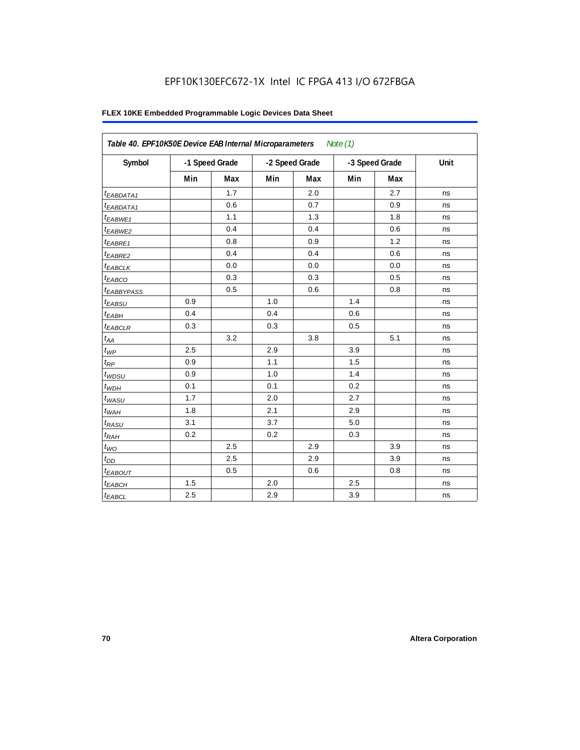# EPF10K130EFC672-1X Intel IC FPGA 413 I/O 672FBGA

**FLEX 10KE Embedded Programmable Logic Devices Data Sheet**

| *Table 40. EPF10K50E Device EAB Internal Microparameters Note (1)* | | | | | | | |
|---|---|---|---|---|---|---|---|
| **Symbol** | **-1 Speed Grade** | | **-2 Speed Grade** | | **-3 Speed Grade** | | **Unit** |
| | **Min** | **Max** | **Min** | **Max** | **Min** | **Max** | |
| $t_{EABDATA1}$ | | 1.7 | | 2.0 | | 2.7 | ns |
| $t_{EABDATA1}$ | | 0.6 | | 0.7 | | 0.9 | ns |
| $t_{EABWE1}$ | | 1.1 | | 1.3 | | 1.8 | ns |
| $t_{EABWE2}$ | | 0.4 | | 0.4 | | 0.6 | ns |
| $t_{EABRE1}$ | | 0.8 | | 0.9 | | 1.2 | ns |
| $t_{EABRE2}$ | | 0.4 | | 0.4 | | 0.6 | ns |
| $t_{EABCLK}$ | | 0.0 | | 0.0 | | 0.0 | ns |
| $t_{EABCO}$ | | 0.3 | | 0.3 | | 0.5 | ns |
| $t_{EABBYPASS}$ | | 0.5 | | 0.6 | | 0.8 | ns |
| $t_{EABSU}$ | 0.9 | | 1.0 | | 1.4 | | ns |
| $t_{EABH}$ | 0.4 | | 0.4 | | 0.6 | | ns |
| $t_{EABCLR}$ | 0.3 | | 0.3 | | 0.5 | | ns |
| $t_{AA}$ | | 3.2 | | 3.8 | | 5.1 | ns |
| $t_{WP}$ | 2.5 | | 2.9 | | 3.9 | | ns |
| $t_{RP}$ | 0.9 | | 1.1 | | 1.5 | | ns |
| $t_{WDSU}$ | 0.9 | | 1.0 | | 1.4 | | ns |
| $t_{WDH}$ | 0.1 | | 0.1 | | 0.2 | | ns |
| $t_{WASU}$ | 1.7 | | 2.0 | | 2.7 | | ns |
| $t_{WAH}$ | 1.8 | | 2.1 | | 2.9 | | ns |
| $t_{RASU}$ | 3.1 | | 3.7 | | 5.0 | | ns |
| $t_{RAH}$ | 0.2 | | 0.2 | | 0.3 | | ns |
| $t_{WO}$ | | 2.5 | | 2.9 | | 3.9 | ns |
| $t_{DD}$ | | 2.5 | | 2.9 | | 3.9 | ns |
| $t_{EABOUT}$ | | 0.5 | | 0.6 | | 0.8 | ns |
| $t_{EABCH}$ | 1.5 | | 2.0 | | 2.5 | | ns |
| $t_{EABCL}$ | 2.5 | | 2.9 | | 3.9 | | ns |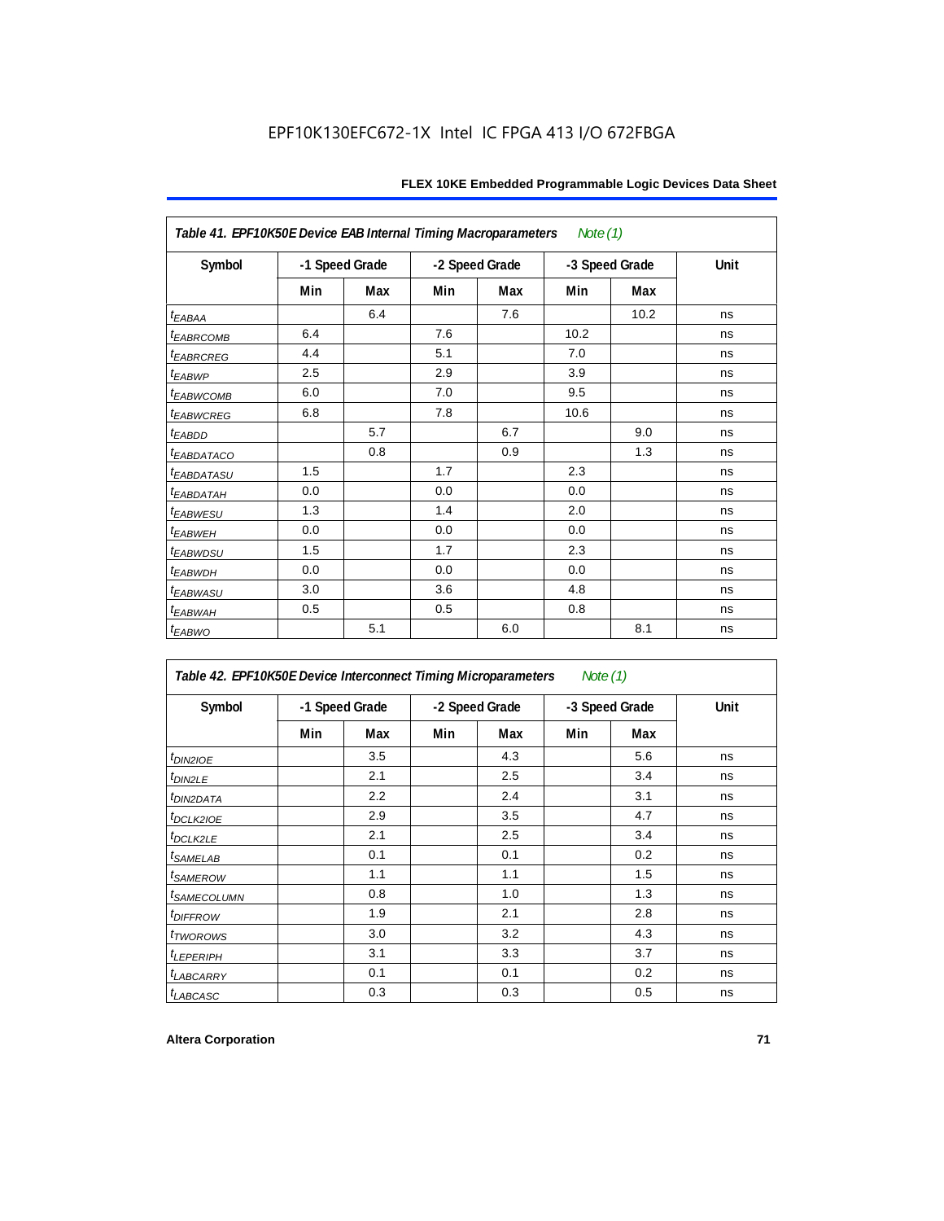**Table 41. EPF10K50E Device EAB Internal Timing Macroparameters** *Note (1)*

| Symbol | -1 Speed Grade | | -2 Speed Grade | | -3 Speed Grade | | Unit |
|---|---|---|---|---|---|---|---|
| | Min | Max | Min | Max | Min | Max | |
| $t_{EABAA}$ | | 6.4 | | 7.6 | | 10.2 | ns |
| $t_{EABRCOMB}$ | 6.4 | | 7.6 | | 10.2 | | ns |
| $t_{EABRCREG}$ | 4.4 | | 5.1 | | 7.0 | | ns |
| $t_{EABWP}$ | 2.5 | | 2.9 | | 3.9 | | ns |
| $t_{EABWCOMB}$ | 6.0 | | 7.0 | | 9.5 | | ns |
| $t_{EABWCREG}$ | 6.8 | | 7.8 | | 10.6 | | ns |
| $t_{EABDD}$ | | 5.7 | | 6.7 | | 9.0 | ns |
| $t_{EABDATACO}$ | | 0.8 | | 0.9 | | 1.3 | ns |
| $t_{EABDATASU}$ | 1.5 | | 1.7 | | 2.3 | | ns |
| $t_{EABDATAH}$ | 0.0 | | 0.0 | | 0.0 | | ns |
| $t_{EABWESU}$ | 1.3 | | 1.4 | | 2.0 | | ns |
| $t_{EABWEH}$ | 0.0 | | 0.0 | | 0.0 | | ns |
| $t_{EABWDSU}$ | 1.5 | | 1.7 | | 2.3 | | ns |
| $t_{EABWDH}$ | 0.0 | | 0.0 | | 0.0 | | ns |
| $t_{EABWASU}$ | 3.0 | | 3.6 | | 4.8 | | ns |
| $t_{EABWAH}$ | 0.5 | | 0.5 | | 0.8 | | ns |
| $t_{EABWO}$ | | 5.1 | | 6.0 | | 8.1 | ns |

**Table 42. EPF10K50E Device Interconnect Timing Microparameters** *Note (1)*

| Symbol | -1 Speed Grade | | -2 Speed Grade | | -3 Speed Grade | | Unit |
|---|---|---|---|---|---|---|---|
| | Min | Max | Min | Max | Min | Max | |
| $t_{DIN2IOE}$ | | 3.5 | | 4.3 | | 5.6 | ns |
| $t_{DIN2LE}$ | | 2.1 | | 2.5 | | 3.4 | ns |
| $t_{DIN2DATA}$ | | 2.2 | | 2.4 | | 3.1 | ns |
| $t_{DCLK2IOE}$ | | 2.9 | | 3.5 | | 4.7 | ns |
| $t_{DCLK2LE}$ | | 2.1 | | 2.5 | | 3.4 | ns |
| $t_{SAMELAB}$ | | 0.1 | | 0.1 | | 0.2 | ns |
| $t_{SAMEROW}$ | | 1.1 | | 1.1 | | 1.5 | ns |
| $t_{SAMECOLUMN}$ | | 0.8 | | 1.0 | | 1.3 | ns |
| $t_{DIFFROW}$ | | 1.9 | | 2.1 | | 2.8 | ns |
| $t_{TWOROWS}$ | | 3.0 | | 3.2 | | 4.3 | ns |
| $t_{LEPERIPH}$ | | 3.1 | | 3.3 | | 3.7 | ns |
| $t_{LABCARRY}$ | | 0.1 | | 0.1 | | 0.2 | ns |
| $t_{LABCASC}$ | | 0.3 | | 0.3 | | 0.5 | ns |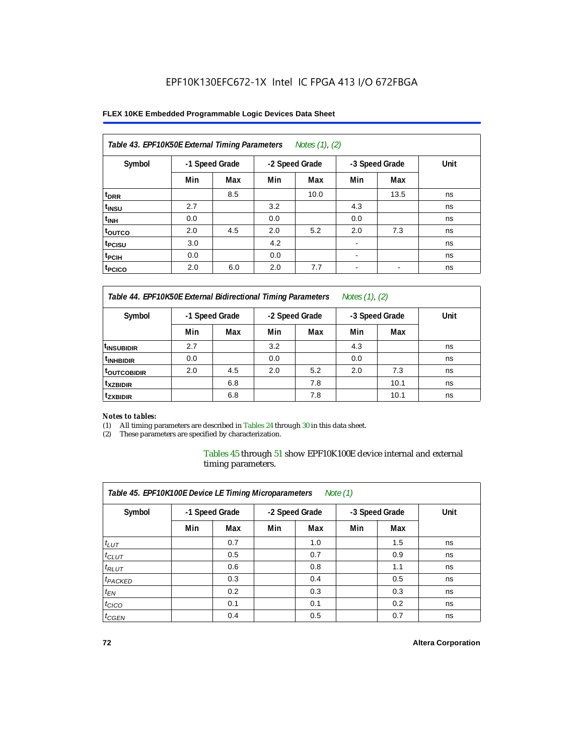EPF10K130EFC672-1X Intel IC FPGA 413 I/O 672FBGA

| Table 43. EPF10K50E External Timing Parameters Notes (1), (2) | | | | | | | |
|---|---|---|---|---|---|---|---|
| Symbol | -1 Speed Grade | | -2 Speed Grade | | -3 Speed Grade | | Unit |
| | Min | Max | Min | Max | Min | Max | |
| $t_{DRR}$ | | 8.5 | | 10.0 | | 13.5 | ns |
| $t_{INSU}$ | 2.7 | | 3.2 | | 4.3 | | ns |
| $t_{INH}$ | 0.0 | | 0.0 | | 0.0 | | ns |
| $t_{OUTCO}$ | 2.0 | 4.5 | 2.0 | 5.2 | 2.0 | 7.3 | ns |
| $t_{PCISU}$ | 3.0 | | 4.2 | | - | | ns |
| $t_{PCIH}$ | 0.0 | | 0.0 | | - | | ns |
| $t_{PCICO}$ | 2.0 | 6.0 | 2.0 | 7.7 | - | - | ns |

| Table 44. EPF10K50E External Bidirectional Timing Parameters Notes (1), (2) | | | | | | | |
|---|---|---|---|---|---|---|---|
| Symbol | -1 Speed Grade | | -2 Speed Grade | | -3 Speed Grade | | Unit |
| | Min | Max | Min | Max | Min | Max | |
| $t_{INSUBIDIR}$ | 2.7 | | 3.2 | | 4.3 | | ns |
| $t_{INHBIDIR}$ | 0.0 | | 0.0 | | 0.0 | | ns |
| $t_{OUTCOBIDIR}$ | 2.0 | 4.5 | 2.0 | 5.2 | 2.0 | 7.3 | ns |
| $t_{XZBIDIR}$ | | 6.8 | | 7.8 | | 10.1 | ns |
| $t_{ZXBIDIR}$ | | 6.8 | | 7.8 | | 10.1 | ns |

*Notes to tables:*

(1) All timing parameters are described in Tables 24 through 30 in this data sheet.
(2) These parameters are specified by characterization.

Tables 45 through 51 show EPF10K100E device internal and external timing parameters.

| Table 45. EPF10K100E Device LE Timing Microparameters Note (1) | | | | | | | |
|---|---|---|---|---|---|---|---|
| Symbol | -1 Speed Grade | | -2 Speed Grade | | -3 Speed Grade | | Unit |
| | Min | Max | Min | Max | Min | Max | |
| $t_{LUT}$ | | 0.7 | | 1.0 | | 1.5 | ns |
| $t_{CLUT}$ | | 0.5 | | 0.7 | | 0.9 | ns |
| $t_{RLUT}$ | | 0.6 | | 0.8 | | 1.1 | ns |
| $t_{PACKED}$ | | 0.3 | | 0.4 | | 0.5 | ns |
| $t_{EN}$ | | 0.2 | | 0.3 | | 0.3 | ns |
| $t_{CICO}$ | | 0.1 | | 0.1 | | 0.2 | ns |
| $t_{CGEN}$ | | 0.4 | | 0.5 | | 0.7 | ns |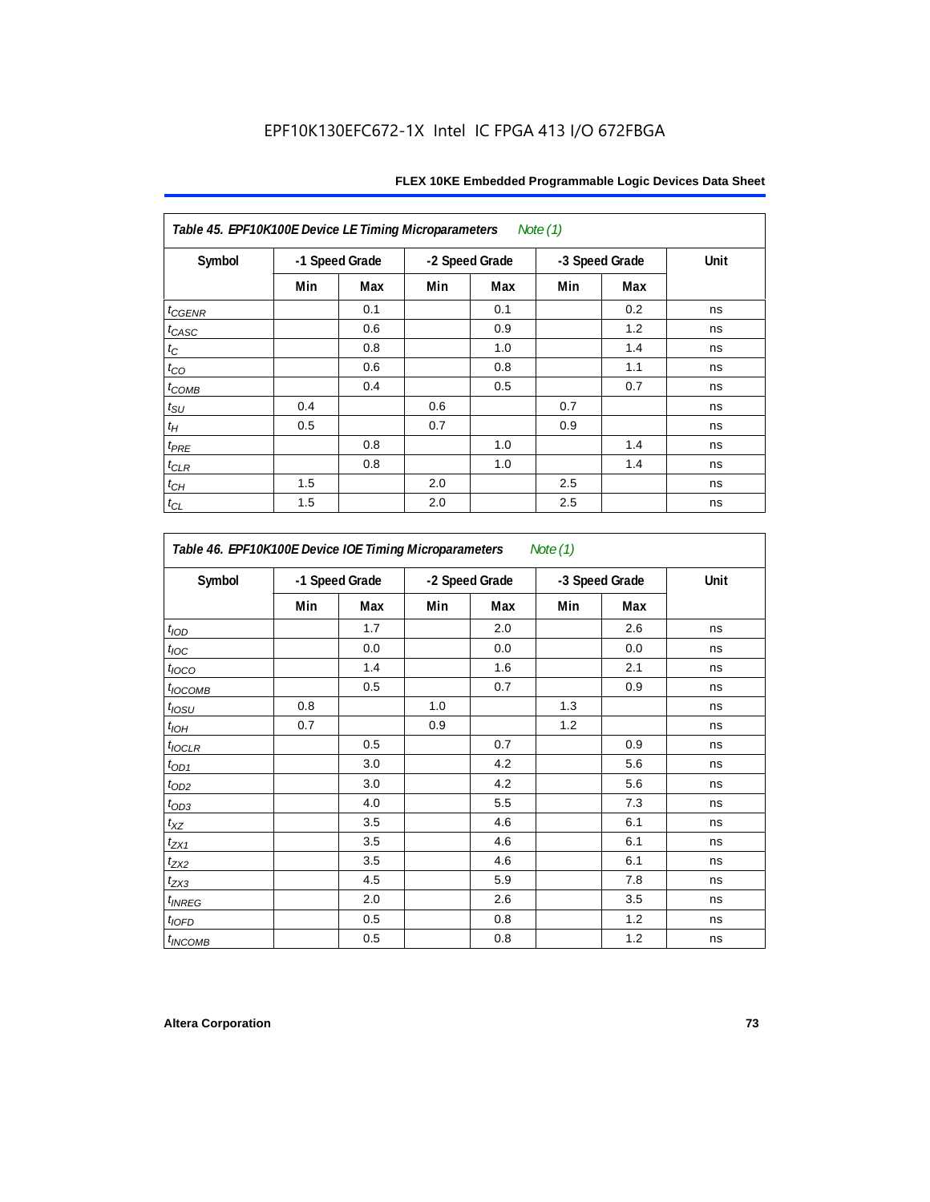**Table 45. EPF10K100E Device LE Timing Microparameters** *Note (1)*

| Symbol | -1 Speed Grade | | -2 Speed Grade | | -3 Speed Grade | | Unit |
|---|---|---|---|---|---|---|---|
| | Min | Max | Min | Max | Min | Max | |
| $t_{CGENR}$ | | 0.1 | | 0.1 | | 0.2 | ns |
| $t_{CASC}$ | | 0.6 | | 0.9 | | 1.2 | ns |
| $t_{C}$ | | 0.8 | | 1.0 | | 1.4 | ns |
| $t_{CO}$ | | 0.6 | | 0.8 | | 1.1 | ns |
| $t_{COMB}$ | | 0.4 | | 0.5 | | 0.7 | ns |
| $t_{SU}$ | 0.4 | | 0.6 | | 0.7 | | ns |
| $t_{H}$ | 0.5 | | 0.7 | | 0.9 | | ns |
| $t_{PRE}$ | | 0.8 | | 1.0 | | 1.4 | ns |
| $t_{CLR}$ | | 0.8 | | 1.0 | | 1.4 | ns |
| $t_{CH}$ | 1.5 | | 2.0 | | 2.5 | | ns |
| $t_{CL}$ | 1.5 | | 2.0 | | 2.5 | | ns |

**Table 46. EPF10K100E Device IOE Timing Microparameters** *Note (1)*

| Symbol | -1 Speed Grade | | -2 Speed Grade | | -3 Speed Grade | | Unit |
|---|---|---|---|---|---|---|---|
| | Min | Max | Min | Max | Min | Max | |
| $t_{IOD}$ | | 1.7 | | 2.0 | | 2.6 | ns |
| $t_{IOC}$ | | 0.0 | | 0.0 | | 0.0 | ns |
| $t_{IOCO}$ | | 1.4 | | 1.6 | | 2.1 | ns |
| $t_{IOCOMB}$ | | 0.5 | | 0.7 | | 0.9 | ns |
| $t_{IOSU}$ | 0.8 | | 1.0 | | 1.3 | | ns |
| $t_{IOH}$ | 0.7 | | 0.9 | | 1.2 | | ns |
| $t_{IOCLR}$ | | 0.5 | | 0.7 | | 0.9 | ns |
| $t_{OD1}$ | | 3.0 | | 4.2 | | 5.6 | ns |
| $t_{OD2}$ | | 3.0 | | 4.2 | | 5.6 | ns |
| $t_{OD3}$ | | 4.0 | | 5.5 | | 7.3 | ns |
| $t_{XZ}$ | | 3.5 | | 4.6 | | 6.1 | ns |
| $t_{ZX1}$ | | 3.5 | | 4.6 | | 6.1 | ns |
| $t_{ZX2}$ | | 3.5 | | 4.6 | | 6.1 | ns |
| $t_{ZX3}$ | | 4.5 | | 5.9 | | 7.8 | ns |
| $t_{INREG}$ | | 2.0 | | 2.6 | | 3.5 | ns |
| $t_{IOFD}$ | | 0.5 | | 0.8 | | 1.2 | ns |
| $t_{INCOMB}$ | | 0.5 | | 0.8 | | 1.2 | ns |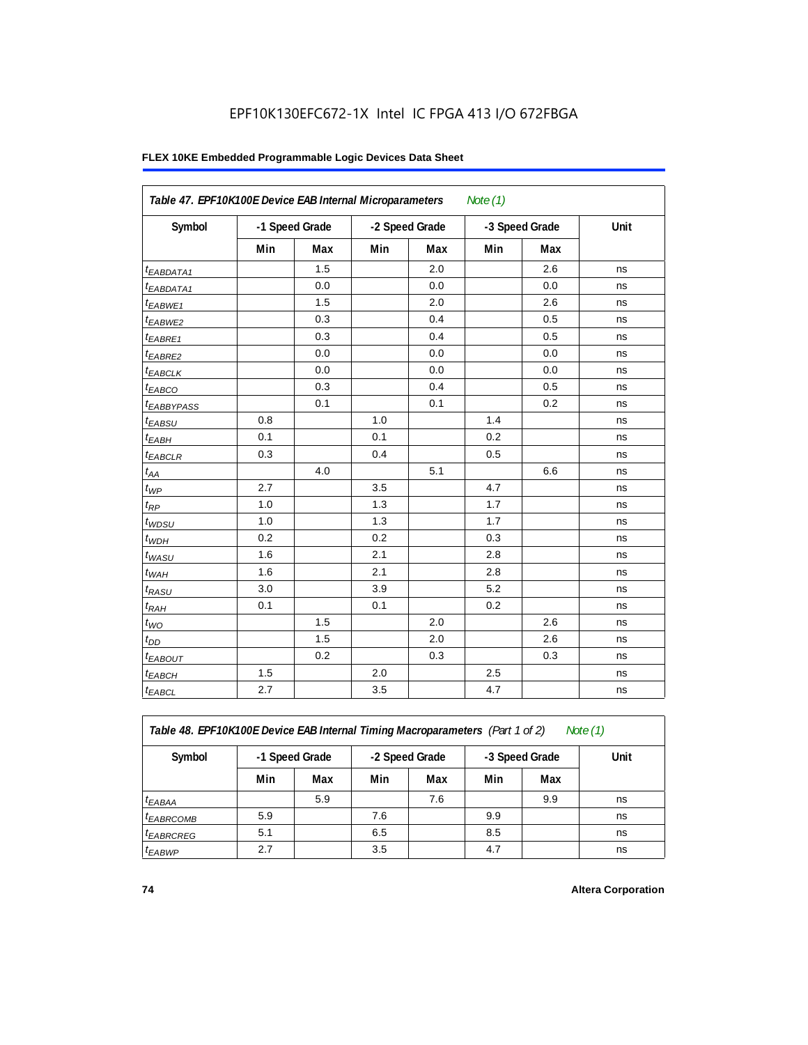EPF10K130EFC672-1X Intel IC FPGA 413 I/O 672FBGA

**FLEX 10KE Embedded Programmable Logic Devices Data Sheet**

| *Table 47. EPF10K100E Device EAB Internal Microparameters* *Note (1)* | | | | | | | |
|---|---|---|---|---|---|---|---|
| **Symbol** | **-1 Speed Grade** | | **-2 Speed Grade** | | **-3 Speed Grade** | | **Unit** |
| | **Min** | **Max** | **Min** | **Max** | **Min** | **Max** | |
| $t_{EABDATA1}$ | | 1.5 | | 2.0 | | 2.6 | ns |
| $t_{EABDATA1}$ | | 0.0 | | 0.0 | | 0.0 | ns |
| $t_{EABWE1}$ | | 1.5 | | 2.0 | | 2.6 | ns |
| $t_{EABWE2}$ | | 0.3 | | 0.4 | | 0.5 | ns |
| $t_{EABRE1}$ | | 0.3 | | 0.4 | | 0.5 | ns |
| $t_{EABRE2}$ | | 0.0 | | 0.0 | | 0.0 | ns |
| $t_{EABCLK}$ | | 0.0 | | 0.0 | | 0.0 | ns |
| $t_{EABCO}$ | | 0.3 | | 0.4 | | 0.5 | ns |
| $t_{EABBYPASS}$ | | 0.1 | | 0.1 | | 0.2 | ns |
| $t_{EABSU}$ | 0.8 | | 1.0 | | 1.4 | | ns |
| $t_{EABH}$ | 0.1 | | 0.1 | | 0.2 | | ns |
| $t_{EABCLR}$ | 0.3 | | 0.4 | | 0.5 | | ns |
| $t_{AA}$ | | 4.0 | | 5.1 | | 6.6 | ns |
| $t_{WP}$ | 2.7 | | 3.5 | | 4.7 | | ns |
| $t_{RP}$ | 1.0 | | 1.3 | | 1.7 | | ns |
| $t_{WDSU}$ | 1.0 | | 1.3 | | 1.7 | | ns |
| $t_{WDH}$ | 0.2 | | 0.2 | | 0.3 | | ns |
| $t_{WASU}$ | 1.6 | | 2.1 | | 2.8 | | ns |
| $t_{WAH}$ | 1.6 | | 2.1 | | 2.8 | | ns |
| $t_{RASU}$ | 3.0 | | 3.9 | | 5.2 | | ns |
| $t_{RAH}$ | 0.1 | | 0.1 | | 0.2 | | ns |
| $t_{WO}$ | | 1.5 | | 2.0 | | 2.6 | ns |
| $t_{DD}$ | | 1.5 | | 2.0 | | 2.6 | ns |
| $t_{EABOUT}$ | | 0.2 | | 0.3 | | 0.3 | ns |
| $t_{EABCH}$ | 1.5 | | 2.0 | | 2.5 | | ns |
| $t_{EABCL}$ | 2.7 | | 3.5 | | 4.7 | | ns |

| *Table 48. EPF10K100E Device EAB Internal Timing Macroparameters (Part 1 of 2)* *Note (1)* | | | | | | | |
|---|---|---|---|---|---|---|---|
| **Symbol** | **-1 Speed Grade** | | **-2 Speed Grade** | | **-3 Speed Grade** | | **Unit** |
| | **Min** | **Max** | **Min** | **Max** | **Min** | **Max** | |
| $t_{EABAA}$ | | 5.9 | | 7.6 | | 9.9 | ns |
| $t_{EABRCOMB}$ | 5.9 | | 7.6 | | 9.9 | | ns |
| $t_{EABRCREG}$ | 5.1 | | 6.5 | | 8.5 | | ns |
| $t_{EABWP}$ | 2.7 | | 3.5 | | 4.7 | | ns |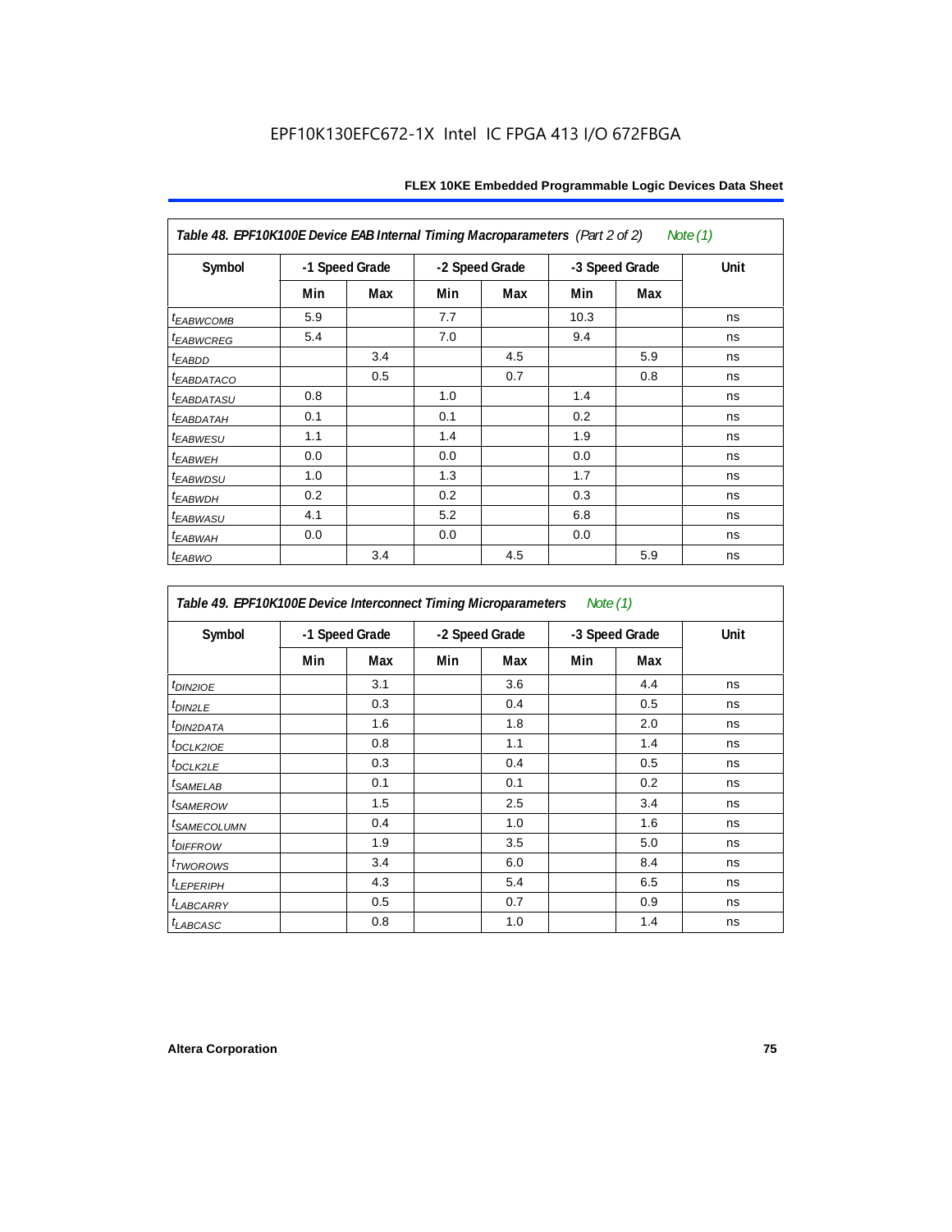**Table 48. EPF10K100E Device EAB Internal Timing Macroparameters** *(Part 2 of 2)* *Note (1)*

| Symbol | -1 Speed Grade | | -2 Speed Grade | | -3 Speed Grade | | Unit |
|---|---|---|---|---|---|---|---|
| | Min | Max | Min | Max | Min | Max | |
| $t_{EABWCOMB}$ | 5.9 | | 7.7 | | 10.3 | | ns |
| $t_{EABWCREG}$ | 5.4 | | 7.0 | | 9.4 | | ns |
| $t_{EABDD}$ | | 3.4 | | 4.5 | | 5.9 | ns |
| $t_{EABDATACO}$ | | 0.5 | | 0.7 | | 0.8 | ns |
| $t_{EABDATASU}$ | 0.8 | | 1.0 | | 1.4 | | ns |
| $t_{EABDATAH}$ | 0.1 | | 0.1 | | 0.2 | | ns |
| $t_{EABWESU}$ | 1.1 | | 1.4 | | 1.9 | | ns |
| $t_{EABWEH}$ | 0.0 | | 0.0 | | 0.0 | | ns |
| $t_{EABWDSU}$ | 1.0 | | 1.3 | | 1.7 | | ns |
| $t_{EABWDH}$ | 0.2 | | 0.2 | | 0.3 | | ns |
| $t_{EABWASU}$ | 4.1 | | 5.2 | | 6.8 | | ns |
| $t_{EABWAH}$ | 0.0 | | 0.0 | | 0.0 | | ns |
| $t_{EABWO}$ | | 3.4 | | 4.5 | | 5.9 | ns |

**Table 49. EPF10K100E Device Interconnect Timing Microparameters** *Note (1)*

| Symbol | -1 Speed Grade | | -2 Speed Grade | | -3 Speed Grade | | Unit |
|---|---|---|---|---|---|---|---|
| | Min | Max | Min | Max | Min | Max | |
| $t_{DIN2IOE}$ | | 3.1 | | 3.6 | | 4.4 | ns |
| $t_{DIN2LE}$ | | 0.3 | | 0.4 | | 0.5 | ns |
| $t_{DIN2DATA}$ | | 1.6 | | 1.8 | | 2.0 | ns |
| $t_{DCLK2IOE}$ | | 0.8 | | 1.1 | | 1.4 | ns |
| $t_{DCLK2LE}$ | | 0.3 | | 0.4 | | 0.5 | ns |
| $t_{SAMELAB}$ | | 0.1 | | 0.1 | | 0.2 | ns |
| $t_{SAMEROW}$ | | 1.5 | | 2.5 | | 3.4 | ns |
| $t_{SAMECOLUMN}$ | | 0.4 | | 1.0 | | 1.6 | ns |
| $t_{DIFFROW}$ | | 1.9 | | 3.5 | | 5.0 | ns |
| $t_{TWOROWS}$ | | 3.4 | | 6.0 | | 8.4 | ns |
| $t_{LEPERIPH}$ | | 4.3 | | 5.4 | | 6.5 | ns |
| $t_{LABCARRY}$ | | 0.5 | | 0.7 | | 0.9 | ns |
| $t_{LABCASC}$ | | 0.8 | | 1.0 | | 1.4 | ns |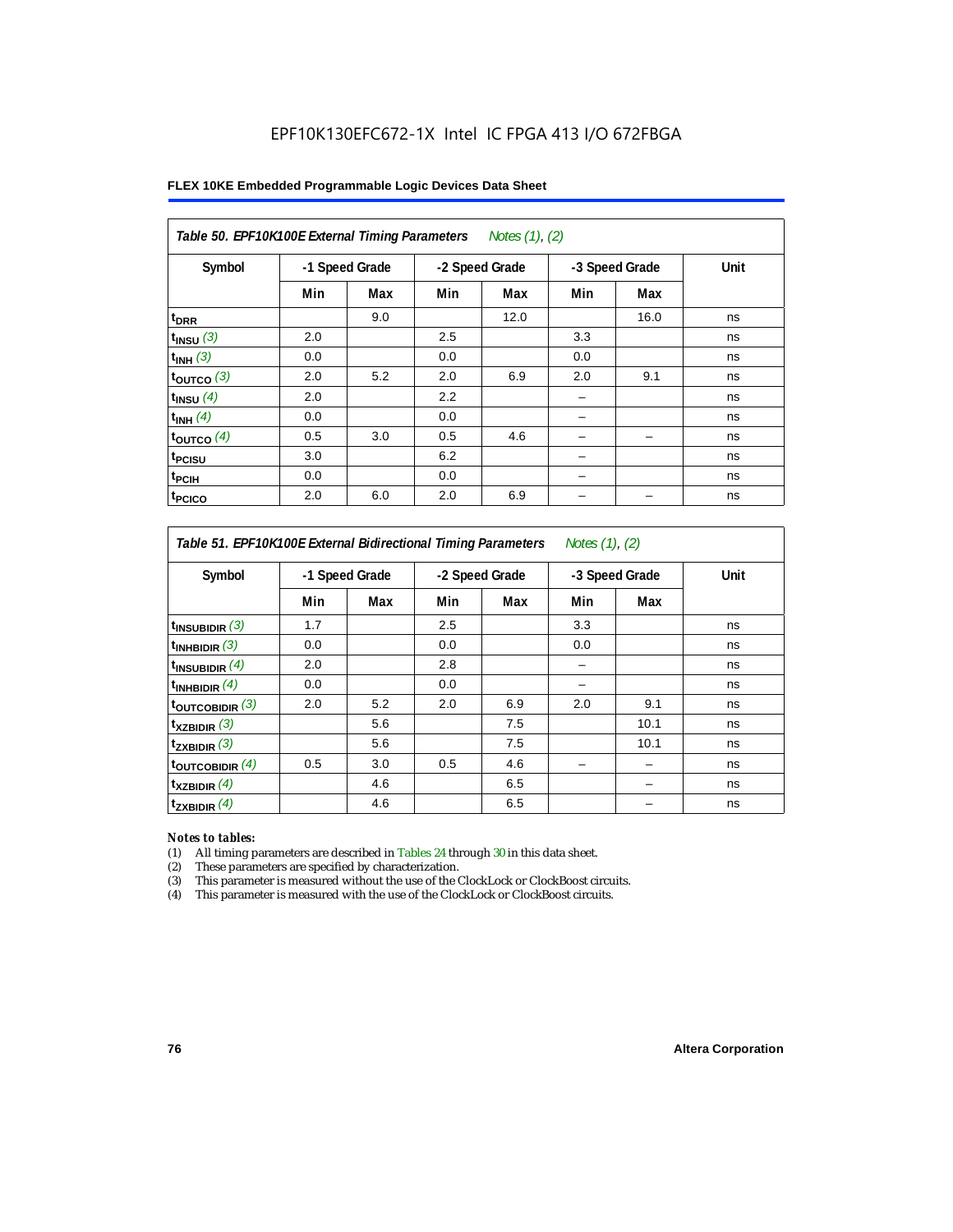EPF10K130EFC672-1X Intel IC FPGA 413 I/O 672FBGA

**FLEX 10KE Embedded Programmable Logic Devices Data Sheet**

| *Table 50. EPF10K100E External Timing Parameters* *Notes (1), (2)* | | | | | | | |
|---|---|---|---|---|---|---|---|
| Symbol | -1 Speed Grade | | -2 Speed Grade | | -3 Speed Grade | | Unit |
| | Min | Max | Min | Max | Min | Max | |
| $t_{DRR}$ | | 9.0 | | 12.0 | | 16.0 | ns |
| $t_{INSU}$ *(3)* | 2.0 | | 2.5 | | 3.3 | | ns |
| $t_{INH}$ *(3)* | 0.0 | | 0.0 | | 0.0 | | ns |
| $t_{OUTCO}$ *(3)* | 2.0 | 5.2 | 2.0 | 6.9 | 2.0 | 9.1 | ns |
| $t_{INSU}$ *(4)* | 2.0 | | 2.2 | | – | | ns |
| $t_{INH}$ *(4)* | 0.0 | | 0.0 | | – | | ns |
| $t_{OUTCO}$ *(4)* | 0.5 | 3.0 | 0.5 | 4.6 | – | – | ns |
| $t_{PCISU}$ | 3.0 | | 6.2 | | – | | ns |
| $t_{PCIH}$ | 0.0 | | 0.0 | | – | | ns |
| $t_{PCICO}$ | 2.0 | 6.0 | 2.0 | 6.9 | – | – | ns |

| *Table 51. EPF10K100E External Bidirectional Timing Parameters* *Notes (1), (2)* | | | | | | | |
|---|---|---|---|---|---|---|---|
| Symbol | -1 Speed Grade | | -2 Speed Grade | | -3 Speed Grade | | Unit |
| | Min | Max | Min | Max | Min | Max | |
| $t_{INSUBIDIR}$ *(3)* | 1.7 | | 2.5 | | 3.3 | | ns |
| $t_{INHBIDIR}$ *(3)* | 0.0 | | 0.0 | | 0.0 | | ns |
| $t_{INSUBIDIR}$ *(4)* | 2.0 | | 2.8 | | – | | ns |
| $t_{INHBIDIR}$ *(4)* | 0.0 | | 0.0 | | – | | ns |
| $t_{OUTCOBIDIR}$ *(3)* | 2.0 | 5.2 | 2.0 | 6.9 | 2.0 | 9.1 | ns |
| $t_{XZBIDIR}$ *(3)* | | 5.6 | | 7.5 | | 10.1 | ns |
| $t_{ZXBIDIR}$ *(3)* | | 5.6 | | 7.5 | | 10.1 | ns |
| $t_{OUTCOBIDIR}$ *(4)* | 0.5 | 3.0 | 0.5 | 4.6 | – | – | ns |
| $t_{XZBIDIR}$ *(4)* | | 4.6 | | 6.5 | | – | ns |
| $t_{ZXBIDIR}$ *(4)* | | 4.6 | | 6.5 | | – | ns |

*Notes to tables:*

(1) All timing parameters are described in Tables 24 through 30 in this data sheet.
(2) These parameters are specified by characterization.
(3) This parameter is measured without the use of the ClockLock or ClockBoost circuits.
(4) This parameter is measured with the use of the ClockLock or ClockBoost circuits.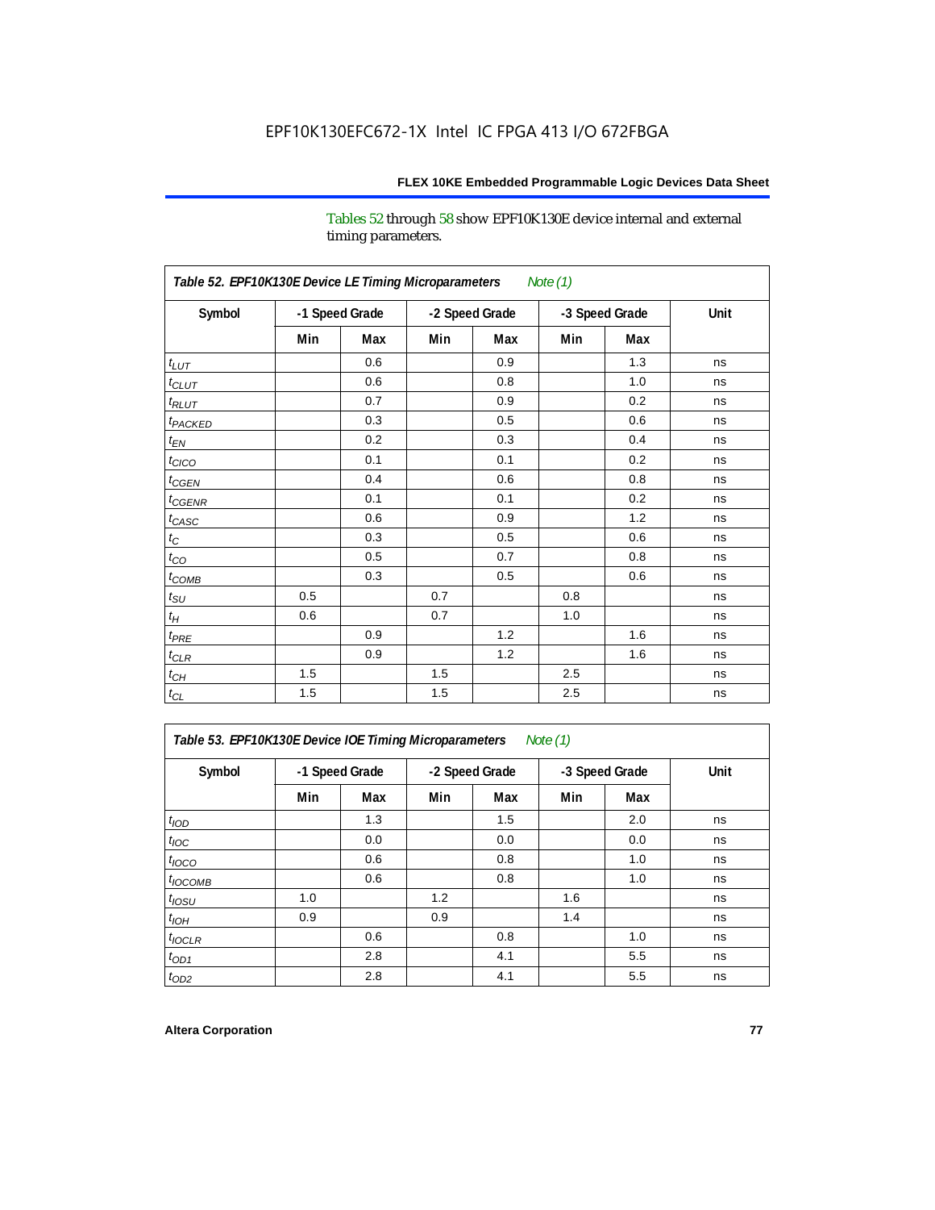EPF10K130EFC672-1X Intel IC FPGA 413 I/O 672FBGA

Tables 52 through 58 show EPF10K130E device internal and external timing parameters.

**Table 52. EPF10K130E Device LE Timing Microparameters** *Note (1)*

| Symbol | -1 Speed Grade | | -2 Speed Grade | | -3 Speed Grade | | Unit |
|---|---|---|---|---|---|---|---|
| | Min | Max | Min | Max | Min | Max | |
| $t_{LUT}$ | | 0.6 | | 0.9 | | 1.3 | ns |
| $t_{CLUT}$ | | 0.6 | | 0.8 | | 1.0 | ns |
| $t_{RLUT}$ | | 0.7 | | 0.9 | | 0.2 | ns |
| $t_{PACKED}$ | | 0.3 | | 0.5 | | 0.6 | ns |
| $t_{EN}$ | | 0.2 | | 0.3 | | 0.4 | ns |
| $t_{CICO}$ | | 0.1 | | 0.1 | | 0.2 | ns |
| $t_{CGEN}$ | | 0.4 | | 0.6 | | 0.8 | ns |
| $t_{CGENR}$ | | 0.1 | | 0.1 | | 0.2 | ns |
| $t_{CASC}$ | | 0.6 | | 0.9 | | 1.2 | ns |
| $t_{C}$ | | 0.3 | | 0.5 | | 0.6 | ns |
| $t_{CO}$ | | 0.5 | | 0.7 | | 0.8 | ns |
| $t_{COMB}$ | | 0.3 | | 0.5 | | 0.6 | ns |
| $t_{SU}$ | 0.5 | | 0.7 | | 0.8 | | ns |
| $t_{H}$ | 0.6 | | 0.7 | | 1.0 | | ns |
| $t_{PRE}$ | | 0.9 | | 1.2 | | 1.6 | ns |
| $t_{CLR}$ | | 0.9 | | 1.2 | | 1.6 | ns |
| $t_{CH}$ | 1.5 | | 1.5 | | 2.5 | | ns |
| $t_{CL}$ | 1.5 | | 1.5 | | 2.5 | | ns |

**Table 53. EPF10K130E Device IOE Timing Microparameters** *Note (1)*

| Symbol | -1 Speed Grade | | -2 Speed Grade | | -3 Speed Grade | | Unit |
|---|---|---|---|---|---|---|---|
| | Min | Max | Min | Max | Min | Max | |
| $t_{IOD}$ | | 1.3 | | 1.5 | | 2.0 | ns |
| $t_{IOC}$ | | 0.0 | | 0.0 | | 0.0 | ns |
| $t_{IOCO}$ | | 0.6 | | 0.8 | | 1.0 | ns |
| $t_{IOCOMB}$ | | 0.6 | | 0.8 | | 1.0 | ns |
| $t_{IOSU}$ | 1.0 | | 1.2 | | 1.6 | | ns |
| $t_{IOH}$ | 0.9 | | 0.9 | | 1.4 | | ns |
| $t_{IOCLR}$ | | 0.6 | | 0.8 | | 1.0 | ns |
| $t_{OD1}$ | | 2.8 | | 4.1 | | 5.5 | ns |
| $t_{OD2}$ | | 2.8 | | 4.1 | | 5.5 | ns |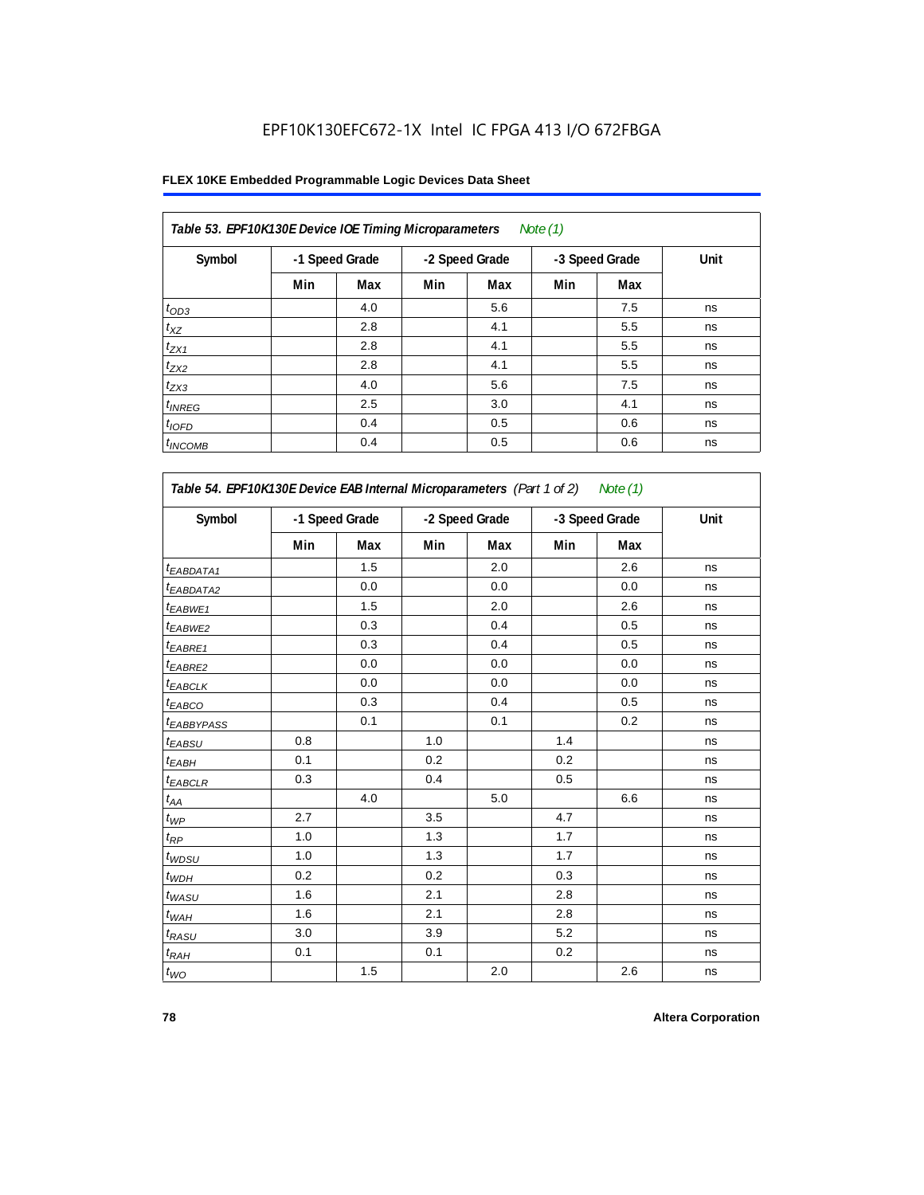EPF10K130EFC672-1X Intel IC FPGA 413 I/O 672FBGA

**FLEX 10KE Embedded Programmable Logic Devices Data Sheet**

| *Table 53. EPF10K130E Device IOE Timing Microparameters* *Note (1)* | | | | | | | |
|---|---|---|---|---|---|---|---|
| **Symbol** | **-1 Speed Grade** | | **-2 Speed Grade** | | **-3 Speed Grade** | | **Unit** |
| | **Min** | **Max** | **Min** | **Max** | **Min** | **Max** | |
| $t_{OD3}$ | | 4.0 | | 5.6 | | 7.5 | ns |
| $t_{XZ}$ | | 2.8 | | 4.1 | | 5.5 | ns |
| $t_{ZX1}$ | | 2.8 | | 4.1 | | 5.5 | ns |
| $t_{ZX2}$ | | 2.8 | | 4.1 | | 5.5 | ns |
| $t_{ZX3}$ | | 4.0 | | 5.6 | | 7.5 | ns |
| $t_{INREG}$ | | 2.5 | | 3.0 | | 4.1 | ns |
| $t_{IOFD}$ | | 0.4 | | 0.5 | | 0.6 | ns |
| $t_{INCOMB}$ | | 0.4 | | 0.5 | | 0.6 | ns |

| *Table 54. EPF10K130E Device EAB Internal Microparameters (Part 1 of 2)* *Note (1)* | | | | | | | |
|---|---|---|---|---|---|---|---|
| **Symbol** | **-1 Speed Grade** | | **-2 Speed Grade** | | **-3 Speed Grade** | | **Unit** |
| | **Min** | **Max** | **Min** | **Max** | **Min** | **Max** | |
| $t_{EABDATA1}$ | | 1.5 | | 2.0 | | 2.6 | ns |
| $t_{EABDATA2}$ | | 0.0 | | 0.0 | | 0.0 | ns |
| $t_{EABWE1}$ | | 1.5 | | 2.0 | | 2.6 | ns |
| $t_{EABWE2}$ | | 0.3 | | 0.4 | | 0.5 | ns |
| $t_{EABRE1}$ | | 0.3 | | 0.4 | | 0.5 | ns |
| $t_{EABRE2}$ | | 0.0 | | 0.0 | | 0.0 | ns |
| $t_{EABCLK}$ | | 0.0 | | 0.0 | | 0.0 | ns |
| $t_{EABCO}$ | | 0.3 | | 0.4 | | 0.5 | ns |
| $t_{EABBYPASS}$ | | 0.1 | | 0.1 | | 0.2 | ns |
| $t_{EABSU}$ | 0.8 | | 1.0 | | 1.4 | | ns |
| $t_{EABH}$ | 0.1 | | 0.2 | | 0.2 | | ns |
| $t_{EABCLR}$ | 0.3 | | 0.4 | | 0.5 | | ns |
| $t_{AA}$ | | 4.0 | | 5.0 | | 6.6 | ns |
| $t_{WP}$ | 2.7 | | 3.5 | | 4.7 | | ns |
| $t_{RP}$ | 1.0 | | 1.3 | | 1.7 | | ns |
| $t_{WDSU}$ | 1.0 | | 1.3 | | 1.7 | | ns |
| $t_{WDH}$ | 0.2 | | 0.2 | | 0.3 | | ns |
| $t_{WASU}$ | 1.6 | | 2.1 | | 2.8 | | ns |
| $t_{WAH}$ | 1.6 | | 2.1 | | 2.8 | | ns |
| $t_{RASU}$ | 3.0 | | 3.9 | | 5.2 | | ns |
| $t_{RAH}$ | 0.1 | | 0.1 | | 0.2 | | ns |
| $t_{WO}$ | | 1.5 | | 2.0 | | 2.6 | ns |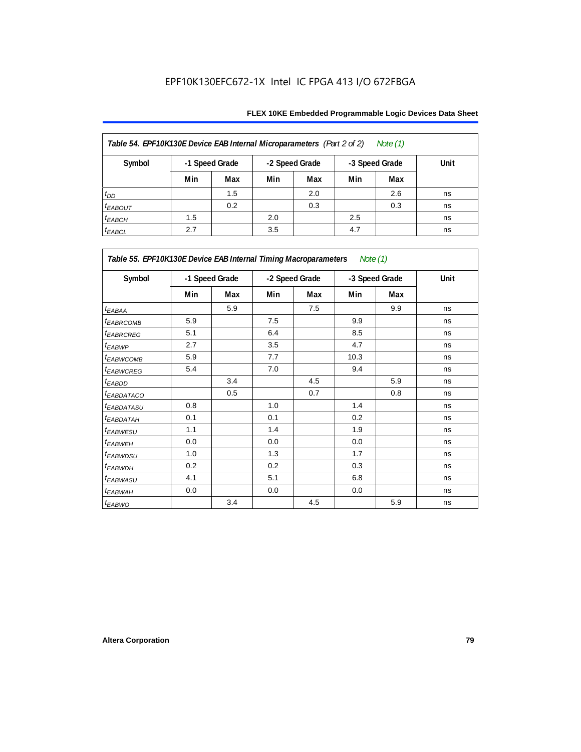EPF10K130EFC672-1X Intel IC FPGA 413 I/O 672FBGA

| *Table 54. EPF10K130E Device EAB Internal Microparameters (Part 2 of 2) Note (1)* | | | | | | | |
|---|---|---|---|---|---|---|---|
| **Symbol** | **-1 Speed Grade** | | **-2 Speed Grade** | | **-3 Speed Grade** | | **Unit** |
| | **Min** | **Max** | **Min** | **Max** | **Min** | **Max** | |
| $t_{DD}$ | | 1.5 | | 2.0 | | 2.6 | ns |
| $t_{EABOUT}$ | | 0.2 | | 0.3 | | 0.3 | ns |
| $t_{EABCH}$ | 1.5 | | 2.0 | | 2.5 | | ns |
| $t_{EABCL}$ | 2.7 | | 3.5 | | 4.7 | | ns |

| *Table 55. EPF10K130E Device EAB Internal Timing Macroparameters Note (1)* | | | | | | | |
|---|---|---|---|---|---|---|---|
| **Symbol** | **-1 Speed Grade** | | **-2 Speed Grade** | | **-3 Speed Grade** | | **Unit** |
| | **Min** | **Max** | **Min** | **Max** | **Min** | **Max** | |
| $t_{EABAA}$ | | 5.9 | | 7.5 | | 9.9 | ns |
| $t_{EABRCOMB}$ | 5.9 | | 7.5 | | 9.9 | | ns |
| $t_{EABRCREG}$ | 5.1 | | 6.4 | | 8.5 | | ns |
| $t_{EABWP}$ | 2.7 | | 3.5 | | 4.7 | | ns |
| $t_{EABWCOMB}$ | 5.9 | | 7.7 | | 10.3 | | ns |
| $t_{EABWCREG}$ | 5.4 | | 7.0 | | 9.4 | | ns |
| $t_{EABDD}$ | | 3.4 | | 4.5 | | 5.9 | ns |
| $t_{EABDATACO}$ | | 0.5 | | 0.7 | | 0.8 | ns |
| $t_{EABDATASU}$ | 0.8 | | 1.0 | | 1.4 | | ns |
| $t_{EABDATAH}$ | 0.1 | | 0.1 | | 0.2 | | ns |
| $t_{EABWESU}$ | 1.1 | | 1.4 | | 1.9 | | ns |
| $t_{EABWEH}$ | 0.0 | | 0.0 | | 0.0 | | ns |
| $t_{EABWDSU}$ | 1.0 | | 1.3 | | 1.7 | | ns |
| $t_{EABWDH}$ | 0.2 | | 0.2 | | 0.3 | | ns |
| $t_{EABWASU}$ | 4.1 | | 5.1 | | 6.8 | | ns |
| $t_{EABWAH}$ | 0.0 | | 0.0 | | 0.0 | | ns |
| $t_{EABWO}$ | | 3.4 | | 4.5 | | 5.9 | ns |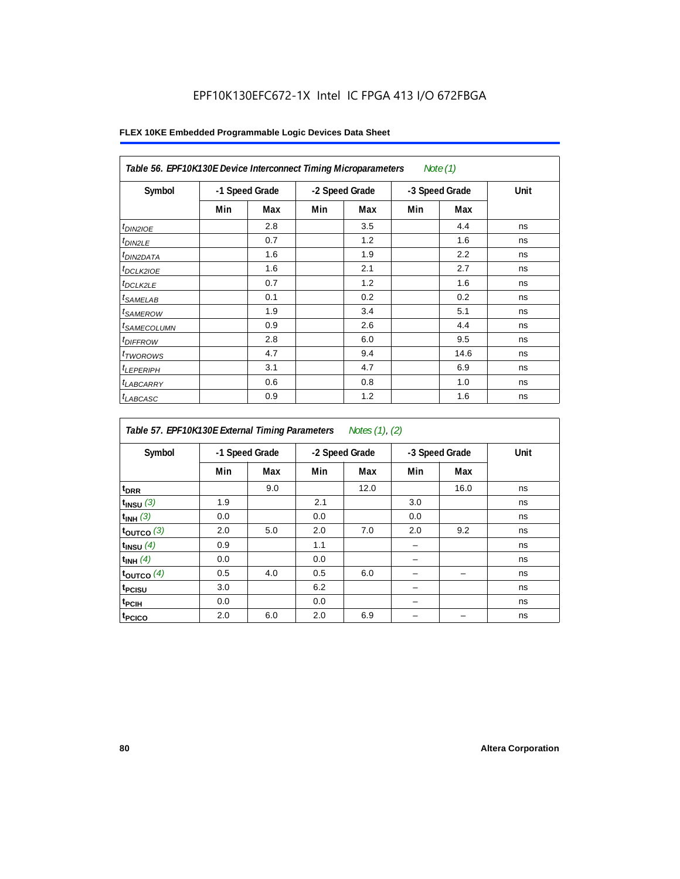EPF10K130EFC672-1X Intel IC FPGA 413 I/O 672FBGA

**FLEX 10KE Embedded Programmable Logic Devices Data Sheet**

*Table 56. EPF10K130E Device Interconnect Timing Microparameters Note (1)*

| Symbol | -1 Speed Grade | | -2 Speed Grade | | -3 Speed Grade | | Unit |
|---|---|---|---|---|---|---|---|
| | Min | Max | Min | Max | Min | Max | |
| $t_{DIN2IOE}$ | | 2.8 | | 3.5 | | 4.4 | ns |
| $t_{DIN2LE}$ | | 0.7 | | 1.2 | | 1.6 | ns |
| $t_{DIN2DATA}$ | | 1.6 | | 1.9 | | 2.2 | ns |
| $t_{DCLK2IOE}$ | | 1.6 | | 2.1 | | 2.7 | ns |
| $t_{DCLK2LE}$ | | 0.7 | | 1.2 | | 1.6 | ns |
| $t_{SAMELAB}$ | | 0.1 | | 0.2 | | 0.2 | ns |
| $t_{SAMEROW}$ | | 1.9 | | 3.4 | | 5.1 | ns |
| $t_{SAMECOLUMN}$ | | 0.9 | | 2.6 | | 4.4 | ns |
| $t_{DIFFROW}$ | | 2.8 | | 6.0 | | 9.5 | ns |
| $t_{TWOROWS}$ | | 4.7 | | 9.4 | | 14.6 | ns |
| $t_{LEPERIPH}$ | | 3.1 | | 4.7 | | 6.9 | ns |
| $t_{LABCARRY}$ | | 0.6 | | 0.8 | | 1.0 | ns |
| $t_{LABCASC}$ | | 0.9 | | 1.2 | | 1.6 | ns |

*Table 57. EPF10K130E External Timing Parameters Notes (1), (2)*

| Symbol | -1 Speed Grade | | -2 Speed Grade | | -3 Speed Grade | | Unit |
|---|---|---|---|---|---|---|---|
| | Min | Max | Min | Max | Min | Max | |
| $t_{DRR}$ | | 9.0 | | 12.0 | | 16.0 | ns |
| $t_{INSU}$ (3) | 1.9 | | 2.1 | | 3.0 | | ns |
| $t_{INH}$ (3) | 0.0 | | 0.0 | | 0.0 | | ns |
| $t_{OUTCO}$ (3) | 2.0 | 5.0 | 2.0 | 7.0 | 2.0 | 9.2 | ns |
| $t_{INSU}$ (4) | 0.9 | | 1.1 | | – | | ns |
| $t_{INH}$ (4) | 0.0 | | 0.0 | | – | | ns |
| $t_{OUTCO}$ (4) | 0.5 | 4.0 | 0.5 | 6.0 | – | – | ns |
| $t_{PCISU}$ | 3.0 | | 6.2 | | – | | ns |
| $t_{PCIH}$ | 0.0 | | 0.0 | | – | | ns |
| $t_{PCICO}$ | 2.0 | 6.0 | 2.0 | 6.9 | – | – | ns |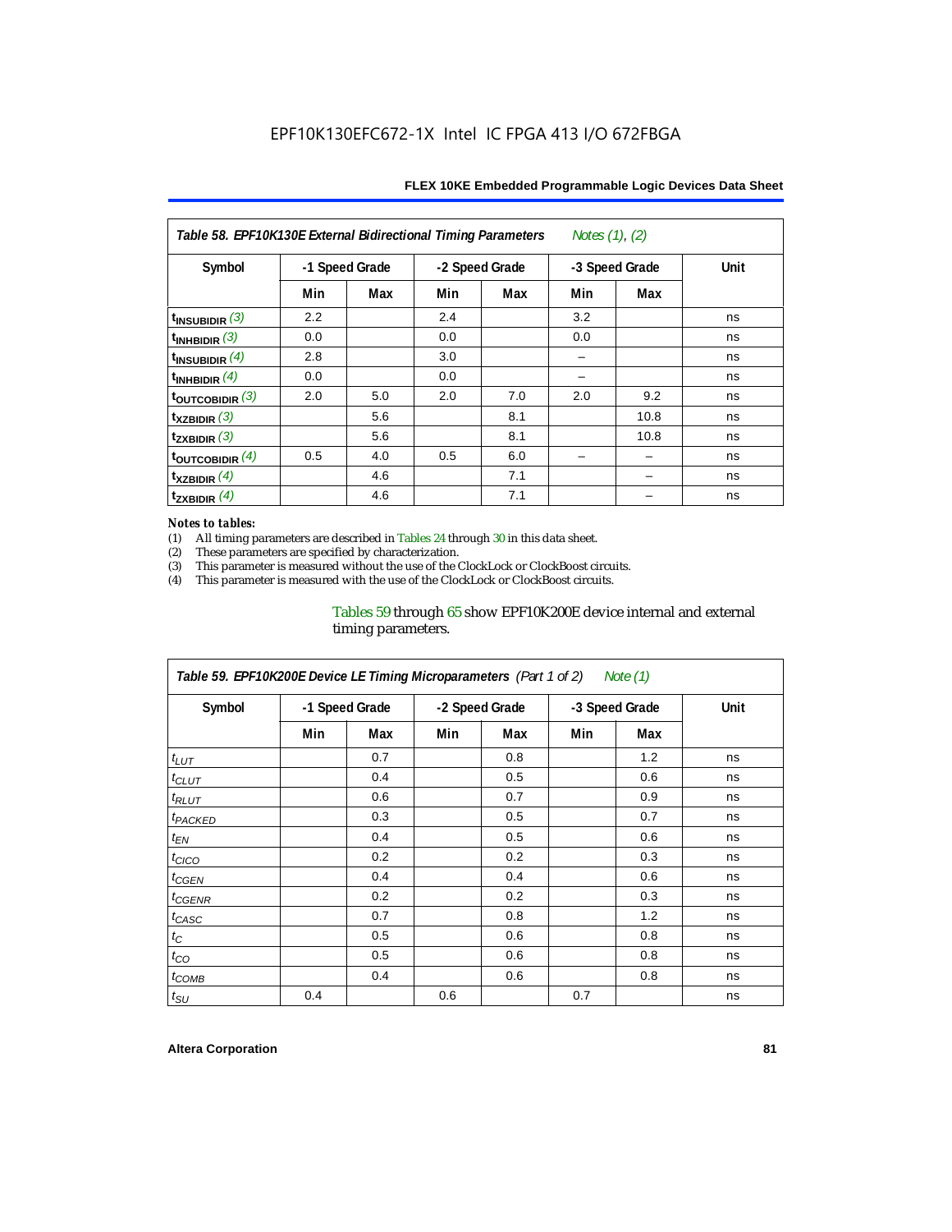Table 58. EPF10K130E External Bidirectional Timing Parameters *Notes (1), (2)*

| Symbol | -1 Speed Grade | | -2 Speed Grade | | -3 Speed Grade | | Unit |
|---|---|---|---|---|---|---|---|
| | Min | Max | Min | Max | Min | Max | |
| $t_{INSUBIDIR}$ (3) | 2.2 | | 2.4 | | 3.2 | | ns |
| $t_{INHBIDIR}$ (3) | 0.0 | | 0.0 | | 0.0 | | ns |
| $t_{INSUBIDIR}$ (4) | 2.8 | | 3.0 | | – | | ns |
| $t_{INHBIDIR}$ (4) | 0.0 | | 0.0 | | – | | ns |
| $t_{OUTCOBIDIR}$ (3) | 2.0 | 5.0 | 2.0 | 7.0 | 2.0 | 9.2 | ns |
| $t_{XZBIDIR}$ (3) | | 5.6 | | 8.1 | | 10.8 | ns |
| $t_{ZXBIDIR}$ (3) | | 5.6 | | 8.1 | | 10.8 | ns |
| $t_{OUTCOBIDIR}$ (4) | 0.5 | 4.0 | 0.5 | 6.0 | – | – | ns |
| $t_{XZBIDIR}$ (4) | | 4.6 | | 7.1 | | – | ns |
| $t_{ZXBIDIR}$ (4) | | 4.6 | | 7.1 | | – | ns |

*Notes to tables:*

(1) All timing parameters are described in Tables 24 through 30 in this data sheet.
(2) These parameters are specified by characterization.
(3) This parameter is measured without the use of the ClockLock or ClockBoost circuits.
(4) This parameter is measured with the use of the ClockLock or ClockBoost circuits.

Tables 59 through 65 show EPF10K200E device internal and external timing parameters.

Table 59. EPF10K200E Device LE Timing Microparameters *(Part 1 of 2)* *Note (1)*

| Symbol | -1 Speed Grade | | -2 Speed Grade | | -3 Speed Grade | | Unit |
|---|---|---|---|---|---|---|---|
| | Min | Max | Min | Max | Min | Max | |
| $t_{LUT}$ | | 0.7 | | 0.8 | | 1.2 | ns |
| $t_{CLUT}$ | | 0.4 | | 0.5 | | 0.6 | ns |
| $t_{RLUT}$ | | 0.6 | | 0.7 | | 0.9 | ns |
| $t_{PACKED}$ | | 0.3 | | 0.5 | | 0.7 | ns |
| $t_{EN}$ | | 0.4 | | 0.5 | | 0.6 | ns |
| $t_{CICO}$ | | 0.2 | | 0.2 | | 0.3 | ns |
| $t_{CGEN}$ | | 0.4 | | 0.4 | | 0.6 | ns |
| $t_{CGENR}$ | | 0.2 | | 0.2 | | 0.3 | ns |
| $t_{CASC}$ | | 0.7 | | 0.8 | | 1.2 | ns |
| $t_{C}$ | | 0.5 | | 0.6 | | 0.8 | ns |
| $t_{CO}$ | | 0.5 | | 0.6 | | 0.8 | ns |
| $t_{COMB}$ | | 0.4 | | 0.6 | | 0.8 | ns |
| $t_{SU}$ | 0.4 | | 0.6 | | 0.7 | | ns |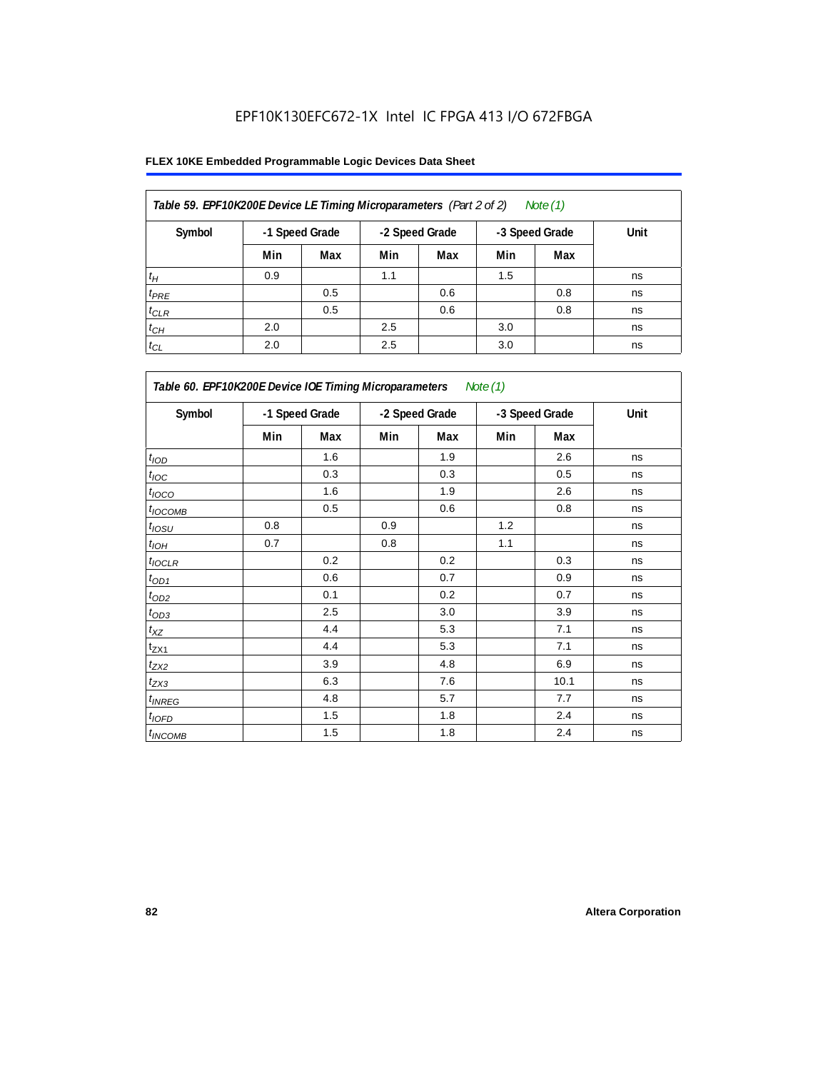EPF10K130EFC672-1X Intel IC FPGA 413 I/O 672FBGA

**FLEX 10KE Embedded Programmable Logic Devices Data Sheet**

| *Table 59. EPF10K200E Device LE Timing Microparameters (Part 2 of 2) Note (1)* | | | | | | | |
|---|---|---|---|---|---|---|---|
| **Symbol** | **-1 Speed Grade** | | **-2 Speed Grade** | | **-3 Speed Grade** | | **Unit** |
| | **Min** | **Max** | **Min** | **Max** | **Min** | **Max** | |
| $t_H$ | 0.9 | | 1.1 | | 1.5 | | ns |
| $t_{PRE}$ | | 0.5 | | 0.6 | | 0.8 | ns |
| $t_{CLR}$ | | 0.5 | | 0.6 | | 0.8 | ns |
| $t_{CH}$ | 2.0 | | 2.5 | | 3.0 | | ns |
| $t_{CL}$ | 2.0 | | 2.5 | | 3.0 | | ns |

| *Table 60. EPF10K200E Device IOE Timing Microparameters Note (1)* | | | | | | | |
|---|---|---|---|---|---|---|---|
| **Symbol** | **-1 Speed Grade** | | **-2 Speed Grade** | | **-3 Speed Grade** | | **Unit** |
| | **Min** | **Max** | **Min** | **Max** | **Min** | **Max** | |
| $t_{IOD}$ | | 1.6 | | 1.9 | | 2.6 | ns |
| $t_{IOC}$ | | 0.3 | | 0.3 | | 0.5 | ns |
| $t_{IOCO}$ | | 1.6 | | 1.9 | | 2.6 | ns |
| $t_{IOCOMB}$ | | 0.5 | | 0.6 | | 0.8 | ns |
| $t_{IOSU}$ | 0.8 | | 0.9 | | 1.2 | | ns |
| $t_{IOH}$ | 0.7 | | 0.8 | | 1.1 | | ns |
| $t_{IOCLR}$ | | 0.2 | | 0.2 | | 0.3 | ns |
| $t_{OD1}$ | | 0.6 | | 0.7 | | 0.9 | ns |
| $t_{OD2}$ | | 0.1 | | 0.2 | | 0.7 | ns |
| $t_{OD3}$ | | 2.5 | | 3.0 | | 3.9 | ns |
| $t_{XZ}$ | | 4.4 | | 5.3 | | 7.1 | ns |
| $t_{ZX1}$ | | 4.4 | | 5.3 | | 7.1 | ns |
| $t_{ZX2}$ | | 3.9 | | 4.8 | | 6.9 | ns |
| $t_{ZX3}$ | | 6.3 | | 7.6 | | 10.1 | ns |
| $t_{INREG}$ | | 4.8 | | 5.7 | | 7.7 | ns |
| $t_{IOFD}$ | | 1.5 | | 1.8 | | 2.4 | ns |
| $t_{INCOMB}$ | | 1.5 | | 1.8 | | 2.4 | ns |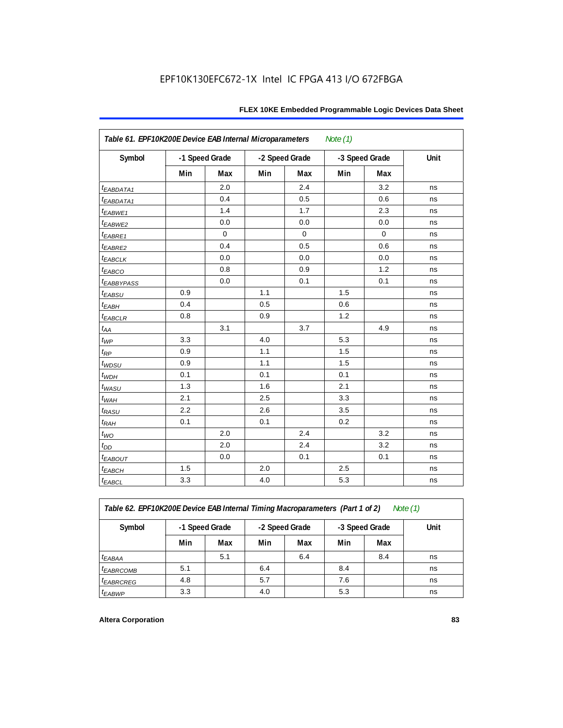EPF10K130EFC672-1X Intel IC FPGA 413 I/O 672FBGA

| Table 61. EPF10K200E Device EAB Internal Microparameters *Note (1)* | | | | | | | |
|---|---|---|---|---|---|---|---|
| Symbol | -1 Speed Grade | | -2 Speed Grade | | -3 Speed Grade | | Unit |
| | Min | Max | Min | Max | Min | Max | |
| $t_{EABDATA1}$ | | 2.0 | | 2.4 | | 3.2 | ns |
| $t_{EABDATA1}$ | | 0.4 | | 0.5 | | 0.6 | ns |
| $t_{EABWE1}$ | | 1.4 | | 1.7 | | 2.3 | ns |
| $t_{EABWE2}$ | | 0.0 | | 0.0 | | 0.0 | ns |
| $t_{EABRE1}$ | | 0 | | 0 | | 0 | ns |
| $t_{EABRE2}$ | | 0.4 | | 0.5 | | 0.6 | ns |
| $t_{EABCLK}$ | | 0.0 | | 0.0 | | 0.0 | ns |
| $t_{EABCO}$ | | 0.8 | | 0.9 | | 1.2 | ns |
| $t_{EABBYPASS}$ | | 0.0 | | 0.1 | | 0.1 | ns |
| $t_{EABSU}$ | 0.9 | | 1.1 | | 1.5 | | ns |
| $t_{EABH}$ | 0.4 | | 0.5 | | 0.6 | | ns |
| $t_{EABCLR}$ | 0.8 | | 0.9 | | 1.2 | | ns |
| $t_{AA}$ | | 3.1 | | 3.7 | | 4.9 | ns |
| $t_{WP}$ | 3.3 | | 4.0 | | 5.3 | | ns |
| $t_{RP}$ | 0.9 | | 1.1 | | 1.5 | | ns |
| $t_{WDSU}$ | 0.9 | | 1.1 | | 1.5 | | ns |
| $t_{WDH}$ | 0.1 | | 0.1 | | 0.1 | | ns |
| $t_{WASU}$ | 1.3 | | 1.6 | | 2.1 | | ns |
| $t_{WAH}$ | 2.1 | | 2.5 | | 3.3 | | ns |
| $t_{RASU}$ | 2.2 | | 2.6 | | 3.5 | | ns |
| $t_{RAH}$ | 0.1 | | 0.1 | | 0.2 | | ns |
| $t_{WO}$ | | 2.0 | | 2.4 | | 3.2 | ns |
| $t_{DD}$ | | 2.0 | | 2.4 | | 3.2 | ns |
| $t_{EABOUT}$ | | 0.0 | | 0.1 | | 0.1 | ns |
| $t_{EABCH}$ | 1.5 | | 2.0 | | 2.5 | | ns |
| $t_{EABCL}$ | 3.3 | | 4.0 | | 5.3 | | ns |

| Table 62. EPF10K200E Device EAB Internal Timing Macroparameters (Part 1 of 2) *Note (1)* | | | | | | | |
|---|---|---|---|---|---|---|---|
| Symbol | -1 Speed Grade | | -2 Speed Grade | | -3 Speed Grade | | Unit |
| | Min | Max | Min | Max | Min | Max | |
| $t_{EABAA}$ | | 5.1 | | 6.4 | | 8.4 | ns |
| $t_{EABRCOMB}$ | 5.1 | | 6.4 | | 8.4 | | ns |
| $t_{EABRCREG}$ | 4.8 | | 5.7 | | 7.6 | | ns |
| $t_{EABWP}$ | 3.3 | | 4.0 | | 5.3 | | ns |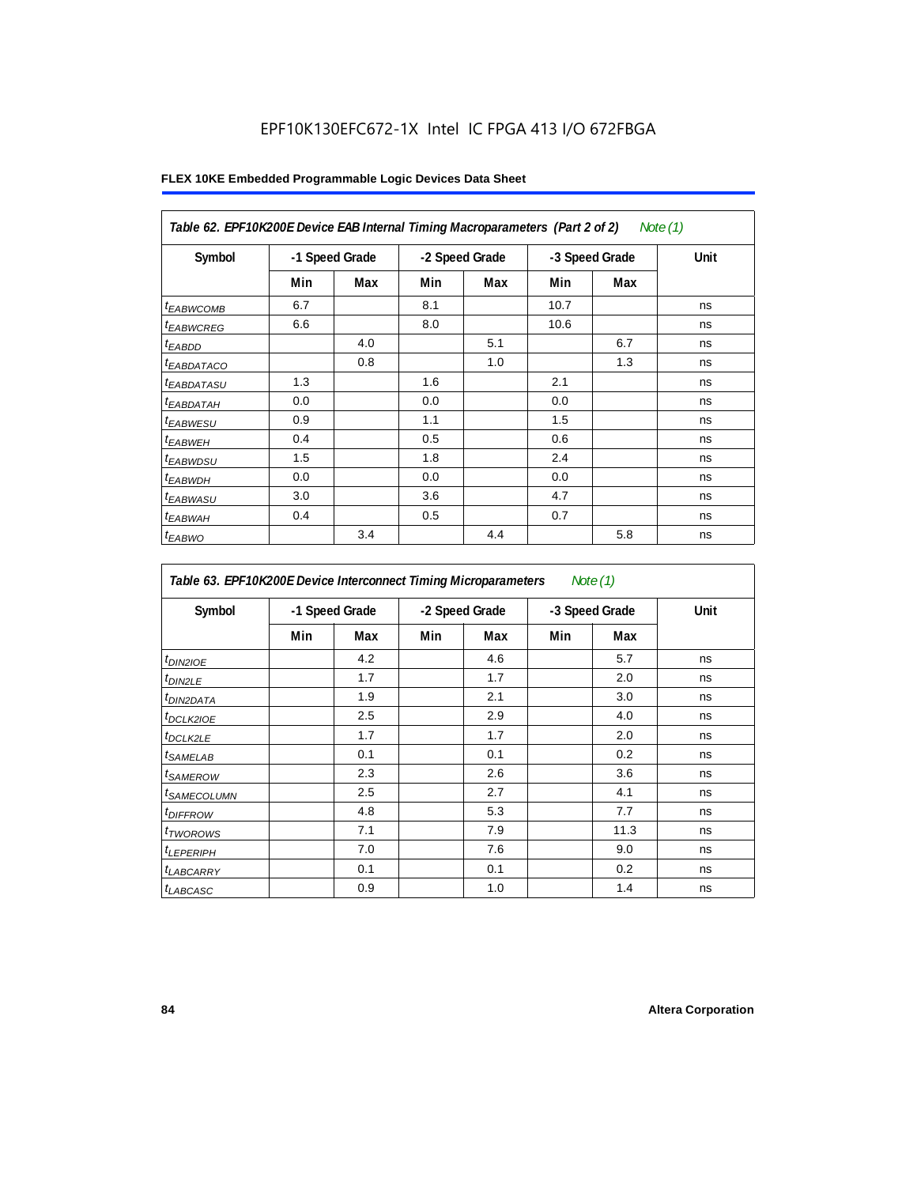EPF10K130EFC672-1X Intel IC FPGA 413 I/O 672FBGA

**FLEX 10KE Embedded Programmable Logic Devices Data Sheet**

*Table 62. EPF10K200E Device EAB Internal Timing Macroparameters (Part 2 of 2) Note (1)*

| Symbol | -1 Speed Grade | | -2 Speed Grade | | -3 Speed Grade | | Unit |
|---|---|---|---|---|---|---|---|
| | Min | Max | Min | Max | Min | Max | |
| $t_{EABWCOMB}$ | 6.7 | | 8.1 | | 10.7 | | ns |
| $t_{EABWCREG}$ | 6.6 | | 8.0 | | 10.6 | | ns |
| $t_{EABDD}$ | | 4.0 | | 5.1 | | 6.7 | ns |
| $t_{EABDATACO}$ | | 0.8 | | 1.0 | | 1.3 | ns |
| $t_{EABDATASU}$ | 1.3 | | 1.6 | | 2.1 | | ns |
| $t_{EABDATAH}$ | 0.0 | | 0.0 | | 0.0 | | ns |
| $t_{EABWESU}$ | 0.9 | | 1.1 | | 1.5 | | ns |
| $t_{EABWEH}$ | 0.4 | | 0.5 | | 0.6 | | ns |
| $t_{EABWDSU}$ | 1.5 | | 1.8 | | 2.4 | | ns |
| $t_{EABWDH}$ | 0.0 | | 0.0 | | 0.0 | | ns |
| $t_{EABWASU}$ | 3.0 | | 3.6 | | 4.7 | | ns |
| $t_{EABWAH}$ | 0.4 | | 0.5 | | 0.7 | | ns |
| $t_{EABWO}$ | | 3.4 | | 4.4 | | 5.8 | ns |

*Table 63. EPF10K200E Device Interconnect Timing Microparameters Note (1)*

| Symbol | -1 Speed Grade | | -2 Speed Grade | | -3 Speed Grade | | Unit |
|---|---|---|---|---|---|---|---|
| | Min | Max | Min | Max | Min | Max | |
| $t_{DIN2IOE}$ | | 4.2 | | 4.6 | | 5.7 | ns |
| $t_{DIN2LE}$ | | 1.7 | | 1.7 | | 2.0 | ns |
| $t_{DIN2DATA}$ | | 1.9 | | 2.1 | | 3.0 | ns |
| $t_{DCLK2IOE}$ | | 2.5 | | 2.9 | | 4.0 | ns |
| $t_{DCLK2LE}$ | | 1.7 | | 1.7 | | 2.0 | ns |
| $t_{SAMELAB}$ | | 0.1 | | 0.1 | | 0.2 | ns |
| $t_{SAMEROW}$ | | 2.3 | | 2.6 | | 3.6 | ns |
| $t_{SAMECOLUMN}$ | | 2.5 | | 2.7 | | 4.1 | ns |
| $t_{DIFFROW}$ | | 4.8 | | 5.3 | | 7.7 | ns |
| $t_{TWOROWS}$ | | 7.1 | | 7.9 | | 11.3 | ns |
| $t_{LEPERIPH}$ | | 7.0 | | 7.6 | | 9.0 | ns |
| $t_{LABCARRY}$ | | 0.1 | | 0.1 | | 0.2 | ns |
| $t_{LABCASC}$ | | 0.9 | | 1.0 | | 1.4 | ns |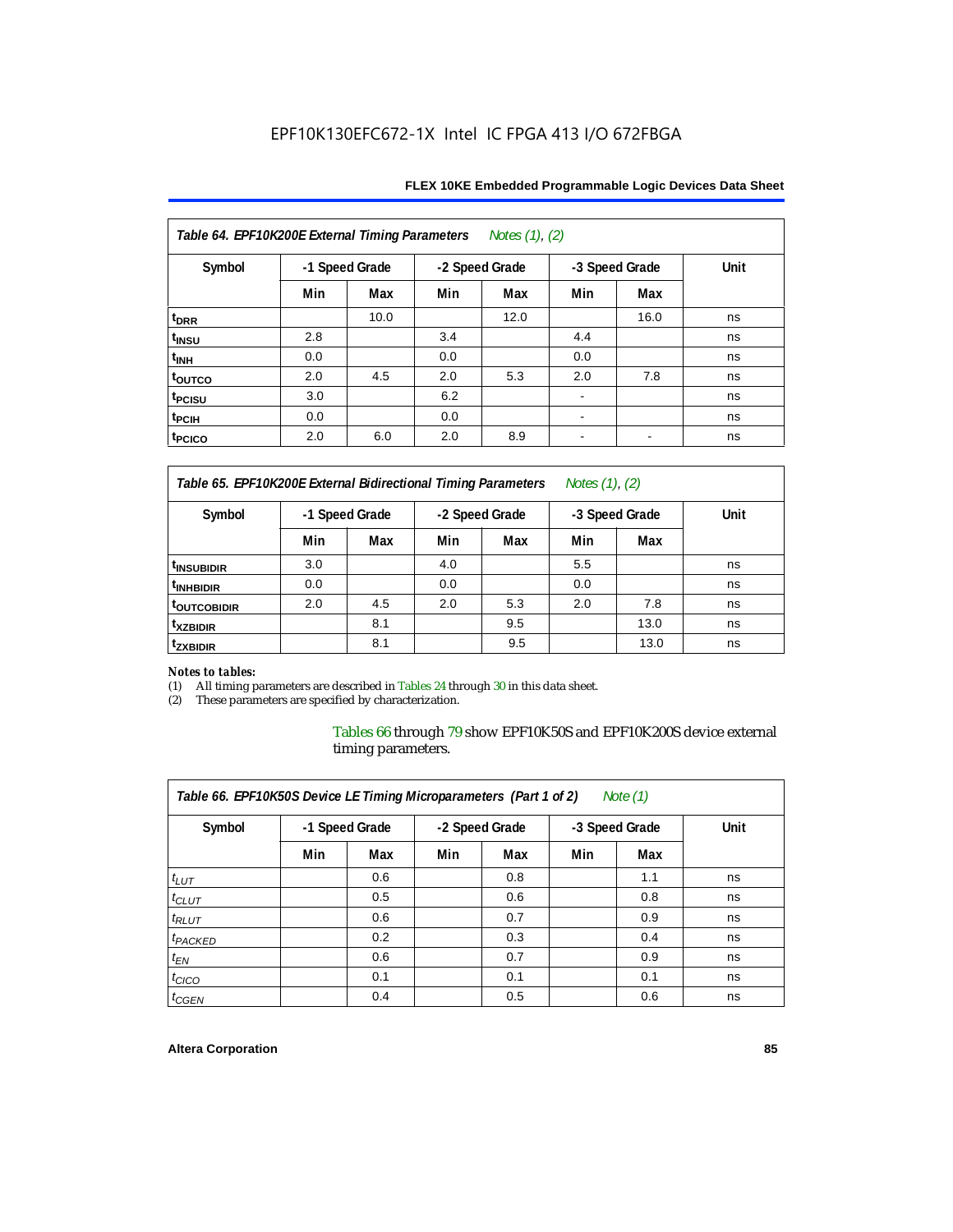**Table 64. EPF10K200E External Timing Parameters** *Notes (1), (2)*

| Symbol | -1 Speed Grade | | -2 Speed Grade | | -3 Speed Grade | | Unit |
|---|---|---|---|---|---|---|---|
| | Min | Max | Min | Max | Min | Max | |
| $t_{DRR}$ | | 10.0 | | 12.0 | | 16.0 | ns |
| $t_{INSU}$ | 2.8 | | 3.4 | | 4.4 | | ns |
| $t_{INH}$ | 0.0 | | 0.0 | | 0.0 | | ns |
| $t_{OUTCO}$ | 2.0 | 4.5 | 2.0 | 5.3 | 2.0 | 7.8 | ns |
| $t_{PCISU}$ | 3.0 | | 6.2 | | - | | ns |
| $t_{PCIH}$ | 0.0 | | 0.0 | | - | | ns |
| $t_{PCICO}$ | 2.0 | 6.0 | 2.0 | 8.9 | - | - | ns |

**Table 65. EPF10K200E External Bidirectional Timing Parameters** *Notes (1), (2)*

| Symbol | -1 Speed Grade | | -2 Speed Grade | | -3 Speed Grade | | Unit |
|---|---|---|---|---|---|---|---|
| | Min | Max | Min | Max | Min | Max | |
| $t_{INSUBIDIR}$ | 3.0 | | 4.0 | | 5.5 | | ns |
| $t_{INHBIDIR}$ | 0.0 | | 0.0 | | 0.0 | | ns |
| $t_{OUTCOBIDIR}$ | 2.0 | 4.5 | 2.0 | 5.3 | 2.0 | 7.8 | ns |
| $t_{XZBIDIR}$ | | 8.1 | | 9.5 | | 13.0 | ns |
| $t_{ZXBIDIR}$ | | 8.1 | | 9.5 | | 13.0 | ns |

*Notes to tables:*

(1) All timing parameters are described in Tables 24 through 30 in this data sheet.
(2) These parameters are specified by characterization.

Tables 66 through 79 show EPF10K50S and EPF10K200S device external timing parameters.

**Table 66. EPF10K50S Device LE Timing Microparameters (Part 1 of 2)** *Note (1)*

| Symbol | -1 Speed Grade | | -2 Speed Grade | | -3 Speed Grade | | Unit |
|---|---|---|---|---|---|---|---|
| | Min | Max | Min | Max | Min | Max | |
| $t_{LUT}$ | | 0.6 | | 0.8 | | 1.1 | ns |
| $t_{CLUT}$ | | 0.5 | | 0.6 | | 0.8 | ns |
| $t_{RLUT}$ | | 0.6 | | 0.7 | | 0.9 | ns |
| $t_{PACKED}$ | | 0.2 | | 0.3 | | 0.4 | ns |
| $t_{EN}$ | | 0.6 | | 0.7 | | 0.9 | ns |
| $t_{CICO}$ | | 0.1 | | 0.1 | | 0.1 | ns |
| $t_{CGEN}$ | | 0.4 | | 0.5 | | 0.6 | ns |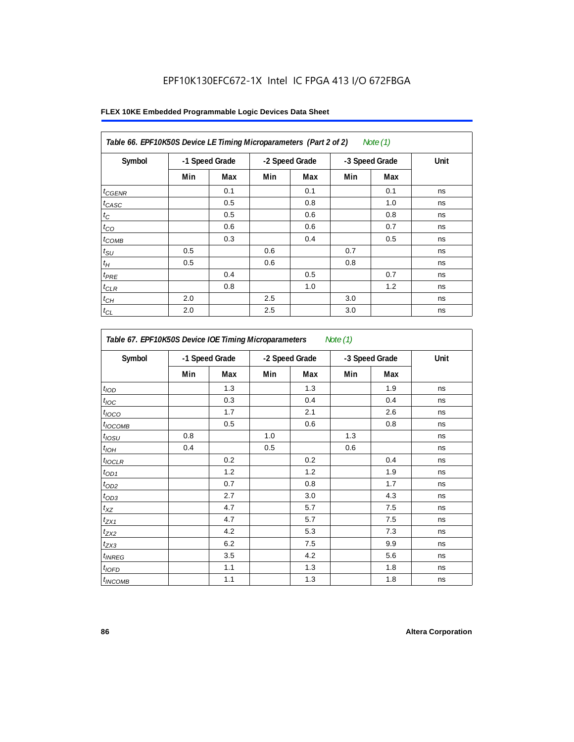EPF10K130EFC672-1X Intel IC FPGA 413 I/O 672FBGA

**FLEX 10KE Embedded Programmable Logic Devices Data Sheet**

*Table 66. EPF10K50S Device LE Timing Microparameters (Part 2 of 2) Note (1)*

| Symbol | -1 Speed Grade | | -2 Speed Grade | | -3 Speed Grade | | Unit |
|---|---|---|---|---|---|---|---|
| | Min | Max | Min | Max | Min | Max | |
| $t_{CGENR}$ | | 0.1 | | 0.1 | | 0.1 | ns |
| $t_{CASC}$ | | 0.5 | | 0.8 | | 1.0 | ns |
| $t_C$ | | 0.5 | | 0.6 | | 0.8 | ns |
| $t_{CO}$ | | 0.6 | | 0.6 | | 0.7 | ns |
| $t_{COMB}$ | | 0.3 | | 0.4 | | 0.5 | ns |
| $t_{SU}$ | 0.5 | | 0.6 | | 0.7 | | ns |
| $t_H$ | 0.5 | | 0.6 | | 0.8 | | ns |
| $t_{PRE}$ | | 0.4 | | 0.5 | | 0.7 | ns |
| $t_{CLR}$ | | 0.8 | | 1.0 | | 1.2 | ns |
| $t_{CH}$ | 2.0 | | 2.5 | | 3.0 | | ns |
| $t_{CL}$ | 2.0 | | 2.5 | | 3.0 | | ns |

*Table 67. EPF10K50S Device IOE Timing Microparameters Note (1)*

| Symbol | -1 Speed Grade | | -2 Speed Grade | | -3 Speed Grade | | Unit |
|---|---|---|---|---|---|---|---|
| | Min | Max | Min | Max | Min | Max | |
| $t_{IOD}$ | | 1.3 | | 1.3 | | 1.9 | ns |
| $t_{IOC}$ | | 0.3 | | 0.4 | | 0.4 | ns |
| $t_{IOCO}$ | | 1.7 | | 2.1 | | 2.6 | ns |
| $t_{IOCOMB}$ | | 0.5 | | 0.6 | | 0.8 | ns |
| $t_{IOSU}$ | 0.8 | | 1.0 | | 1.3 | | ns |
| $t_{IOH}$ | 0.4 | | 0.5 | | 0.6 | | ns |
| $t_{IOCLR}$ | | 0.2 | | 0.2 | | 0.4 | ns |
| $t_{OD1}$ | | 1.2 | | 1.2 | | 1.9 | ns |
| $t_{OD2}$ | | 0.7 | | 0.8 | | 1.7 | ns |
| $t_{OD3}$ | | 2.7 | | 3.0 | | 4.3 | ns |
| $t_{XZ}$ | | 4.7 | | 5.7 | | 7.5 | ns |
| $t_{ZX1}$ | | 4.7 | | 5.7 | | 7.5 | ns |
| $t_{ZX2}$ | | 4.2 | | 5.3 | | 7.3 | ns |
| $t_{ZX3}$ | | 6.2 | | 7.5 | | 9.9 | ns |
| $t_{INREG}$ | | 3.5 | | 4.2 | | 5.6 | ns |
| $t_{IOFD}$ | | 1.1 | | 1.3 | | 1.8 | ns |
| $t_{INCOMB}$ | | 1.1 | | 1.3 | | 1.8 | ns |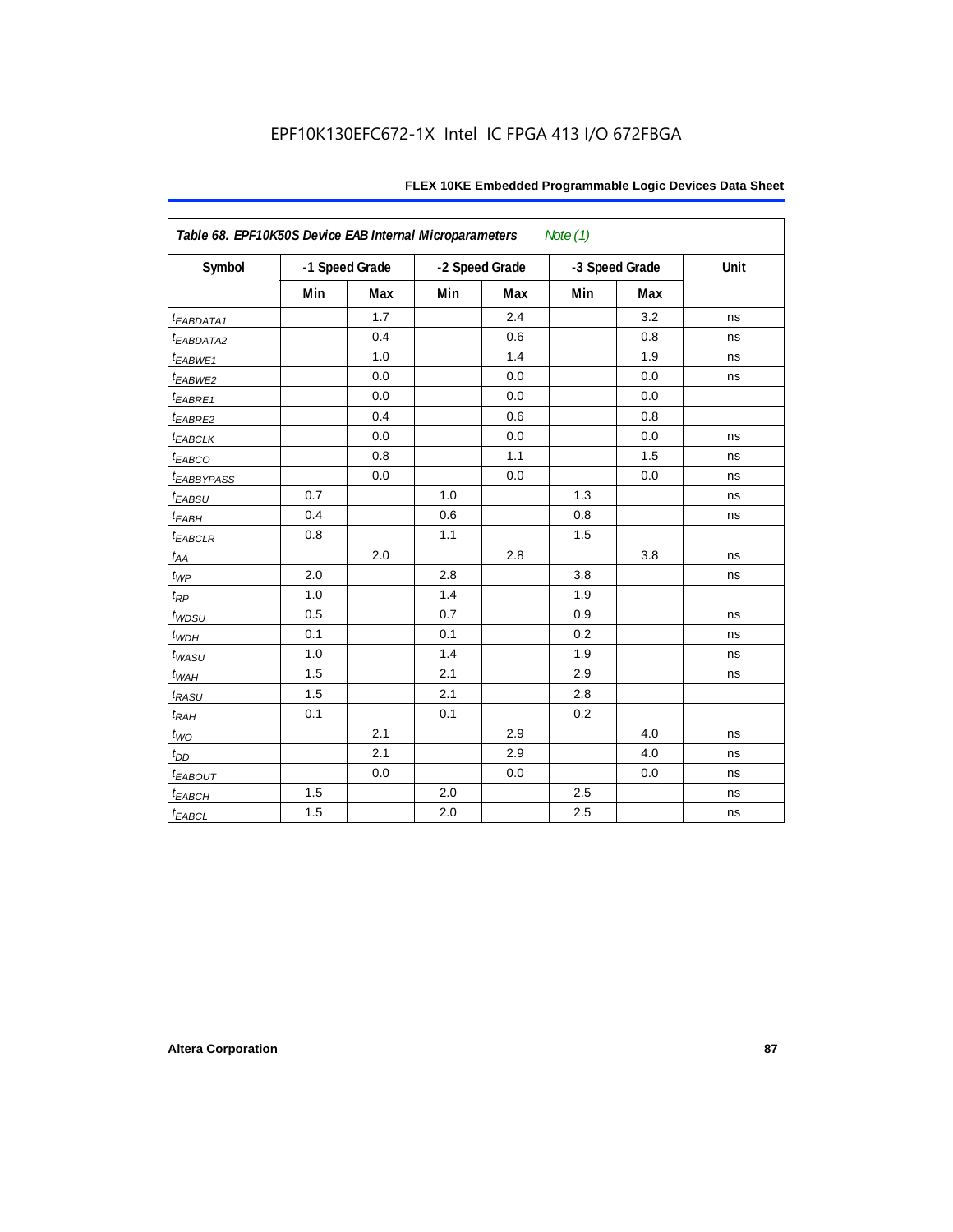**Table 68. EPF10K50S Device EAB Internal Microparameters** *Note (1)*

| Symbol | -1 Speed Grade | | -2 Speed Grade | | -3 Speed Grade | | Unit |
|---|---|---|---|---|---|---|---|
| | Min | Max | Min | Max | Min | Max | |
| $t_{EABDATA1}$ | | 1.7 | | 2.4 | | 3.2 | ns |
| $t_{EABDATA2}$ | | 0.4 | | 0.6 | | 0.8 | ns |
| $t_{EABWE1}$ | | 1.0 | | 1.4 | | 1.9 | ns |
| $t_{EABWE2}$ | | 0.0 | | 0.0 | | 0.0 | ns |
| $t_{EABRE1}$ | | 0.0 | | 0.0 | | 0.0 | |
| $t_{EABRE2}$ | | 0.4 | | 0.6 | | 0.8 | |
| $t_{EABCLK}$ | | 0.0 | | 0.0 | | 0.0 | ns |
| $t_{EABCO}$ | | 0.8 | | 1.1 | | 1.5 | ns |
| $t_{EABBYPASS}$ | | 0.0 | | 0.0 | | 0.0 | ns |
| $t_{EABSU}$ | 0.7 | | 1.0 | | 1.3 | | ns |
| $t_{EABH}$ | 0.4 | | 0.6 | | 0.8 | | ns |
| $t_{EABCLR}$ | 0.8 | | 1.1 | | 1.5 | | |
| $t_{AA}$ | | 2.0 | | 2.8 | | 3.8 | ns |
| $t_{WP}$ | 2.0 | | 2.8 | | 3.8 | | ns |
| $t_{RP}$ | 1.0 | | 1.4 | | 1.9 | | |
| $t_{WDSU}$ | 0.5 | | 0.7 | | 0.9 | | ns |
| $t_{WDH}$ | 0.1 | | 0.1 | | 0.2 | | ns |
| $t_{WASU}$ | 1.0 | | 1.4 | | 1.9 | | ns |
| $t_{WAH}$ | 1.5 | | 2.1 | | 2.9 | | ns |
| $t_{RASU}$ | 1.5 | | 2.1 | | 2.8 | | |
| $t_{RAH}$ | 0.1 | | 0.1 | | 0.2 | | |
| $t_{WO}$ | | 2.1 | | 2.9 | | 4.0 | ns |
| $t_{DD}$ | | 2.1 | | 2.9 | | 4.0 | ns |
| $t_{EABOUT}$ | | 0.0 | | 0.0 | | 0.0 | ns |
| $t_{EABCH}$ | 1.5 | | 2.0 | | 2.5 | | ns |
| $t_{EABCL}$ | 1.5 | | 2.0 | | 2.5 | | ns |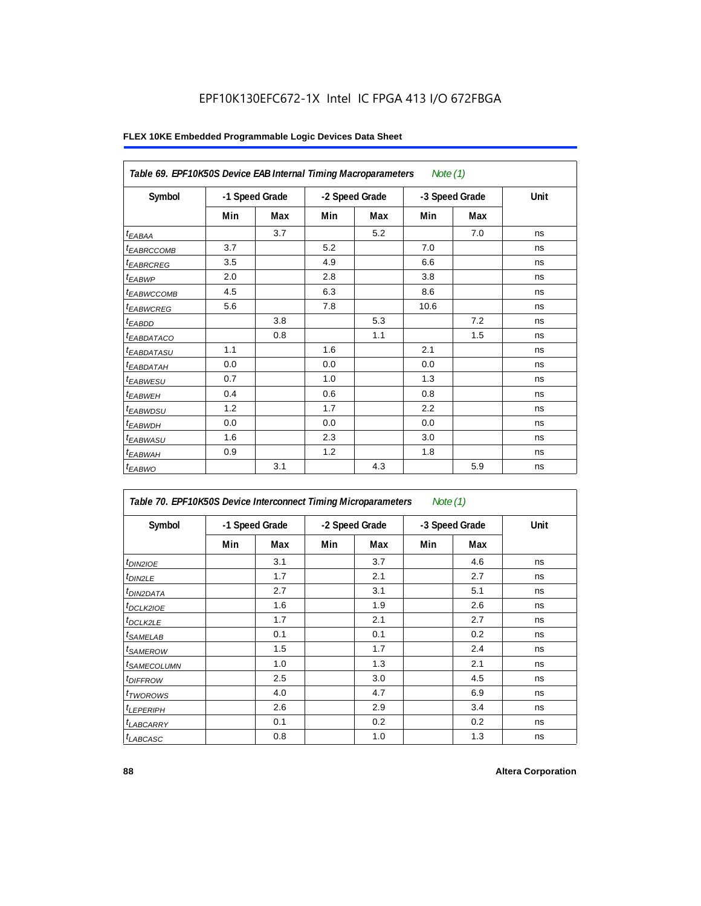EPF10K130EFC672-1X Intel IC FPGA 413 I/O 672FBGA

**FLEX 10KE Embedded Programmable Logic Devices Data Sheet**

| *Table 69. EPF10K50S Device EAB Internal Timing Macroparameters* *Note (1)* | | | | | | | |
|---|---|---|---|---|---|---|---|
| **Symbol** | **-1 Speed Grade** | | **-2 Speed Grade** | | **-3 Speed Grade** | | **Unit** |
| | **Min** | **Max** | **Min** | **Max** | **Min** | **Max** | |
| $t_{EABAA}$ | | 3.7 | | 5.2 | | 7.0 | ns |
| $t_{EABRCCOMB}$ | 3.7 | | 5.2 | | 7.0 | | ns |
| $t_{EABRCREG}$ | 3.5 | | 4.9 | | 6.6 | | ns |
| $t_{EABWP}$ | 2.0 | | 2.8 | | 3.8 | | ns |
| $t_{EABWCCOMB}$ | 4.5 | | 6.3 | | 8.6 | | ns |
| $t_{EABWCREG}$ | 5.6 | | 7.8 | | 10.6 | | ns |
| $t_{EABDD}$ | | 3.8 | | 5.3 | | 7.2 | ns |
| $t_{EABDATACO}$ | | 0.8 | | 1.1 | | 1.5 | ns |
| $t_{EABDATASU}$ | 1.1 | | 1.6 | | 2.1 | | ns |
| $t_{EABDATAH}$ | 0.0 | | 0.0 | | 0.0 | | ns |
| $t_{EABWESU}$ | 0.7 | | 1.0 | | 1.3 | | ns |
| $t_{EABWEH}$ | 0.4 | | 0.6 | | 0.8 | | ns |
| $t_{EABWDSU}$ | 1.2 | | 1.7 | | 2.2 | | ns |
| $t_{EABWDH}$ | 0.0 | | 0.0 | | 0.0 | | ns |
| $t_{EABWASU}$ | 1.6 | | 2.3 | | 3.0 | | ns |
| $t_{EABWAH}$ | 0.9 | | 1.2 | | 1.8 | | ns |
| $t_{EABWO}$ | | 3.1 | | 4.3 | | 5.9 | ns |

| *Table 70. EPF10K50S Device Interconnect Timing Microparameters* *Note (1)* | | | | | | | |
|---|---|---|---|---|---|---|---|
| **Symbol** | **-1 Speed Grade** | | **-2 Speed Grade** | | **-3 Speed Grade** | | **Unit** |
| | **Min** | **Max** | **Min** | **Max** | **Min** | **Max** | |
| $t_{DIN2IOE}$ | | 3.1 | | 3.7 | | 4.6 | ns |
| $t_{DIN2LE}$ | | 1.7 | | 2.1 | | 2.7 | ns |
| $t_{DIN2DATA}$ | | 2.7 | | 3.1 | | 5.1 | ns |
| $t_{DCLK2IOE}$ | | 1.6 | | 1.9 | | 2.6 | ns |
| $t_{DCLK2LE}$ | | 1.7 | | 2.1 | | 2.7 | ns |
| $t_{SAMELAB}$ | | 0.1 | | 0.1 | | 0.2 | ns |
| $t_{SAMEROW}$ | | 1.5 | | 1.7 | | 2.4 | ns |
| $t_{SAMECOLUMN}$ | | 1.0 | | 1.3 | | 2.1 | ns |
| $t_{DIFFROW}$ | | 2.5 | | 3.0 | | 4.5 | ns |
| $t_{TWOROWS}$ | | 4.0 | | 4.7 | | 6.9 | ns |
| $t_{LEPERIPH}$ | | 2.6 | | 2.9 | | 3.4 | ns |
| $t_{LABCARRY}$ | | 0.1 | | 0.2 | | 0.2 | ns |
| $t_{LABCASC}$ | | 0.8 | | 1.0 | | 1.3 | ns |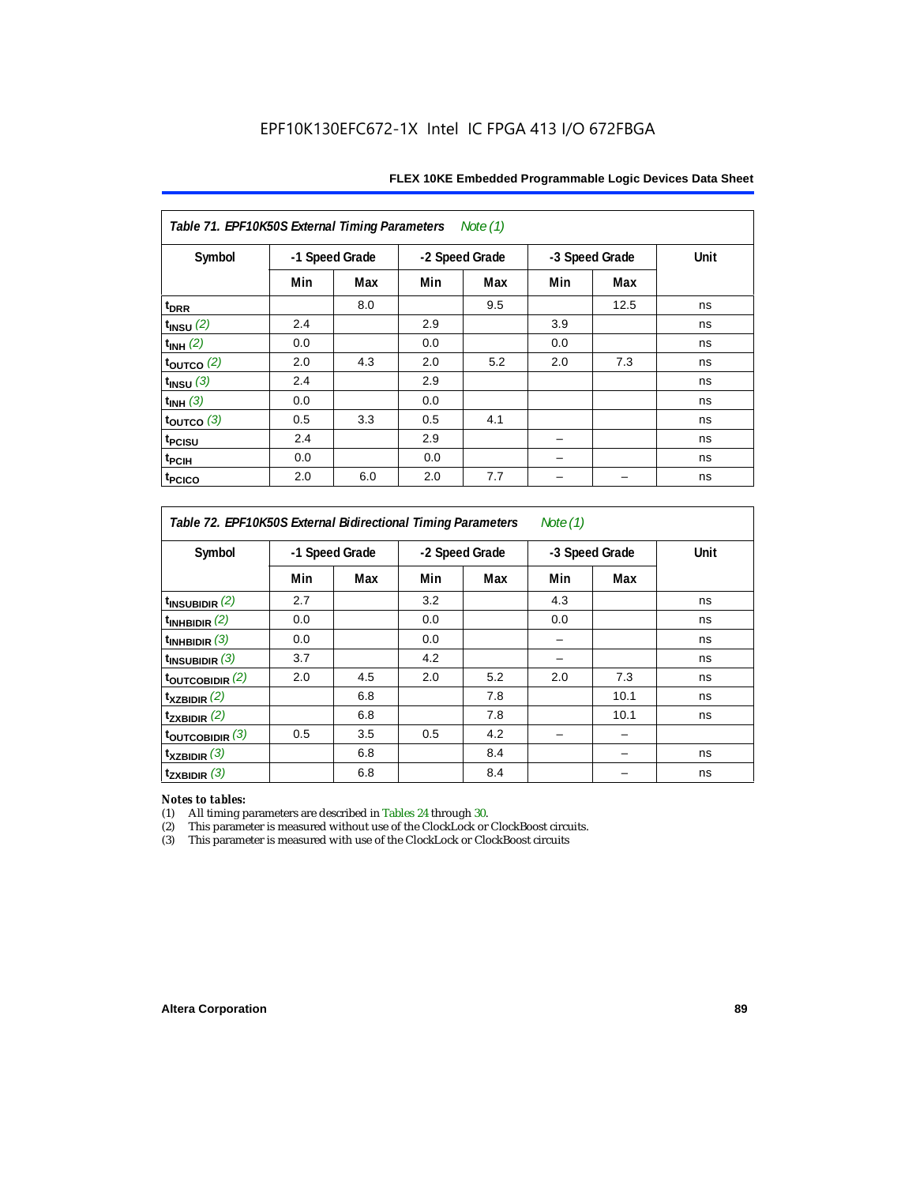**Table 71. EPF10K50S External Timing Parameters** *Note (1)*

| Symbol | -1 Speed Grade | | -2 Speed Grade | | -3 Speed Grade | | Unit |
|---|---|---|---|---|---|---|---|
| | Min | Max | Min | Max | Min | Max | |
| $t_{DRR}$ | | 8.0 | | 9.5 | | 12.5 | ns |
| $t_{INSU}$ *(2)* | 2.4 | | 2.9 | | 3.9 | | ns |
| $t_{INH}$ *(2)* | 0.0 | | 0.0 | | 0.0 | | ns |
| $t_{OUTCO}$ *(2)* | 2.0 | 4.3 | 2.0 | 5.2 | 2.0 | 7.3 | ns |
| $t_{INSU}$ *(3)* | 2.4 | | 2.9 | | | | ns |
| $t_{INH}$ *(3)* | 0.0 | | 0.0 | | | | ns |
| $t_{OUTCO}$ *(3)* | 0.5 | 3.3 | 0.5 | 4.1 | | | ns |
| $t_{PCISU}$ | 2.4 | | 2.9 | | – | | ns |
| $t_{PCIH}$ | 0.0 | | 0.0 | | – | | ns |
| $t_{PCICO}$ | 2.0 | 6.0 | 2.0 | 7.7 | – | – | ns |

**Table 72. EPF10K50S External Bidirectional Timing Parameters** *Note (1)*

| Symbol | -1 Speed Grade | | -2 Speed Grade | | -3 Speed Grade | | Unit |
|---|---|---|---|---|---|---|---|
| | Min | Max | Min | Max | Min | Max | |
| $t_{INSUBIDIR}$ *(2)* | 2.7 | | 3.2 | | 4.3 | | ns |
| $t_{INHBIDIR}$ *(2)* | 0.0 | | 0.0 | | 0.0 | | ns |
| $t_{INHBIDIR}$ *(3)* | 0.0 | | 0.0 | | – | | ns |
| $t_{INSUBIDIR}$ *(3)* | 3.7 | | 4.2 | | – | | ns |
| $t_{OUTCOBIDIR}$ *(2)* | 2.0 | 4.5 | 2.0 | 5.2 | 2.0 | 7.3 | ns |
| $t_{XZBIDIR}$ *(2)* | | 6.8 | | 7.8 | | 10.1 | ns |
| $t_{ZXBIDIR}$ *(2)* | | 6.8 | | 7.8 | | 10.1 | ns |
| $t_{OUTCOBIDIR}$ *(3)* | 0.5 | 3.5 | 0.5 | 4.2 | – | – | |
| $t_{XZBIDIR}$ *(3)* | | 6.8 | | 8.4 | | – | ns |
| $t_{ZXBIDIR}$ *(3)* | | 6.8 | | 8.4 | | – | ns |

*Notes to tables:*

(1) All timing parameters are described in Tables 24 through 30.
(2) This parameter is measured without use of the ClockLock or ClockBoost circuits.
(3) This parameter is measured with use of the ClockLock or ClockBoost circuits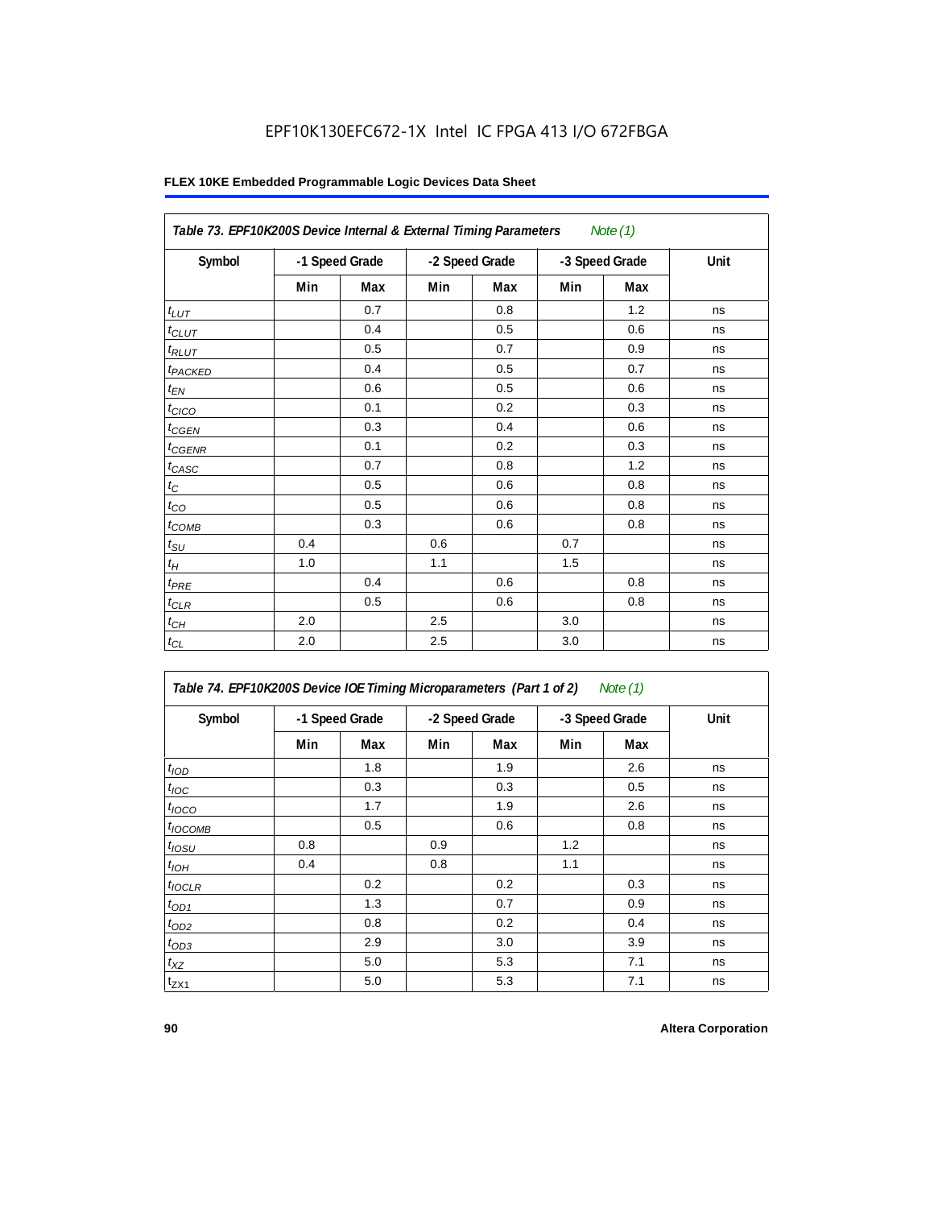EPF10K130EFC672-1X Intel IC FPGA 413 I/O 672FBGA

**FLEX 10KE Embedded Programmable Logic Devices Data Sheet**

| *Table 73. EPF10K200S Device Internal & External Timing Parameters* *Note (1)* | | | | | | | |
|---|---|---|---|---|---|---|---|
| **Symbol** | **-1 Speed Grade** | | **-2 Speed Grade** | | **-3 Speed Grade** | | **Unit** |
| | **Min** | **Max** | **Min** | **Max** | **Min** | **Max** | |
| $t_{LUT}$ | | 0.7 | | 0.8 | | 1.2 | ns |
| $t_{CLUT}$ | | 0.4 | | 0.5 | | 0.6 | ns |
| $t_{RLUT}$ | | 0.5 | | 0.7 | | 0.9 | ns |
| $t_{PACKED}$ | | 0.4 | | 0.5 | | 0.7 | ns |
| $t_{EN}$ | | 0.6 | | 0.5 | | 0.6 | ns |
| $t_{CICO}$ | | 0.1 | | 0.2 | | 0.3 | ns |
| $t_{CGEN}$ | | 0.3 | | 0.4 | | 0.6 | ns |
| $t_{CGENR}$ | | 0.1 | | 0.2 | | 0.3 | ns |
| $t_{CASC}$ | | 0.7 | | 0.8 | | 1.2 | ns |
| $t_{C}$ | | 0.5 | | 0.6 | | 0.8 | ns |
| $t_{CO}$ | | 0.5 | | 0.6 | | 0.8 | ns |
| $t_{COMB}$ | | 0.3 | | 0.6 | | 0.8 | ns |
| $t_{SU}$ | 0.4 | | 0.6 | | 0.7 | | ns |
| $t_{H}$ | 1.0 | | 1.1 | | 1.5 | | ns |
| $t_{PRE}$ | | 0.4 | | 0.6 | | 0.8 | ns |
| $t_{CLR}$ | | 0.5 | | 0.6 | | 0.8 | ns |
| $t_{CH}$ | 2.0 | | 2.5 | | 3.0 | | ns |
| $t_{CL}$ | 2.0 | | 2.5 | | 3.0 | | ns |

| *Table 74. EPF10K200S Device IOE Timing Microparameters (Part 1 of 2)* *Note (1)* | | | | | | | |
|---|---|---|---|---|---|---|---|
| **Symbol** | **-1 Speed Grade** | | **-2 Speed Grade** | | **-3 Speed Grade** | | **Unit** |
| | **Min** | **Max** | **Min** | **Max** | **Min** | **Max** | |
| $t_{IOD}$ | | 1.8 | | 1.9 | | 2.6 | ns |
| $t_{IOC}$ | | 0.3 | | 0.3 | | 0.5 | ns |
| $t_{IOCO}$ | | 1.7 | | 1.9 | | 2.6 | ns |
| $t_{IOCOMB}$ | | 0.5 | | 0.6 | | 0.8 | ns |
| $t_{IOSU}$ | 0.8 | | 0.9 | | 1.2 | | ns |
| $t_{IOH}$ | 0.4 | | 0.8 | | 1.1 | | ns |
| $t_{IOCLR}$ | | 0.2 | | 0.2 | | 0.3 | ns |
| $t_{OD1}$ | | 1.3 | | 0.7 | | 0.9 | ns |
| $t_{OD2}$ | | 0.8 | | 0.2 | | 0.4 | ns |
| $t_{OD3}$ | | 2.9 | | 3.0 | | 3.9 | ns |
| $t_{XZ}$ | | 5.0 | | 5.3 | | 7.1 | ns |
| $t_{ZX1}$ | | 5.0 | | 5.3 | | 7.1 | ns |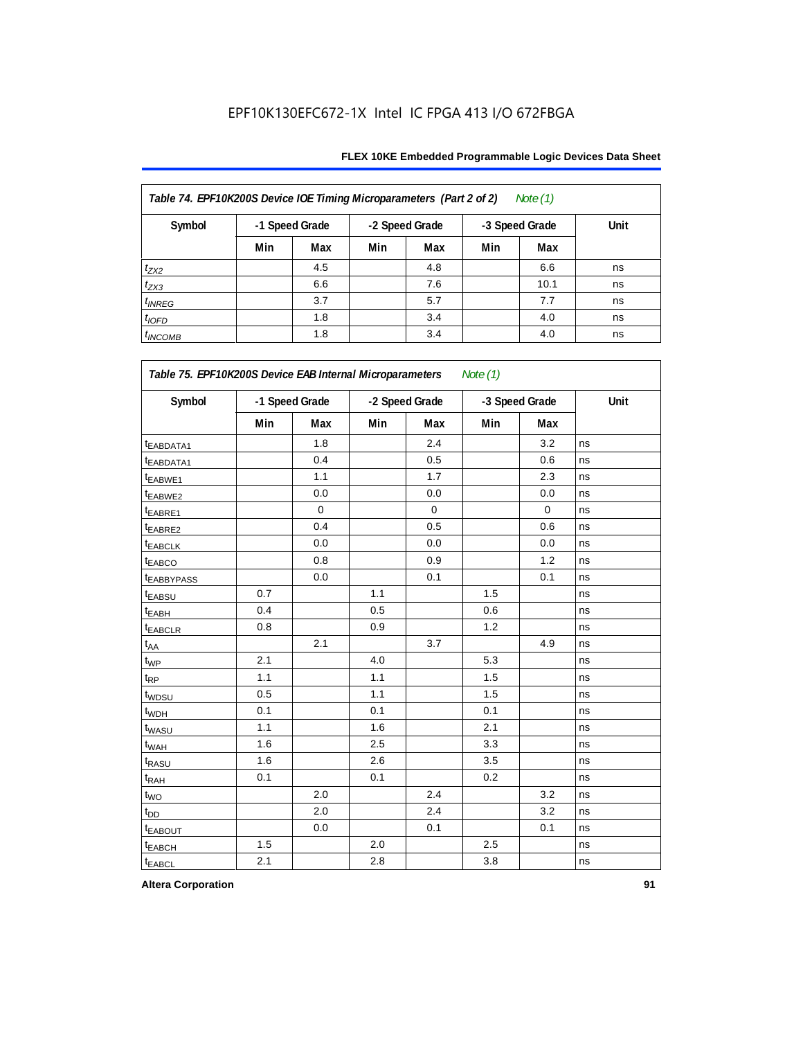EPF10K130EFC672-1X Intel IC FPGA 413 I/O 672FBGA

| Table 74. EPF10K200S Device IOE Timing Microparameters (Part 2 of 2) Note (1) | | | | | | | |
|---|---|---|---|---|---|---|---|
| Symbol | -1 Speed Grade | | -2 Speed Grade | | -3 Speed Grade | | Unit |
| | Min | Max | Min | Max | Min | Max | |
| $t_{ZX2}$ | | 4.5 | | 4.8 | | 6.6 | ns |
| $t_{ZX3}$ | | 6.6 | | 7.6 | | 10.1 | ns |
| $t_{INREG}$ | | 3.7 | | 5.7 | | 7.7 | ns |
| $t_{IOFD}$ | | 1.8 | | 3.4 | | 4.0 | ns |
| $t_{INCOMB}$ | | 1.8 | | 3.4 | | 4.0 | ns |

| Table 75. EPF10K200S Device EAB Internal Microparameters Note (1) | | | | | | | |
|---|---|---|---|---|---|---|---|
| Symbol | -1 Speed Grade | | -2 Speed Grade | | -3 Speed Grade | | Unit |
| | Min | Max | Min | Max | Min | Max | |
| $t_{EABDATA1}$ | | 1.8 | | 2.4 | | 3.2 | ns |
| $t_{EABDATA1}$ | | 0.4 | | 0.5 | | 0.6 | ns |
| $t_{EABWE1}$ | | 1.1 | | 1.7 | | 2.3 | ns |
| $t_{EABWE2}$ | | 0.0 | | 0.0 | | 0.0 | ns |
| $t_{EABRE1}$ | | 0 | | 0 | | 0 | ns |
| $t_{EABRE2}$ | | 0.4 | | 0.5 | | 0.6 | ns |
| $t_{EABCLK}$ | | 0.0 | | 0.0 | | 0.0 | ns |
| $t_{EABCO}$ | | 0.8 | | 0.9 | | 1.2 | ns |
| $t_{EABBYPASS}$ | | 0.0 | | 0.1 | | 0.1 | ns |
| $t_{EABSU}$ | 0.7 | | 1.1 | | 1.5 | | ns |
| $t_{EABH}$ | 0.4 | | 0.5 | | 0.6 | | ns |
| $t_{EABCLR}$ | 0.8 | | 0.9 | | 1.2 | | ns |
| $t_{AA}$ | | 2.1 | | 3.7 | | 4.9 | ns |
| $t_{WP}$ | 2.1 | | 4.0 | | 5.3 | | ns |
| $t_{RP}$ | 1.1 | | 1.1 | | 1.5 | | ns |
| $t_{WDSU}$ | 0.5 | | 1.1 | | 1.5 | | ns |
| $t_{WDH}$ | 0.1 | | 0.1 | | 0.1 | | ns |
| $t_{WASU}$ | 1.1 | | 1.6 | | 2.1 | | ns |
| $t_{WAH}$ | 1.6 | | 2.5 | | 3.3 | | ns |
| $t_{RASU}$ | 1.6 | | 2.6 | | 3.5 | | ns |
| $t_{RAH}$ | 0.1 | | 0.1 | | 0.2 | | ns |
| $t_{WO}$ | | 2.0 | | 2.4 | | 3.2 | ns |
| $t_{DD}$ | | 2.0 | | 2.4 | | 3.2 | ns |
| $t_{EABOUT}$ | | 0.0 | | 0.1 | | 0.1 | ns |
| $t_{EABCH}$ | 1.5 | | 2.0 | | 2.5 | | ns |
| $t_{EABCL}$ | 2.1 | | 2.8 | | 3.8 | | ns |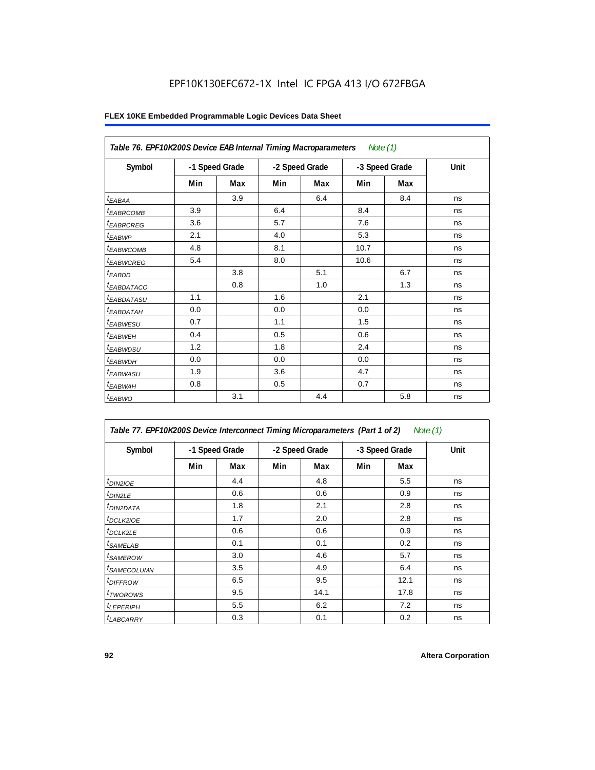EPF10K130EFC672-1X Intel IC FPGA 413 I/O 672FBGA

**FLEX 10KE Embedded Programmable Logic Devices Data Sheet**

*Table 76. EPF10K200S Device EAB Internal Timing Macroparameters Note (1)*

| Symbol | -1 Speed Grade | | -2 Speed Grade | | -3 Speed Grade | | Unit |
|---|---|---|---|---|---|---|---|
| | Min | Max | Min | Max | Min | Max | |
| $t_{EABAA}$ | | 3.9 | | 6.4 | | 8.4 | ns |
| $t_{EABRCOMB}$ | 3.9 | | 6.4 | | 8.4 | | ns |
| $t_{EABRCREG}$ | 3.6 | | 5.7 | | 7.6 | | ns |
| $t_{EABWP}$ | 2.1 | | 4.0 | | 5.3 | | ns |
| $t_{EABWCOMB}$ | 4.8 | | 8.1 | | 10.7 | | ns |
| $t_{EABWCREG}$ | 5.4 | | 8.0 | | 10.6 | | ns |
| $t_{EABDD}$ | | 3.8 | | 5.1 | | 6.7 | ns |
| $t_{EABDATACO}$ | | 0.8 | | 1.0 | | 1.3 | ns |
| $t_{EABDATASU}$ | 1.1 | | 1.6 | | 2.1 | | ns |
| $t_{EABDATAH}$ | 0.0 | | 0.0 | | 0.0 | | ns |
| $t_{EABWESU}$ | 0.7 | | 1.1 | | 1.5 | | ns |
| $t_{EABWEH}$ | 0.4 | | 0.5 | | 0.6 | | ns |
| $t_{EABWDSU}$ | 1.2 | | 1.8 | | 2.4 | | ns |
| $t_{EABWDH}$ | 0.0 | | 0.0 | | 0.0 | | ns |
| $t_{EABWASU}$ | 1.9 | | 3.6 | | 4.7 | | ns |
| $t_{EABWAH}$ | 0.8 | | 0.5 | | 0.7 | | ns |
| $t_{EABWO}$ | | 3.1 | | 4.4 | | 5.8 | ns |

*Table 77. EPF10K200S Device Interconnect Timing Microparameters (Part 1 of 2) Note (1)*

| Symbol | -1 Speed Grade | | -2 Speed Grade | | -3 Speed Grade | | Unit |
|---|---|---|---|---|---|---|---|
| | Min | Max | Min | Max | Min | Max | |
| $t_{DIN2IOE}$ | | 4.4 | | 4.8 | | 5.5 | ns |
| $t_{DIN2LE}$ | | 0.6 | | 0.6 | | 0.9 | ns |
| $t_{DIN2DATA}$ | | 1.8 | | 2.1 | | 2.8 | ns |
| $t_{DCLK2IOE}$ | | 1.7 | | 2.0 | | 2.8 | ns |
| $t_{DCLK2LE}$ | | 0.6 | | 0.6 | | 0.9 | ns |
| $t_{SAMELAB}$ | | 0.1 | | 0.1 | | 0.2 | ns |
| $t_{SAMEROW}$ | | 3.0 | | 4.6 | | 5.7 | ns |
| $t_{SAMECOLUMN}$ | | 3.5 | | 4.9 | | 6.4 | ns |
| $t_{DIFFROW}$ | | 6.5 | | 9.5 | | 12.1 | ns |
| $t_{TWOROWS}$ | | 9.5 | | 14.1 | | 17.8 | ns |
| $t_{LEPERIPH}$ | | 5.5 | | 6.2 | | 7.2 | ns |
| $t_{LABCARRY}$ | | 0.3 | | 0.1 | | 0.2 | ns |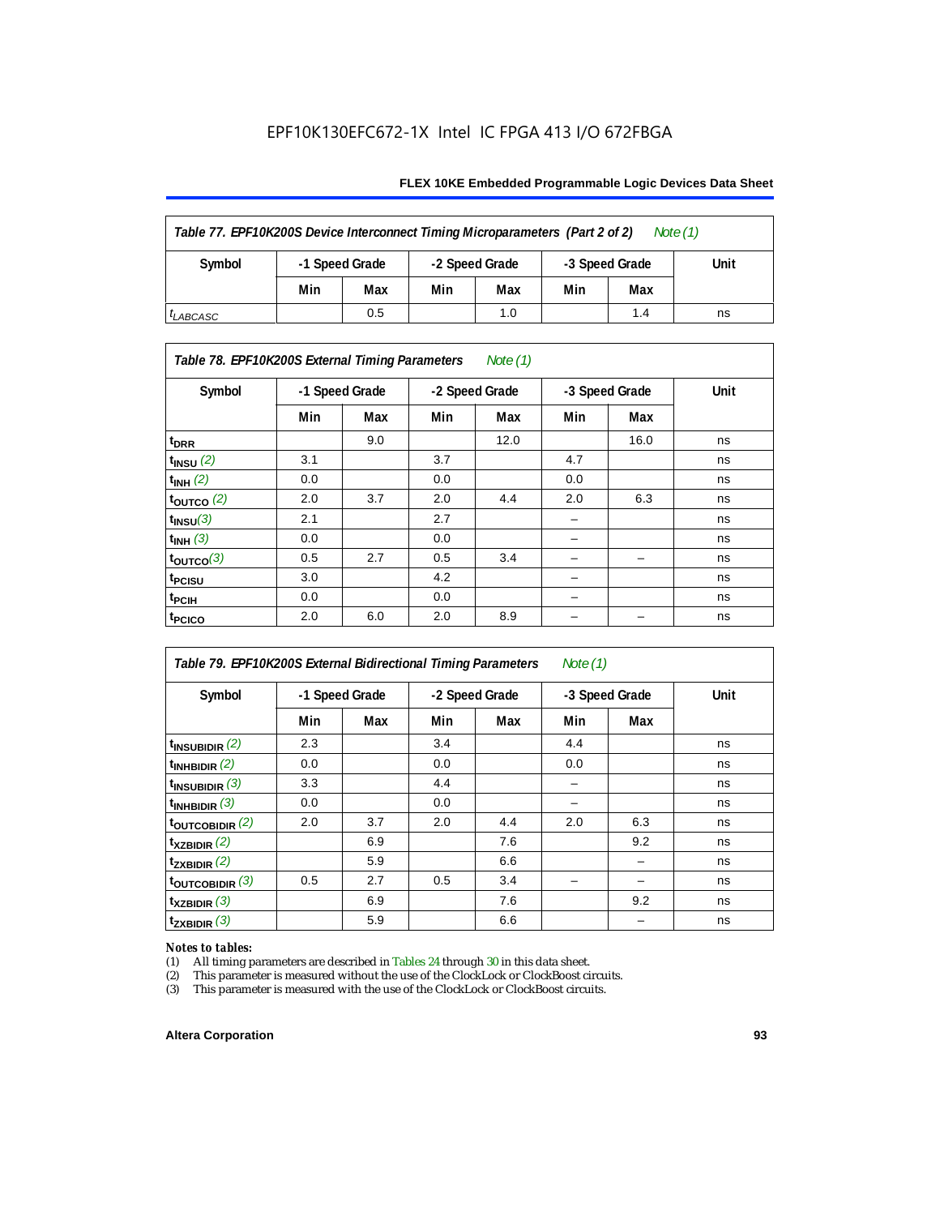EPF10K130EFC672-1X Intel IC FPGA 413 I/O 672FBGA

| Table 77. EPF10K200S Device Interconnect Timing Microparameters (Part 2 of 2) *Note (1)* | | | | | | | |
|---|---|---|---|---|---|---|---|
| Symbol | -1 Speed Grade | | -2 Speed Grade | | -3 Speed Grade | | Unit |
| | Min | Max | Min | Max | Min | Max | |
| $t_{LABCASC}$ | | 0.5 | | 1.0 | | 1.4 | ns |

| Table 78. EPF10K200S External Timing Parameters *Note (1)* | | | | | | | |
|---|---|---|---|---|---|---|---|
| Symbol | -1 Speed Grade | | -2 Speed Grade | | -3 Speed Grade | | Unit |
| | Min | Max | Min | Max | Min | Max | |
| $t_{DRR}$ | | 9.0 | | 12.0 | | 16.0 | ns |
| $t_{INSU}$ *(2)* | 3.1 | | 3.7 | | 4.7 | | ns |
| $t_{INH}$ *(2)* | 0.0 | | 0.0 | | 0.0 | | ns |
| $t_{OUTCO}$ *(2)* | 2.0 | 3.7 | 2.0 | 4.4 | 2.0 | 6.3 | ns |
| $t_{INSU}$ *(3)* | 2.1 | | 2.7 | | – | | ns |
| $t_{INH}$ *(3)* | 0.0 | | 0.0 | | – | | ns |
| $t_{OUTCO}$ *(3)* | 0.5 | 2.7 | 0.5 | 3.4 | – | – | ns |
| $t_{PCISU}$ | 3.0 | | 4.2 | | – | | ns |
| $t_{PCIH}$ | 0.0 | | 0.0 | | – | | ns |
| $t_{PCICO}$ | 2.0 | 6.0 | 2.0 | 8.9 | – | – | ns |

| Table 79. EPF10K200S External Bidirectional Timing Parameters *Note (1)* | | | | | | | |
|---|---|---|---|---|---|---|---|
| Symbol | -1 Speed Grade | | -2 Speed Grade | | -3 Speed Grade | | Unit |
| | Min | Max | Min | Max | Min | Max | |
| $t_{INSUBIDIR}$ *(2)* | 2.3 | | 3.4 | | 4.4 | | ns |
| $t_{INHBIDIR}$ *(2)* | 0.0 | | 0.0 | | 0.0 | | ns |
| $t_{INSUBIDIR}$ *(3)* | 3.3 | | 4.4 | | – | | ns |
| $t_{INHBIDIR}$ *(3)* | 0.0 | | 0.0 | | – | | ns |
| $t_{OUTCOBIDIR}$ *(2)* | 2.0 | 3.7 | 2.0 | 4.4 | 2.0 | 6.3 | ns |
| $t_{XZBIDIR}$ *(2)* | | 6.9 | | 7.6 | | 9.2 | ns |
| $t_{ZXBIDIR}$ *(2)* | | 5.9 | | 6.6 | | – | ns |
| $t_{OUTCOBIDIR}$ *(3)* | 0.5 | 2.7 | 0.5 | 3.4 | – | – | ns |
| $t_{XZBIDIR}$ *(3)* | | 6.9 | | 7.6 | | 9.2 | ns |
| $t_{ZXBIDIR}$ *(3)* | | 5.9 | | 6.6 | | – | ns |

*Notes to tables:*

(1) All timing parameters are described in Tables 24 through 30 in this data sheet.

(2) This parameter is measured without the use of the ClockLock or ClockBoost circuits.

(3) This parameter is measured with the use of the ClockLock or ClockBoost circuits.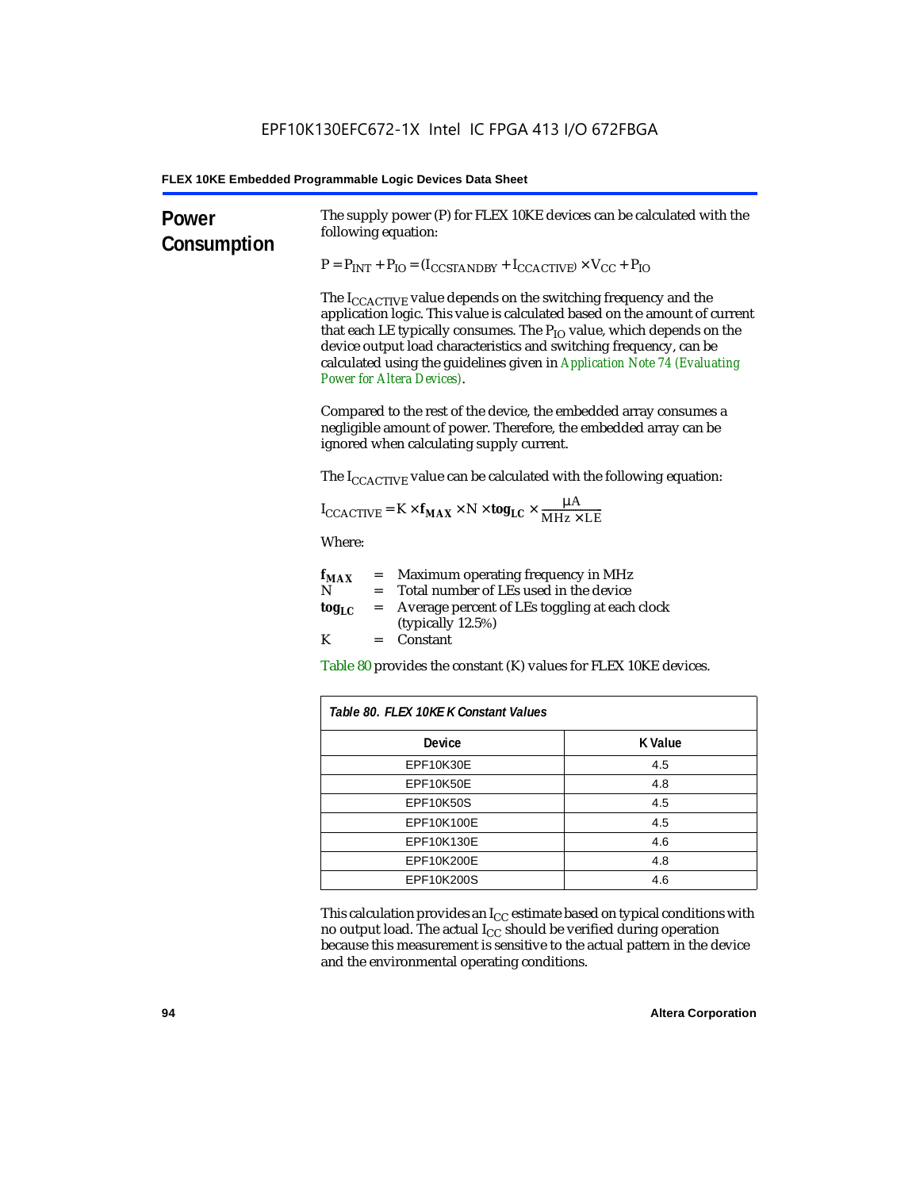## Power Consumption

The supply power (P) for FLEX 10KE devices can be calculated with the following equation:

$$P = P_{INT} + P_{IO} = (I_{CCSTANDBY} + I_{CCACTIVE}) \times V_{CC} + P_{IO}$$

The $I_{CCACTIVE}$ value depends on the switching frequency and the application logic. This value is calculated based on the amount of current that each LE typically consumes. The $P_{IO}$ value, which depends on the device output load characteristics and switching frequency, can be calculated using the guidelines given in *Application Note 74 (Evaluating Power for Altera Devices)*.

Compared to the rest of the device, the embedded array consumes a negligible amount of power. Therefore, the embedded array can be ignored when calculating supply current.

The $I_{CCACTIVE}$ value can be calculated with the following equation:

$$I_{CCACTIVE} = K \times \mathbf{f_{MAX}} \times N \times \mathbf{tog_{LC}} \times \frac{\mu A}{MHz \times LE}$$

Where:

$\mathbf{f_{MAX}}$ = Maximum operating frequency in MHz
N = Total number of LEs used in the device
$\mathbf{tog_{LC}}$ = Average percent of LEs toggling at each clock (typically 12.5%)
K = Constant

Table 80 provides the constant (K) values for FLEX 10KE devices.

*Table 80. FLEX 10KE K Constant Values*

| Device | K Value |
|---|---|
| EPF10K30E | 4.5 |
| EPF10K50E | 4.8 |
| EPF10K50S | 4.5 |
| EPF10K100E | 4.5 |
| EPF10K130E | 4.6 |
| EPF10K200E | 4.8 |
| EPF10K200S | 4.6 |

This calculation provides an $I_{CC}$ estimate based on typical conditions with no output load. The actual $I_{CC}$ should be verified during operation because this measurement is sensitive to the actual pattern in the device and the environmental operating conditions.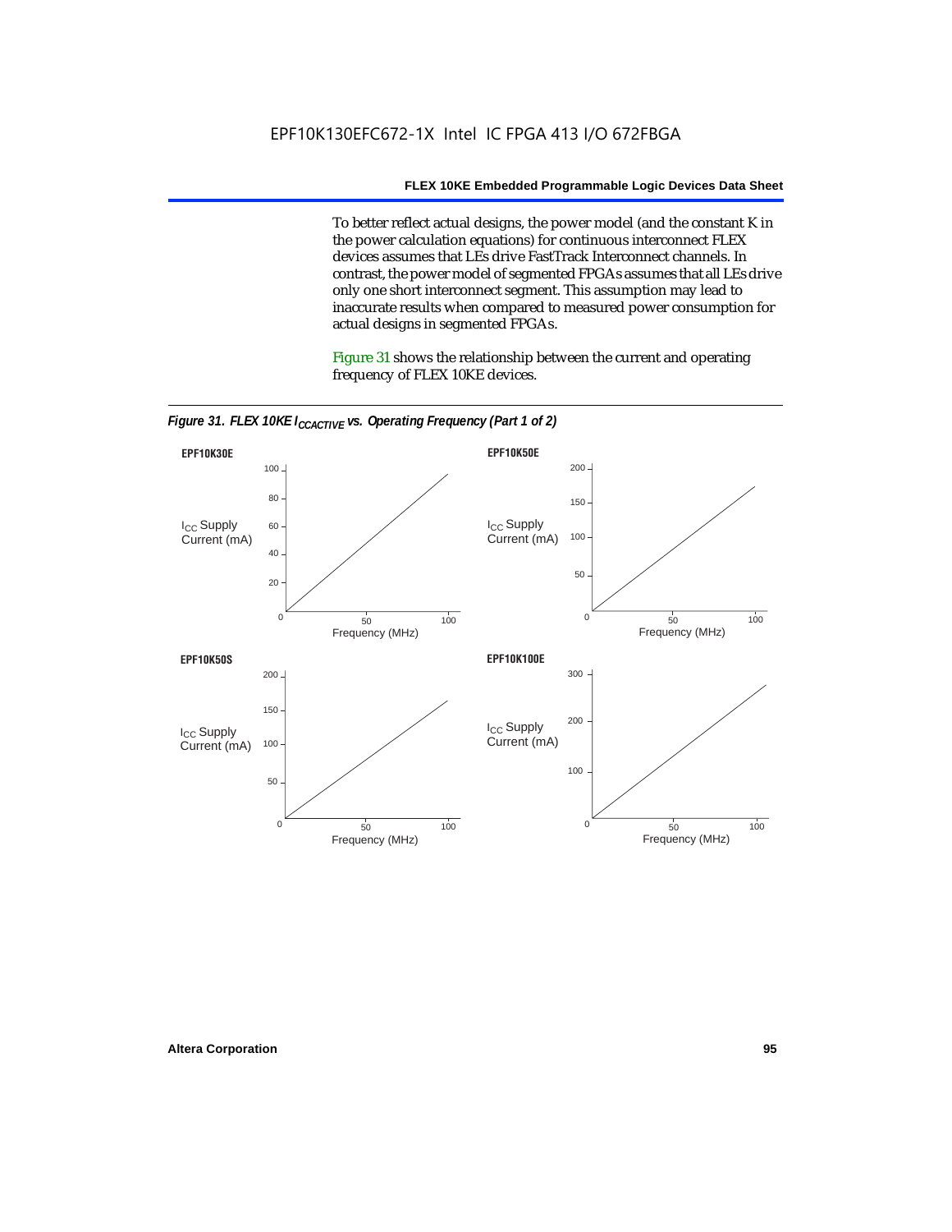To better reflect actual designs, the power model (and the constant K in the power calculation equations) for continuous interconnect FLEX devices assumes that LEs drive FastTrack Interconnect channels. In contrast, the power model of segmented FPGAs assumes that all LEs drive only one short interconnect segment. This assumption may lead to inaccurate results when compared to measured power consumption for actual designs in segmented FPGAs.

Figure 31 shows the relationship between the current and operating frequency of FLEX 10KE devices.

*Figure 31. FLEX 10KE $I_{CCACTIVE}$ vs. Operating Frequency (Part 1 of 2)*

**EPF10K30E**

$I_{CC}$ Supply Current (mA) vs. Frequency (MHz)

**EPF10K50E**

$I_{CC}$ Supply Current (mA) vs. Frequency (MHz)

**EPF10K50S**

$I_{CC}$ Supply Current (mA) vs. Frequency (MHz)

**EPF10K100E**

$I_{CC}$ Supply Current (mA) vs. Frequency (MHz)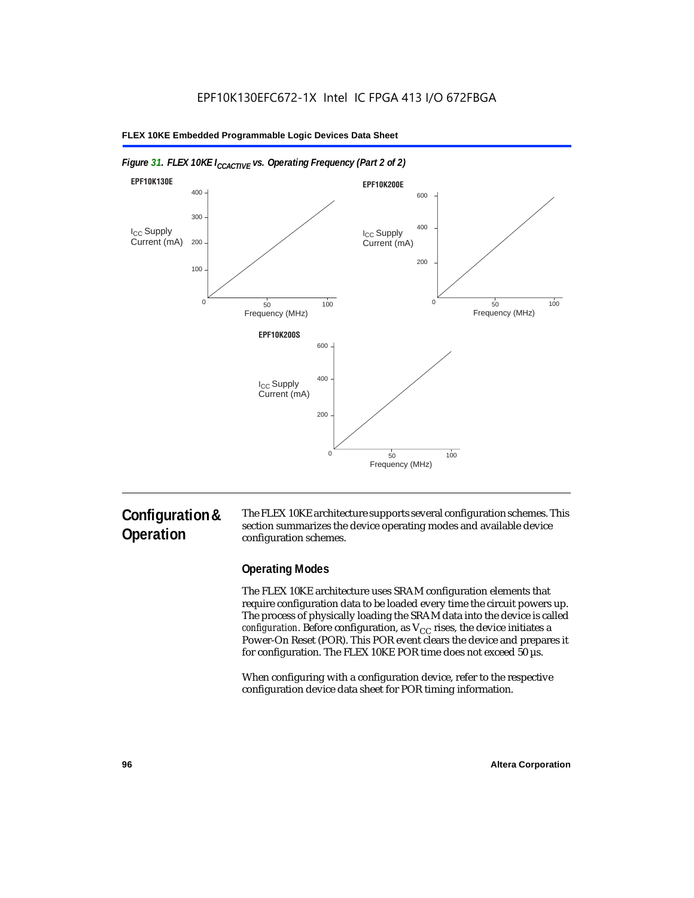*Figure 31. FLEX 10KE $I_{CCACTIVE}$ vs. Operating Frequency (Part 2 of 2)*

**EPF10K130E**

**EPF10K200E**

**EPF10K200S**

## Configuration & Operation

The FLEX 10KE architecture supports several configuration schemes. This section summarizes the device operating modes and available device configuration schemes.

### Operating Modes

The FLEX 10KE architecture uses SRAM configuration elements that require configuration data to be loaded every time the circuit powers up. The process of physically loading the SRAM data into the device is called *configuration*. Before configuration, as $V_{CC}$ rises, the device initiates a Power-On Reset (POR). This POR event clears the device and prepares it for configuration. The FLEX 10KE POR time does not exceed 50 µs.

When configuring with a configuration device, refer to the respective configuration device data sheet for POR timing information.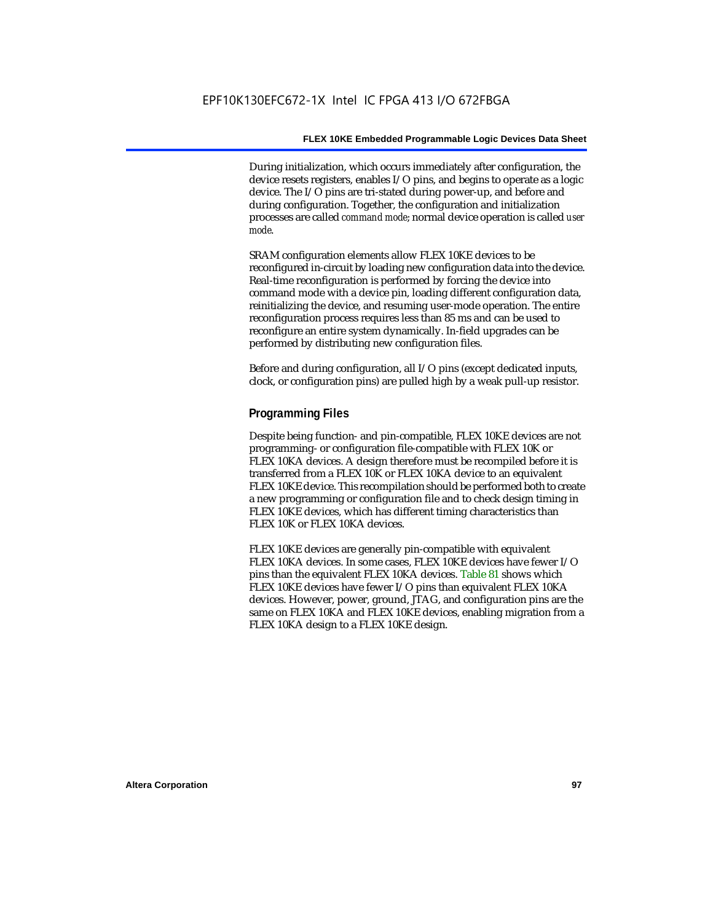During initialization, which occurs immediately after configuration, the device resets registers, enables I/O pins, and begins to operate as a logic device. The I/O pins are tri-stated during power-up, and before and during configuration. Together, the configuration and initialization processes are called *command mode*; normal device operation is called *user mode*.

SRAM configuration elements allow FLEX 10KE devices to be reconfigured in-circuit by loading new configuration data into the device. Real-time reconfiguration is performed by forcing the device into command mode with a device pin, loading different configuration data, reinitializing the device, and resuming user-mode operation. The entire reconfiguration process requires less than 85 ms and can be used to reconfigure an entire system dynamically. In-field upgrades can be performed by distributing new configuration files.

Before and during configuration, all I/O pins (except dedicated inputs, clock, or configuration pins) are pulled high by a weak pull-up resistor.

## Programming Files

Despite being function- and pin-compatible, FLEX 10KE devices are not programming- or configuration file-compatible with FLEX 10K or FLEX 10KA devices. A design therefore must be recompiled before it is transferred from a FLEX 10K or FLEX 10KA device to an equivalent FLEX 10KE device. This recompilation should be performed both to create a new programming or configuration file and to check design timing in FLEX 10KE devices, which has different timing characteristics than FLEX 10K or FLEX 10KA devices.

FLEX 10KE devices are generally pin-compatible with equivalent FLEX 10KA devices. In some cases, FLEX 10KE devices have fewer I/O pins than the equivalent FLEX 10KA devices. Table 81 shows which FLEX 10KE devices have fewer I/O pins than equivalent FLEX 10KA devices. However, power, ground, JTAG, and configuration pins are the same on FLEX 10KA and FLEX 10KE devices, enabling migration from a FLEX 10KA design to a FLEX 10KE design.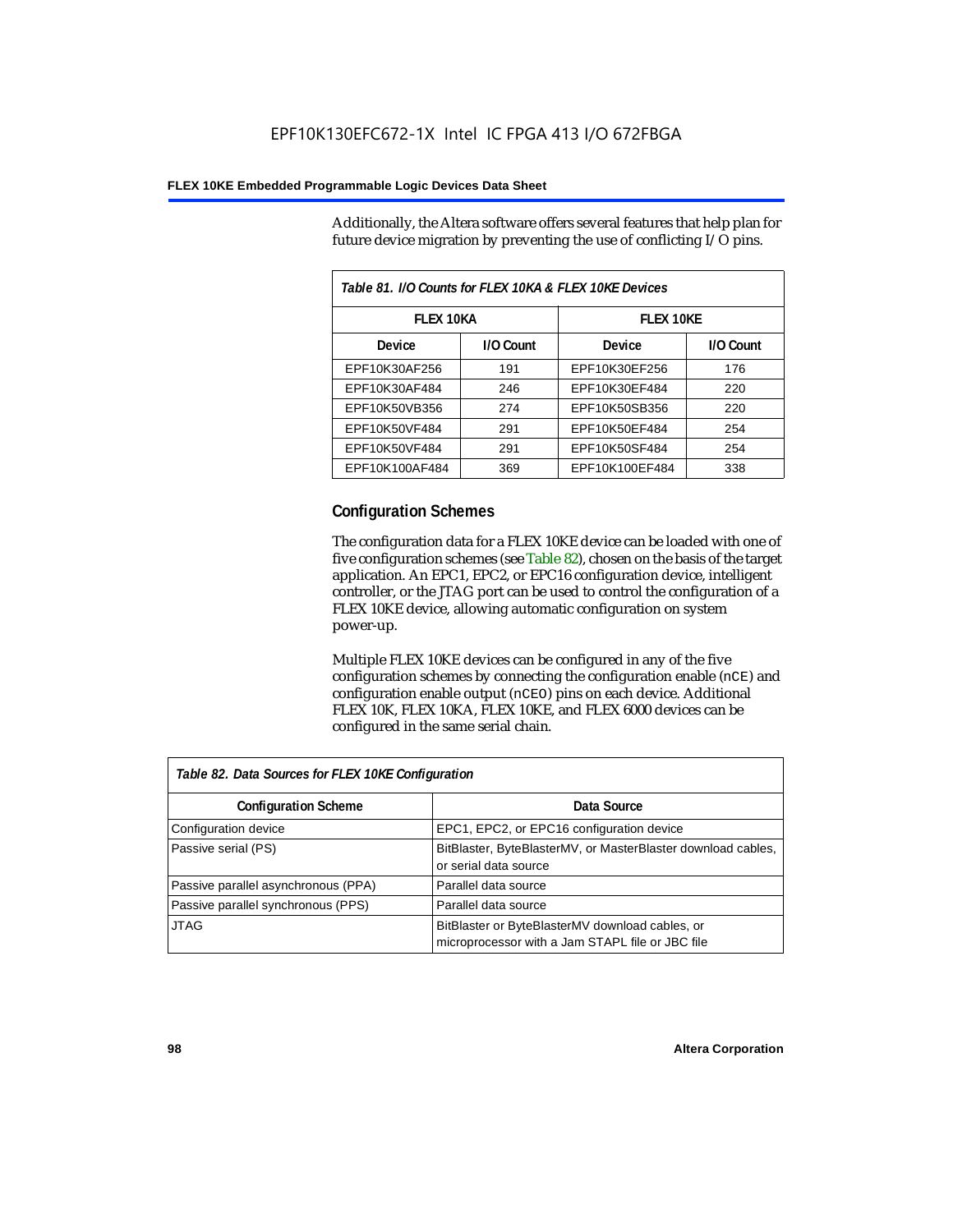Additionally, the Altera software offers several features that help plan for future device migration by preventing the use of conflicting I/O pins.

*Table 81. I/O Counts for FLEX 10KA & FLEX 10KE Devices*

| FLEX 10KA | | FLEX 10KE | |
|---|---|---|---|
| **Device** | **I/O Count** | **Device** | **I/O Count** |
| EPF10K30AF256 | 191 | EPF10K30EF256 | 176 |
| EPF10K30AF484 | 246 | EPF10K30EF484 | 220 |
| EPF10K50VB356 | 274 | EPF10K50SB356 | 220 |
| EPF10K50VF484 | 291 | EPF10K50EF484 | 254 |
| EPF10K50VF484 | 291 | EPF10K50SF484 | 254 |
| EPF10K100AF484 | 369 | EPF10K100EF484 | 338 |

## Configuration Schemes

The configuration data for a FLEX 10KE device can be loaded with one of five configuration schemes (see Table 82), chosen on the basis of the target application. An EPC1, EPC2, or EPC16 configuration device, intelligent controller, or the JTAG port can be used to control the configuration of a FLEX 10KE device, allowing automatic configuration on system power-up.

Multiple FLEX 10KE devices can be configured in any of the five configuration schemes by connecting the configuration enable (nCE) and configuration enable output (nCEO) pins on each device. Additional FLEX 10K, FLEX 10KA, FLEX 10KE, and FLEX 6000 devices can be configured in the same serial chain.

*Table 82. Data Sources for FLEX 10KE Configuration*

| Configuration Scheme | Data Source |
|---|---|
| Configuration device | EPC1, EPC2, or EPC16 configuration device |
| Passive serial (PS) | BitBlaster, ByteBlasterMV, or MasterBlaster download cables, or serial data source |
| Passive parallel asynchronous (PPA) | Parallel data source |
| Passive parallel synchronous (PPS) | Parallel data source |
| JTAG | BitBlaster or ByteBlasterMV download cables, or microprocessor with a Jam STAPL file or JBC file |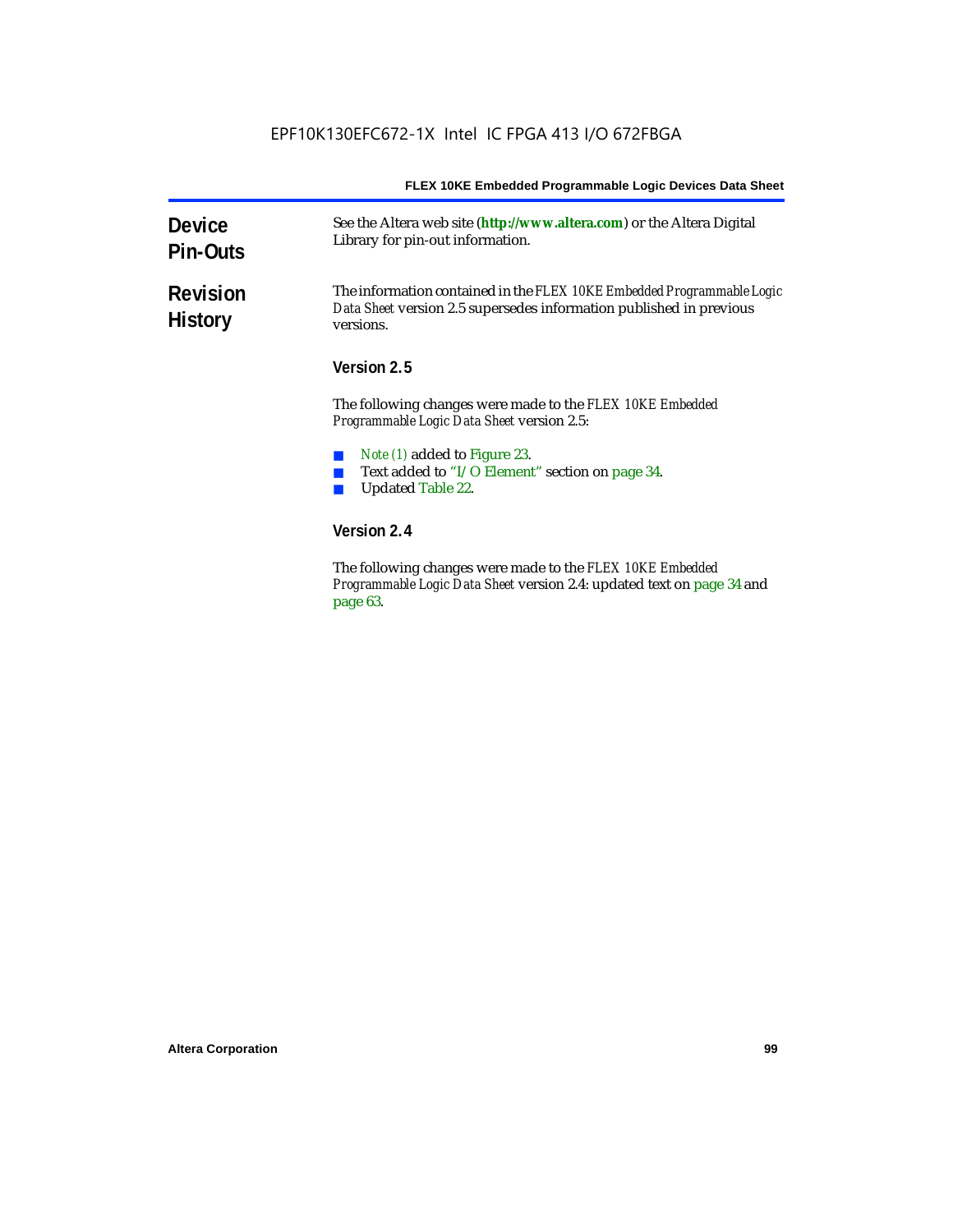## Device Pin-Outs

See the Altera web site (**http://www.altera.com**) or the Altera Digital Library for pin-out information.

## Revision History

The information contained in the *FLEX 10KE Embedded Programmable Logic Data Sheet* version 2.5 supersedes information published in previous versions.

### Version 2.5

The following changes were made to the *FLEX 10KE Embedded Programmable Logic Data Sheet* version 2.5:

- *Note (1)* added to Figure 23.
- Text added to "I/O Element" section on page 34.
- Updated Table 22.

### Version 2.4

The following changes were made to the *FLEX 10KE Embedded Programmable Logic Data Sheet* version 2.4: updated text on page 34 and page 63.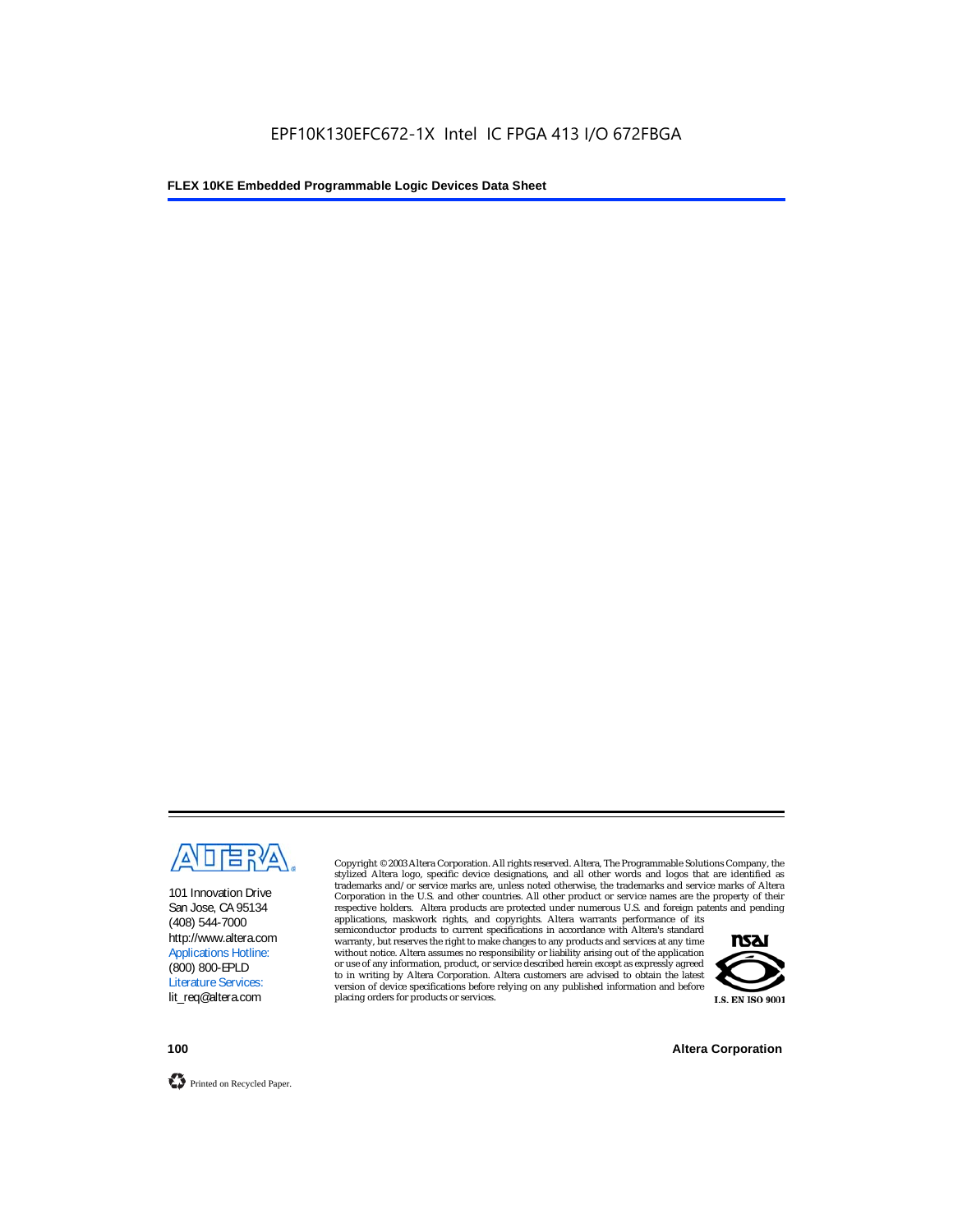101 Innovation Drive
San Jose, CA 95134
(408) 544-7000
http://www.altera.com
Applications Hotline:
(800) 800-EPLD
Literature Services:
lit_req@altera.com

Copyright © 2003 Altera Corporation. All rights reserved. Altera, The Programmable Solutions Company, the stylized Altera logo, specific device designations, and all other words and logos that are identified as trademarks and/or service marks are, unless noted otherwise, the trademarks and service marks of Altera Corporation in the U.S. and other countries. All other product or service names are the property of their respective holders. Altera products are protected under numerous U.S. and foreign patents and pending applications, maskwork rights, and copyrights. Altera warrants performance of its semiconductor products to current specifications in accordance with Altera's standard warranty, but reserves the right to make changes to any products and services at any time without notice. Altera assumes no responsibility or liability arising out of the application or use of any information, product, or service described herein except as expressly agreed to in writing by Altera Corporation. Altera customers are advised to obtain the latest version of device specifications before relying on any published information and before placing orders for products or services.

I.S. EN ISO 9001

Printed on Recycled Paper.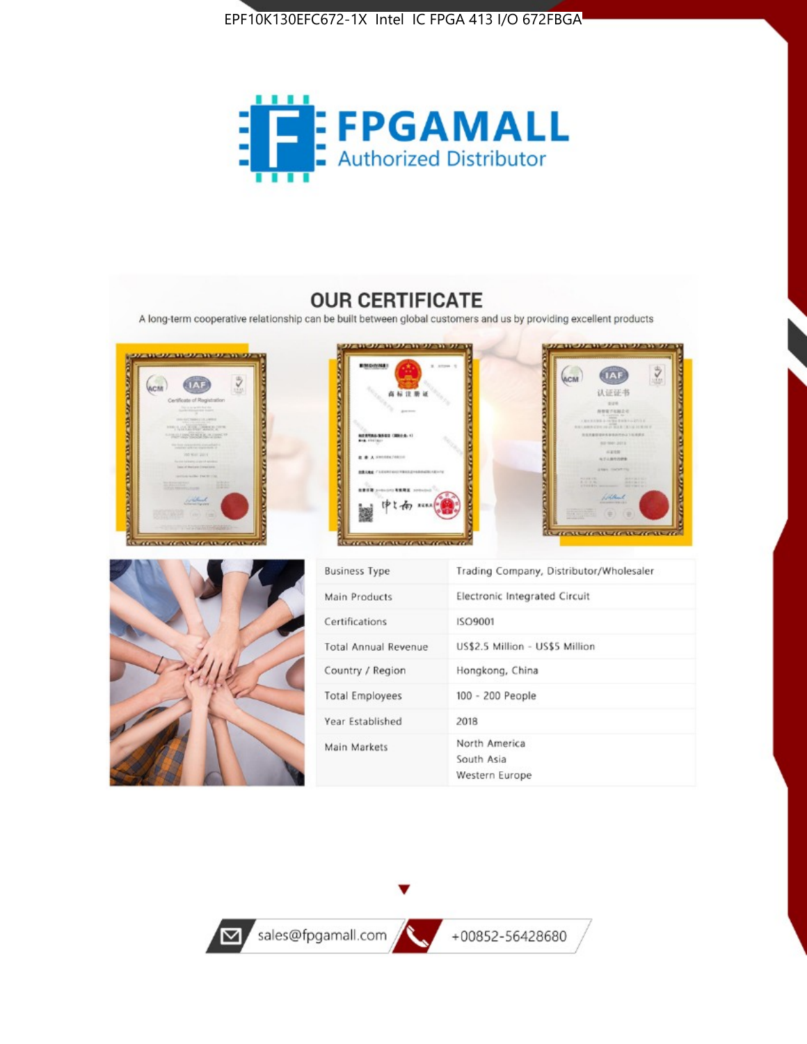FPGAMALL

Authorized Distributor

## OUR CERTIFICATE

A long-term cooperative relationship can be built between global customers and us by providing excellent products

| | |
|---|---|
| Business Type | Trading Company, Distributor/Wholesaler |
| Main Products | Electronic Integrated Circuit |
| Certifications | ISO9001 |
| Total Annual Revenue | US$2.5 Million - US$5 Million |
| Country / Region | Hongkong, China |
| Total Employees | 100 - 200 People |
| Year Established | 2018 |
| Main Markets | North America<br>South Asia<br>Western Europe |

sales@fpgamall.com

+00852-56428680